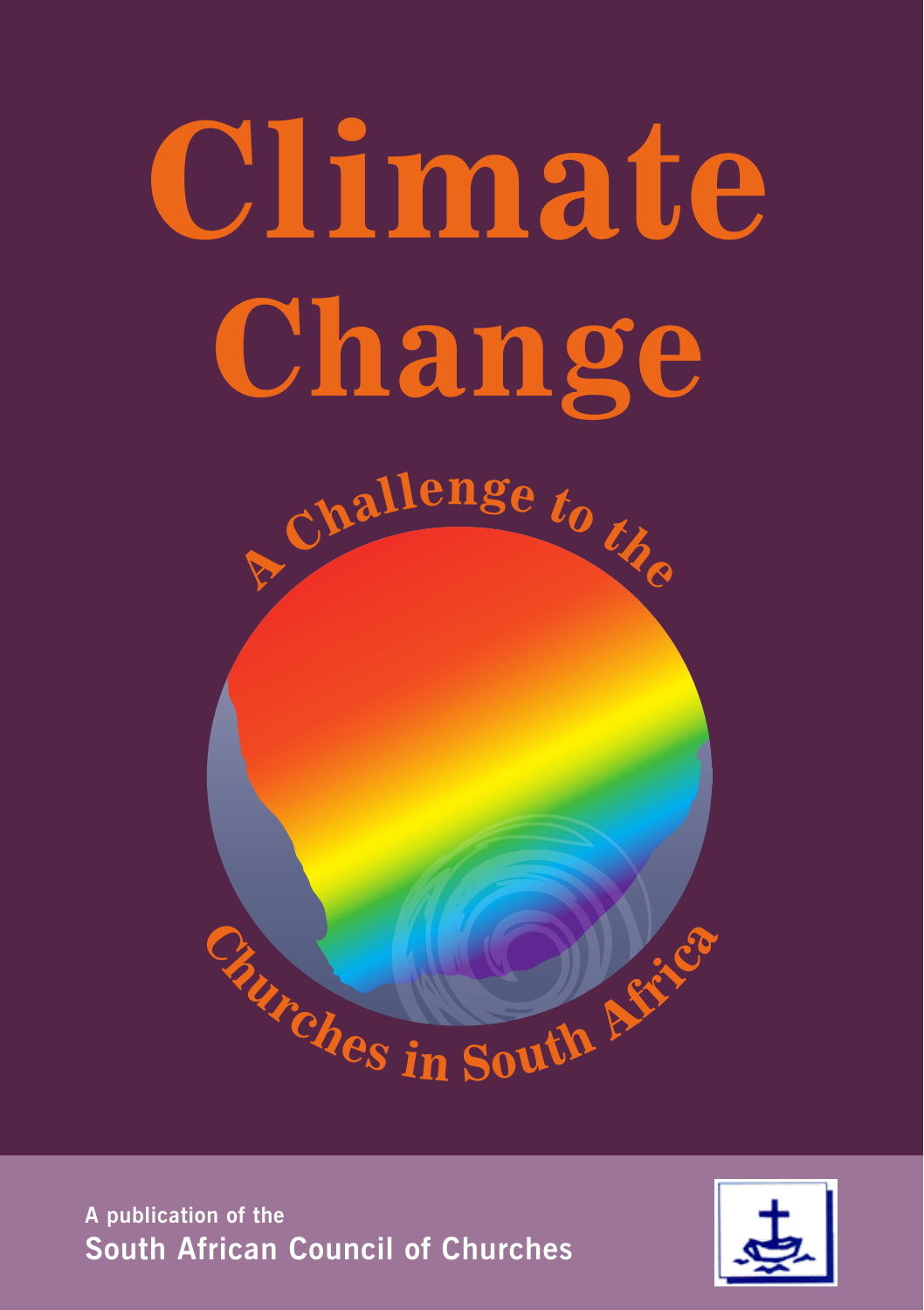# Climate Change

## A Challenge to the Churches in South Africa

A publication of the
**South African Council of Churches**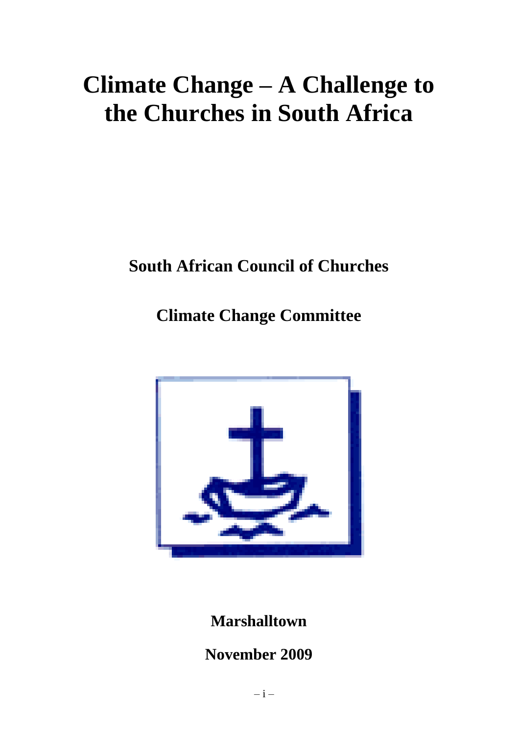# Climate Change – A Challenge to the Churches in South Africa

**South African Council of Churches**

**Climate Change Committee**

**Marshalltown**

**November 2009**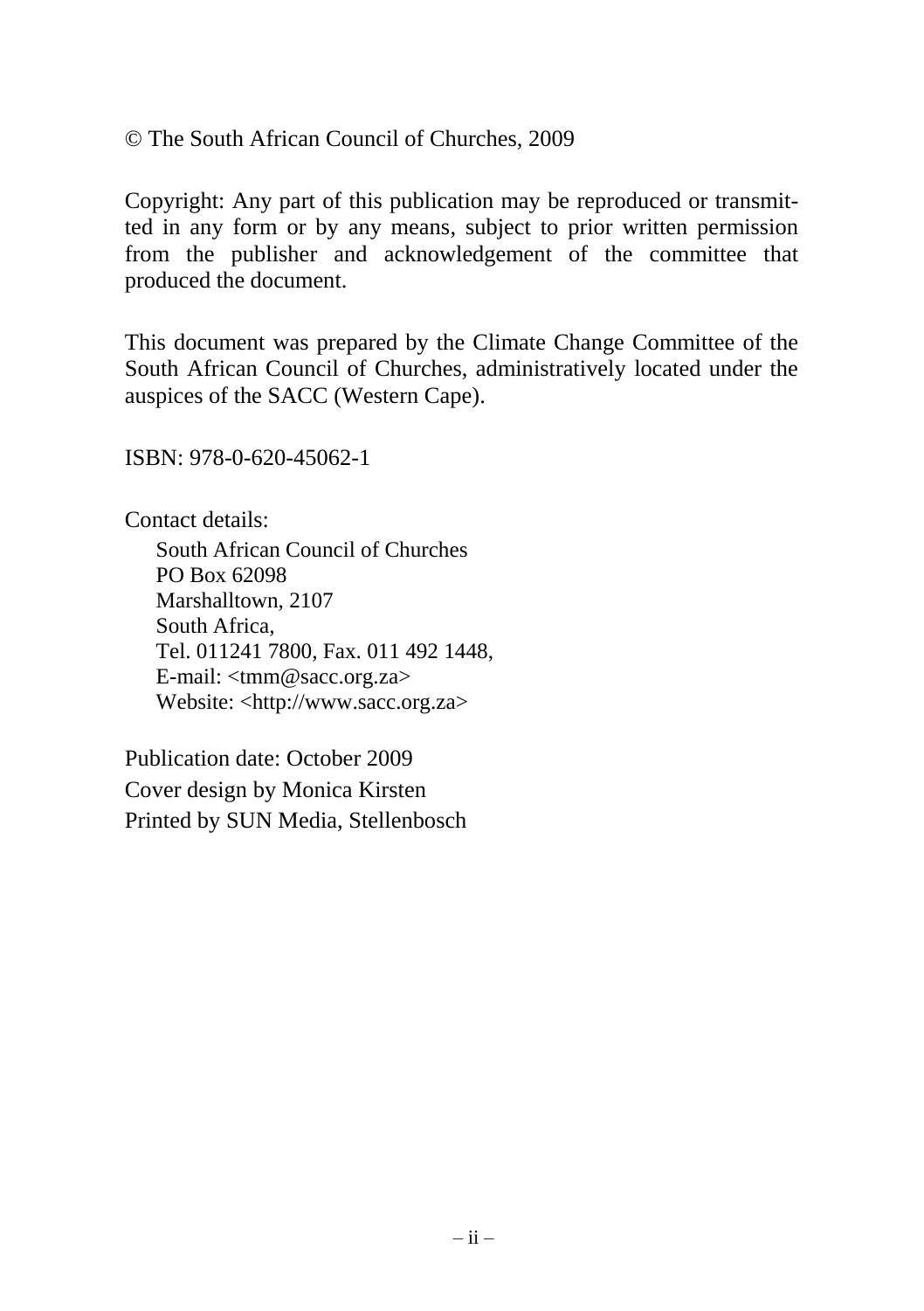© The South African Council of Churches, 2009

Copyright: Any part of this publication may be reproduced or transmitted in any form or by any means, subject to prior written permission from the publisher and acknowledgement of the committee that produced the document.

This document was prepared by the Climate Change Committee of the South African Council of Churches, administratively located under the auspices of the SACC (Western Cape).

ISBN: 978-0-620-45062-1

Contact details:

South African Council of Churches  
PO Box 62098  
Marshalltown, 2107  
South Africa,  
Tel. 011241 7800, Fax. 011 492 1448,  
E-mail: <tmm@sacc.org.za>  
Website: <http://www.sacc.org.za>

Publication date: October 2009  
Cover design by Monica Kirsten  
Printed by SUN Media, Stellenbosch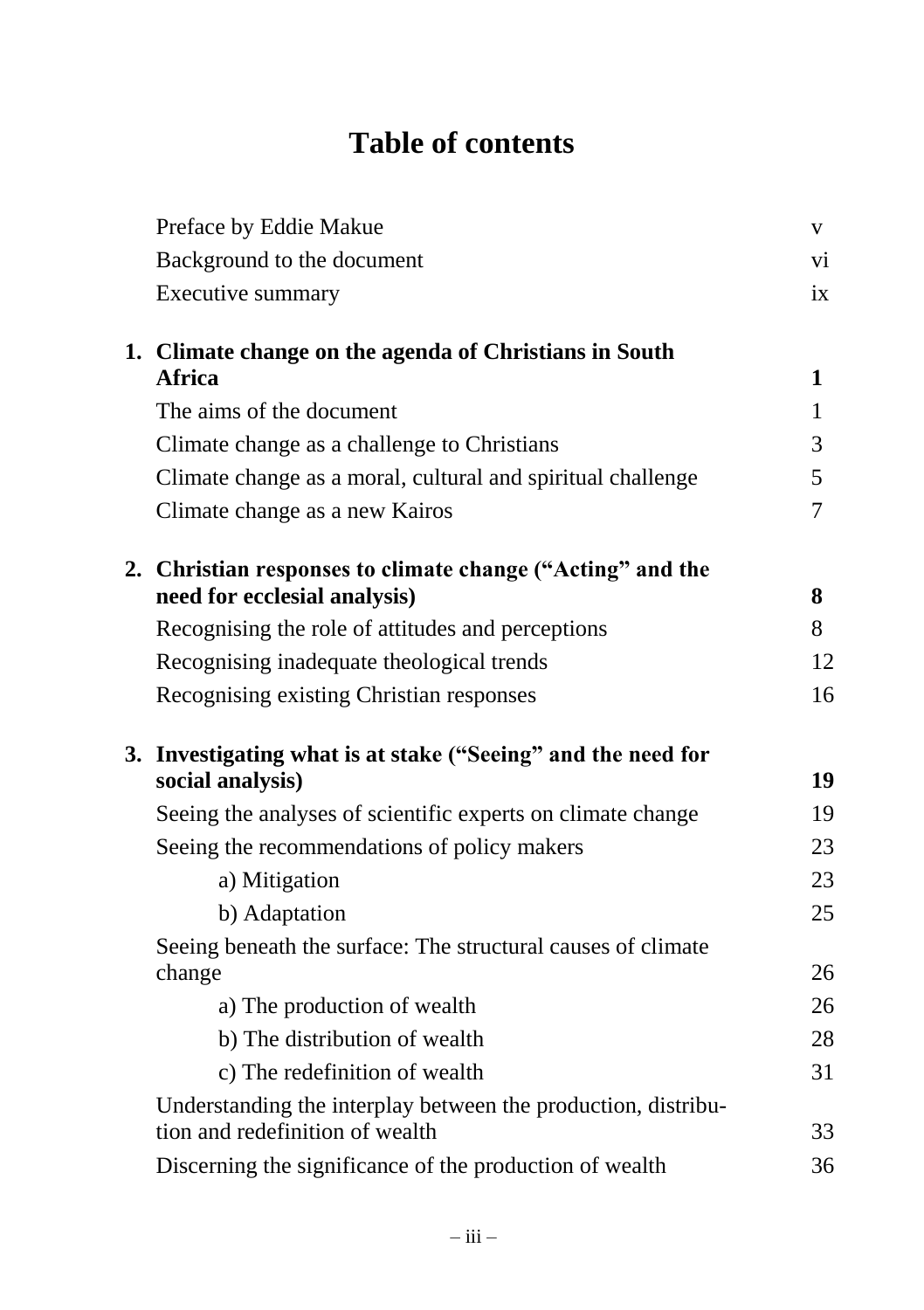# Table of contents

| | |
|---|---|
| Preface by Eddie Makue | v |
| Background to the document | vi |
| Executive summary | ix |
| **1. Climate change on the agenda of Christians in South Africa** | **1** |
| The aims of the document | 1 |
| Climate change as a challenge to Christians | 3 |
| Climate change as a moral, cultural and spiritual challenge | 5 |
| Climate change as a new Kairos | 7 |
| **2. Christian responses to climate change ("Acting" and the need for ecclesial analysis)** | **8** |
| Recognising the role of attitudes and perceptions | 8 |
| Recognising inadequate theological trends | 12 |
| Recognising existing Christian responses | 16 |
| **3. Investigating what is at stake ("Seeing" and the need for social analysis)** | **19** |
| Seeing the analyses of scientific experts on climate change | 19 |
| Seeing the recommendations of policy makers | 23 |
| a) Mitigation | 23 |
| b) Adaptation | 25 |
| Seeing beneath the surface: The structural causes of climate change | 26 |
| a) The production of wealth | 26 |
| b) The distribution of wealth | 28 |
| c) The redefinition of wealth | 31 |
| Understanding the interplay between the production, distribution and redefinition of wealth | 33 |
| Discerning the significance of the production of wealth | 36 |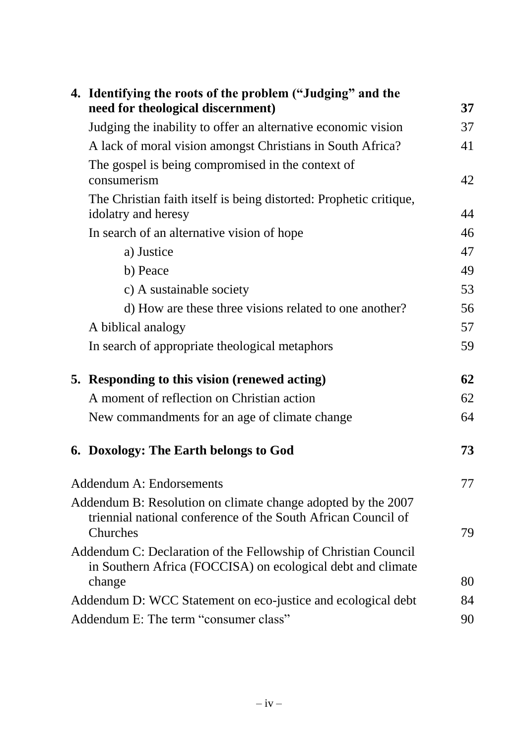| | |
|---|---|
| **4. Identifying the roots of the problem ("Judging" and the need for theological discernment)** | **37** |
| Judging the inability to offer an alternative economic vision | 37 |
| A lack of moral vision amongst Christians in South Africa? | 41 |
| The gospel is being compromised in the context of consumerism | 42 |
| The Christian faith itself is being distorted: Prophetic critique, idolatry and heresy | 44 |
| In search of an alternative vision of hope | 46 |
| a) Justice | 47 |
| b) Peace | 49 |
| c) A sustainable society | 53 |
| d) How are these three visions related to one another? | 56 |
| A biblical analogy | 57 |
| In search of appropriate theological metaphors | 59 |
| **5. Responding to this vision (renewed acting)** | **62** |
| A moment of reflection on Christian action | 62 |
| New commandments for an age of climate change | 64 |
| **6. Doxology: The Earth belongs to God** | **73** |
| Addendum A: Endorsements | 77 |
| Addendum B: Resolution on climate change adopted by the 2007 triennial national conference of the South African Council of Churches | 79 |
| Addendum C: Declaration of the Fellowship of Christian Council in Southern Africa (FOCCISA) on ecological debt and climate change | 80 |
| Addendum D: WCC Statement on eco-justice and ecological debt | 84 |
| Addendum E: The term "consumer class" | 90 |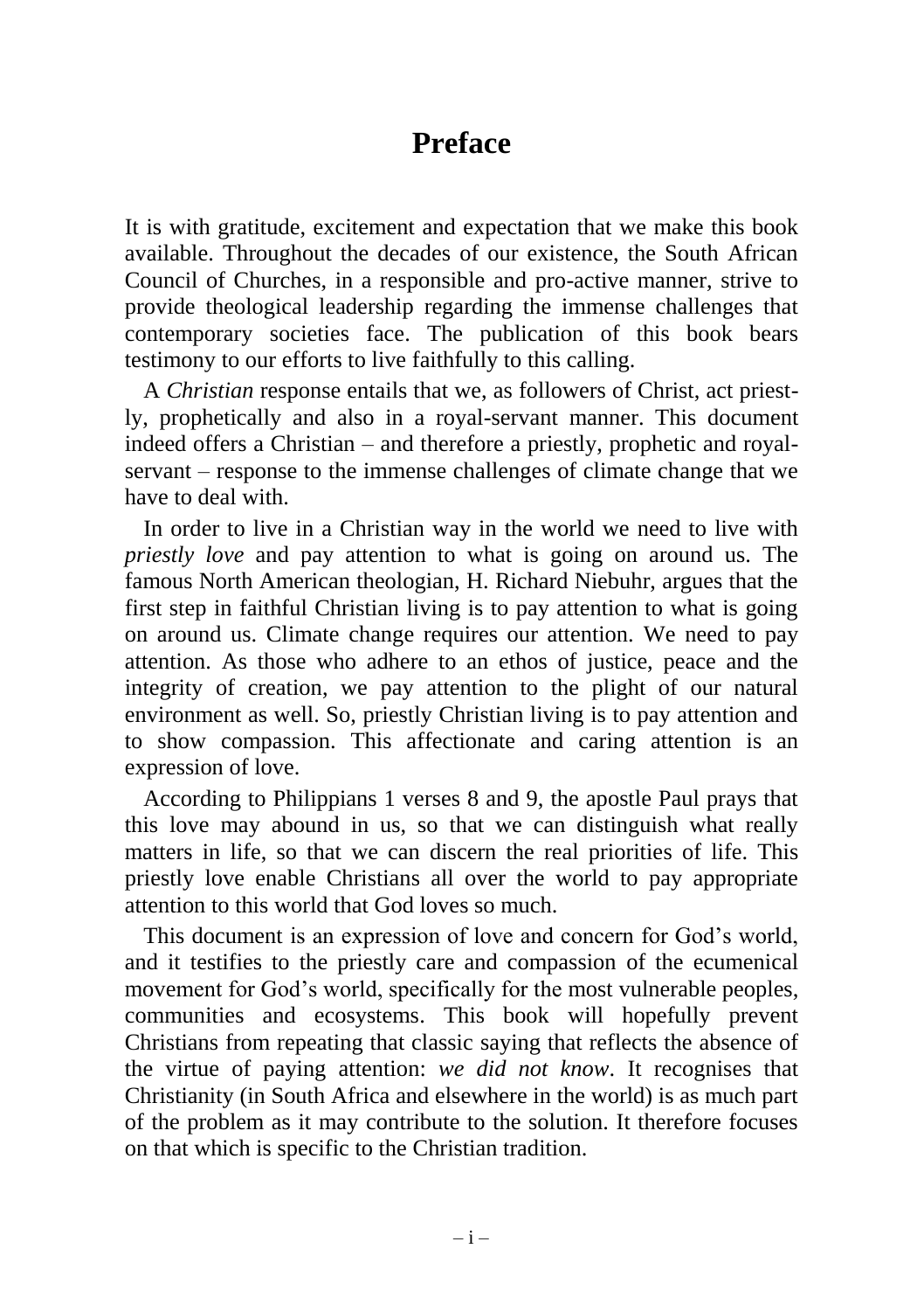# Preface

It is with gratitude, excitement and expectation that we make this book available. Throughout the decades of our existence, the South African Council of Churches, in a responsible and pro-active manner, strive to provide theological leadership regarding the immense challenges that contemporary societies face. The publication of this book bears testimony to our efforts to live faithfully to this calling.

A *Christian* response entails that we, as followers of Christ, act priestly, prophetically and also in a royal-servant manner. This document indeed offers a Christian – and therefore a priestly, prophetic and royal-servant – response to the immense challenges of climate change that we have to deal with.

In order to live in a Christian way in the world we need to live with *priestly love* and pay attention to what is going on around us. The famous North American theologian, H. Richard Niebuhr, argues that the first step in faithful Christian living is to pay attention to what is going on around us. Climate change requires our attention. We need to pay attention. As those who adhere to an ethos of justice, peace and the integrity of creation, we pay attention to the plight of our natural environment as well. So, priestly Christian living is to pay attention and to show compassion. This affectionate and caring attention is an expression of love.

According to Philippians 1 verses 8 and 9, the apostle Paul prays that this love may abound in us, so that we can distinguish what really matters in life, so that we can discern the real priorities of life. This priestly love enable Christians all over the world to pay appropriate attention to this world that God loves so much.

This document is an expression of love and concern for God's world, and it testifies to the priestly care and compassion of the ecumenical movement for God's world, specifically for the most vulnerable peoples, communities and ecosystems. This book will hopefully prevent Christians from repeating that classic saying that reflects the absence of the virtue of paying attention: *we did not know*. It recognises that Christianity (in South Africa and elsewhere in the world) is as much part of the problem as it may contribute to the solution. It therefore focuses on that which is specific to the Christian tradition.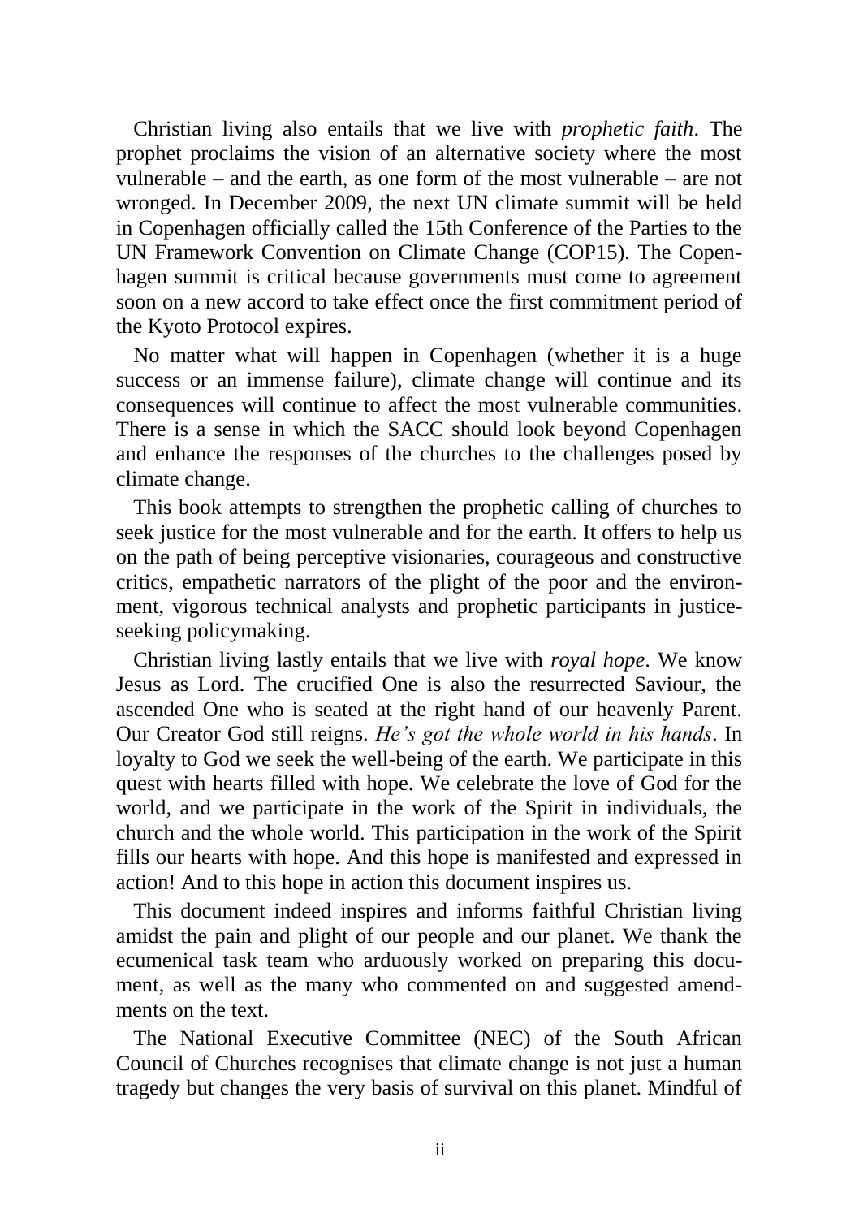Christian living also entails that we live with *prophetic faith*. The prophet proclaims the vision of an alternative society where the most vulnerable – and the earth, as one form of the most vulnerable – are not wronged. In December 2009, the next UN climate summit will be held in Copenhagen officially called the 15th Conference of the Parties to the UN Framework Convention on Climate Change (COP15). The Copenhagen summit is critical because governments must come to agreement soon on a new accord to take effect once the first commitment period of the Kyoto Protocol expires.

No matter what will happen in Copenhagen (whether it is a huge success or an immense failure), climate change will continue and its consequences will continue to affect the most vulnerable communities. There is a sense in which the SACC should look beyond Copenhagen and enhance the responses of the churches to the challenges posed by climate change.

This book attempts to strengthen the prophetic calling of churches to seek justice for the most vulnerable and for the earth. It offers to help us on the path of being perceptive visionaries, courageous and constructive critics, empathetic narrators of the plight of the poor and the environment, vigorous technical analysts and prophetic participants in justice-seeking policymaking.

Christian living lastly entails that we live with *royal hope*. We know Jesus as Lord. The crucified One is also the resurrected Saviour, the ascended One who is seated at the right hand of our heavenly Parent. Our Creator God still reigns. *He's got the whole world in his hands*. In loyalty to God we seek the well-being of the earth. We participate in this quest with hearts filled with hope. We celebrate the love of God for the world, and we participate in the work of the Spirit in individuals, the church and the whole world. This participation in the work of the Spirit fills our hearts with hope. And this hope is manifested and expressed in action! And to this hope in action this document inspires us.

This document indeed inspires and informs faithful Christian living amidst the pain and plight of our people and our planet. We thank the ecumenical task team who arduously worked on preparing this document, as well as the many who commented on and suggested amendments on the text.

The National Executive Committee (NEC) of the South African Council of Churches recognises that climate change is not just a human tragedy but changes the very basis of survival on this planet. Mindful of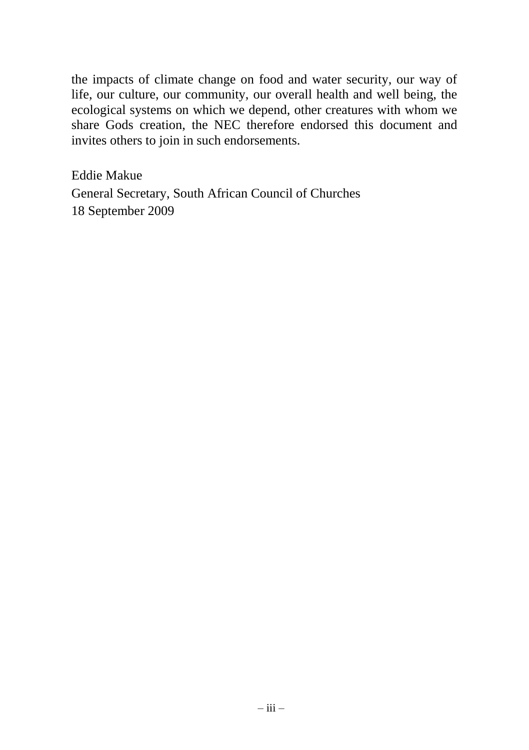the impacts of climate change on food and water security, our way of life, our culture, our community, our overall health and well being, the ecological systems on which we depend, other creatures with whom we share Gods creation, the NEC therefore endorsed this document and invites others to join in such endorsements.

Eddie Makue
General Secretary, South African Council of Churches
18 September 2009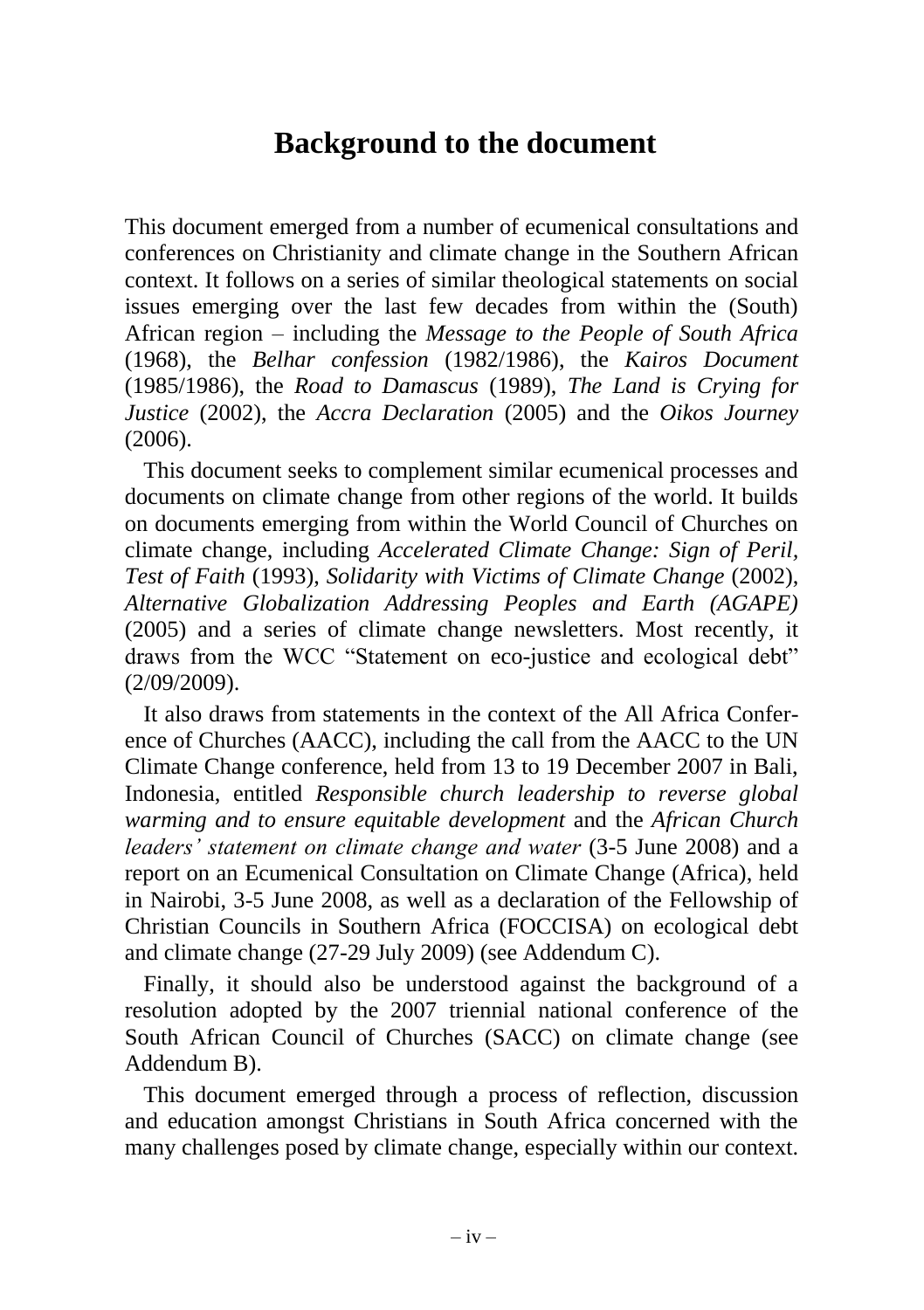# Background to the document

This document emerged from a number of ecumenical consultations and conferences on Christianity and climate change in the Southern African context. It follows on a series of similar theological statements on social issues emerging over the last few decades from within the (South) African region – including the *Message to the People of South Africa* (1968), the *Belhar confession* (1982/1986), the *Kairos Document* (1985/1986), the *Road to Damascus* (1989), *The Land is Crying for Justice* (2002), the *Accra Declaration* (2005) and the *Oikos Journey* (2006).

This document seeks to complement similar ecumenical processes and documents on climate change from other regions of the world. It builds on documents emerging from within the World Council of Churches on climate change, including *Accelerated Climate Change: Sign of Peril, Test of Faith* (1993), *Solidarity with Victims of Climate Change* (2002), *Alternative Globalization Addressing Peoples and Earth (AGAPE)* (2005) and a series of climate change newsletters. Most recently, it draws from the WCC "Statement on eco-justice and ecological debt" (2/09/2009).

It also draws from statements in the context of the All Africa Conference of Churches (AACC), including the call from the AACC to the UN Climate Change conference, held from 13 to 19 December 2007 in Bali, Indonesia, entitled *Responsible church leadership to reverse global warming and to ensure equitable development* and the *African Church leaders' statement on climate change and water* (3-5 June 2008) and a report on an Ecumenical Consultation on Climate Change (Africa), held in Nairobi, 3-5 June 2008, as well as a declaration of the Fellowship of Christian Councils in Southern Africa (FOCCISA) on ecological debt and climate change (27-29 July 2009) (see Addendum C).

Finally, it should also be understood against the background of a resolution adopted by the 2007 triennial national conference of the South African Council of Churches (SACC) on climate change (see Addendum B).

This document emerged through a process of reflection, discussion and education amongst Christians in South Africa concerned with the many challenges posed by climate change, especially within our context.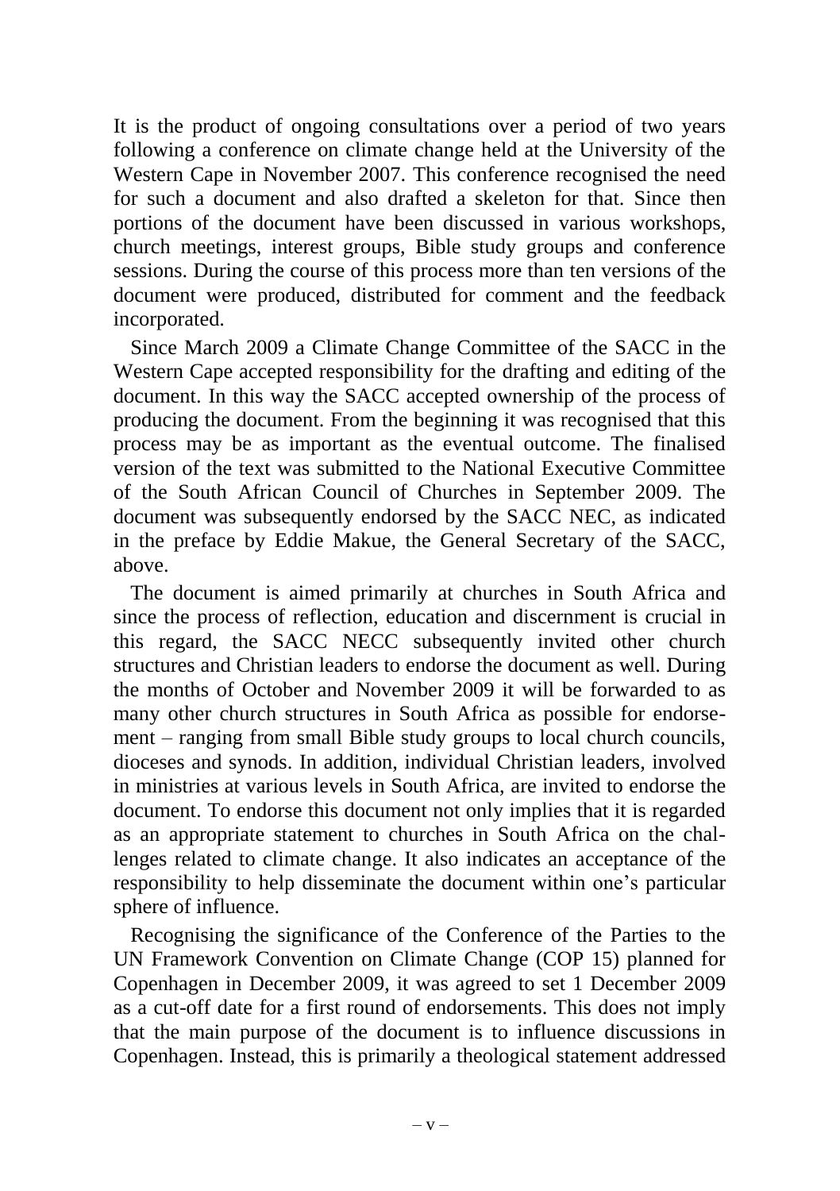It is the product of ongoing consultations over a period of two years following a conference on climate change held at the University of the Western Cape in November 2007. This conference recognised the need for such a document and also drafted a skeleton for that. Since then portions of the document have been discussed in various workshops, church meetings, interest groups, Bible study groups and conference sessions. During the course of this process more than ten versions of the document were produced, distributed for comment and the feedback incorporated.

Since March 2009 a Climate Change Committee of the SACC in the Western Cape accepted responsibility for the drafting and editing of the document. In this way the SACC accepted ownership of the process of producing the document. From the beginning it was recognised that this process may be as important as the eventual outcome. The finalised version of the text was submitted to the National Executive Committee of the South African Council of Churches in September 2009. The document was subsequently endorsed by the SACC NEC, as indicated in the preface by Eddie Makue, the General Secretary of the SACC, above.

The document is aimed primarily at churches in South Africa and since the process of reflection, education and discernment is crucial in this regard, the SACC NECC subsequently invited other church structures and Christian leaders to endorse the document as well. During the months of October and November 2009 it will be forwarded to as many other church structures in South Africa as possible for endorsement – ranging from small Bible study groups to local church councils, dioceses and synods. In addition, individual Christian leaders, involved in ministries at various levels in South Africa, are invited to endorse the document. To endorse this document not only implies that it is regarded as an appropriate statement to churches in South Africa on the challenges related to climate change. It also indicates an acceptance of the responsibility to help disseminate the document within one's particular sphere of influence.

Recognising the significance of the Conference of the Parties to the UN Framework Convention on Climate Change (COP 15) planned for Copenhagen in December 2009, it was agreed to set 1 December 2009 as a cut-off date for a first round of endorsements. This does not imply that the main purpose of the document is to influence discussions in Copenhagen. Instead, this is primarily a theological statement addressed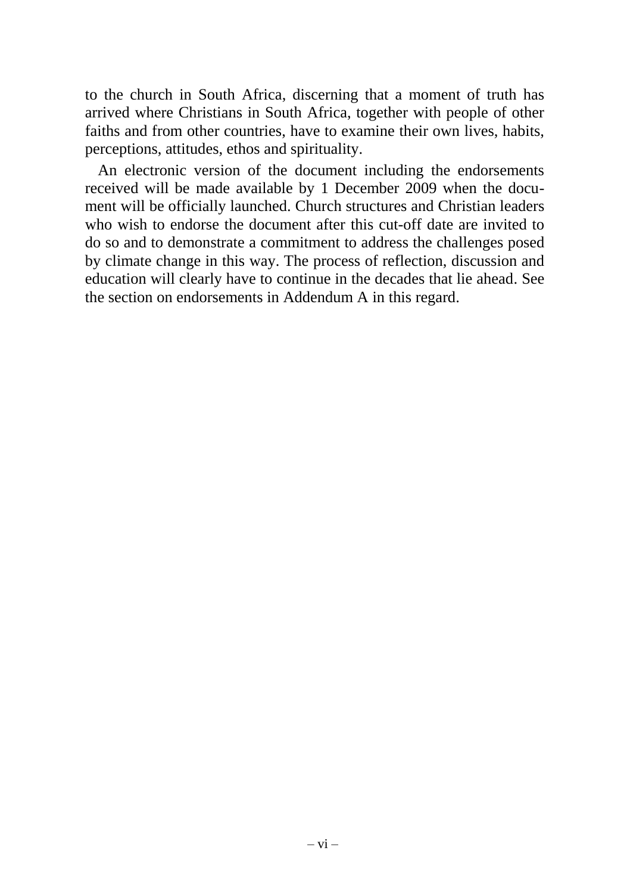to the church in South Africa, discerning that a moment of truth has arrived where Christians in South Africa, together with people of other faiths and from other countries, have to examine their own lives, habits, perceptions, attitudes, ethos and spirituality.

An electronic version of the document including the endorsements received will be made available by 1 December 2009 when the document will be officially launched. Church structures and Christian leaders who wish to endorse the document after this cut-off date are invited to do so and to demonstrate a commitment to address the challenges posed by climate change in this way. The process of reflection, discussion and education will clearly have to continue in the decades that lie ahead. See the section on endorsements in Addendum A in this regard.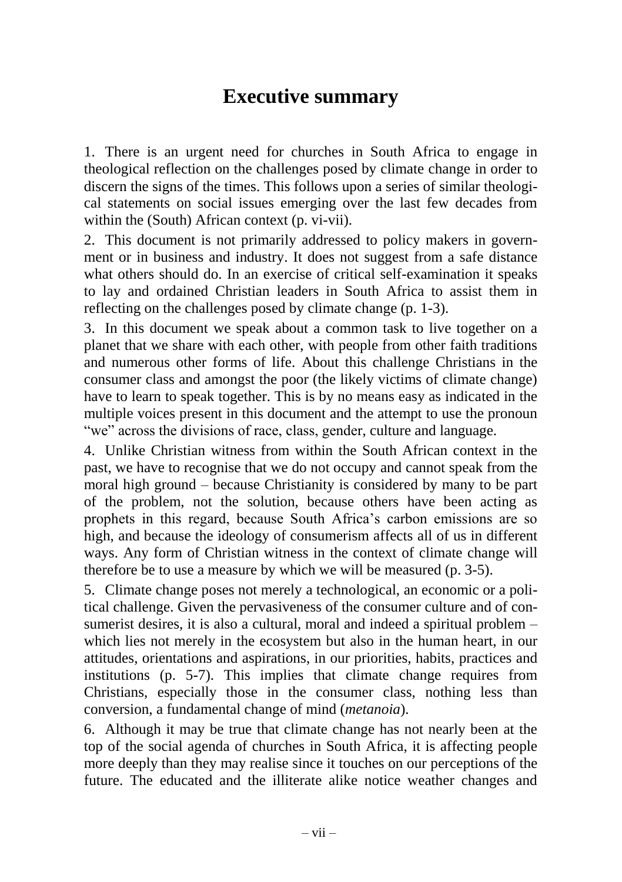# Executive summary

1. There is an urgent need for churches in South Africa to engage in theological reflection on the challenges posed by climate change in order to discern the signs of the times. This follows upon a series of similar theological statements on social issues emerging over the last few decades from within the (South) African context (p. vi-vii).

2. This document is not primarily addressed to policy makers in government or in business and industry. It does not suggest from a safe distance what others should do. In an exercise of critical self-examination it speaks to lay and ordained Christian leaders in South Africa to assist them in reflecting on the challenges posed by climate change (p. 1-3).

3. In this document we speak about a common task to live together on a planet that we share with each other, with people from other faith traditions and numerous other forms of life. About this challenge Christians in the consumer class and amongst the poor (the likely victims of climate change) have to learn to speak together. This is by no means easy as indicated in the multiple voices present in this document and the attempt to use the pronoun "we" across the divisions of race, class, gender, culture and language.

4. Unlike Christian witness from within the South African context in the past, we have to recognise that we do not occupy and cannot speak from the moral high ground – because Christianity is considered by many to be part of the problem, not the solution, because others have been acting as prophets in this regard, because South Africa's carbon emissions are so high, and because the ideology of consumerism affects all of us in different ways. Any form of Christian witness in the context of climate change will therefore be to use a measure by which we will be measured (p. 3-5).

5. Climate change poses not merely a technological, an economic or a political challenge. Given the pervasiveness of the consumer culture and of consumerist desires, it is also a cultural, moral and indeed a spiritual problem – which lies not merely in the ecosystem but also in the human heart, in our attitudes, orientations and aspirations, in our priorities, habits, practices and institutions (p. 5-7). This implies that climate change requires from Christians, especially those in the consumer class, nothing less than conversion, a fundamental change of mind (*metanoia*).

6. Although it may be true that climate change has not nearly been at the top of the social agenda of churches in South Africa, it is affecting people more deeply than they may realise since it touches on our perceptions of the future. The educated and the illiterate alike notice weather changes and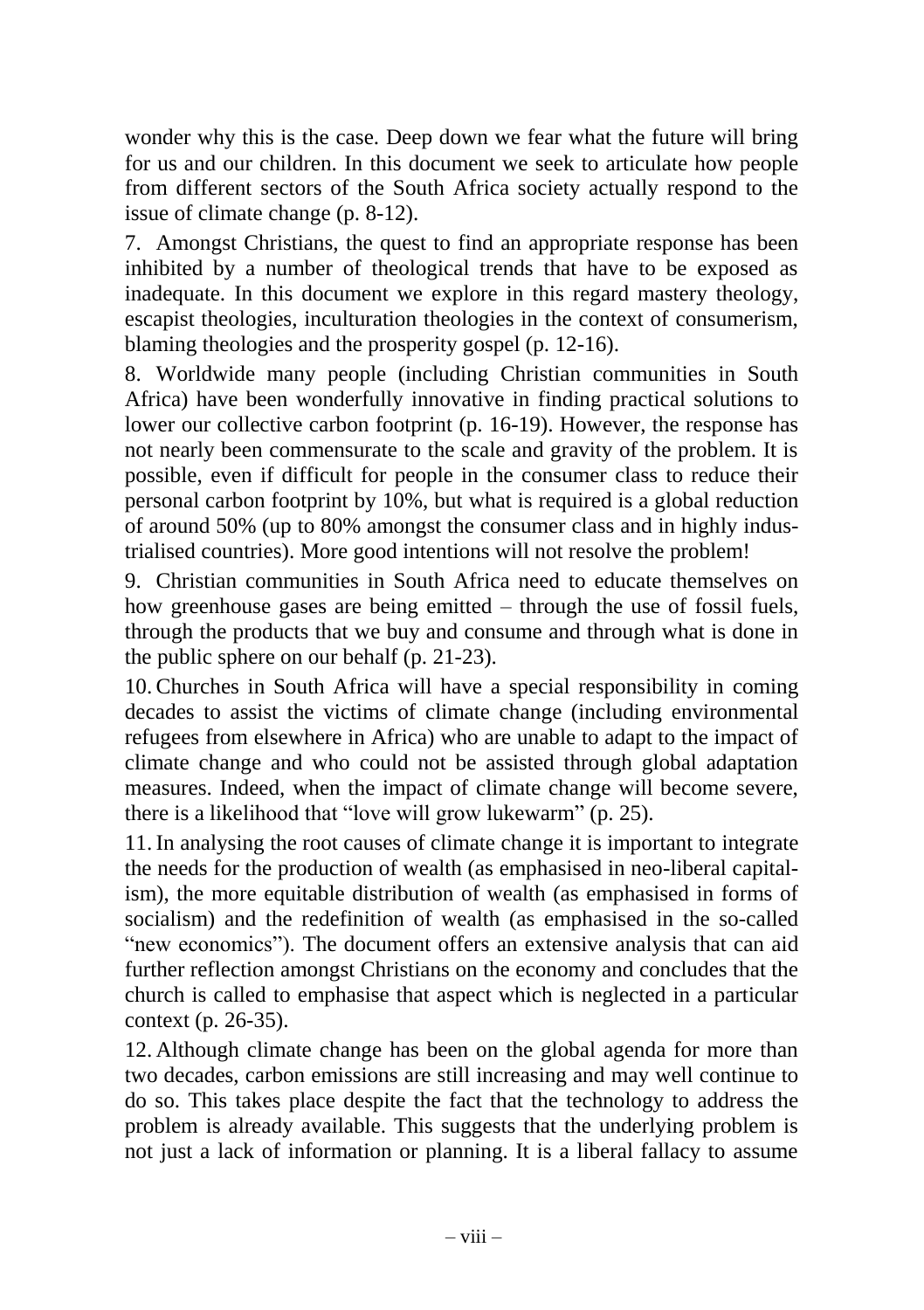wonder why this is the case. Deep down we fear what the future will bring for us and our children. In this document we seek to articulate how people from different sectors of the South Africa society actually respond to the issue of climate change (p. 8-12).

7. Amongst Christians, the quest to find an appropriate response has been inhibited by a number of theological trends that have to be exposed as inadequate. In this document we explore in this regard mastery theology, escapist theologies, inculturation theologies in the context of consumerism, blaming theologies and the prosperity gospel (p. 12-16).

8. Worldwide many people (including Christian communities in South Africa) have been wonderfully innovative in finding practical solutions to lower our collective carbon footprint (p. 16-19). However, the response has not nearly been commensurate to the scale and gravity of the problem. It is possible, even if difficult for people in the consumer class to reduce their personal carbon footprint by 10%, but what is required is a global reduction of around 50% (up to 80% amongst the consumer class and in highly industrialised countries). More good intentions will not resolve the problem!

9. Christian communities in South Africa need to educate themselves on how greenhouse gases are being emitted – through the use of fossil fuels, through the products that we buy and consume and through what is done in the public sphere on our behalf (p. 21-23).

10. Churches in South Africa will have a special responsibility in coming decades to assist the victims of climate change (including environmental refugees from elsewhere in Africa) who are unable to adapt to the impact of climate change and who could not be assisted through global adaptation measures. Indeed, when the impact of climate change will become severe, there is a likelihood that "love will grow lukewarm" (p. 25).

11. In analysing the root causes of climate change it is important to integrate the needs for the production of wealth (as emphasised in neo-liberal capitalism), the more equitable distribution of wealth (as emphasised in forms of socialism) and the redefinition of wealth (as emphasised in the so-called "new economics"). The document offers an extensive analysis that can aid further reflection amongst Christians on the economy and concludes that the church is called to emphasise that aspect which is neglected in a particular context (p. 26-35).

12. Although climate change has been on the global agenda for more than two decades, carbon emissions are still increasing and may well continue to do so. This takes place despite the fact that the technology to address the problem is already available. This suggests that the underlying problem is not just a lack of information or planning. It is a liberal fallacy to assume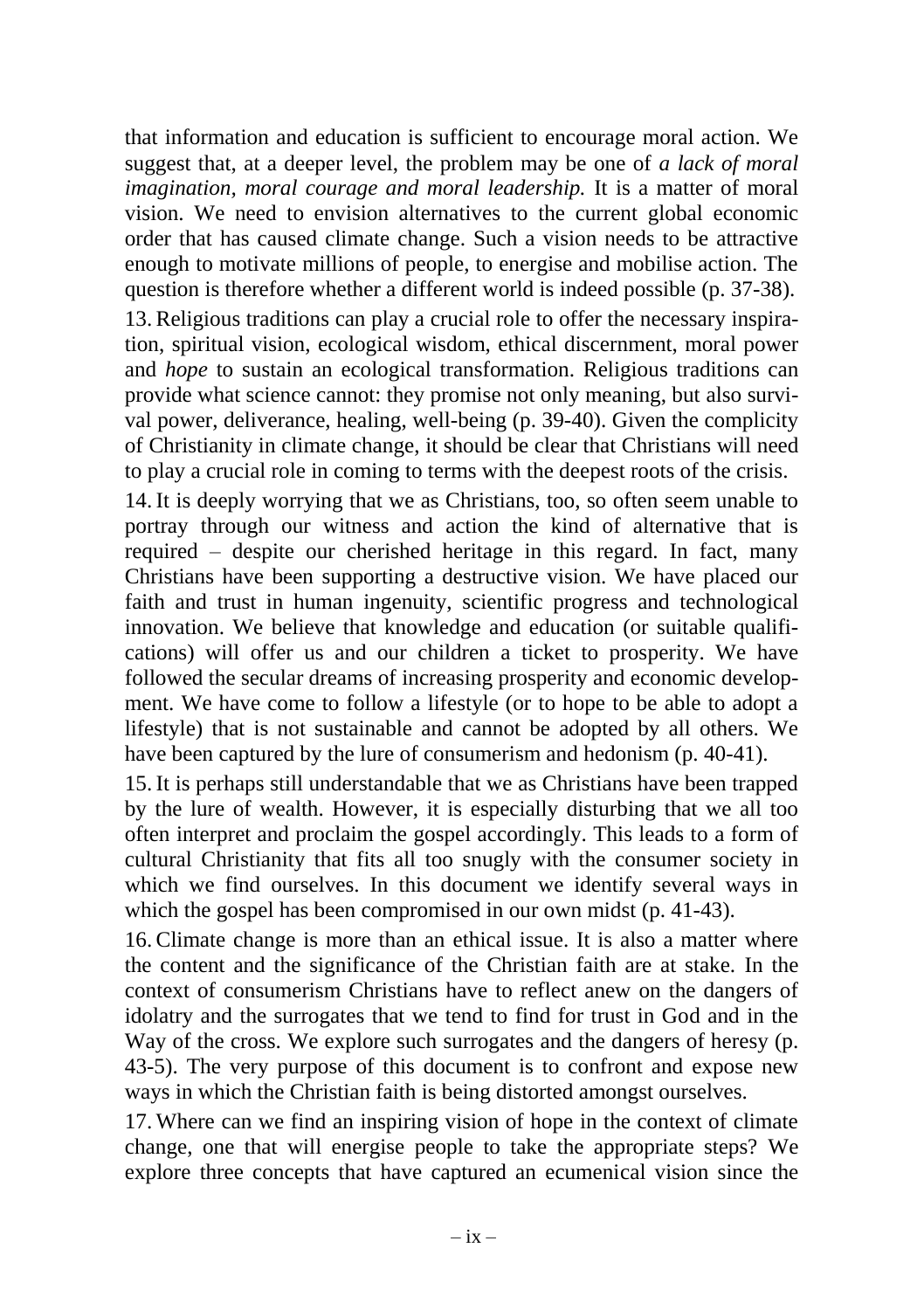that information and education is sufficient to encourage moral action. We suggest that, at a deeper level, the problem may be one of *a lack of moral imagination, moral courage and moral leadership.* It is a matter of moral vision. We need to envision alternatives to the current global economic order that has caused climate change. Such a vision needs to be attractive enough to motivate millions of people, to energise and mobilise action. The question is therefore whether a different world is indeed possible (p. 37-38).

13. Religious traditions can play a crucial role to offer the necessary inspiration, spiritual vision, ecological wisdom, ethical discernment, moral power and *hope* to sustain an ecological transformation. Religious traditions can provide what science cannot: they promise not only meaning, but also survival power, deliverance, healing, well-being (p. 39-40). Given the complicity of Christianity in climate change, it should be clear that Christians will need to play a crucial role in coming to terms with the deepest roots of the crisis.

14. It is deeply worrying that we as Christians, too, so often seem unable to portray through our witness and action the kind of alternative that is required – despite our cherished heritage in this regard. In fact, many Christians have been supporting a destructive vision. We have placed our faith and trust in human ingenuity, scientific progress and technological innovation. We believe that knowledge and education (or suitable qualifications) will offer us and our children a ticket to prosperity. We have followed the secular dreams of increasing prosperity and economic development. We have come to follow a lifestyle (or to hope to be able to adopt a lifestyle) that is not sustainable and cannot be adopted by all others. We have been captured by the lure of consumerism and hedonism (p. 40-41).

15. It is perhaps still understandable that we as Christians have been trapped by the lure of wealth. However, it is especially disturbing that we all too often interpret and proclaim the gospel accordingly. This leads to a form of cultural Christianity that fits all too snugly with the consumer society in which we find ourselves. In this document we identify several ways in which the gospel has been compromised in our own midst (p. 41-43).

16. Climate change is more than an ethical issue. It is also a matter where the content and the significance of the Christian faith are at stake. In the context of consumerism Christians have to reflect anew on the dangers of idolatry and the surrogates that we tend to find for trust in God and in the Way of the cross. We explore such surrogates and the dangers of heresy (p. 43-5). The very purpose of this document is to confront and expose new ways in which the Christian faith is being distorted amongst ourselves.

17. Where can we find an inspiring vision of hope in the context of climate change, one that will energise people to take the appropriate steps? We explore three concepts that have captured an ecumenical vision since the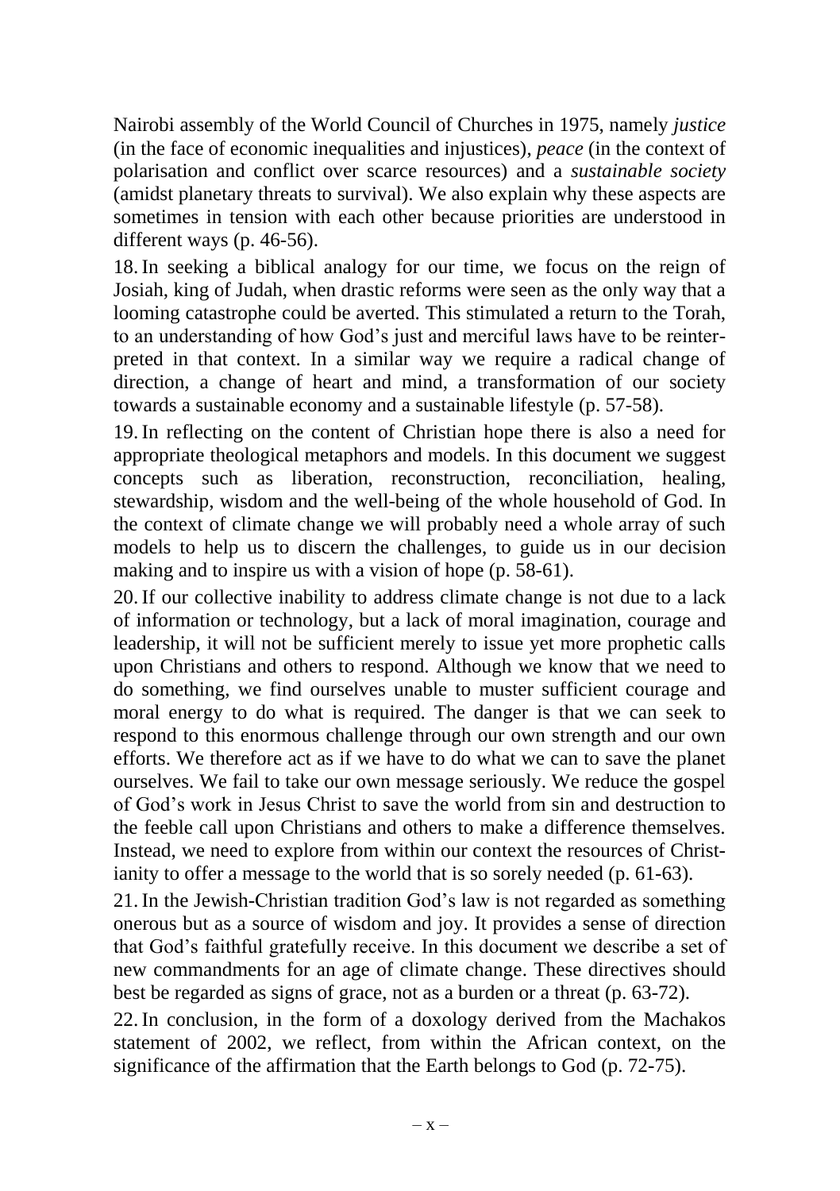Nairobi assembly of the World Council of Churches in 1975, namely *justice* (in the face of economic inequalities and injustices), *peace* (in the context of polarisation and conflict over scarce resources) and a *sustainable society* (amidst planetary threats to survival). We also explain why these aspects are sometimes in tension with each other because priorities are understood in different ways (p. 46-56).

18. In seeking a biblical analogy for our time, we focus on the reign of Josiah, king of Judah, when drastic reforms were seen as the only way that a looming catastrophe could be averted. This stimulated a return to the Torah, to an understanding of how God's just and merciful laws have to be reinterpreted in that context. In a similar way we require a radical change of direction, a change of heart and mind, a transformation of our society towards a sustainable economy and a sustainable lifestyle (p. 57-58).

19. In reflecting on the content of Christian hope there is also a need for appropriate theological metaphors and models. In this document we suggest concepts such as liberation, reconstruction, reconciliation, healing, stewardship, wisdom and the well-being of the whole household of God. In the context of climate change we will probably need a whole array of such models to help us to discern the challenges, to guide us in our decision making and to inspire us with a vision of hope (p. 58-61).

20. If our collective inability to address climate change is not due to a lack of information or technology, but a lack of moral imagination, courage and leadership, it will not be sufficient merely to issue yet more prophetic calls upon Christians and others to respond. Although we know that we need to do something, we find ourselves unable to muster sufficient courage and moral energy to do what is required. The danger is that we can seek to respond to this enormous challenge through our own strength and our own efforts. We therefore act as if we have to do what we can to save the planet ourselves. We fail to take our own message seriously. We reduce the gospel of God's work in Jesus Christ to save the world from sin and destruction to the feeble call upon Christians and others to make a difference themselves. Instead, we need to explore from within our context the resources of Christianity to offer a message to the world that is so sorely needed (p. 61-63).

21. In the Jewish-Christian tradition God's law is not regarded as something onerous but as a source of wisdom and joy. It provides a sense of direction that God's faithful gratefully receive. In this document we describe a set of new commandments for an age of climate change. These directives should best be regarded as signs of grace, not as a burden or a threat (p. 63-72).

22. In conclusion, in the form of a doxology derived from the Machakos statement of 2002, we reflect, from within the African context, on the significance of the affirmation that the Earth belongs to God (p. 72-75).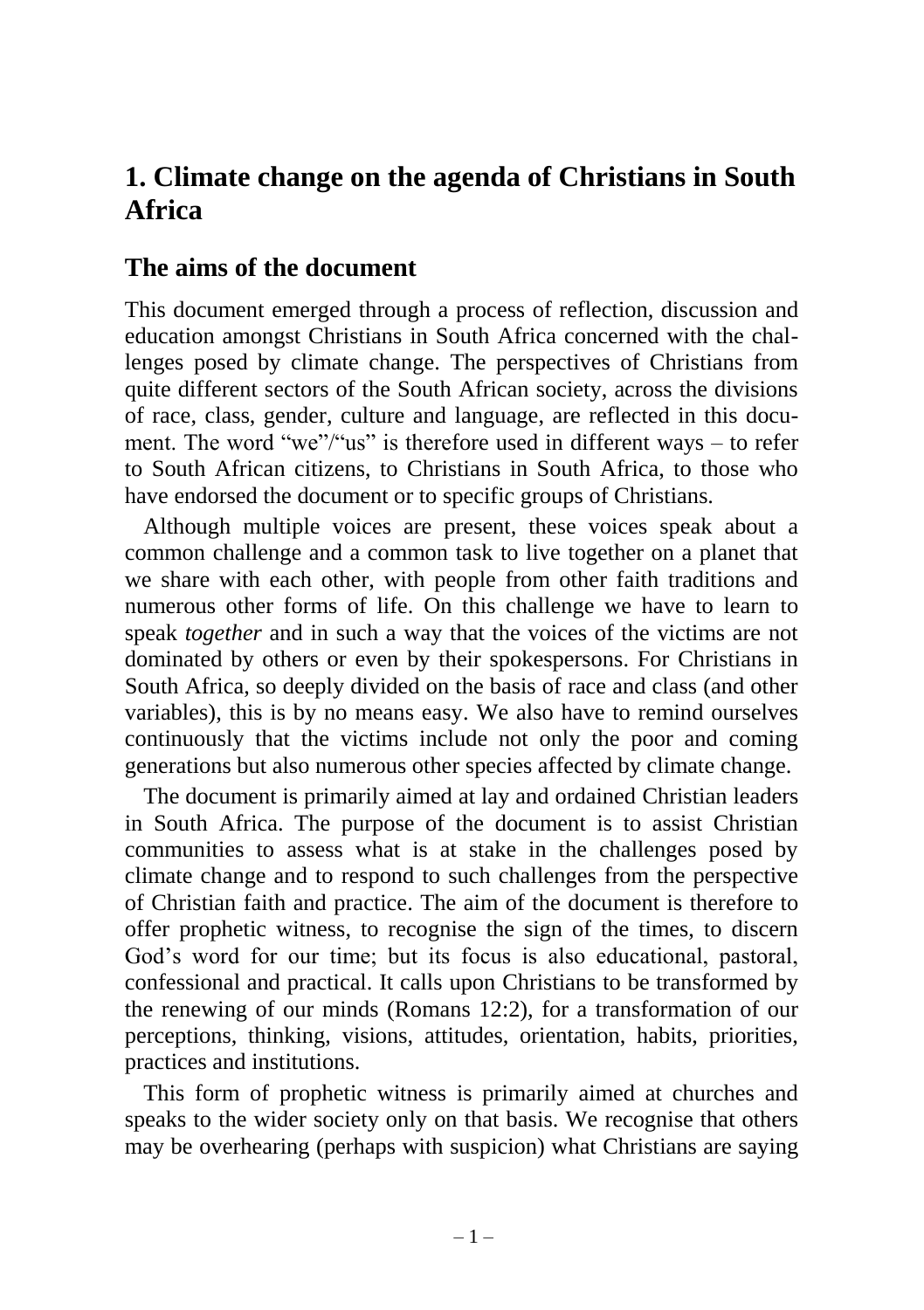# 1. Climate change on the agenda of Christians in South Africa

## The aims of the document

This document emerged through a process of reflection, discussion and education amongst Christians in South Africa concerned with the challenges posed by climate change. The perspectives of Christians from quite different sectors of the South African society, across the divisions of race, class, gender, culture and language, are reflected in this document. The word "we"/"us" is therefore used in different ways – to refer to South African citizens, to Christians in South Africa, to those who have endorsed the document or to specific groups of Christians.

Although multiple voices are present, these voices speak about a common challenge and a common task to live together on a planet that we share with each other, with people from other faith traditions and numerous other forms of life. On this challenge we have to learn to speak *together* and in such a way that the voices of the victims are not dominated by others or even by their spokespersons. For Christians in South Africa, so deeply divided on the basis of race and class (and other variables), this is by no means easy. We also have to remind ourselves continuously that the victims include not only the poor and coming generations but also numerous other species affected by climate change.

The document is primarily aimed at lay and ordained Christian leaders in South Africa. The purpose of the document is to assist Christian communities to assess what is at stake in the challenges posed by climate change and to respond to such challenges from the perspective of Christian faith and practice. The aim of the document is therefore to offer prophetic witness, to recognise the sign of the times, to discern God's word for our time; but its focus is also educational, pastoral, confessional and practical. It calls upon Christians to be transformed by the renewing of our minds (Romans 12:2), for a transformation of our perceptions, thinking, visions, attitudes, orientation, habits, priorities, practices and institutions.

This form of prophetic witness is primarily aimed at churches and speaks to the wider society only on that basis. We recognise that others may be overhearing (perhaps with suspicion) what Christians are saying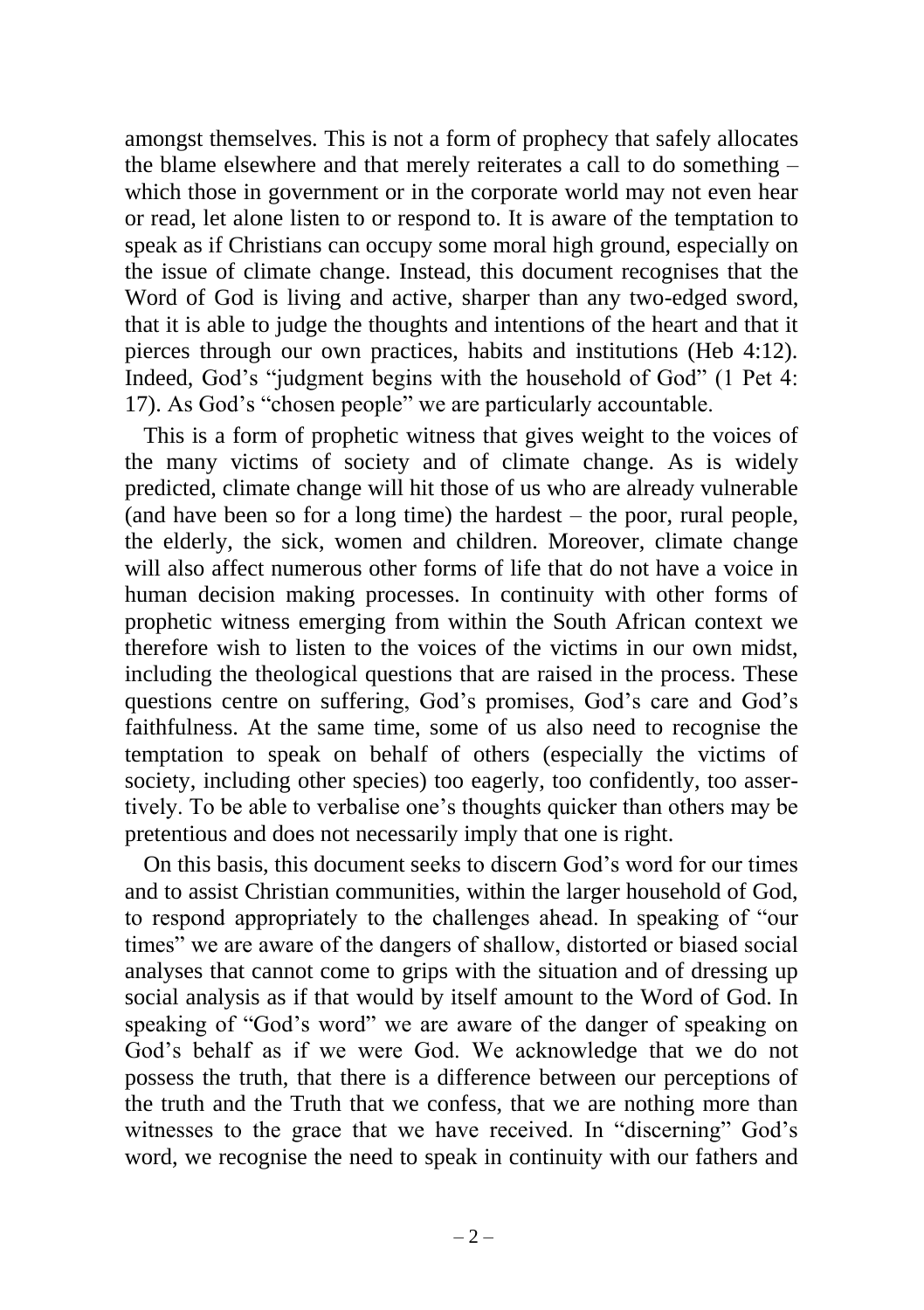amongst themselves. This is not a form of prophecy that safely allocates the blame elsewhere and that merely reiterates a call to do something – which those in government or in the corporate world may not even hear or read, let alone listen to or respond to. It is aware of the temptation to speak as if Christians can occupy some moral high ground, especially on the issue of climate change. Instead, this document recognises that the Word of God is living and active, sharper than any two-edged sword, that it is able to judge the thoughts and intentions of the heart and that it pierces through our own practices, habits and institutions (Heb 4:12). Indeed, God's "judgment begins with the household of God" (1 Pet 4: 17). As God's "chosen people" we are particularly accountable.

This is a form of prophetic witness that gives weight to the voices of the many victims of society and of climate change. As is widely predicted, climate change will hit those of us who are already vulnerable (and have been so for a long time) the hardest – the poor, rural people, the elderly, the sick, women and children. Moreover, climate change will also affect numerous other forms of life that do not have a voice in human decision making processes. In continuity with other forms of prophetic witness emerging from within the South African context we therefore wish to listen to the voices of the victims in our own midst, including the theological questions that are raised in the process. These questions centre on suffering, God's promises, God's care and God's faithfulness. At the same time, some of us also need to recognise the temptation to speak on behalf of others (especially the victims of society, including other species) too eagerly, too confidently, too assertively. To be able to verbalise one's thoughts quicker than others may be pretentious and does not necessarily imply that one is right.

On this basis, this document seeks to discern God's word for our times and to assist Christian communities, within the larger household of God, to respond appropriately to the challenges ahead. In speaking of "our times" we are aware of the dangers of shallow, distorted or biased social analyses that cannot come to grips with the situation and of dressing up social analysis as if that would by itself amount to the Word of God. In speaking of "God's word" we are aware of the danger of speaking on God's behalf as if we were God. We acknowledge that we do not possess the truth, that there is a difference between our perceptions of the truth and the Truth that we confess, that we are nothing more than witnesses to the grace that we have received. In "discerning" God's word, we recognise the need to speak in continuity with our fathers and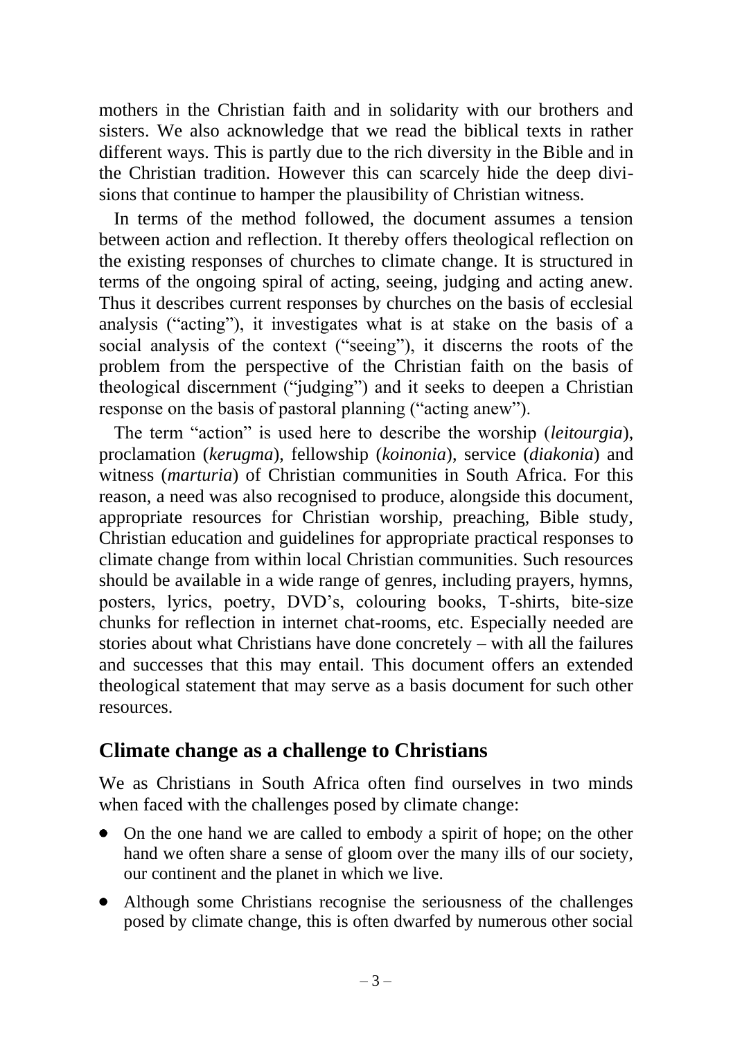mothers in the Christian faith and in solidarity with our brothers and sisters. We also acknowledge that we read the biblical texts in rather different ways. This is partly due to the rich diversity in the Bible and in the Christian tradition. However this can scarcely hide the deep divisions that continue to hamper the plausibility of Christian witness.

In terms of the method followed, the document assumes a tension between action and reflection. It thereby offers theological reflection on the existing responses of churches to climate change. It is structured in terms of the ongoing spiral of acting, seeing, judging and acting anew. Thus it describes current responses by churches on the basis of ecclesial analysis ("acting"), it investigates what is at stake on the basis of a social analysis of the context ("seeing"), it discerns the roots of the problem from the perspective of the Christian faith on the basis of theological discernment ("judging") and it seeks to deepen a Christian response on the basis of pastoral planning ("acting anew").

The term "action" is used here to describe the worship (*leitourgia*), proclamation (*kerugma*), fellowship (*koinonia*), service (*diakonia*) and witness (*marturia*) of Christian communities in South Africa. For this reason, a need was also recognised to produce, alongside this document, appropriate resources for Christian worship, preaching, Bible study, Christian education and guidelines for appropriate practical responses to climate change from within local Christian communities. Such resources should be available in a wide range of genres, including prayers, hymns, posters, lyrics, poetry, DVD's, colouring books, T-shirts, bite-size chunks for reflection in internet chat-rooms, etc. Especially needed are stories about what Christians have done concretely – with all the failures and successes that this may entail. This document offers an extended theological statement that may serve as a basis document for such other resources.

## Climate change as a challenge to Christians

We as Christians in South Africa often find ourselves in two minds when faced with the challenges posed by climate change:

- On the one hand we are called to embody a spirit of hope; on the other hand we often share a sense of gloom over the many ills of our society, our continent and the planet in which we live.
- Although some Christians recognise the seriousness of the challenges posed by climate change, this is often dwarfed by numerous other social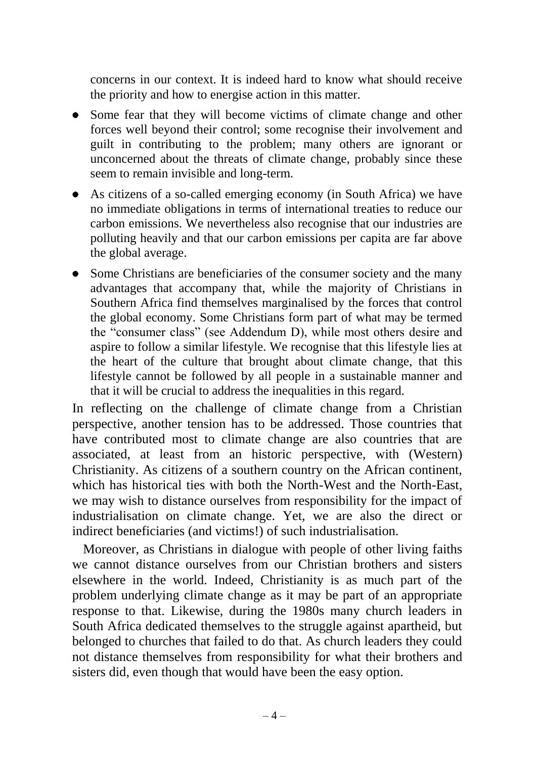concerns in our context. It is indeed hard to know what should receive the priority and how to energise action in this matter.

- Some fear that they will become victims of climate change and other forces well beyond their control; some recognise their involvement and guilt in contributing to the problem; many others are ignorant or unconcerned about the threats of climate change, probably since these seem to remain invisible and long-term.
- As citizens of a so-called emerging economy (in South Africa) we have no immediate obligations in terms of international treaties to reduce our carbon emissions. We nevertheless also recognise that our industries are polluting heavily and that our carbon emissions per capita are far above the global average.
- Some Christians are beneficiaries of the consumer society and the many advantages that accompany that, while the majority of Christians in Southern Africa find themselves marginalised by the forces that control the global economy. Some Christians form part of what may be termed the "consumer class" (see Addendum D), while most others desire and aspire to follow a similar lifestyle. We recognise that this lifestyle lies at the heart of the culture that brought about climate change, that this lifestyle cannot be followed by all people in a sustainable manner and that it will be crucial to address the inequalities in this regard.

In reflecting on the challenge of climate change from a Christian perspective, another tension has to be addressed. Those countries that have contributed most to climate change are also countries that are associated, at least from an historic perspective, with (Western) Christianity. As citizens of a southern country on the African continent, which has historical ties with both the North-West and the North-East, we may wish to distance ourselves from responsibility for the impact of industrialisation on climate change. Yet, we are also the direct or indirect beneficiaries (and victims!) of such industrialisation.

Moreover, as Christians in dialogue with people of other living faiths we cannot distance ourselves from our Christian brothers and sisters elsewhere in the world. Indeed, Christianity is as much part of the problem underlying climate change as it may be part of an appropriate response to that. Likewise, during the 1980s many church leaders in South Africa dedicated themselves to the struggle against apartheid, but belonged to churches that failed to do that. As church leaders they could not distance themselves from responsibility for what their brothers and sisters did, even though that would have been the easy option.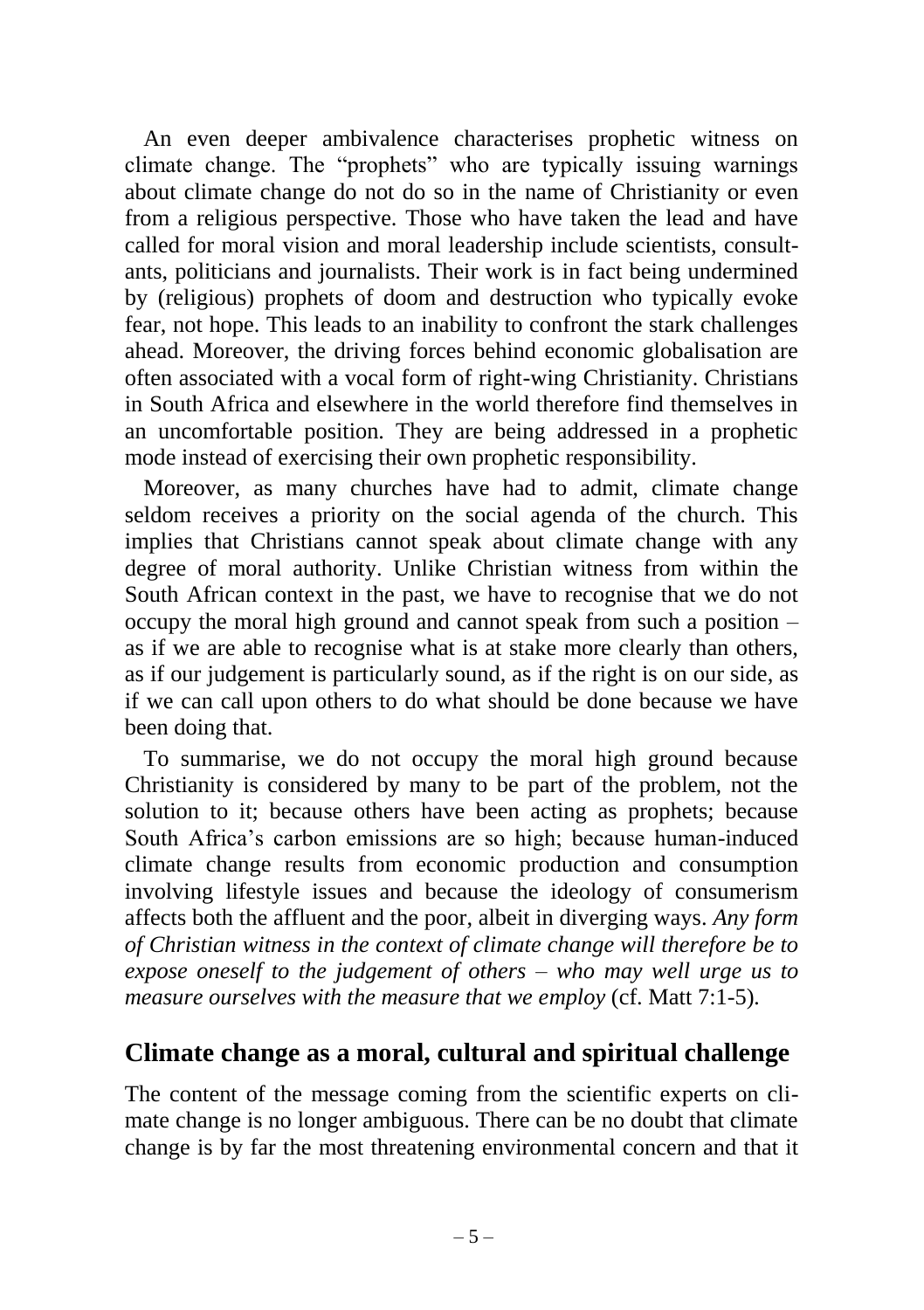An even deeper ambivalence characterises prophetic witness on climate change. The "prophets" who are typically issuing warnings about climate change do not do so in the name of Christianity or even from a religious perspective. Those who have taken the lead and have called for moral vision and moral leadership include scientists, consultants, politicians and journalists. Their work is in fact being undermined by (religious) prophets of doom and destruction who typically evoke fear, not hope. This leads to an inability to confront the stark challenges ahead. Moreover, the driving forces behind economic globalisation are often associated with a vocal form of right-wing Christianity. Christians in South Africa and elsewhere in the world therefore find themselves in an uncomfortable position. They are being addressed in a prophetic mode instead of exercising their own prophetic responsibility.

Moreover, as many churches have had to admit, climate change seldom receives a priority on the social agenda of the church. This implies that Christians cannot speak about climate change with any degree of moral authority. Unlike Christian witness from within the South African context in the past, we have to recognise that we do not occupy the moral high ground and cannot speak from such a position – as if we are able to recognise what is at stake more clearly than others, as if our judgement is particularly sound, as if the right is on our side, as if we can call upon others to do what should be done because we have been doing that.

To summarise, we do not occupy the moral high ground because Christianity is considered by many to be part of the problem, not the solution to it; because others have been acting as prophets; because South Africa's carbon emissions are so high; because human-induced climate change results from economic production and consumption involving lifestyle issues and because the ideology of consumerism affects both the affluent and the poor, albeit in diverging ways. *Any form of Christian witness in the context of climate change will therefore be to expose oneself to the judgement of others – who may well urge us to measure ourselves with the measure that we employ* (cf. Matt 7:1-5).

## Climate change as a moral, cultural and spiritual challenge

The content of the message coming from the scientific experts on climate change is no longer ambiguous. There can be no doubt that climate change is by far the most threatening environmental concern and that it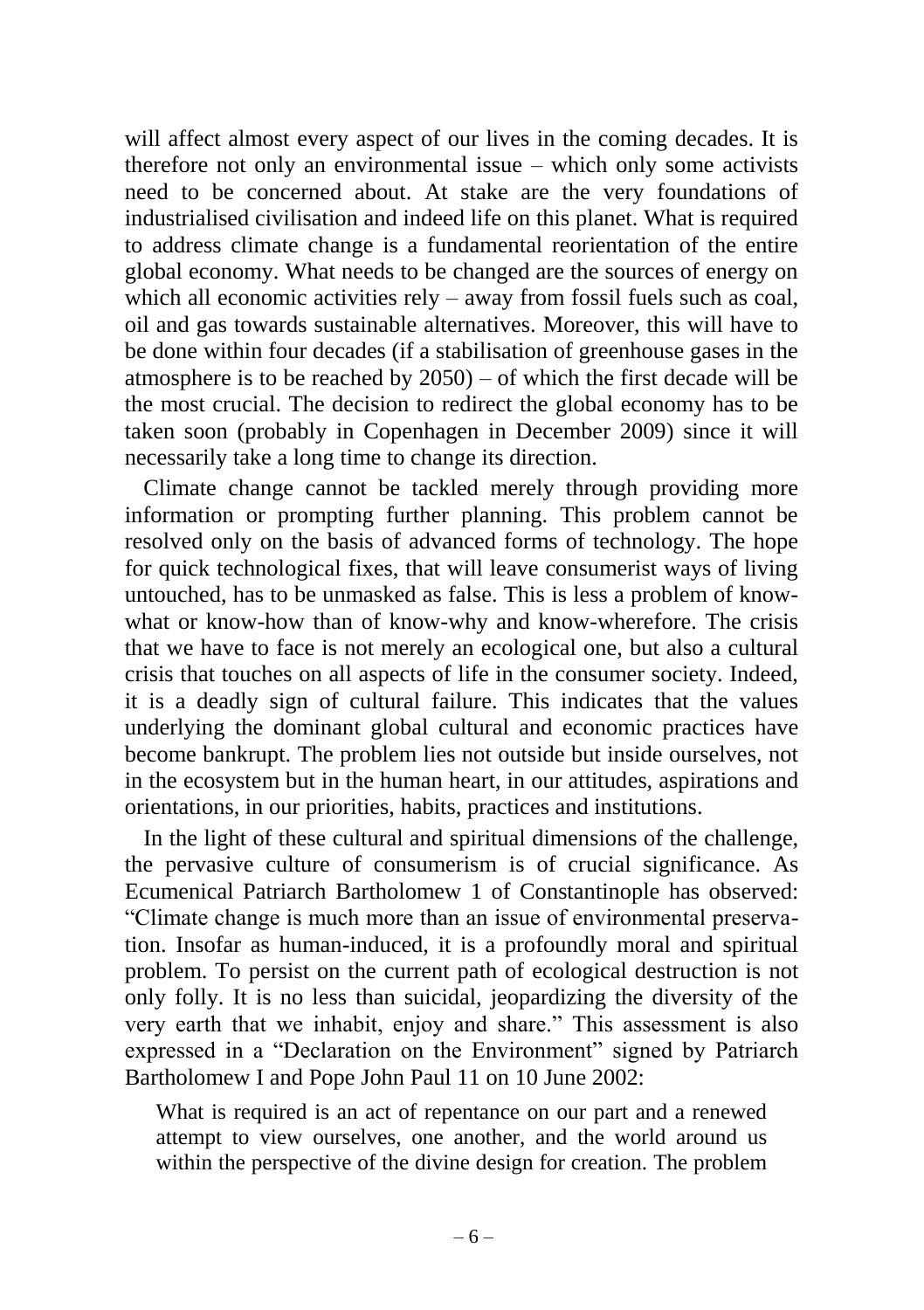will affect almost every aspect of our lives in the coming decades. It is therefore not only an environmental issue – which only some activists need to be concerned about. At stake are the very foundations of industrialised civilisation and indeed life on this planet. What is required to address climate change is a fundamental reorientation of the entire global economy. What needs to be changed are the sources of energy on which all economic activities rely – away from fossil fuels such as coal, oil and gas towards sustainable alternatives. Moreover, this will have to be done within four decades (if a stabilisation of greenhouse gases in the atmosphere is to be reached by 2050) – of which the first decade will be the most crucial. The decision to redirect the global economy has to be taken soon (probably in Copenhagen in December 2009) since it will necessarily take a long time to change its direction.

Climate change cannot be tackled merely through providing more information or prompting further planning. This problem cannot be resolved only on the basis of advanced forms of technology. The hope for quick technological fixes, that will leave consumerist ways of living untouched, has to be unmasked as false. This is less a problem of know-what or know-how than of know-why and know-wherefore. The crisis that we have to face is not merely an ecological one, but also a cultural crisis that touches on all aspects of life in the consumer society. Indeed, it is a deadly sign of cultural failure. This indicates that the values underlying the dominant global cultural and economic practices have become bankrupt. The problem lies not outside but inside ourselves, not in the ecosystem but in the human heart, in our attitudes, aspirations and orientations, in our priorities, habits, practices and institutions.

In the light of these cultural and spiritual dimensions of the challenge, the pervasive culture of consumerism is of crucial significance. As Ecumenical Patriarch Bartholomew 1 of Constantinople has observed: "Climate change is much more than an issue of environmental preservation. Insofar as human-induced, it is a profoundly moral and spiritual problem. To persist on the current path of ecological destruction is not only folly. It is no less than suicidal, jeopardizing the diversity of the very earth that we inhabit, enjoy and share." This assessment is also expressed in a "Declaration on the Environment" signed by Patriarch Bartholomew I and Pope John Paul 11 on 10 June 2002:

> What is required is an act of repentance on our part and a renewed attempt to view ourselves, one another, and the world around us within the perspective of the divine design for creation. The problem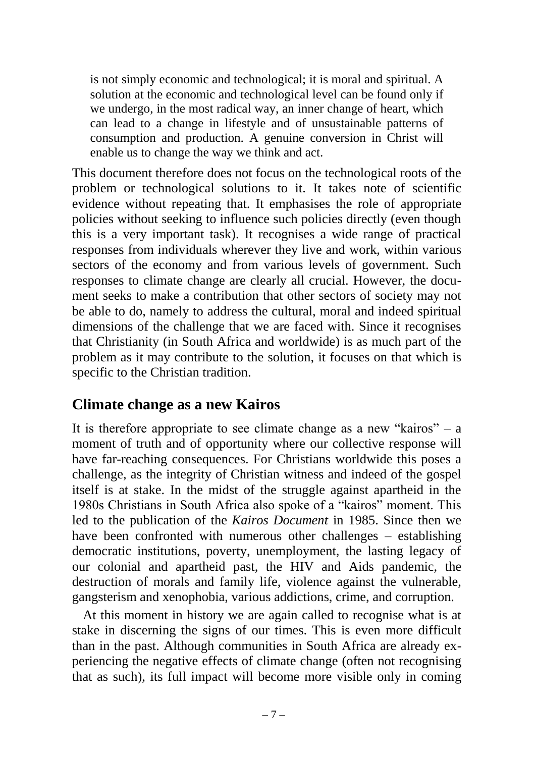> is not simply economic and technological; it is moral and spiritual. A solution at the economic and technological level can be found only if we undergo, in the most radical way, an inner change of heart, which can lead to a change in lifestyle and of unsustainable patterns of consumption and production. A genuine conversion in Christ will enable us to change the way we think and act.

This document therefore does not focus on the technological roots of the problem or technological solutions to it. It takes note of scientific evidence without repeating that. It emphasises the role of appropriate policies without seeking to influence such policies directly (even though this is a very important task). It recognises a wide range of practical responses from individuals wherever they live and work, within various sectors of the economy and from various levels of government. Such responses to climate change are clearly all crucial. However, the document seeks to make a contribution that other sectors of society may not be able to do, namely to address the cultural, moral and indeed spiritual dimensions of the challenge that we are faced with. Since it recognises that Christianity (in South Africa and worldwide) is as much part of the problem as it may contribute to the solution, it focuses on that which is specific to the Christian tradition.

## Climate change as a new Kairos

It is therefore appropriate to see climate change as a new "kairos" – a moment of truth and of opportunity where our collective response will have far-reaching consequences. For Christians worldwide this poses a challenge, as the integrity of Christian witness and indeed of the gospel itself is at stake. In the midst of the struggle against apartheid in the 1980s Christians in South Africa also spoke of a "kairos" moment. This led to the publication of the *Kairos Document* in 1985. Since then we have been confronted with numerous other challenges – establishing democratic institutions, poverty, unemployment, the lasting legacy of our colonial and apartheid past, the HIV and Aids pandemic, the destruction of morals and family life, violence against the vulnerable, gangsterism and xenophobia, various addictions, crime, and corruption.

At this moment in history we are again called to recognise what is at stake in discerning the signs of our times. This is even more difficult than in the past. Although communities in South Africa are already experiencing the negative effects of climate change (often not recognising that as such), its full impact will become more visible only in coming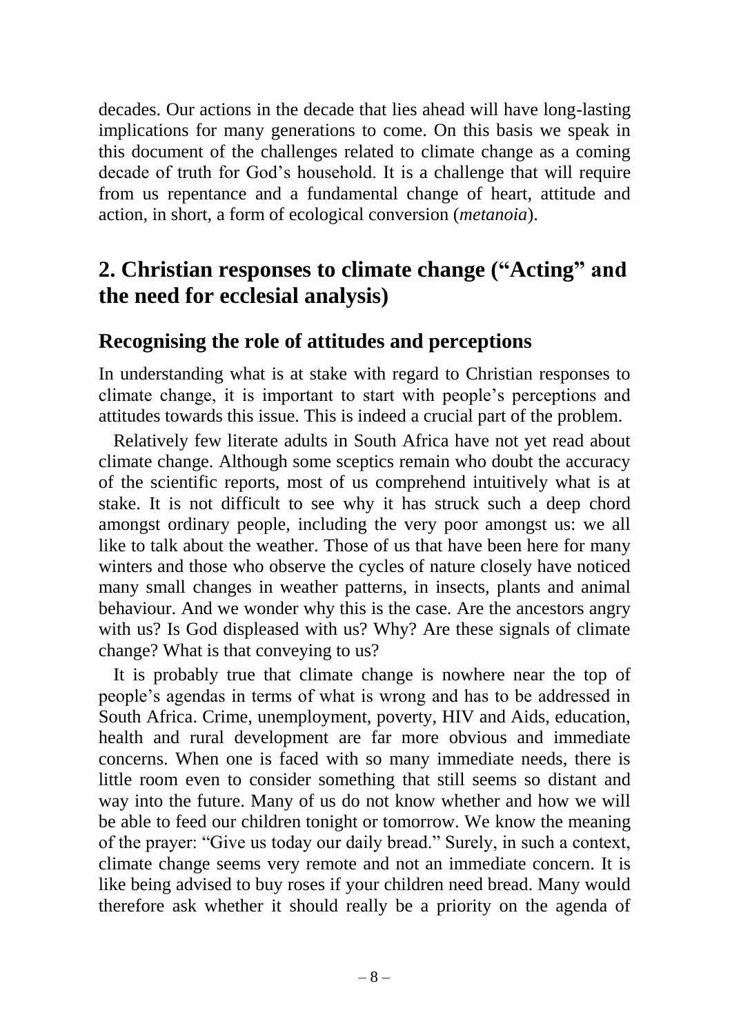decades. Our actions in the decade that lies ahead will have long-lasting implications for many generations to come. On this basis we speak in this document of the challenges related to climate change as a coming decade of truth for God's household. It is a challenge that will require from us repentance and a fundamental change of heart, attitude and action, in short, a form of ecological conversion (*metanoia*).

## 2. Christian responses to climate change ("Acting" and the need for ecclesial analysis)

### Recognising the role of attitudes and perceptions

In understanding what is at stake with regard to Christian responses to climate change, it is important to start with people's perceptions and attitudes towards this issue. This is indeed a crucial part of the problem.

Relatively few literate adults in South Africa have not yet read about climate change. Although some sceptics remain who doubt the accuracy of the scientific reports, most of us comprehend intuitively what is at stake. It is not difficult to see why it has struck such a deep chord amongst ordinary people, including the very poor amongst us: we all like to talk about the weather. Those of us that have been here for many winters and those who observe the cycles of nature closely have noticed many small changes in weather patterns, in insects, plants and animal behaviour. And we wonder why this is the case. Are the ancestors angry with us? Is God displeased with us? Why? Are these signals of climate change? What is that conveying to us?

It is probably true that climate change is nowhere near the top of people's agendas in terms of what is wrong and has to be addressed in South Africa. Crime, unemployment, poverty, HIV and Aids, education, health and rural development are far more obvious and immediate concerns. When one is faced with so many immediate needs, there is little room even to consider something that still seems so distant and way into the future. Many of us do not know whether and how we will be able to feed our children tonight or tomorrow. We know the meaning of the prayer: "Give us today our daily bread." Surely, in such a context, climate change seems very remote and not an immediate concern. It is like being advised to buy roses if your children need bread. Many would therefore ask whether it should really be a priority on the agenda of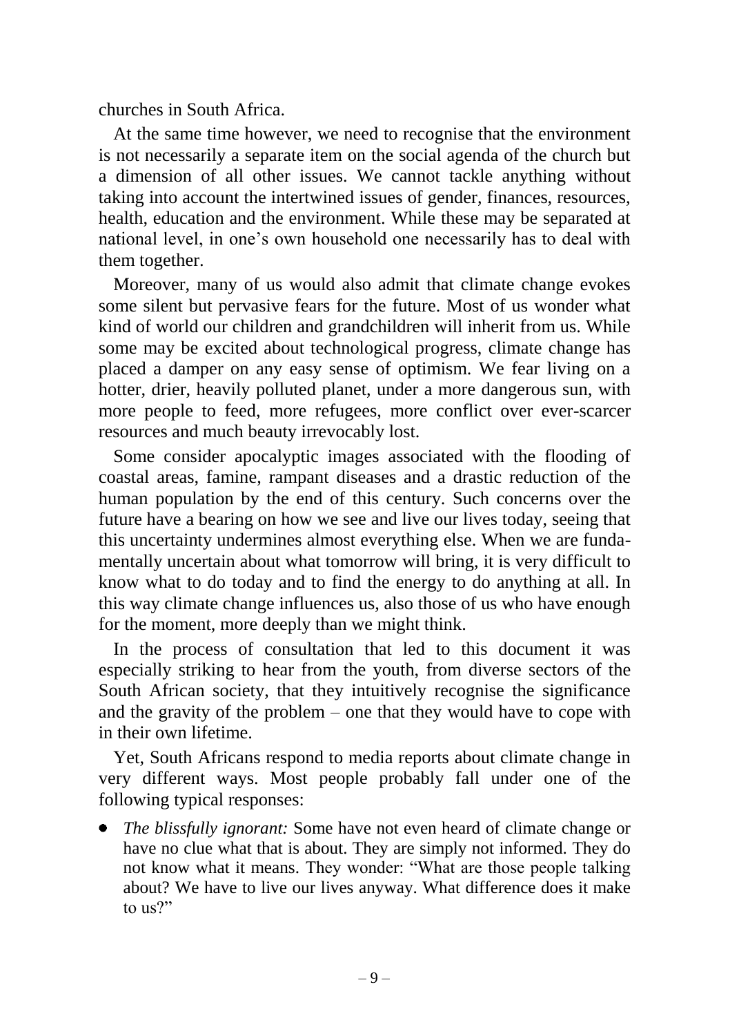churches in South Africa.

At the same time however, we need to recognise that the environment is not necessarily a separate item on the social agenda of the church but a dimension of all other issues. We cannot tackle anything without taking into account the intertwined issues of gender, finances, resources, health, education and the environment. While these may be separated at national level, in one's own household one necessarily has to deal with them together.

Moreover, many of us would also admit that climate change evokes some silent but pervasive fears for the future. Most of us wonder what kind of world our children and grandchildren will inherit from us. While some may be excited about technological progress, climate change has placed a damper on any easy sense of optimism. We fear living on a hotter, drier, heavily polluted planet, under a more dangerous sun, with more people to feed, more refugees, more conflict over ever-scarcer resources and much beauty irrevocably lost.

Some consider apocalyptic images associated with the flooding of coastal areas, famine, rampant diseases and a drastic reduction of the human population by the end of this century. Such concerns over the future have a bearing on how we see and live our lives today, seeing that this uncertainty undermines almost everything else. When we are fundamentally uncertain about what tomorrow will bring, it is very difficult to know what to do today and to find the energy to do anything at all. In this way climate change influences us, also those of us who have enough for the moment, more deeply than we might think.

In the process of consultation that led to this document it was especially striking to hear from the youth, from diverse sectors of the South African society, that they intuitively recognise the significance and the gravity of the problem – one that they would have to cope with in their own lifetime.

Yet, South Africans respond to media reports about climate change in very different ways. Most people probably fall under one of the following typical responses:

- *The blissfully ignorant:* Some have not even heard of climate change or have no clue what that is about. They are simply not informed. They do not know what it means. They wonder: "What are those people talking about? We have to live our lives anyway. What difference does it make to us?"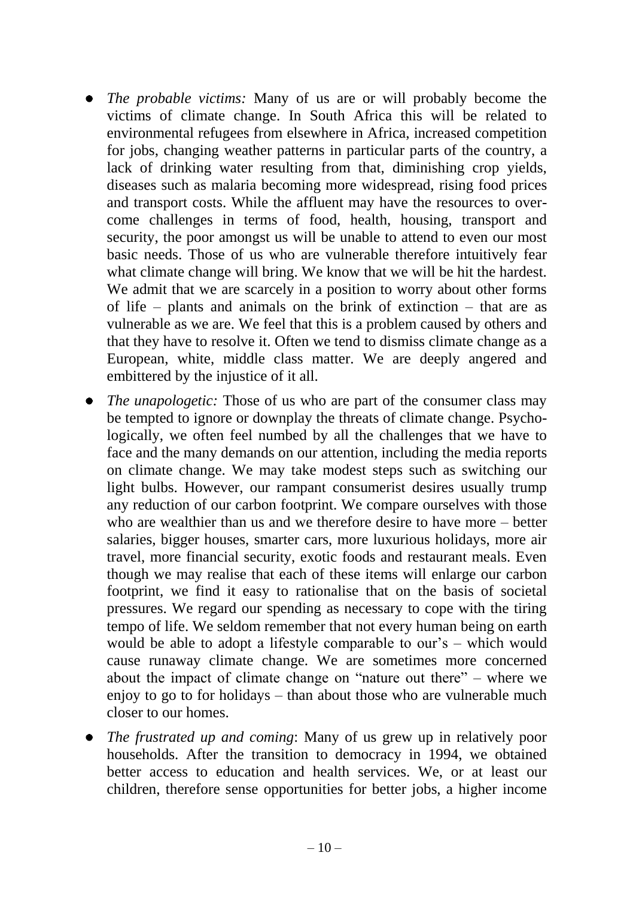- *The probable victims:* Many of us are or will probably become the victims of climate change. In South Africa this will be related to environmental refugees from elsewhere in Africa, increased competition for jobs, changing weather patterns in particular parts of the country, a lack of drinking water resulting from that, diminishing crop yields, diseases such as malaria becoming more widespread, rising food prices and transport costs. While the affluent may have the resources to overcome challenges in terms of food, health, housing, transport and security, the poor amongst us will be unable to attend to even our most basic needs. Those of us who are vulnerable therefore intuitively fear what climate change will bring. We know that we will be hit the hardest. We admit that we are scarcely in a position to worry about other forms of life – plants and animals on the brink of extinction – that are as vulnerable as we are. We feel that this is a problem caused by others and that they have to resolve it. Often we tend to dismiss climate change as a European, white, middle class matter. We are deeply angered and embittered by the injustice of it all.
- *The unapologetic:* Those of us who are part of the consumer class may be tempted to ignore or downplay the threats of climate change. Psychologically, we often feel numbed by all the challenges that we have to face and the many demands on our attention, including the media reports on climate change. We may take modest steps such as switching our light bulbs. However, our rampant consumerist desires usually trump any reduction of our carbon footprint. We compare ourselves with those who are wealthier than us and we therefore desire to have more – better salaries, bigger houses, smarter cars, more luxurious holidays, more air travel, more financial security, exotic foods and restaurant meals. Even though we may realise that each of these items will enlarge our carbon footprint, we find it easy to rationalise that on the basis of societal pressures. We regard our spending as necessary to cope with the tiring tempo of life. We seldom remember that not every human being on earth would be able to adopt a lifestyle comparable to our's – which would cause runaway climate change. We are sometimes more concerned about the impact of climate change on "nature out there" – where we enjoy to go to for holidays – than about those who are vulnerable much closer to our homes.
- *The frustrated up and coming*: Many of us grew up in relatively poor households. After the transition to democracy in 1994, we obtained better access to education and health services. We, or at least our children, therefore sense opportunities for better jobs, a higher income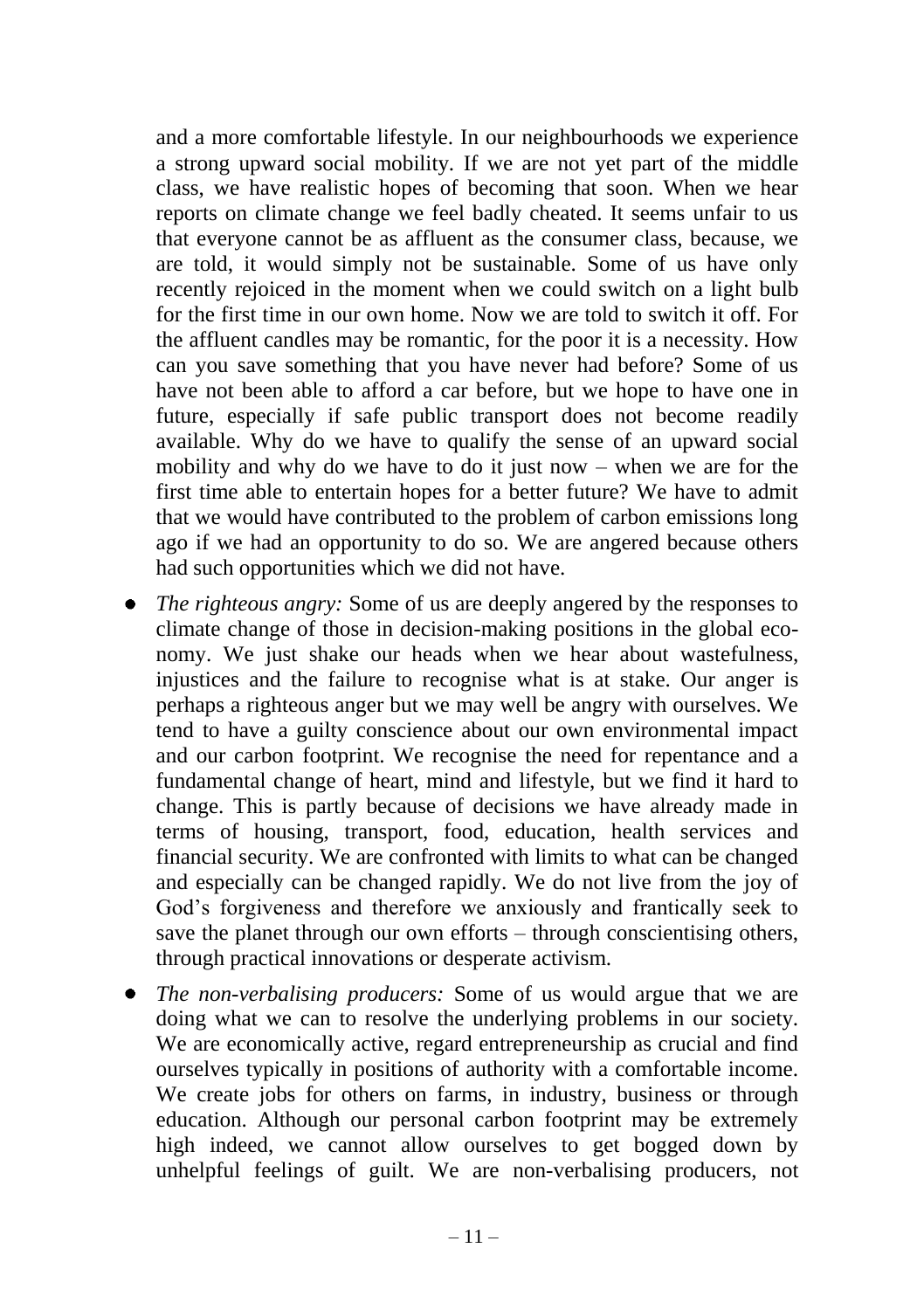and a more comfortable lifestyle. In our neighbourhoods we experience a strong upward social mobility. If we are not yet part of the middle class, we have realistic hopes of becoming that soon. When we hear reports on climate change we feel badly cheated. It seems unfair to us that everyone cannot be as affluent as the consumer class, because, we are told, it would simply not be sustainable. Some of us have only recently rejoiced in the moment when we could switch on a light bulb for the first time in our own home. Now we are told to switch it off. For the affluent candles may be romantic, for the poor it is a necessity. How can you save something that you have never had before? Some of us have not been able to afford a car before, but we hope to have one in future, especially if safe public transport does not become readily available. Why do we have to qualify the sense of an upward social mobility and why do we have to do it just now – when we are for the first time able to entertain hopes for a better future? We have to admit that we would have contributed to the problem of carbon emissions long ago if we had an opportunity to do so. We are angered because others had such opportunities which we did not have.

- *The righteous angry:* Some of us are deeply angered by the responses to climate change of those in decision-making positions in the global economy. We just shake our heads when we hear about wastefulness, injustices and the failure to recognise what is at stake. Our anger is perhaps a righteous anger but we may well be angry with ourselves. We tend to have a guilty conscience about our own environmental impact and our carbon footprint. We recognise the need for repentance and a fundamental change of heart, mind and lifestyle, but we find it hard to change. This is partly because of decisions we have already made in terms of housing, transport, food, education, health services and financial security. We are confronted with limits to what can be changed and especially can be changed rapidly. We do not live from the joy of God's forgiveness and therefore we anxiously and frantically seek to save the planet through our own efforts – through conscientising others, through practical innovations or desperate activism.
- *The non-verbalising producers:* Some of us would argue that we are doing what we can to resolve the underlying problems in our society. We are economically active, regard entrepreneurship as crucial and find ourselves typically in positions of authority with a comfortable income. We create jobs for others on farms, in industry, business or through education. Although our personal carbon footprint may be extremely high indeed, we cannot allow ourselves to get bogged down by unhelpful feelings of guilt. We are non-verbalising producers, not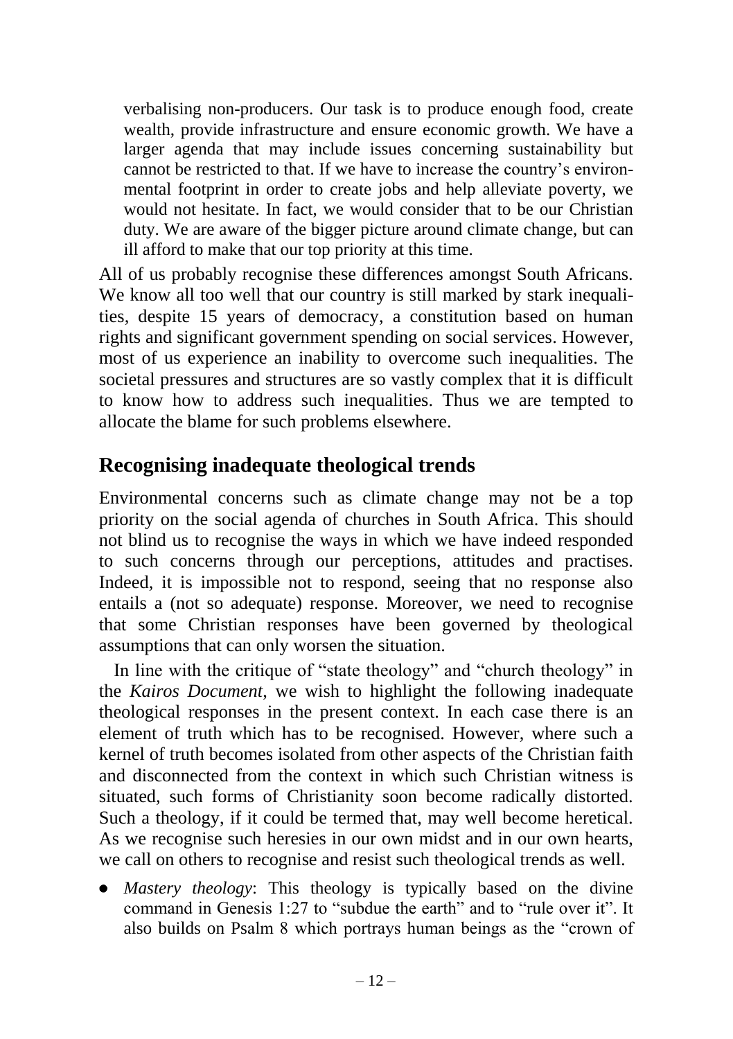verbalising non-producers. Our task is to produce enough food, create wealth, provide infrastructure and ensure economic growth. We have a larger agenda that may include issues concerning sustainability but cannot be restricted to that. If we have to increase the country's environmental footprint in order to create jobs and help alleviate poverty, we would not hesitate. In fact, we would consider that to be our Christian duty. We are aware of the bigger picture around climate change, but can ill afford to make that our top priority at this time.

All of us probably recognise these differences amongst South Africans. We know all too well that our country is still marked by stark inequalities, despite 15 years of democracy, a constitution based on human rights and significant government spending on social services. However, most of us experience an inability to overcome such inequalities. The societal pressures and structures are so vastly complex that it is difficult to know how to address such inequalities. Thus we are tempted to allocate the blame for such problems elsewhere.

## Recognising inadequate theological trends

Environmental concerns such as climate change may not be a top priority on the social agenda of churches in South Africa. This should not blind us to recognise the ways in which we have indeed responded to such concerns through our perceptions, attitudes and practises. Indeed, it is impossible not to respond, seeing that no response also entails a (not so adequate) response. Moreover, we need to recognise that some Christian responses have been governed by theological assumptions that can only worsen the situation.

In line with the critique of "state theology" and "church theology" in the *Kairos Document*, we wish to highlight the following inadequate theological responses in the present context. In each case there is an element of truth which has to be recognised. However, where such a kernel of truth becomes isolated from other aspects of the Christian faith and disconnected from the context in which such Christian witness is situated, such forms of Christianity soon become radically distorted. Such a theology, if it could be termed that, may well become heretical. As we recognise such heresies in our own midst and in our own hearts, we call on others to recognise and resist such theological trends as well.

- *Mastery theology*: This theology is typically based on the divine command in Genesis 1:27 to "subdue the earth" and to "rule over it". It also builds on Psalm 8 which portrays human beings as the "crown of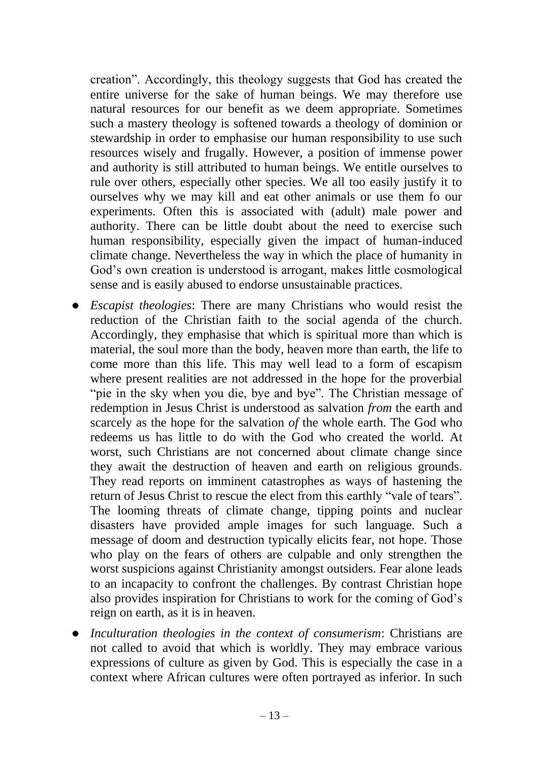creation". Accordingly, this theology suggests that God has created the entire universe for the sake of human beings. We may therefore use natural resources for our benefit as we deem appropriate. Sometimes such a mastery theology is softened towards a theology of dominion or stewardship in order to emphasise our human responsibility to use such resources wisely and frugally. However, a position of immense power and authority is still attributed to human beings. We entitle ourselves to rule over others, especially other species. We all too easily justify it to ourselves why we may kill and eat other animals or use them fo our experiments. Often this is associated with (adult) male power and authority. There can be little doubt about the need to exercise such human responsibility, especially given the impact of human-induced climate change. Nevertheless the way in which the place of humanity in God's own creation is understood is arrogant, makes little cosmological sense and is easily abused to endorse unsustainable practices.

- *Escapist theologies*: There are many Christians who would resist the reduction of the Christian faith to the social agenda of the church. Accordingly, they emphasise that which is spiritual more than which is material, the soul more than the body, heaven more than earth, the life to come more than this life. This may well lead to a form of escapism where present realities are not addressed in the hope for the proverbial "pie in the sky when you die, bye and bye". The Christian message of redemption in Jesus Christ is understood as salvation *from* the earth and scarcely as the hope for the salvation *of* the whole earth. The God who redeems us has little to do with the God who created the world. At worst, such Christians are not concerned about climate change since they await the destruction of heaven and earth on religious grounds. They read reports on imminent catastrophes as ways of hastening the return of Jesus Christ to rescue the elect from this earthly "vale of tears". The looming threats of climate change, tipping points and nuclear disasters have provided ample images for such language. Such a message of doom and destruction typically elicits fear, not hope. Those who play on the fears of others are culpable and only strengthen the worst suspicions against Christianity amongst outsiders. Fear alone leads to an incapacity to confront the challenges. By contrast Christian hope also provides inspiration for Christians to work for the coming of God's reign on earth, as it is in heaven.
- *Inculturation theologies in the context of consumerism*: Christians are not called to avoid that which is worldly. They may embrace various expressions of culture as given by God. This is especially the case in a context where African cultures were often portrayed as inferior. In such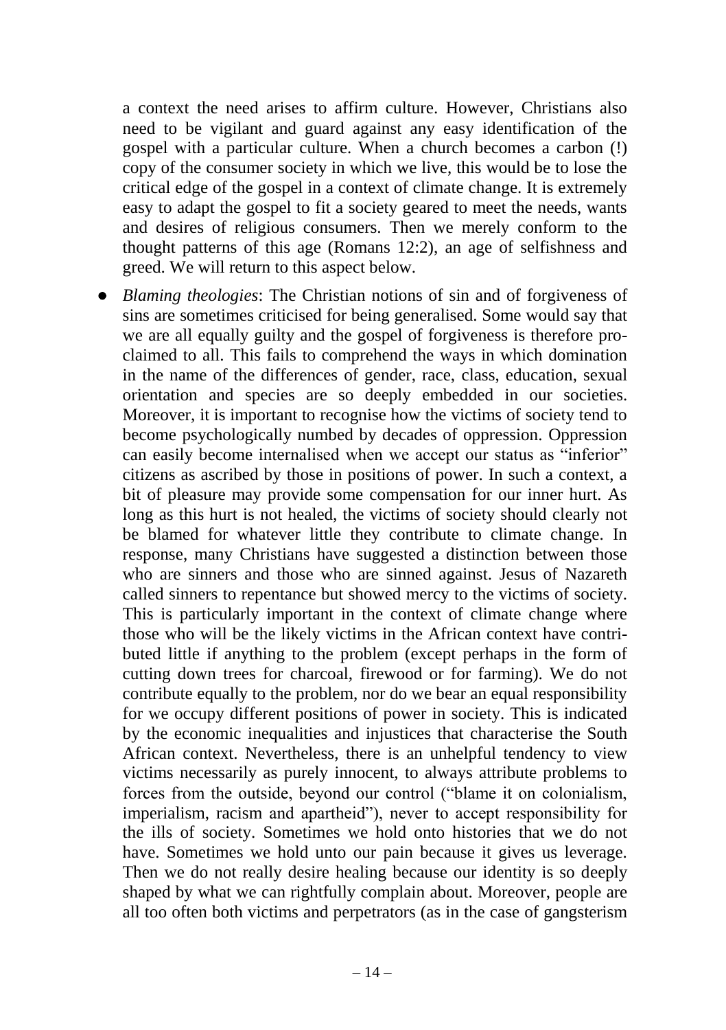a context the need arises to affirm culture. However, Christians also need to be vigilant and guard against any easy identification of the gospel with a particular culture. When a church becomes a carbon (!) copy of the consumer society in which we live, this would be to lose the critical edge of the gospel in a context of climate change. It is extremely easy to adapt the gospel to fit a society geared to meet the needs, wants and desires of religious consumers. Then we merely conform to the thought patterns of this age (Romans 12:2), an age of selfishness and greed. We will return to this aspect below.

- *Blaming theologies*: The Christian notions of sin and of forgiveness of sins are sometimes criticised for being generalised. Some would say that we are all equally guilty and the gospel of forgiveness is therefore proclaimed to all. This fails to comprehend the ways in which domination in the name of the differences of gender, race, class, education, sexual orientation and species are so deeply embedded in our societies. Moreover, it is important to recognise how the victims of society tend to become psychologically numbed by decades of oppression. Oppression can easily become internalised when we accept our status as "inferior" citizens as ascribed by those in positions of power. In such a context, a bit of pleasure may provide some compensation for our inner hurt. As long as this hurt is not healed, the victims of society should clearly not be blamed for whatever little they contribute to climate change. In response, many Christians have suggested a distinction between those who are sinners and those who are sinned against. Jesus of Nazareth called sinners to repentance but showed mercy to the victims of society. This is particularly important in the context of climate change where those who will be the likely victims in the African context have contributed little if anything to the problem (except perhaps in the form of cutting down trees for charcoal, firewood or for farming). We do not contribute equally to the problem, nor do we bear an equal responsibility for we occupy different positions of power in society. This is indicated by the economic inequalities and injustices that characterise the South African context. Nevertheless, there is an unhelpful tendency to view victims necessarily as purely innocent, to always attribute problems to forces from the outside, beyond our control ("blame it on colonialism, imperialism, racism and apartheid"), never to accept responsibility for the ills of society. Sometimes we hold onto histories that we do not have. Sometimes we hold unto our pain because it gives us leverage. Then we do not really desire healing because our identity is so deeply shaped by what we can rightfully complain about. Moreover, people are all too often both victims and perpetrators (as in the case of gangsterism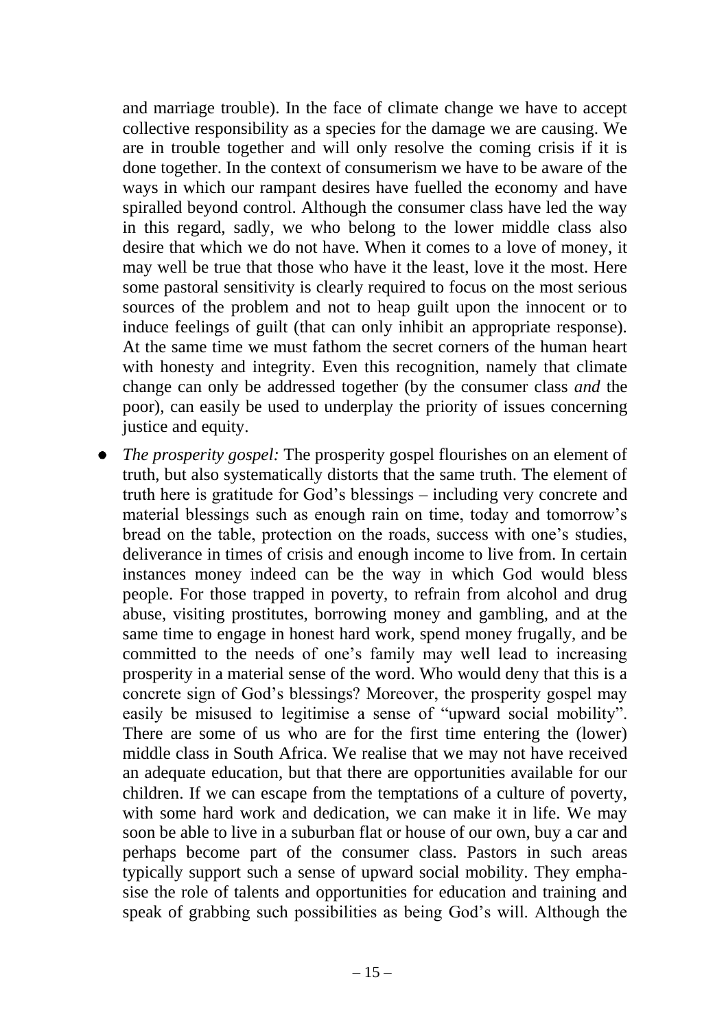and marriage trouble). In the face of climate change we have to accept collective responsibility as a species for the damage we are causing. We are in trouble together and will only resolve the coming crisis if it is done together. In the context of consumerism we have to be aware of the ways in which our rampant desires have fuelled the economy and have spiralled beyond control. Although the consumer class have led the way in this regard, sadly, we who belong to the lower middle class also desire that which we do not have. When it comes to a love of money, it may well be true that those who have it the least, love it the most. Here some pastoral sensitivity is clearly required to focus on the most serious sources of the problem and not to heap guilt upon the innocent or to induce feelings of guilt (that can only inhibit an appropriate response). At the same time we must fathom the secret corners of the human heart with honesty and integrity. Even this recognition, namely that climate change can only be addressed together (by the consumer class *and* the poor), can easily be used to underplay the priority of issues concerning justice and equity.

- *The prosperity gospel:* The prosperity gospel flourishes on an element of truth, but also systematically distorts that the same truth. The element of truth here is gratitude for God's blessings – including very concrete and material blessings such as enough rain on time, today and tomorrow's bread on the table, protection on the roads, success with one's studies, deliverance in times of crisis and enough income to live from. In certain instances money indeed can be the way in which God would bless people. For those trapped in poverty, to refrain from alcohol and drug abuse, visiting prostitutes, borrowing money and gambling, and at the same time to engage in honest hard work, spend money frugally, and be committed to the needs of one's family may well lead to increasing prosperity in a material sense of the word. Who would deny that this is a concrete sign of God's blessings? Moreover, the prosperity gospel may easily be misused to legitimise a sense of "upward social mobility". There are some of us who are for the first time entering the (lower) middle class in South Africa. We realise that we may not have received an adequate education, but that there are opportunities available for our children. If we can escape from the temptations of a culture of poverty, with some hard work and dedication, we can make it in life. We may soon be able to live in a suburban flat or house of our own, buy a car and perhaps become part of the consumer class. Pastors in such areas typically support such a sense of upward social mobility. They emphasise the role of talents and opportunities for education and training and speak of grabbing such possibilities as being God's will. Although the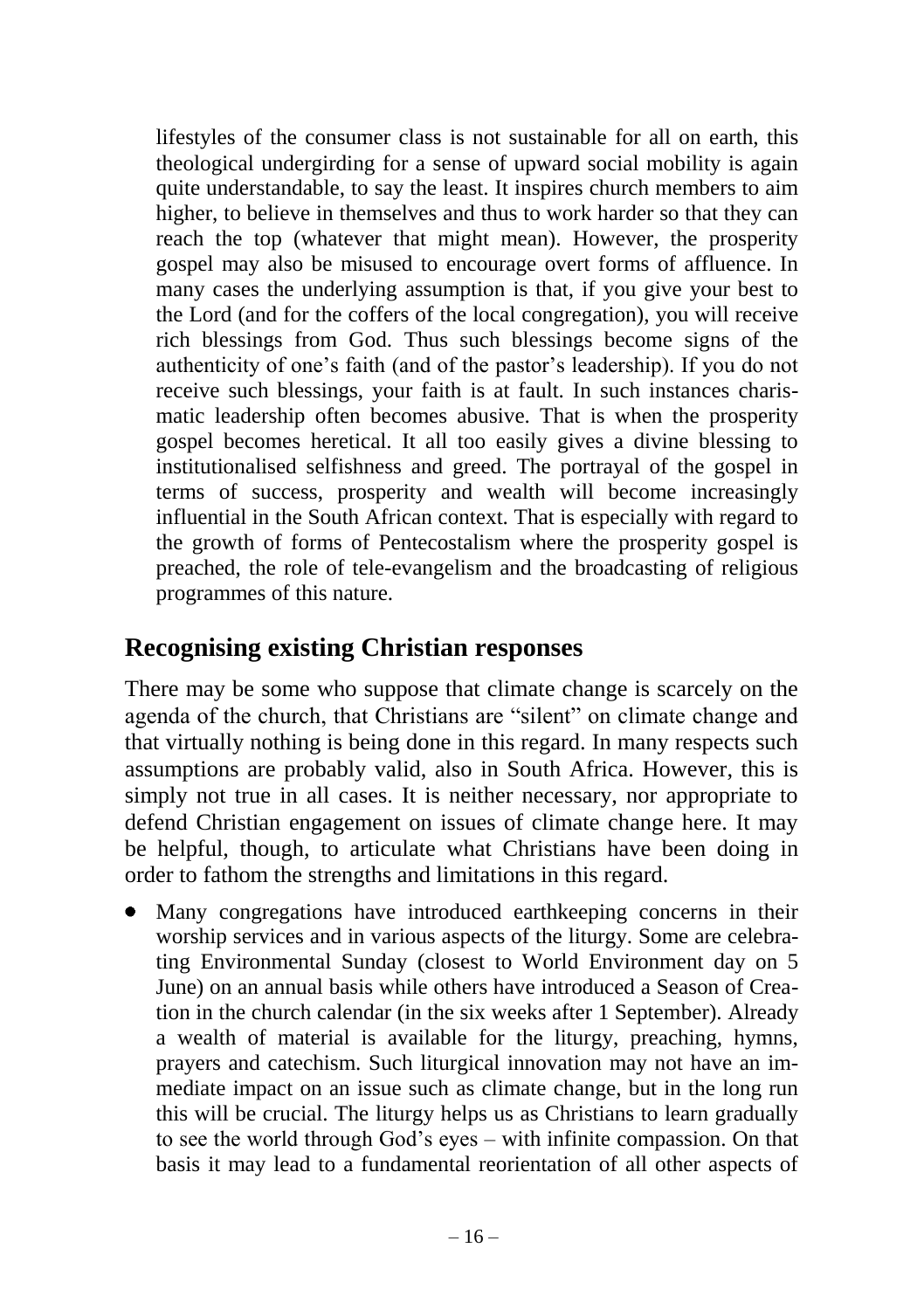lifestyles of the consumer class is not sustainable for all on earth, this theological undergirding for a sense of upward social mobility is again quite understandable, to say the least. It inspires church members to aim higher, to believe in themselves and thus to work harder so that they can reach the top (whatever that might mean). However, the prosperity gospel may also be misused to encourage overt forms of affluence. In many cases the underlying assumption is that, if you give your best to the Lord (and for the coffers of the local congregation), you will receive rich blessings from God. Thus such blessings become signs of the authenticity of one's faith (and of the pastor's leadership). If you do not receive such blessings, your faith is at fault. In such instances charismatic leadership often becomes abusive. That is when the prosperity gospel becomes heretical. It all too easily gives a divine blessing to institutionalised selfishness and greed. The portrayal of the gospel in terms of success, prosperity and wealth will become increasingly influential in the South African context. That is especially with regard to the growth of forms of Pentecostalism where the prosperity gospel is preached, the role of tele-evangelism and the broadcasting of religious programmes of this nature.

## Recognising existing Christian responses

There may be some who suppose that climate change is scarcely on the agenda of the church, that Christians are "silent" on climate change and that virtually nothing is being done in this regard. In many respects such assumptions are probably valid, also in South Africa. However, this is simply not true in all cases. It is neither necessary, nor appropriate to defend Christian engagement on issues of climate change here. It may be helpful, though, to articulate what Christians have been doing in order to fathom the strengths and limitations in this regard.

- Many congregations have introduced earthkeeping concerns in their worship services and in various aspects of the liturgy. Some are celebrating Environmental Sunday (closest to World Environment day on 5 June) on an annual basis while others have introduced a Season of Creation in the church calendar (in the six weeks after 1 September). Already a wealth of material is available for the liturgy, preaching, hymns, prayers and catechism. Such liturgical innovation may not have an immediate impact on an issue such as climate change, but in the long run this will be crucial. The liturgy helps us as Christians to learn gradually to see the world through God's eyes – with infinite compassion. On that basis it may lead to a fundamental reorientation of all other aspects of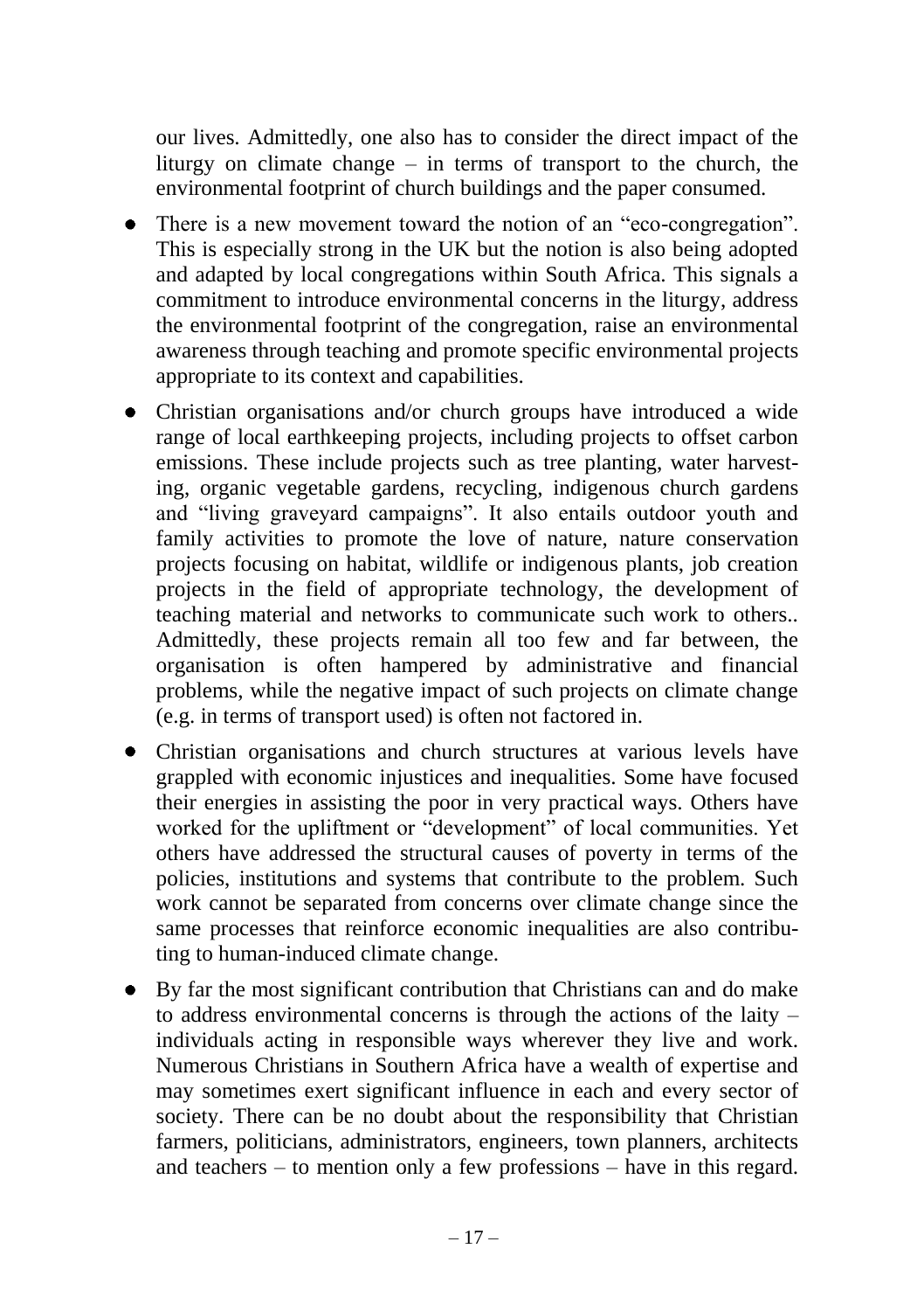our lives. Admittedly, one also has to consider the direct impact of the liturgy on climate change – in terms of transport to the church, the environmental footprint of church buildings and the paper consumed.

- There is a new movement toward the notion of an "eco-congregation". This is especially strong in the UK but the notion is also being adopted and adapted by local congregations within South Africa. This signals a commitment to introduce environmental concerns in the liturgy, address the environmental footprint of the congregation, raise an environmental awareness through teaching and promote specific environmental projects appropriate to its context and capabilities.
- Christian organisations and/or church groups have introduced a wide range of local earthkeeping projects, including projects to offset carbon emissions. These include projects such as tree planting, water harvesting, organic vegetable gardens, recycling, indigenous church gardens and "living graveyard campaigns". It also entails outdoor youth and family activities to promote the love of nature, nature conservation projects focusing on habitat, wildlife or indigenous plants, job creation projects in the field of appropriate technology, the development of teaching material and networks to communicate such work to others.. Admittedly, these projects remain all too few and far between, the organisation is often hampered by administrative and financial problems, while the negative impact of such projects on climate change (e.g. in terms of transport used) is often not factored in.
- Christian organisations and church structures at various levels have grappled with economic injustices and inequalities. Some have focused their energies in assisting the poor in very practical ways. Others have worked for the upliftment or "development" of local communities. Yet others have addressed the structural causes of poverty in terms of the policies, institutions and systems that contribute to the problem. Such work cannot be separated from concerns over climate change since the same processes that reinforce economic inequalities are also contributing to human-induced climate change.
- By far the most significant contribution that Christians can and do make to address environmental concerns is through the actions of the laity – individuals acting in responsible ways wherever they live and work. Numerous Christians in Southern Africa have a wealth of expertise and may sometimes exert significant influence in each and every sector of society. There can be no doubt about the responsibility that Christian farmers, politicians, administrators, engineers, town planners, architects and teachers – to mention only a few professions – have in this regard.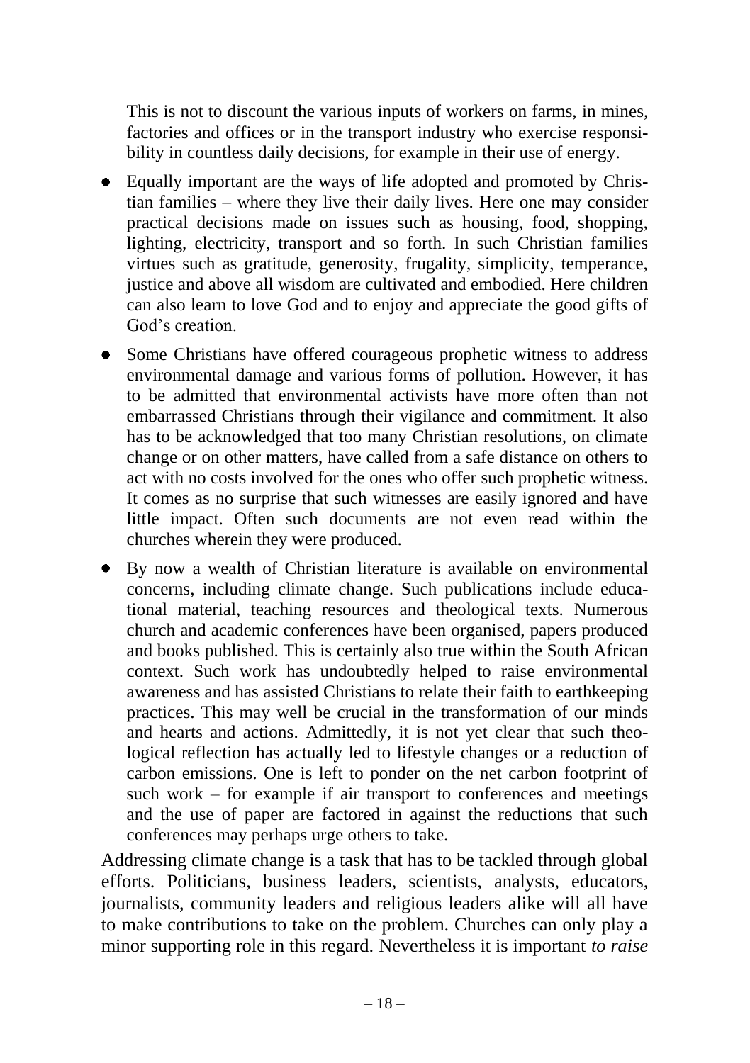This is not to discount the various inputs of workers on farms, in mines, factories and offices or in the transport industry who exercise responsibility in countless daily decisions, for example in their use of energy.

- Equally important are the ways of life adopted and promoted by Christian families – where they live their daily lives. Here one may consider practical decisions made on issues such as housing, food, shopping, lighting, electricity, transport and so forth. In such Christian families virtues such as gratitude, generosity, frugality, simplicity, temperance, justice and above all wisdom are cultivated and embodied. Here children can also learn to love God and to enjoy and appreciate the good gifts of God's creation.
- Some Christians have offered courageous prophetic witness to address environmental damage and various forms of pollution. However, it has to be admitted that environmental activists have more often than not embarrassed Christians through their vigilance and commitment. It also has to be acknowledged that too many Christian resolutions, on climate change or on other matters, have called from a safe distance on others to act with no costs involved for the ones who offer such prophetic witness. It comes as no surprise that such witnesses are easily ignored and have little impact. Often such documents are not even read within the churches wherein they were produced.
- By now a wealth of Christian literature is available on environmental concerns, including climate change. Such publications include educational material, teaching resources and theological texts. Numerous church and academic conferences have been organised, papers produced and books published. This is certainly also true within the South African context. Such work has undoubtedly helped to raise environmental awareness and has assisted Christians to relate their faith to earthkeeping practices. This may well be crucial in the transformation of our minds and hearts and actions. Admittedly, it is not yet clear that such theological reflection has actually led to lifestyle changes or a reduction of carbon emissions. One is left to ponder on the net carbon footprint of such work – for example if air transport to conferences and meetings and the use of paper are factored in against the reductions that such conferences may perhaps urge others to take.

Addressing climate change is a task that has to be tackled through global efforts. Politicians, business leaders, scientists, analysts, educators, journalists, community leaders and religious leaders alike will all have to make contributions to take on the problem. Churches can only play a minor supporting role in this regard. Nevertheless it is important *to raise*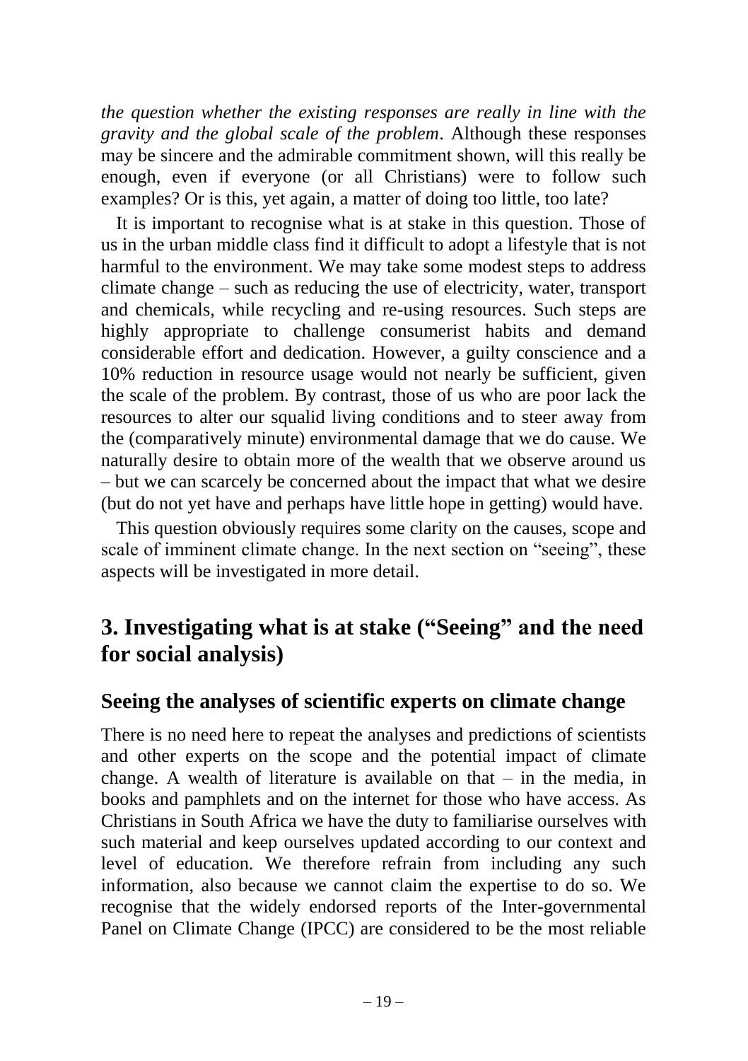*the question whether the existing responses are really in line with the gravity and the global scale of the problem*. Although these responses may be sincere and the admirable commitment shown, will this really be enough, even if everyone (or all Christians) were to follow such examples? Or is this, yet again, a matter of doing too little, too late?

It is important to recognise what is at stake in this question. Those of us in the urban middle class find it difficult to adopt a lifestyle that is not harmful to the environment. We may take some modest steps to address climate change – such as reducing the use of electricity, water, transport and chemicals, while recycling and re-using resources. Such steps are highly appropriate to challenge consumerist habits and demand considerable effort and dedication. However, a guilty conscience and a 10% reduction in resource usage would not nearly be sufficient, given the scale of the problem. By contrast, those of us who are poor lack the resources to alter our squalid living conditions and to steer away from the (comparatively minute) environmental damage that we do cause. We naturally desire to obtain more of the wealth that we observe around us – but we can scarcely be concerned about the impact that what we desire (but do not yet have and perhaps have little hope in getting) would have.

This question obviously requires some clarity on the causes, scope and scale of imminent climate change. In the next section on "seeing", these aspects will be investigated in more detail.

## 3. Investigating what is at stake ("Seeing" and the need for social analysis)

### Seeing the analyses of scientific experts on climate change

There is no need here to repeat the analyses and predictions of scientists and other experts on the scope and the potential impact of climate change. A wealth of literature is available on that – in the media, in books and pamphlets and on the internet for those who have access. As Christians in South Africa we have the duty to familiarise ourselves with such material and keep ourselves updated according to our context and level of education. We therefore refrain from including any such information, also because we cannot claim the expertise to do so. We recognise that the widely endorsed reports of the Inter-governmental Panel on Climate Change (IPCC) are considered to be the most reliable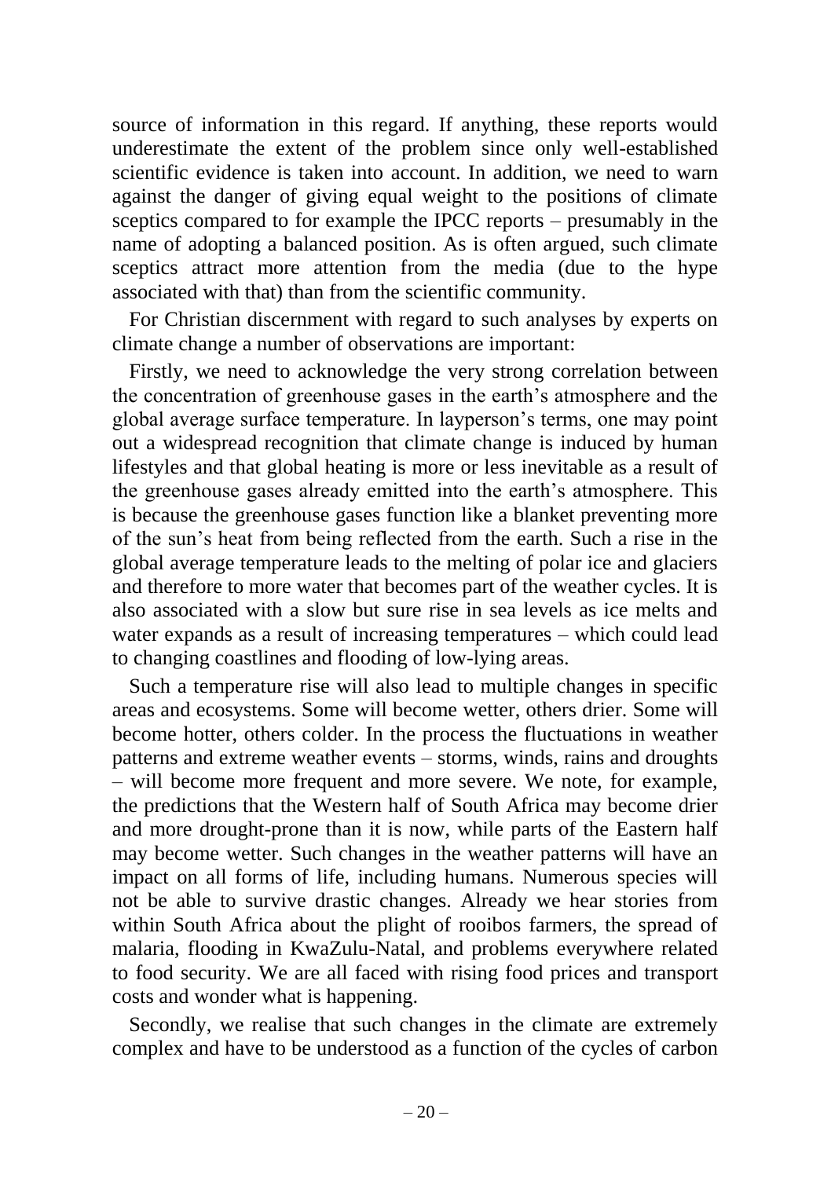source of information in this regard. If anything, these reports would underestimate the extent of the problem since only well-established scientific evidence is taken into account. In addition, we need to warn against the danger of giving equal weight to the positions of climate sceptics compared to for example the IPCC reports – presumably in the name of adopting a balanced position. As is often argued, such climate sceptics attract more attention from the media (due to the hype associated with that) than from the scientific community.

For Christian discernment with regard to such analyses by experts on climate change a number of observations are important:

Firstly, we need to acknowledge the very strong correlation between the concentration of greenhouse gases in the earth's atmosphere and the global average surface temperature. In layperson's terms, one may point out a widespread recognition that climate change is induced by human lifestyles and that global heating is more or less inevitable as a result of the greenhouse gases already emitted into the earth's atmosphere. This is because the greenhouse gases function like a blanket preventing more of the sun's heat from being reflected from the earth. Such a rise in the global average temperature leads to the melting of polar ice and glaciers and therefore to more water that becomes part of the weather cycles. It is also associated with a slow but sure rise in sea levels as ice melts and water expands as a result of increasing temperatures – which could lead to changing coastlines and flooding of low-lying areas.

Such a temperature rise will also lead to multiple changes in specific areas and ecosystems. Some will become wetter, others drier. Some will become hotter, others colder. In the process the fluctuations in weather patterns and extreme weather events – storms, winds, rains and droughts – will become more frequent and more severe. We note, for example, the predictions that the Western half of South Africa may become drier and more drought-prone than it is now, while parts of the Eastern half may become wetter. Such changes in the weather patterns will have an impact on all forms of life, including humans. Numerous species will not be able to survive drastic changes. Already we hear stories from within South Africa about the plight of rooibos farmers, the spread of malaria, flooding in KwaZulu-Natal, and problems everywhere related to food security. We are all faced with rising food prices and transport costs and wonder what is happening.

Secondly, we realise that such changes in the climate are extremely complex and have to be understood as a function of the cycles of carbon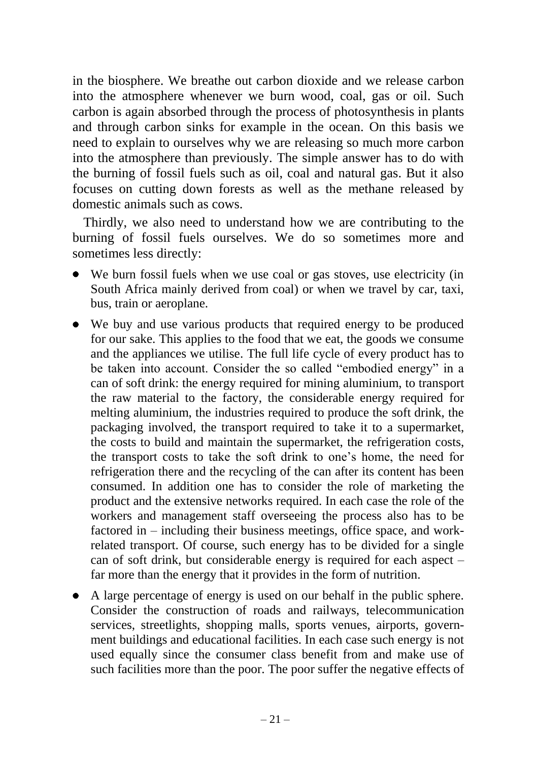in the biosphere. We breathe out carbon dioxide and we release carbon into the atmosphere whenever we burn wood, coal, gas or oil. Such carbon is again absorbed through the process of photosynthesis in plants and through carbon sinks for example in the ocean. On this basis we need to explain to ourselves why we are releasing so much more carbon into the atmosphere than previously. The simple answer has to do with the burning of fossil fuels such as oil, coal and natural gas. But it also focuses on cutting down forests as well as the methane released by domestic animals such as cows.

Thirdly, we also need to understand how we are contributing to the burning of fossil fuels ourselves. We do so sometimes more and sometimes less directly:

- We burn fossil fuels when we use coal or gas stoves, use electricity (in South Africa mainly derived from coal) or when we travel by car, taxi, bus, train or aeroplane.
- We buy and use various products that required energy to be produced for our sake. This applies to the food that we eat, the goods we consume and the appliances we utilise. The full life cycle of every product has to be taken into account. Consider the so called "embodied energy" in a can of soft drink: the energy required for mining aluminium, to transport the raw material to the factory, the considerable energy required for melting aluminium, the industries required to produce the soft drink, the packaging involved, the transport required to take it to a supermarket, the costs to build and maintain the supermarket, the refrigeration costs, the transport costs to take the soft drink to one's home, the need for refrigeration there and the recycling of the can after its content has been consumed. In addition one has to consider the role of marketing the product and the extensive networks required. In each case the role of the workers and management staff overseeing the process also has to be factored in – including their business meetings, office space, and work-related transport. Of course, such energy has to be divided for a single can of soft drink, but considerable energy is required for each aspect – far more than the energy that it provides in the form of nutrition.
- A large percentage of energy is used on our behalf in the public sphere. Consider the construction of roads and railways, telecommunication services, streetlights, shopping malls, sports venues, airports, government buildings and educational facilities. In each case such energy is not used equally since the consumer class benefit from and make use of such facilities more than the poor. The poor suffer the negative effects of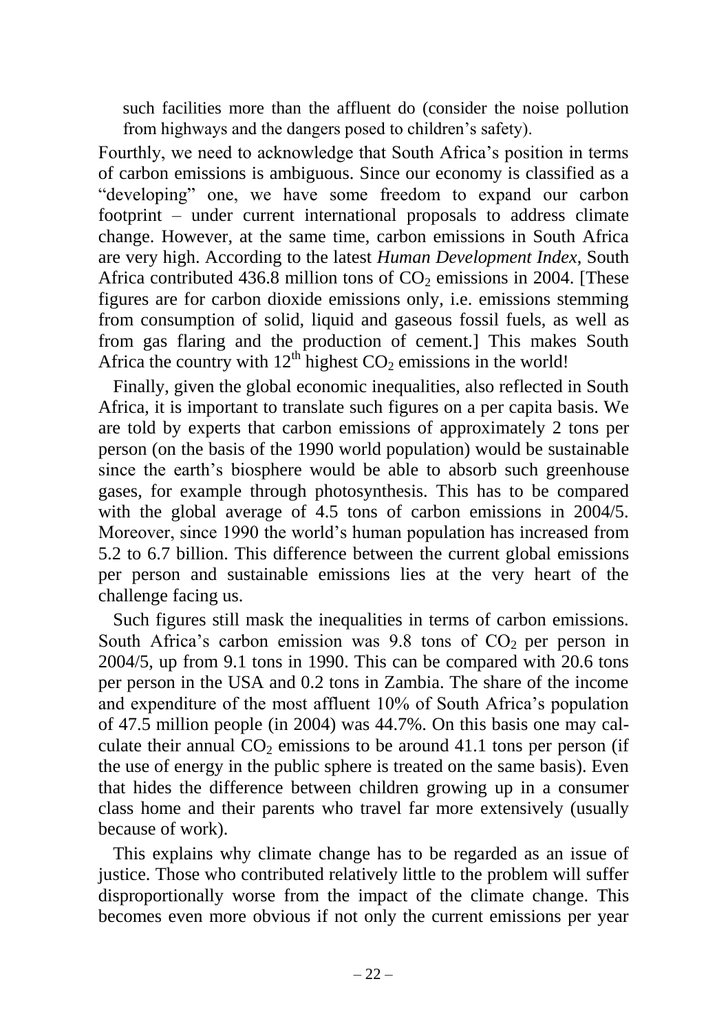such facilities more than the affluent do (consider the noise pollution from highways and the dangers posed to children's safety).

Fourthly, we need to acknowledge that South Africa's position in terms of carbon emissions is ambiguous. Since our economy is classified as a "developing" one, we have some freedom to expand our carbon footprint – under current international proposals to address climate change. However, at the same time, carbon emissions in South Africa are very high. According to the latest *Human Development Index*, South Africa contributed 436.8 million tons of $CO_2$ emissions in 2004. [These figures are for carbon dioxide emissions only, i.e. emissions stemming from consumption of solid, liquid and gaseous fossil fuels, as well as from gas flaring and the production of cement.] This makes South Africa the country with 12[th] highest $CO_2$ emissions in the world!

Finally, given the global economic inequalities, also reflected in South Africa, it is important to translate such figures on a per capita basis. We are told by experts that carbon emissions of approximately 2 tons per person (on the basis of the 1990 world population) would be sustainable since the earth's biosphere would be able to absorb such greenhouse gases, for example through photosynthesis. This has to be compared with the global average of 4.5 tons of carbon emissions in 2004/5. Moreover, since 1990 the world's human population has increased from 5.2 to 6.7 billion. This difference between the current global emissions per person and sustainable emissions lies at the very heart of the challenge facing us.

Such figures still mask the inequalities in terms of carbon emissions. South Africa's carbon emission was 9.8 tons of $CO_2$ per person in 2004/5, up from 9.1 tons in 1990. This can be compared with 20.6 tons per person in the USA and 0.2 tons in Zambia. The share of the income and expenditure of the most affluent 10% of South Africa's population of 47.5 million people (in 2004) was 44.7%. On this basis one may calculate their annual $CO_2$ emissions to be around 41.1 tons per person (if the use of energy in the public sphere is treated on the same basis). Even that hides the difference between children growing up in a consumer class home and their parents who travel far more extensively (usually because of work).

This explains why climate change has to be regarded as an issue of justice. Those who contributed relatively little to the problem will suffer disproportionally worse from the impact of the climate change. This becomes even more obvious if not only the current emissions per year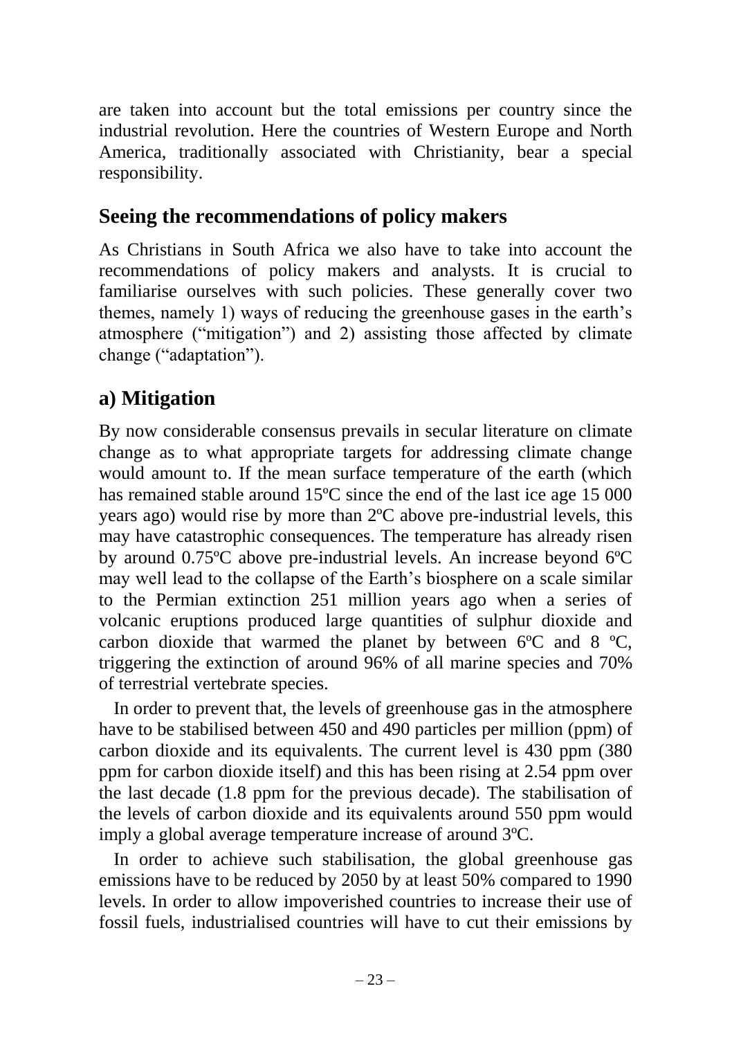are taken into account but the total emissions per country since the industrial revolution. Here the countries of Western Europe and North America, traditionally associated with Christianity, bear a special responsibility.

## Seeing the recommendations of policy makers

As Christians in South Africa we also have to take into account the recommendations of policy makers and analysts. It is crucial to familiarise ourselves with such policies. These generally cover two themes, namely 1) ways of reducing the greenhouse gases in the earth's atmosphere ("mitigation") and 2) assisting those affected by climate change ("adaptation").

## a) Mitigation

By now considerable consensus prevails in secular literature on climate change as to what appropriate targets for addressing climate change would amount to. If the mean surface temperature of the earth (which has remained stable around 15ºC since the end of the last ice age 15 000 years ago) would rise by more than 2ºC above pre-industrial levels, this may have catastrophic consequences. The temperature has already risen by around 0.75ºC above pre-industrial levels. An increase beyond 6ºC may well lead to the collapse of the Earth's biosphere on a scale similar to the Permian extinction 251 million years ago when a series of volcanic eruptions produced large quantities of sulphur dioxide and carbon dioxide that warmed the planet by between 6ºC and 8 ºC, triggering the extinction of around 96% of all marine species and 70% of terrestrial vertebrate species.

In order to prevent that, the levels of greenhouse gas in the atmosphere have to be stabilised between 450 and 490 particles per million (ppm) of carbon dioxide and its equivalents. The current level is 430 ppm (380 ppm for carbon dioxide itself) and this has been rising at 2.54 ppm over the last decade (1.8 ppm for the previous decade). The stabilisation of the levels of carbon dioxide and its equivalents around 550 ppm would imply a global average temperature increase of around 3ºC.

In order to achieve such stabilisation, the global greenhouse gas emissions have to be reduced by 2050 by at least 50% compared to 1990 levels. In order to allow impoverished countries to increase their use of fossil fuels, industrialised countries will have to cut their emissions by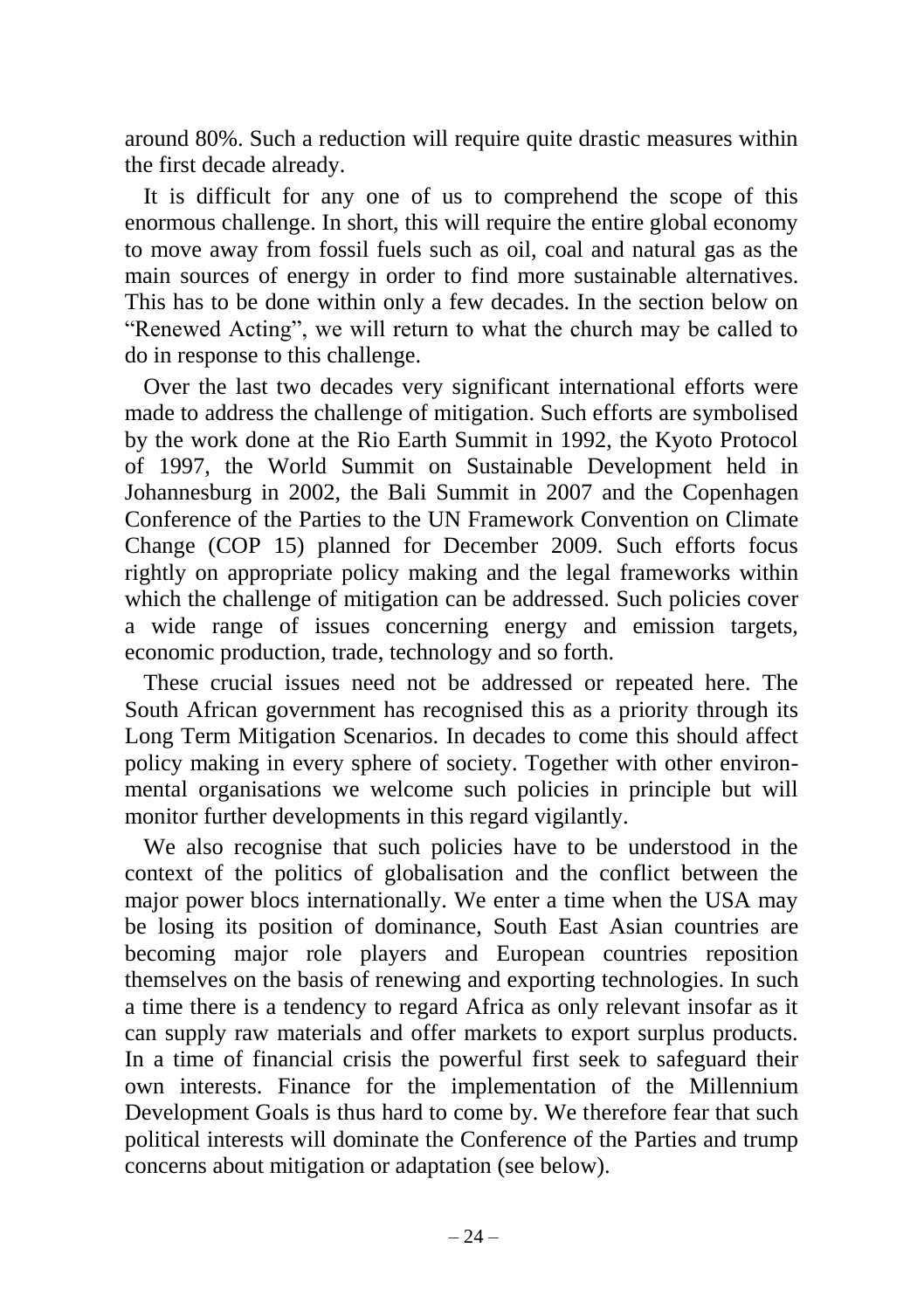around 80%. Such a reduction will require quite drastic measures within the first decade already.

It is difficult for any one of us to comprehend the scope of this enormous challenge. In short, this will require the entire global economy to move away from fossil fuels such as oil, coal and natural gas as the main sources of energy in order to find more sustainable alternatives. This has to be done within only a few decades. In the section below on "Renewed Acting", we will return to what the church may be called to do in response to this challenge.

Over the last two decades very significant international efforts were made to address the challenge of mitigation. Such efforts are symbolised by the work done at the Rio Earth Summit in 1992, the Kyoto Protocol of 1997, the World Summit on Sustainable Development held in Johannesburg in 2002, the Bali Summit in 2007 and the Copenhagen Conference of the Parties to the UN Framework Convention on Climate Change (COP 15) planned for December 2009. Such efforts focus rightly on appropriate policy making and the legal frameworks within which the challenge of mitigation can be addressed. Such policies cover a wide range of issues concerning energy and emission targets, economic production, trade, technology and so forth.

These crucial issues need not be addressed or repeated here. The South African government has recognised this as a priority through its Long Term Mitigation Scenarios. In decades to come this should affect policy making in every sphere of society. Together with other environmental organisations we welcome such policies in principle but will monitor further developments in this regard vigilantly.

We also recognise that such policies have to be understood in the context of the politics of globalisation and the conflict between the major power blocs internationally. We enter a time when the USA may be losing its position of dominance, South East Asian countries are becoming major role players and European countries reposition themselves on the basis of renewing and exporting technologies. In such a time there is a tendency to regard Africa as only relevant insofar as it can supply raw materials and offer markets to export surplus products. In a time of financial crisis the powerful first seek to safeguard their own interests. Finance for the implementation of the Millennium Development Goals is thus hard to come by. We therefore fear that such political interests will dominate the Conference of the Parties and trump concerns about mitigation or adaptation (see below).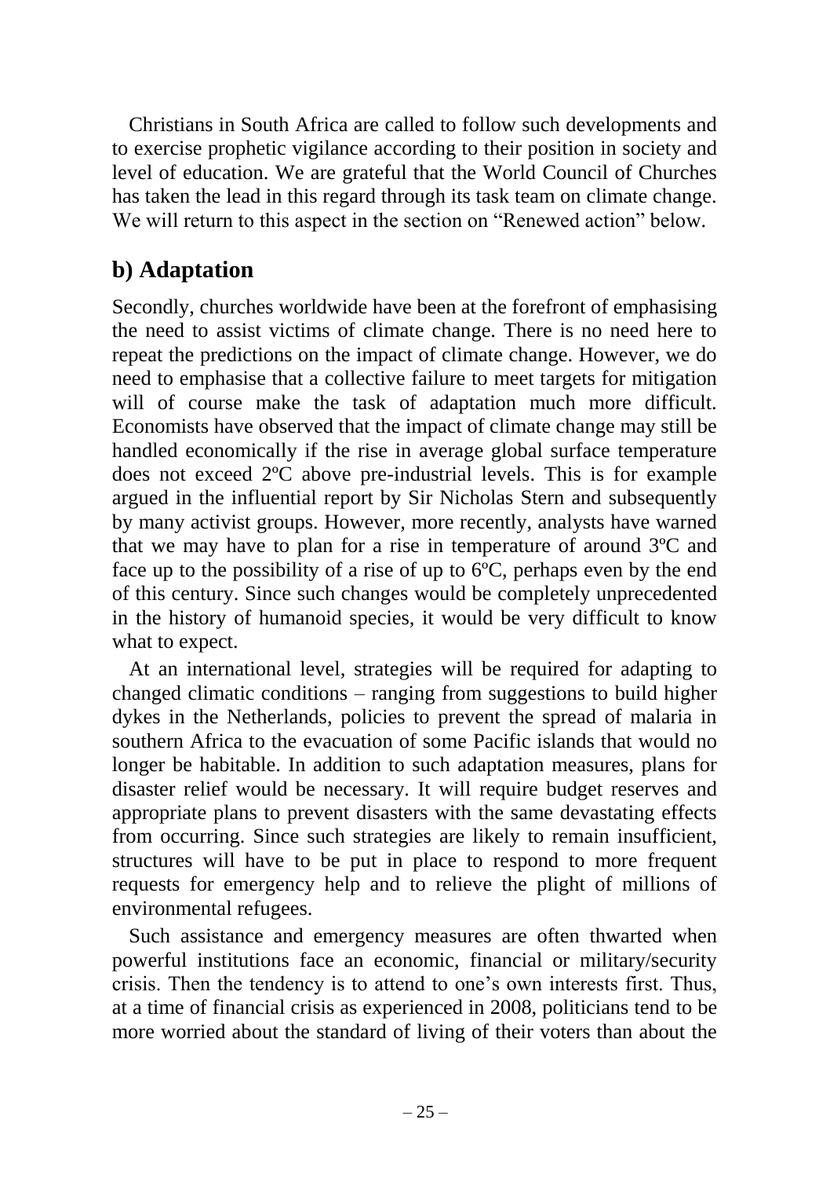Christians in South Africa are called to follow such developments and to exercise prophetic vigilance according to their position in society and level of education. We are grateful that the World Council of Churches has taken the lead in this regard through its task team on climate change. We will return to this aspect in the section on "Renewed action" below.

## b) Adaptation

Secondly, churches worldwide have been at the forefront of emphasising the need to assist victims of climate change. There is no need here to repeat the predictions on the impact of climate change. However, we do need to emphasise that a collective failure to meet targets for mitigation will of course make the task of adaptation much more difficult. Economists have observed that the impact of climate change may still be handled economically if the rise in average global surface temperature does not exceed 2ºC above pre-industrial levels. This is for example argued in the influential report by Sir Nicholas Stern and subsequently by many activist groups. However, more recently, analysts have warned that we may have to plan for a rise in temperature of around 3ºC and face up to the possibility of a rise of up to 6ºC, perhaps even by the end of this century. Since such changes would be completely unprecedented in the history of humanoid species, it would be very difficult to know what to expect.

At an international level, strategies will be required for adapting to changed climatic conditions – ranging from suggestions to build higher dykes in the Netherlands, policies to prevent the spread of malaria in southern Africa to the evacuation of some Pacific islands that would no longer be habitable. In addition to such adaptation measures, plans for disaster relief would be necessary. It will require budget reserves and appropriate plans to prevent disasters with the same devastating effects from occurring. Since such strategies are likely to remain insufficient, structures will have to be put in place to respond to more frequent requests for emergency help and to relieve the plight of millions of environmental refugees.

Such assistance and emergency measures are often thwarted when powerful institutions face an economic, financial or military/security crisis. Then the tendency is to attend to one's own interests first. Thus, at a time of financial crisis as experienced in 2008, politicians tend to be more worried about the standard of living of their voters than about the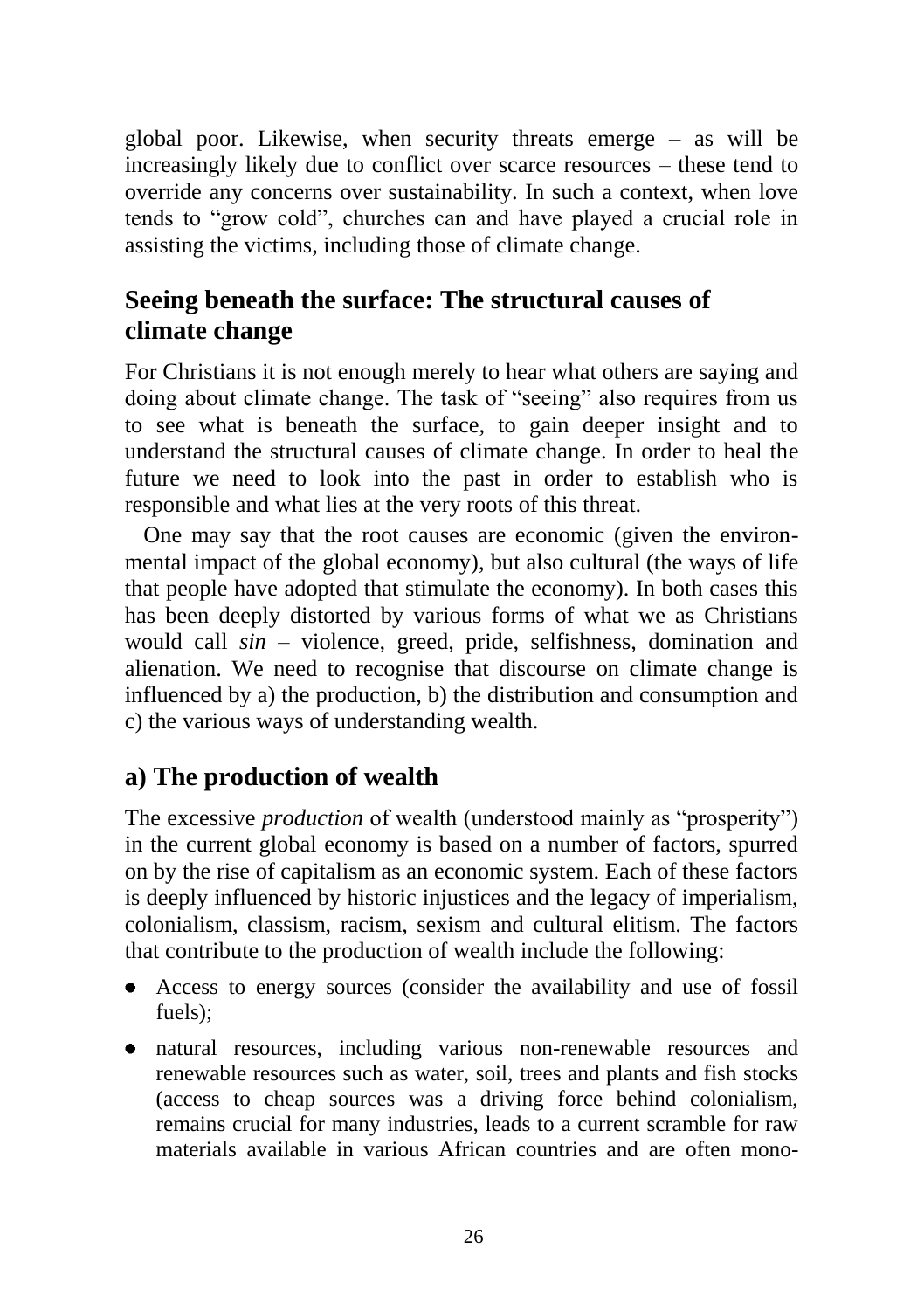global poor. Likewise, when security threats emerge – as will be increasingly likely due to conflict over scarce resources – these tend to override any concerns over sustainability. In such a context, when love tends to "grow cold", churches can and have played a crucial role in assisting the victims, including those of climate change.

## Seeing beneath the surface: The structural causes of climate change

For Christians it is not enough merely to hear what others are saying and doing about climate change. The task of "seeing" also requires from us to see what is beneath the surface, to gain deeper insight and to understand the structural causes of climate change. In order to heal the future we need to look into the past in order to establish who is responsible and what lies at the very roots of this threat.

One may say that the root causes are economic (given the environmental impact of the global economy), but also cultural (the ways of life that people have adopted that stimulate the economy). In both cases this has been deeply distorted by various forms of what we as Christians would call *sin* – violence, greed, pride, selfishness, domination and alienation. We need to recognise that discourse on climate change is influenced by a) the production, b) the distribution and consumption and c) the various ways of understanding wealth.

## a) The production of wealth

The excessive *production* of wealth (understood mainly as "prosperity") in the current global economy is based on a number of factors, spurred on by the rise of capitalism as an economic system. Each of these factors is deeply influenced by historic injustices and the legacy of imperialism, colonialism, classism, racism, sexism and cultural elitism. The factors that contribute to the production of wealth include the following:

- Access to energy sources (consider the availability and use of fossil fuels);
- natural resources, including various non-renewable resources and renewable resources such as water, soil, trees and plants and fish stocks (access to cheap sources was a driving force behind colonialism, remains crucial for many industries, leads to a current scramble for raw materials available in various African countries and are often mono-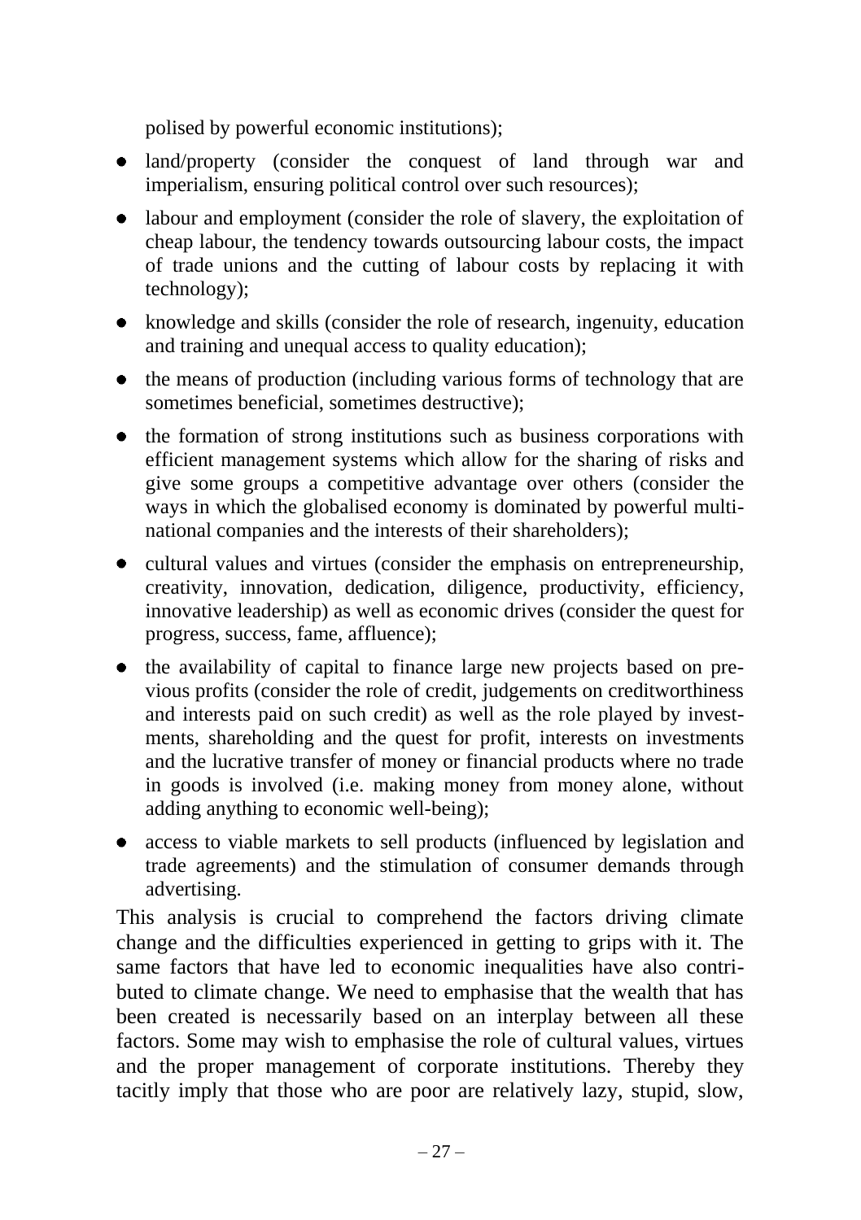polised by powerful economic institutions);

- land/property (consider the conquest of land through war and imperialism, ensuring political control over such resources);
- labour and employment (consider the role of slavery, the exploitation of cheap labour, the tendency towards outsourcing labour costs, the impact of trade unions and the cutting of labour costs by replacing it with technology);
- knowledge and skills (consider the role of research, ingenuity, education and training and unequal access to quality education);
- the means of production (including various forms of technology that are sometimes beneficial, sometimes destructive);
- the formation of strong institutions such as business corporations with efficient management systems which allow for the sharing of risks and give some groups a competitive advantage over others (consider the ways in which the globalised economy is dominated by powerful multinational companies and the interests of their shareholders);
- cultural values and virtues (consider the emphasis on entrepreneurship, creativity, innovation, dedication, diligence, productivity, efficiency, innovative leadership) as well as economic drives (consider the quest for progress, success, fame, affluence);
- the availability of capital to finance large new projects based on previous profits (consider the role of credit, judgements on creditworthiness and interests paid on such credit) as well as the role played by investments, shareholding and the quest for profit, interests on investments and the lucrative transfer of money or financial products where no trade in goods is involved (i.e. making money from money alone, without adding anything to economic well-being);
- access to viable markets to sell products (influenced by legislation and trade agreements) and the stimulation of consumer demands through advertising.

This analysis is crucial to comprehend the factors driving climate change and the difficulties experienced in getting to grips with it. The same factors that have led to economic inequalities have also contributed to climate change. We need to emphasise that the wealth that has been created is necessarily based on an interplay between all these factors. Some may wish to emphasise the role of cultural values, virtues and the proper management of corporate institutions. Thereby they tacitly imply that those who are poor are relatively lazy, stupid, slow,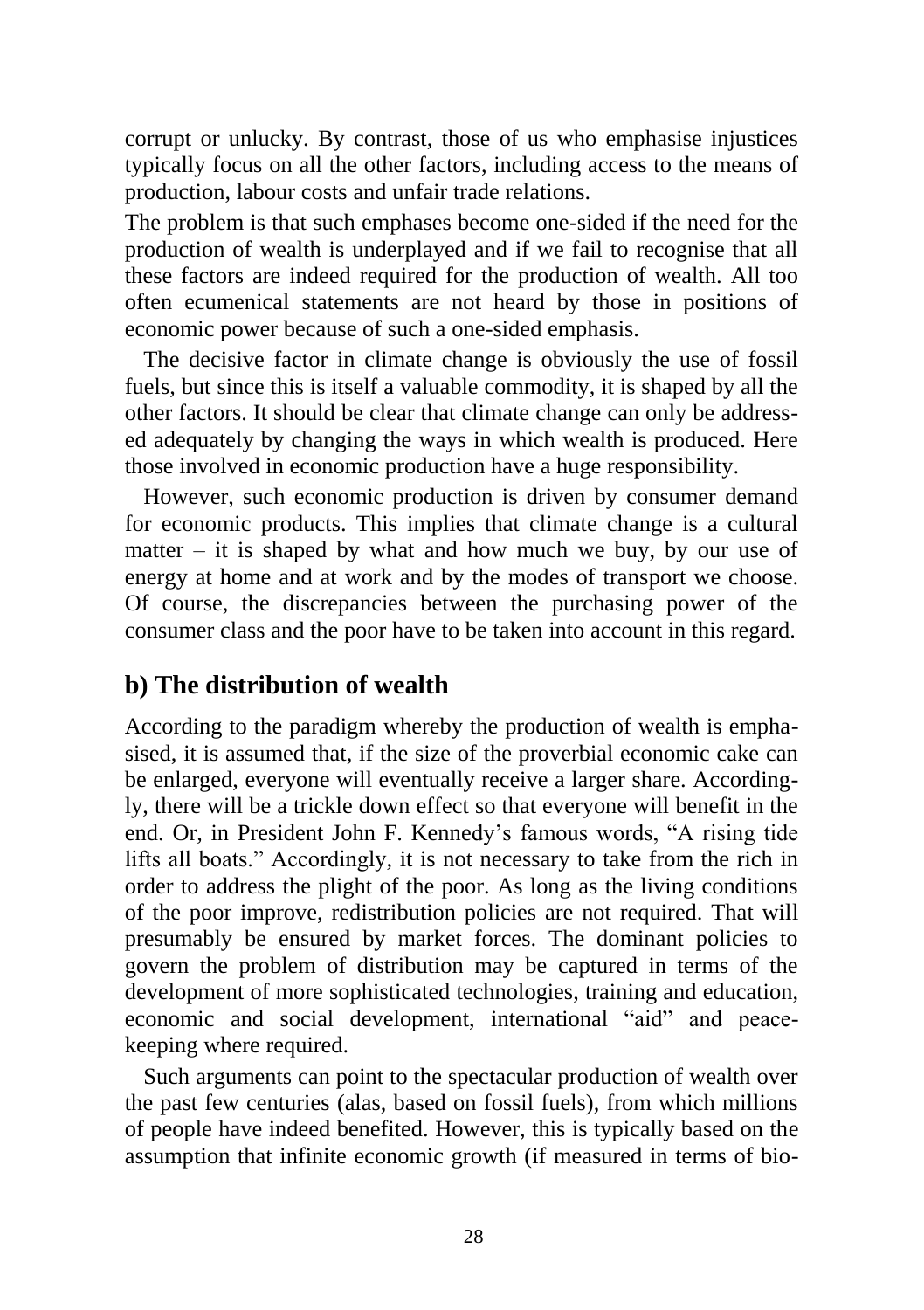corrupt or unlucky. By contrast, those of us who emphasise injustices typically focus on all the other factors, including access to the means of production, labour costs and unfair trade relations.

The problem is that such emphases become one-sided if the need for the production of wealth is underplayed and if we fail to recognise that all these factors are indeed required for the production of wealth. All too often ecumenical statements are not heard by those in positions of economic power because of such a one-sided emphasis.

The decisive factor in climate change is obviously the use of fossil fuels, but since this is itself a valuable commodity, it is shaped by all the other factors. It should be clear that climate change can only be addressed adequately by changing the ways in which wealth is produced. Here those involved in economic production have a huge responsibility.

However, such economic production is driven by consumer demand for economic products. This implies that climate change is a cultural matter – it is shaped by what and how much we buy, by our use of energy at home and at work and by the modes of transport we choose. Of course, the discrepancies between the purchasing power of the consumer class and the poor have to be taken into account in this regard.

## b) The distribution of wealth

According to the paradigm whereby the production of wealth is emphasised, it is assumed that, if the size of the proverbial economic cake can be enlarged, everyone will eventually receive a larger share. Accordingly, there will be a trickle down effect so that everyone will benefit in the end. Or, in President John F. Kennedy's famous words, "A rising tide lifts all boats." Accordingly, it is not necessary to take from the rich in order to address the plight of the poor. As long as the living conditions of the poor improve, redistribution policies are not required. That will presumably be ensured by market forces. The dominant policies to govern the problem of distribution may be captured in terms of the development of more sophisticated technologies, training and education, economic and social development, international "aid" and peacekeeping where required.

Such arguments can point to the spectacular production of wealth over the past few centuries (alas, based on fossil fuels), from which millions of people have indeed benefited. However, this is typically based on the assumption that infinite economic growth (if measured in terms of bio-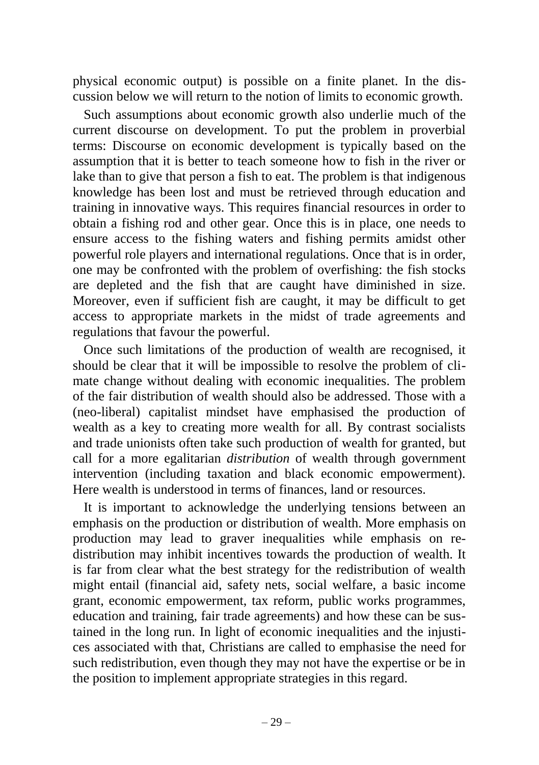physical economic output) is possible on a finite planet. In the discussion below we will return to the notion of limits to economic growth.

Such assumptions about economic growth also underlie much of the current discourse on development. To put the problem in proverbial terms: Discourse on economic development is typically based on the assumption that it is better to teach someone how to fish in the river or lake than to give that person a fish to eat. The problem is that indigenous knowledge has been lost and must be retrieved through education and training in innovative ways. This requires financial resources in order to obtain a fishing rod and other gear. Once this is in place, one needs to ensure access to the fishing waters and fishing permits amidst other powerful role players and international regulations. Once that is in order, one may be confronted with the problem of overfishing: the fish stocks are depleted and the fish that are caught have diminished in size. Moreover, even if sufficient fish are caught, it may be difficult to get access to appropriate markets in the midst of trade agreements and regulations that favour the powerful.

Once such limitations of the production of wealth are recognised, it should be clear that it will be impossible to resolve the problem of climate change without dealing with economic inequalities. The problem of the fair distribution of wealth should also be addressed. Those with a (neo-liberal) capitalist mindset have emphasised the production of wealth as a key to creating more wealth for all. By contrast socialists and trade unionists often take such production of wealth for granted, but call for a more egalitarian *distribution* of wealth through government intervention (including taxation and black economic empowerment). Here wealth is understood in terms of finances, land or resources.

It is important to acknowledge the underlying tensions between an emphasis on the production or distribution of wealth. More emphasis on production may lead to graver inequalities while emphasis on redistribution may inhibit incentives towards the production of wealth. It is far from clear what the best strategy for the redistribution of wealth might entail (financial aid, safety nets, social welfare, a basic income grant, economic empowerment, tax reform, public works programmes, education and training, fair trade agreements) and how these can be sustained in the long run. In light of economic inequalities and the injustices associated with that, Christians are called to emphasise the need for such redistribution, even though they may not have the expertise or be in the position to implement appropriate strategies in this regard.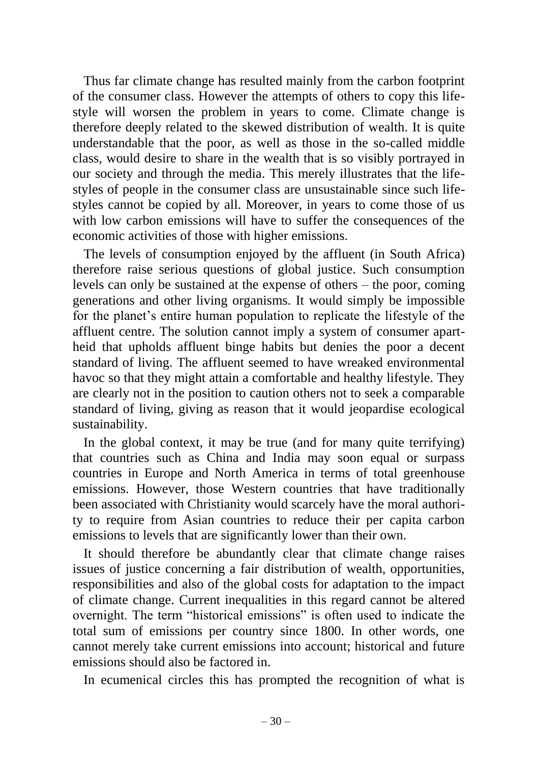Thus far climate change has resulted mainly from the carbon footprint of the consumer class. However the attempts of others to copy this lifestyle will worsen the problem in years to come. Climate change is therefore deeply related to the skewed distribution of wealth. It is quite understandable that the poor, as well as those in the so-called middle class, would desire to share in the wealth that is so visibly portrayed in our society and through the media. This merely illustrates that the lifestyles of people in the consumer class are unsustainable since such lifestyles cannot be copied by all. Moreover, in years to come those of us with low carbon emissions will have to suffer the consequences of the economic activities of those with higher emissions.

The levels of consumption enjoyed by the affluent (in South Africa) therefore raise serious questions of global justice. Such consumption levels can only be sustained at the expense of others – the poor, coming generations and other living organisms. It would simply be impossible for the planet's entire human population to replicate the lifestyle of the affluent centre. The solution cannot imply a system of consumer apartheid that upholds affluent binge habits but denies the poor a decent standard of living. The affluent seemed to have wreaked environmental havoc so that they might attain a comfortable and healthy lifestyle. They are clearly not in the position to caution others not to seek a comparable standard of living, giving as reason that it would jeopardise ecological sustainability.

In the global context, it may be true (and for many quite terrifying) that countries such as China and India may soon equal or surpass countries in Europe and North America in terms of total greenhouse emissions. However, those Western countries that have traditionally been associated with Christianity would scarcely have the moral authority to require from Asian countries to reduce their per capita carbon emissions to levels that are significantly lower than their own.

It should therefore be abundantly clear that climate change raises issues of justice concerning a fair distribution of wealth, opportunities, responsibilities and also of the global costs for adaptation to the impact of climate change. Current inequalities in this regard cannot be altered overnight. The term "historical emissions" is often used to indicate the total sum of emissions per country since 1800. In other words, one cannot merely take current emissions into account; historical and future emissions should also be factored in.

In ecumenical circles this has prompted the recognition of what is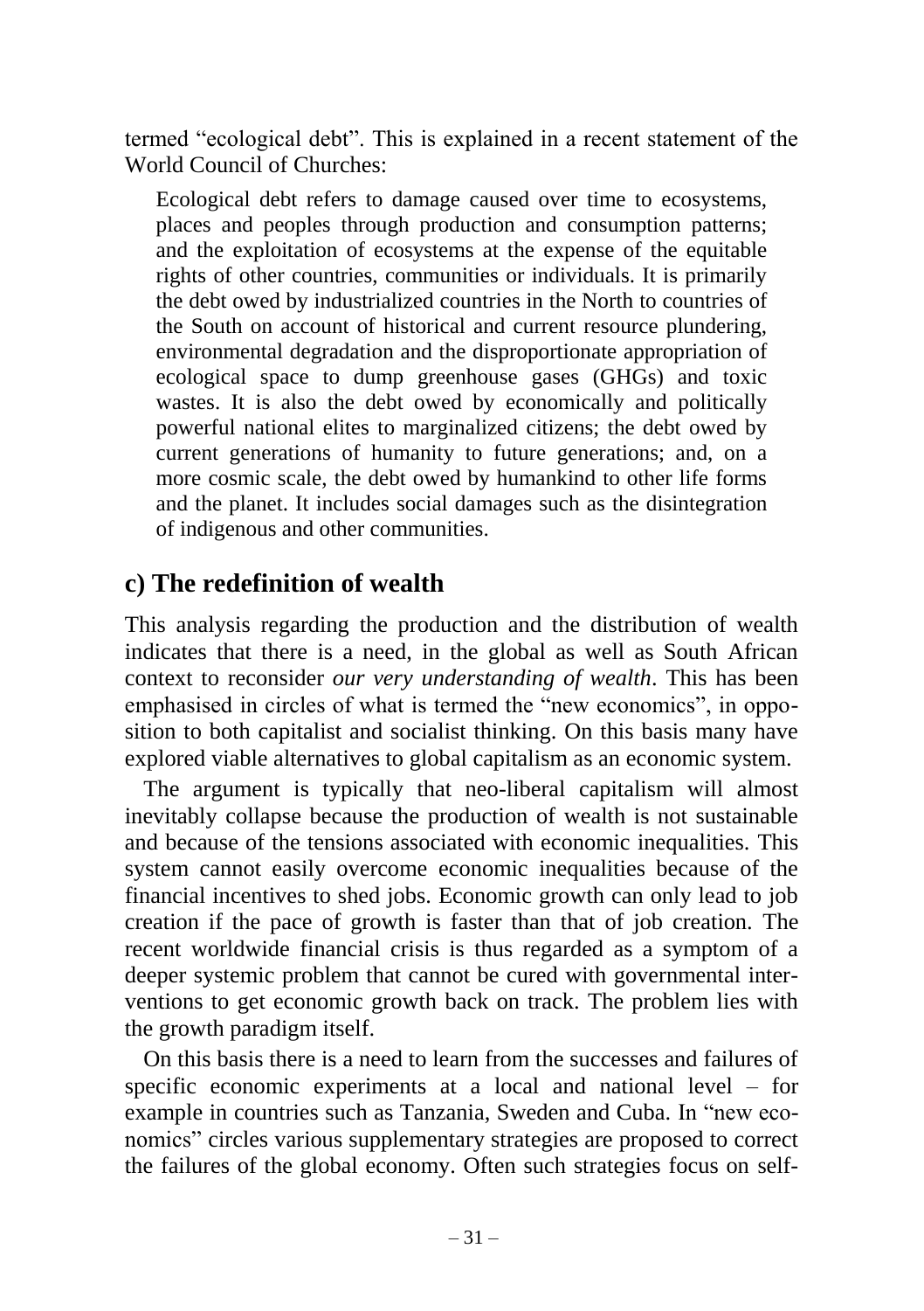termed "ecological debt". This is explained in a recent statement of the World Council of Churches:

> Ecological debt refers to damage caused over time to ecosystems, places and peoples through production and consumption patterns; and the exploitation of ecosystems at the expense of the equitable rights of other countries, communities or individuals. It is primarily the debt owed by industrialized countries in the North to countries of the South on account of historical and current resource plundering, environmental degradation and the disproportionate appropriation of ecological space to dump greenhouse gases (GHGs) and toxic wastes. It is also the debt owed by economically and politically powerful national elites to marginalized citizens; the debt owed by current generations of humanity to future generations; and, on a more cosmic scale, the debt owed by humankind to other life forms and the planet. It includes social damages such as the disintegration of indigenous and other communities.

## c) The redefinition of wealth

This analysis regarding the production and the distribution of wealth indicates that there is a need, in the global as well as South African context to reconsider *our very understanding of wealth*. This has been emphasised in circles of what is termed the "new economics", in opposition to both capitalist and socialist thinking. On this basis many have explored viable alternatives to global capitalism as an economic system.

The argument is typically that neo-liberal capitalism will almost inevitably collapse because the production of wealth is not sustainable and because of the tensions associated with economic inequalities. This system cannot easily overcome economic inequalities because of the financial incentives to shed jobs. Economic growth can only lead to job creation if the pace of growth is faster than that of job creation. The recent worldwide financial crisis is thus regarded as a symptom of a deeper systemic problem that cannot be cured with governmental interventions to get economic growth back on track. The problem lies with the growth paradigm itself.

On this basis there is a need to learn from the successes and failures of specific economic experiments at a local and national level – for example in countries such as Tanzania, Sweden and Cuba. In "new economics" circles various supplementary strategies are proposed to correct the failures of the global economy. Often such strategies focus on self-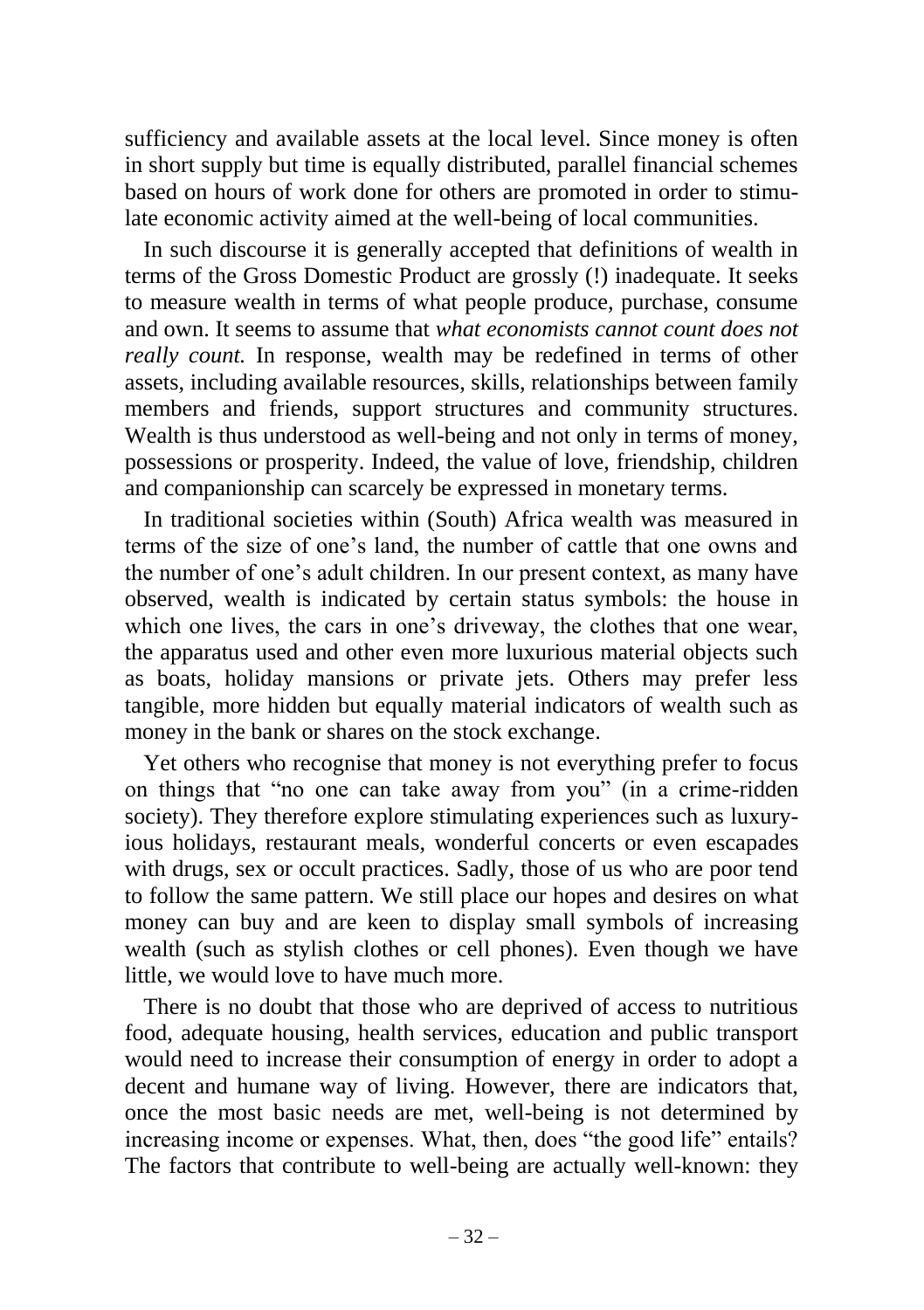sufficiency and available assets at the local level. Since money is often in short supply but time is equally distributed, parallel financial schemes based on hours of work done for others are promoted in order to stimulate economic activity aimed at the well-being of local communities.

In such discourse it is generally accepted that definitions of wealth in terms of the Gross Domestic Product are grossly (!) inadequate. It seeks to measure wealth in terms of what people produce, purchase, consume and own. It seems to assume that *what economists cannot count does not really count.* In response, wealth may be redefined in terms of other assets, including available resources, skills, relationships between family members and friends, support structures and community structures. Wealth is thus understood as well-being and not only in terms of money, possessions or prosperity. Indeed, the value of love, friendship, children and companionship can scarcely be expressed in monetary terms.

In traditional societies within (South) Africa wealth was measured in terms of the size of one's land, the number of cattle that one owns and the number of one's adult children. In our present context, as many have observed, wealth is indicated by certain status symbols: the house in which one lives, the cars in one's driveway, the clothes that one wear, the apparatus used and other even more luxurious material objects such as boats, holiday mansions or private jets. Others may prefer less tangible, more hidden but equally material indicators of wealth such as money in the bank or shares on the stock exchange.

Yet others who recognise that money is not everything prefer to focus on things that "no one can take away from you" (in a crime-ridden society). They therefore explore stimulating experiences such as luxuryious holidays, restaurant meals, wonderful concerts or even escapades with drugs, sex or occult practices. Sadly, those of us who are poor tend to follow the same pattern. We still place our hopes and desires on what money can buy and are keen to display small symbols of increasing wealth (such as stylish clothes or cell phones). Even though we have little, we would love to have much more.

There is no doubt that those who are deprived of access to nutritious food, adequate housing, health services, education and public transport would need to increase their consumption of energy in order to adopt a decent and humane way of living. However, there are indicators that, once the most basic needs are met, well-being is not determined by increasing income or expenses. What, then, does "the good life" entails? The factors that contribute to well-being are actually well-known: they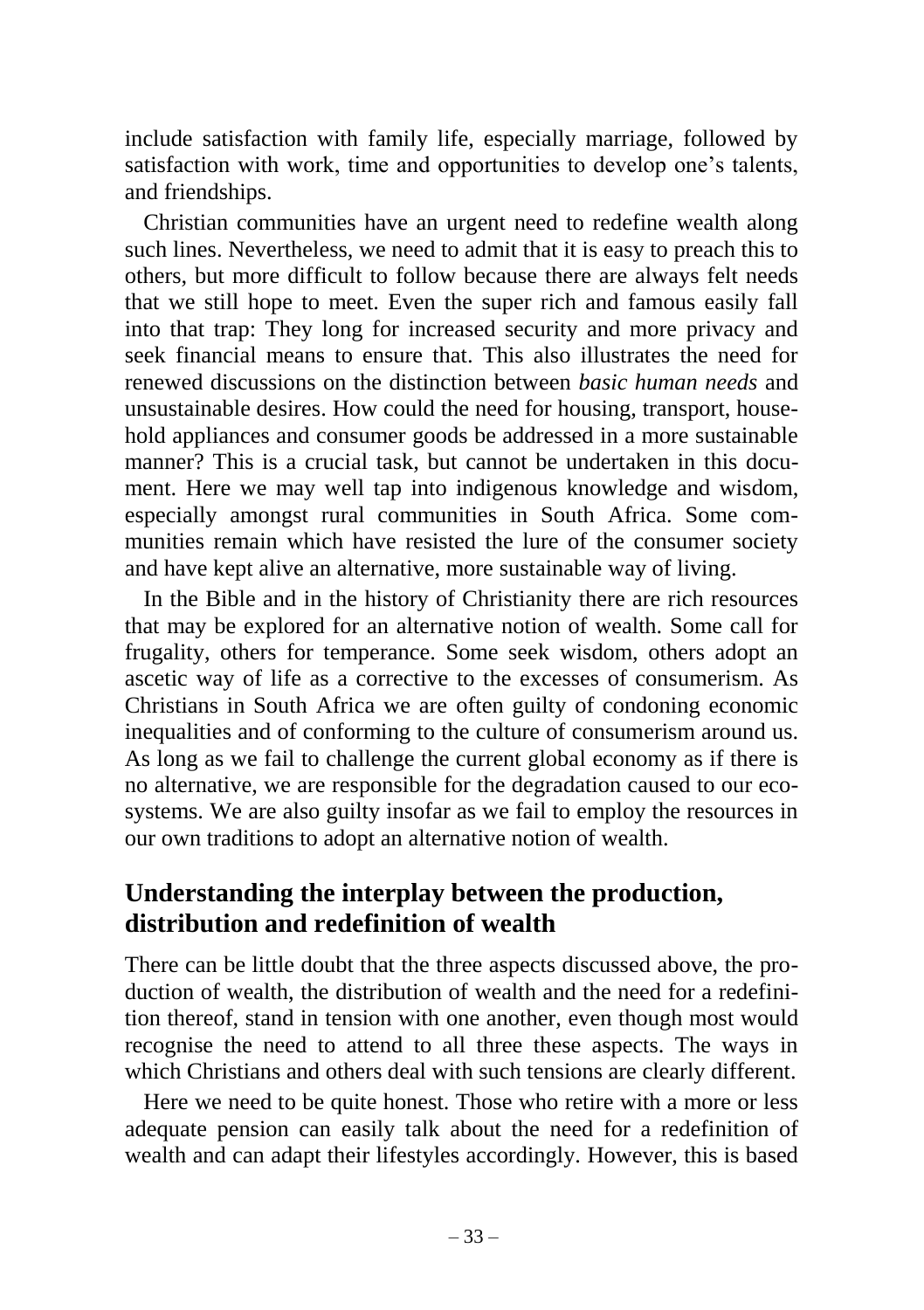include satisfaction with family life, especially marriage, followed by satisfaction with work, time and opportunities to develop one's talents, and friendships.

Christian communities have an urgent need to redefine wealth along such lines. Nevertheless, we need to admit that it is easy to preach this to others, but more difficult to follow because there are always felt needs that we still hope to meet. Even the super rich and famous easily fall into that trap: They long for increased security and more privacy and seek financial means to ensure that. This also illustrates the need for renewed discussions on the distinction between *basic human needs* and unsustainable desires. How could the need for housing, transport, household appliances and consumer goods be addressed in a more sustainable manner? This is a crucial task, but cannot be undertaken in this document. Here we may well tap into indigenous knowledge and wisdom, especially amongst rural communities in South Africa. Some communities remain which have resisted the lure of the consumer society and have kept alive an alternative, more sustainable way of living.

In the Bible and in the history of Christianity there are rich resources that may be explored for an alternative notion of wealth. Some call for frugality, others for temperance. Some seek wisdom, others adopt an ascetic way of life as a corrective to the excesses of consumerism. As Christians in South Africa we are often guilty of condoning economic inequalities and of conforming to the culture of consumerism around us. As long as we fail to challenge the current global economy as if there is no alternative, we are responsible for the degradation caused to our ecosystems. We are also guilty insofar as we fail to employ the resources in our own traditions to adopt an alternative notion of wealth.

## Understanding the interplay between the production, distribution and redefinition of wealth

There can be little doubt that the three aspects discussed above, the production of wealth, the distribution of wealth and the need for a redefinition thereof, stand in tension with one another, even though most would recognise the need to attend to all three these aspects. The ways in which Christians and others deal with such tensions are clearly different.

Here we need to be quite honest. Those who retire with a more or less adequate pension can easily talk about the need for a redefinition of wealth and can adapt their lifestyles accordingly. However, this is based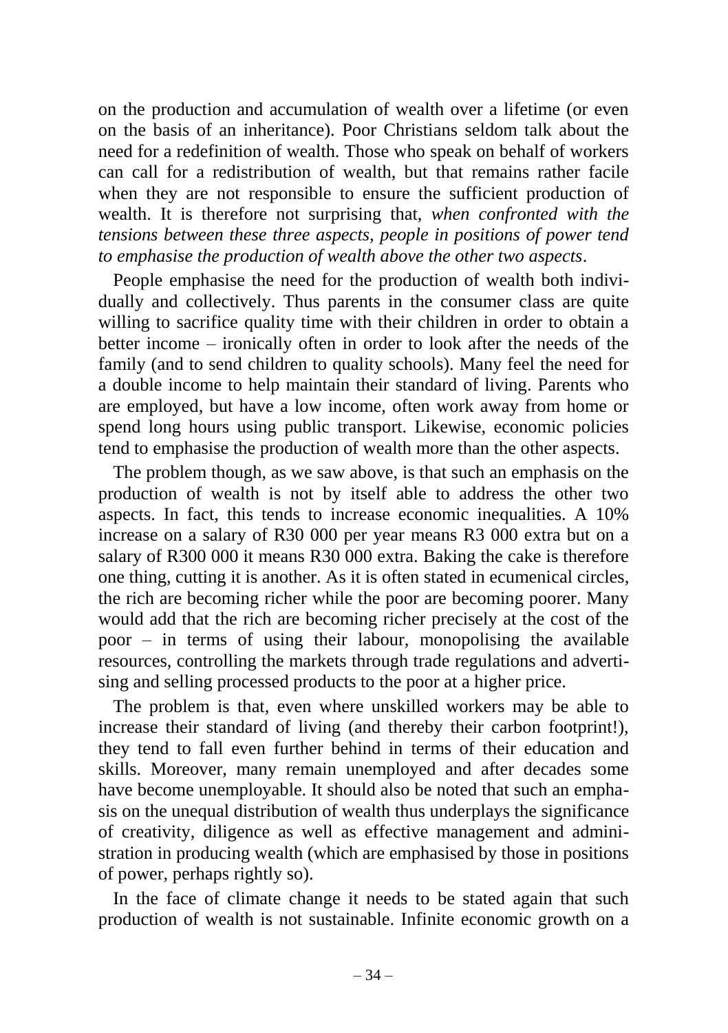on the production and accumulation of wealth over a lifetime (or even on the basis of an inheritance). Poor Christians seldom talk about the need for a redefinition of wealth. Those who speak on behalf of workers can call for a redistribution of wealth, but that remains rather facile when they are not responsible to ensure the sufficient production of wealth. It is therefore not surprising that, *when confronted with the tensions between these three aspects, people in positions of power tend to emphasise the production of wealth above the other two aspects*.

People emphasise the need for the production of wealth both individually and collectively. Thus parents in the consumer class are quite willing to sacrifice quality time with their children in order to obtain a better income – ironically often in order to look after the needs of the family (and to send children to quality schools). Many feel the need for a double income to help maintain their standard of living. Parents who are employed, but have a low income, often work away from home or spend long hours using public transport. Likewise, economic policies tend to emphasise the production of wealth more than the other aspects.

The problem though, as we saw above, is that such an emphasis on the production of wealth is not by itself able to address the other two aspects. In fact, this tends to increase economic inequalities. A 10% increase on a salary of R30 000 per year means R3 000 extra but on a salary of R300 000 it means R30 000 extra. Baking the cake is therefore one thing, cutting it is another. As it is often stated in ecumenical circles, the rich are becoming richer while the poor are becoming poorer. Many would add that the rich are becoming richer precisely at the cost of the poor – in terms of using their labour, monopolising the available resources, controlling the markets through trade regulations and advertising and selling processed products to the poor at a higher price.

The problem is that, even where unskilled workers may be able to increase their standard of living (and thereby their carbon footprint!), they tend to fall even further behind in terms of their education and skills. Moreover, many remain unemployed and after decades some have become unemployable. It should also be noted that such an emphasis on the unequal distribution of wealth thus underplays the significance of creativity, diligence as well as effective management and administration in producing wealth (which are emphasised by those in positions of power, perhaps rightly so).

In the face of climate change it needs to be stated again that such production of wealth is not sustainable. Infinite economic growth on a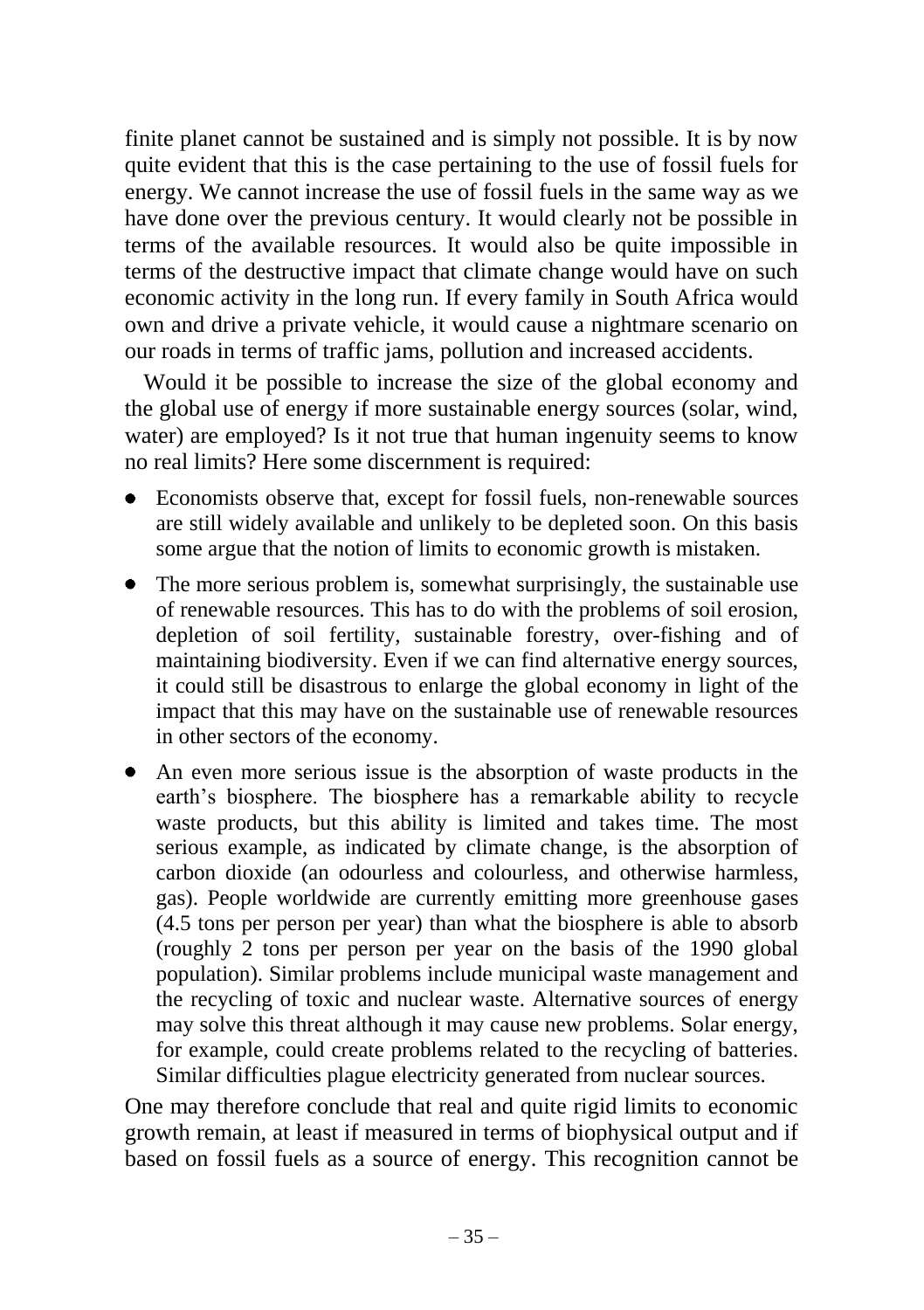finite planet cannot be sustained and is simply not possible. It is by now quite evident that this is the case pertaining to the use of fossil fuels for energy. We cannot increase the use of fossil fuels in the same way as we have done over the previous century. It would clearly not be possible in terms of the available resources. It would also be quite impossible in terms of the destructive impact that climate change would have on such economic activity in the long run. If every family in South Africa would own and drive a private vehicle, it would cause a nightmare scenario on our roads in terms of traffic jams, pollution and increased accidents.

Would it be possible to increase the size of the global economy and the global use of energy if more sustainable energy sources (solar, wind, water) are employed? Is it not true that human ingenuity seems to know no real limits? Here some discernment is required:

- Economists observe that, except for fossil fuels, non-renewable sources are still widely available and unlikely to be depleted soon. On this basis some argue that the notion of limits to economic growth is mistaken.
- The more serious problem is, somewhat surprisingly, the sustainable use of renewable resources. This has to do with the problems of soil erosion, depletion of soil fertility, sustainable forestry, over-fishing and of maintaining biodiversity. Even if we can find alternative energy sources, it could still be disastrous to enlarge the global economy in light of the impact that this may have on the sustainable use of renewable resources in other sectors of the economy.
- An even more serious issue is the absorption of waste products in the earth's biosphere. The biosphere has a remarkable ability to recycle waste products, but this ability is limited and takes time. The most serious example, as indicated by climate change, is the absorption of carbon dioxide (an odourless and colourless, and otherwise harmless, gas). People worldwide are currently emitting more greenhouse gases (4.5 tons per person per year) than what the biosphere is able to absorb (roughly 2 tons per person per year on the basis of the 1990 global population). Similar problems include municipal waste management and the recycling of toxic and nuclear waste. Alternative sources of energy may solve this threat although it may cause new problems. Solar energy, for example, could create problems related to the recycling of batteries. Similar difficulties plague electricity generated from nuclear sources.

One may therefore conclude that real and quite rigid limits to economic growth remain, at least if measured in terms of biophysical output and if based on fossil fuels as a source of energy. This recognition cannot be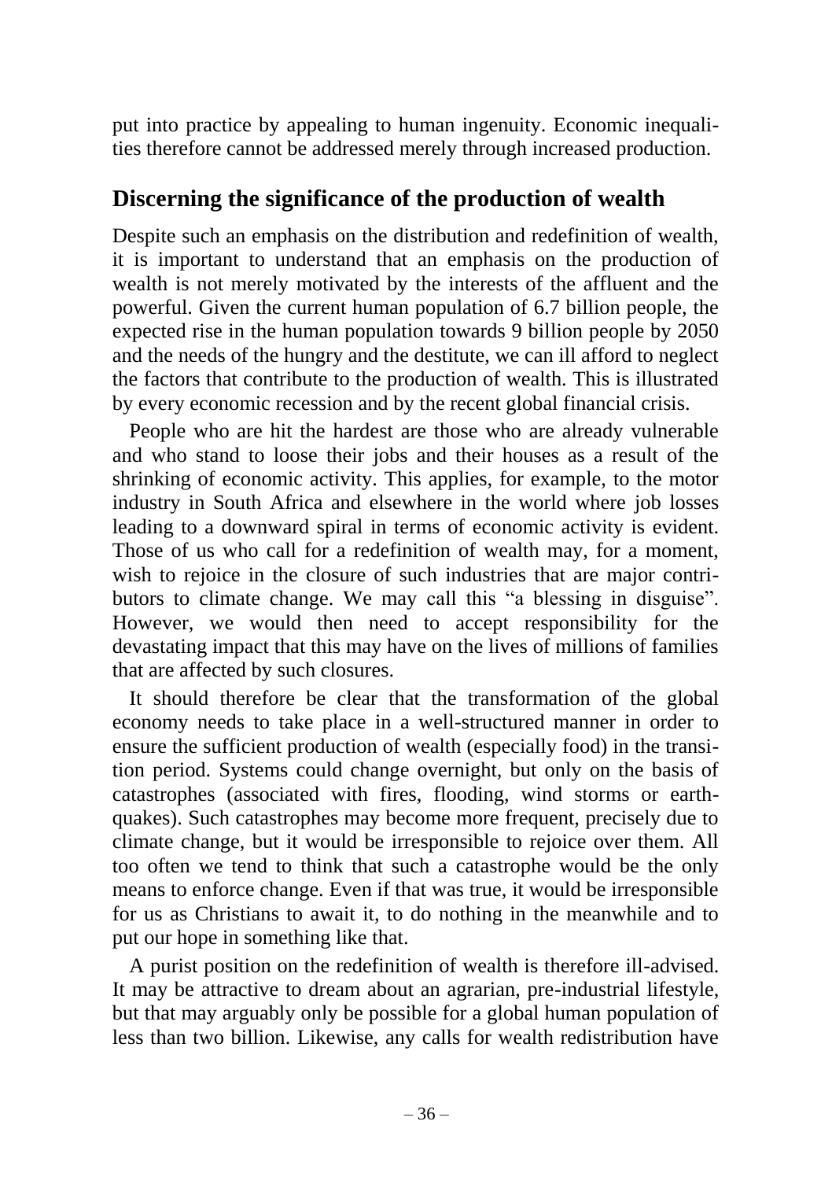put into practice by appealing to human ingenuity. Economic inequalities therefore cannot be addressed merely through increased production.

## Discerning the significance of the production of wealth

Despite such an emphasis on the distribution and redefinition of wealth, it is important to understand that an emphasis on the production of wealth is not merely motivated by the interests of the affluent and the powerful. Given the current human population of 6.7 billion people, the expected rise in the human population towards 9 billion people by 2050 and the needs of the hungry and the destitute, we can ill afford to neglect the factors that contribute to the production of wealth. This is illustrated by every economic recession and by the recent global financial crisis.

People who are hit the hardest are those who are already vulnerable and who stand to loose their jobs and their houses as a result of the shrinking of economic activity. This applies, for example, to the motor industry in South Africa and elsewhere in the world where job losses leading to a downward spiral in terms of economic activity is evident. Those of us who call for a redefinition of wealth may, for a moment, wish to rejoice in the closure of such industries that are major contributors to climate change. We may call this "a blessing in disguise". However, we would then need to accept responsibility for the devastating impact that this may have on the lives of millions of families that are affected by such closures.

It should therefore be clear that the transformation of the global economy needs to take place in a well-structured manner in order to ensure the sufficient production of wealth (especially food) in the transition period. Systems could change overnight, but only on the basis of catastrophes (associated with fires, flooding, wind storms or earthquakes). Such catastrophes may become more frequent, precisely due to climate change, but it would be irresponsible to rejoice over them. All too often we tend to think that such a catastrophe would be the only means to enforce change. Even if that was true, it would be irresponsible for us as Christians to await it, to do nothing in the meanwhile and to put our hope in something like that.

A purist position on the redefinition of wealth is therefore ill-advised. It may be attractive to dream about an agrarian, pre-industrial lifestyle, but that may arguably only be possible for a global human population of less than two billion. Likewise, any calls for wealth redistribution have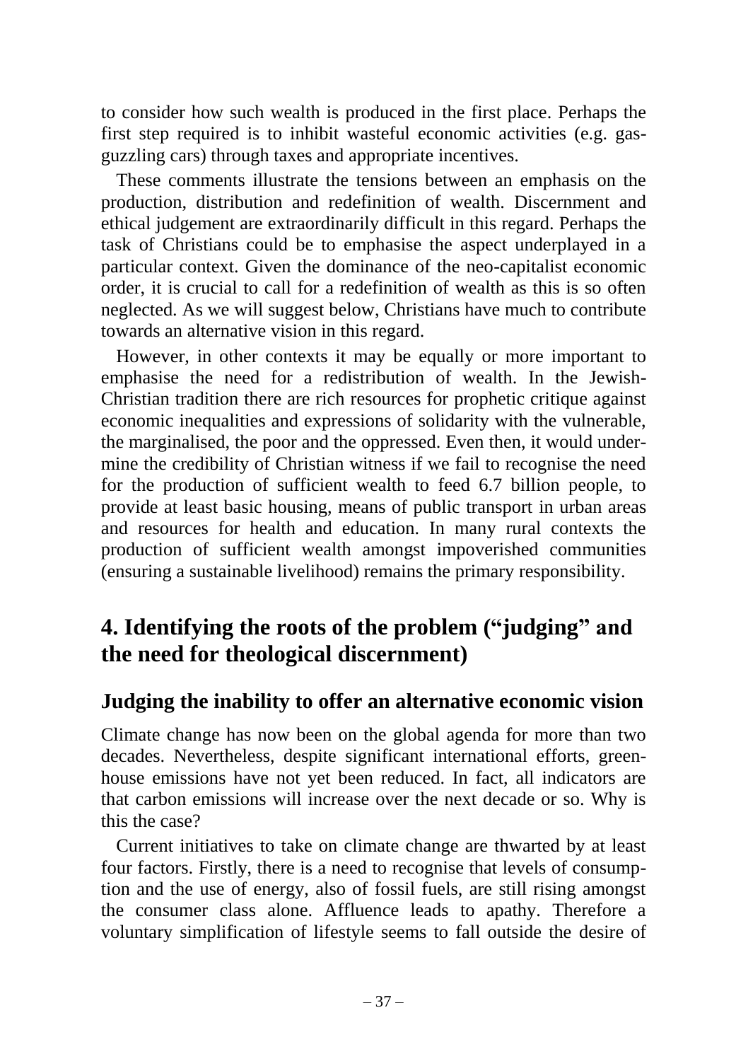to consider how such wealth is produced in the first place. Perhaps the first step required is to inhibit wasteful economic activities (e.g. gas-guzzling cars) through taxes and appropriate incentives.

These comments illustrate the tensions between an emphasis on the production, distribution and redefinition of wealth. Discernment and ethical judgement are extraordinarily difficult in this regard. Perhaps the task of Christians could be to emphasise the aspect underplayed in a particular context. Given the dominance of the neo-capitalist economic order, it is crucial to call for a redefinition of wealth as this is so often neglected. As we will suggest below, Christians have much to contribute towards an alternative vision in this regard.

However, in other contexts it may be equally or more important to emphasise the need for a redistribution of wealth. In the Jewish-Christian tradition there are rich resources for prophetic critique against economic inequalities and expressions of solidarity with the vulnerable, the marginalised, the poor and the oppressed. Even then, it would undermine the credibility of Christian witness if we fail to recognise the need for the production of sufficient wealth to feed 6.7 billion people, to provide at least basic housing, means of public transport in urban areas and resources for health and education. In many rural contexts the production of sufficient wealth amongst impoverished communities (ensuring a sustainable livelihood) remains the primary responsibility.

## 4. Identifying the roots of the problem ("judging" and the need for theological discernment)

### Judging the inability to offer an alternative economic vision

Climate change has now been on the global agenda for more than two decades. Nevertheless, despite significant international efforts, greenhouse emissions have not yet been reduced. In fact, all indicators are that carbon emissions will increase over the next decade or so. Why is this the case?

Current initiatives to take on climate change are thwarted by at least four factors. Firstly, there is a need to recognise that levels of consumption and the use of energy, also of fossil fuels, are still rising amongst the consumer class alone. Affluence leads to apathy. Therefore a voluntary simplification of lifestyle seems to fall outside the desire of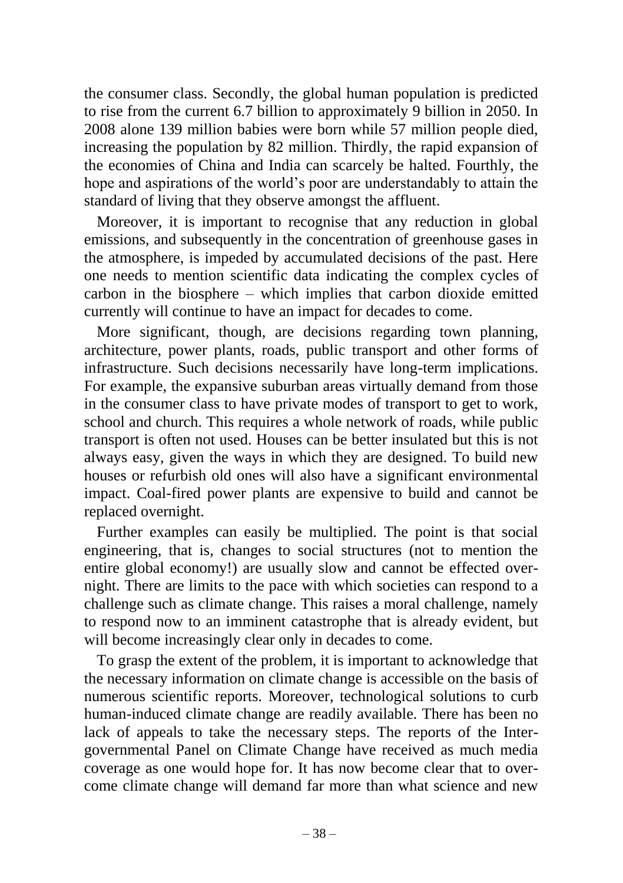the consumer class. Secondly, the global human population is predicted to rise from the current 6.7 billion to approximately 9 billion in 2050. In 2008 alone 139 million babies were born while 57 million people died, increasing the population by 82 million. Thirdly, the rapid expansion of the economies of China and India can scarcely be halted. Fourthly, the hope and aspirations of the world's poor are understandably to attain the standard of living that they observe amongst the affluent.

Moreover, it is important to recognise that any reduction in global emissions, and subsequently in the concentration of greenhouse gases in the atmosphere, is impeded by accumulated decisions of the past. Here one needs to mention scientific data indicating the complex cycles of carbon in the biosphere – which implies that carbon dioxide emitted currently will continue to have an impact for decades to come.

More significant, though, are decisions regarding town planning, architecture, power plants, roads, public transport and other forms of infrastructure. Such decisions necessarily have long-term implications. For example, the expansive suburban areas virtually demand from those in the consumer class to have private modes of transport to get to work, school and church. This requires a whole network of roads, while public transport is often not used. Houses can be better insulated but this is not always easy, given the ways in which they are designed. To build new houses or refurbish old ones will also have a significant environmental impact. Coal-fired power plants are expensive to build and cannot be replaced overnight.

Further examples can easily be multiplied. The point is that social engineering, that is, changes to social structures (not to mention the entire global economy!) are usually slow and cannot be effected overnight. There are limits to the pace with which societies can respond to a challenge such as climate change. This raises a moral challenge, namely to respond now to an imminent catastrophe that is already evident, but will become increasingly clear only in decades to come.

To grasp the extent of the problem, it is important to acknowledge that the necessary information on climate change is accessible on the basis of numerous scientific reports. Moreover, technological solutions to curb human-induced climate change are readily available. There has been no lack of appeals to take the necessary steps. The reports of the Intergovernmental Panel on Climate Change have received as much media coverage as one would hope for. It has now become clear that to overcome climate change will demand far more than what science and new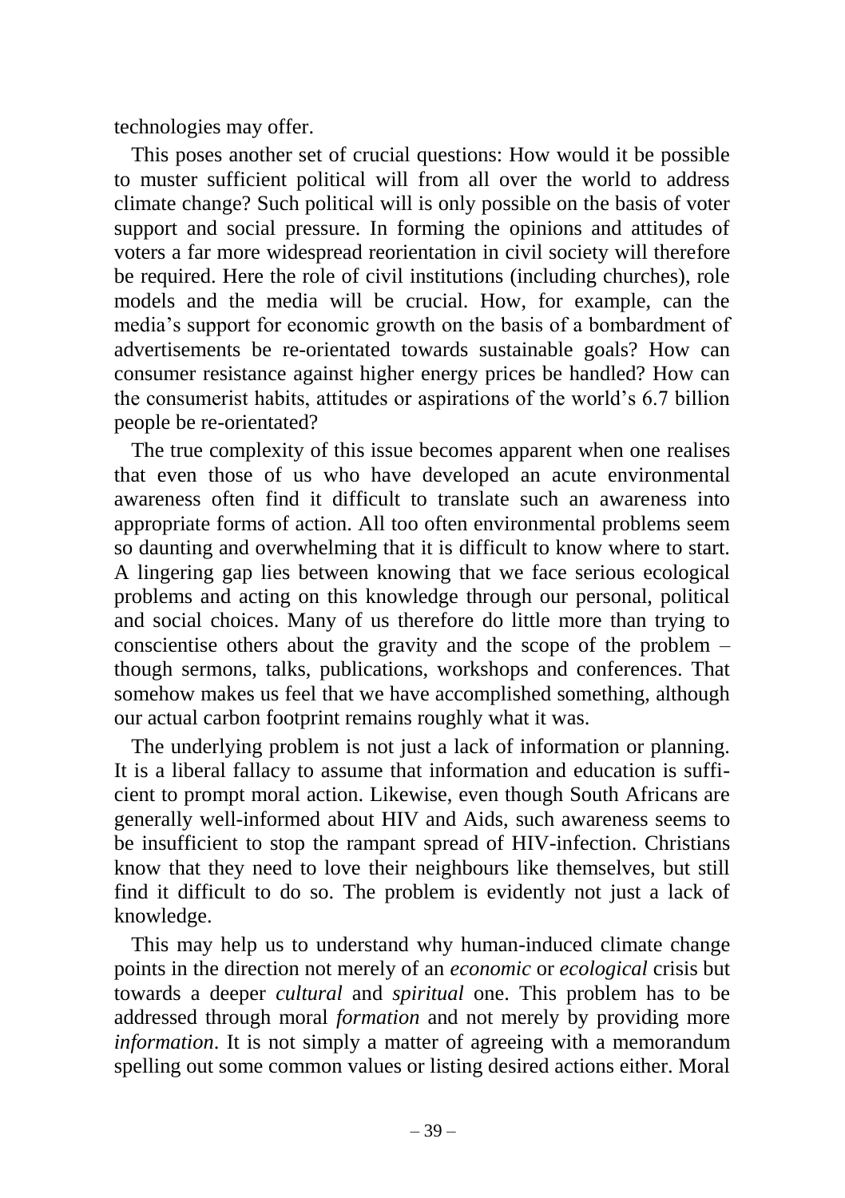technologies may offer.

This poses another set of crucial questions: How would it be possible to muster sufficient political will from all over the world to address climate change? Such political will is only possible on the basis of voter support and social pressure. In forming the opinions and attitudes of voters a far more widespread reorientation in civil society will therefore be required. Here the role of civil institutions (including churches), role models and the media will be crucial. How, for example, can the media's support for economic growth on the basis of a bombardment of advertisements be re-orientated towards sustainable goals? How can consumer resistance against higher energy prices be handled? How can the consumerist habits, attitudes or aspirations of the world's 6.7 billion people be re-orientated?

The true complexity of this issue becomes apparent when one realises that even those of us who have developed an acute environmental awareness often find it difficult to translate such an awareness into appropriate forms of action. All too often environmental problems seem so daunting and overwhelming that it is difficult to know where to start. A lingering gap lies between knowing that we face serious ecological problems and acting on this knowledge through our personal, political and social choices. Many of us therefore do little more than trying to conscientise others about the gravity and the scope of the problem – though sermons, talks, publications, workshops and conferences. That somehow makes us feel that we have accomplished something, although our actual carbon footprint remains roughly what it was.

The underlying problem is not just a lack of information or planning. It is a liberal fallacy to assume that information and education is sufficient to prompt moral action. Likewise, even though South Africans are generally well-informed about HIV and Aids, such awareness seems to be insufficient to stop the rampant spread of HIV-infection. Christians know that they need to love their neighbours like themselves, but still find it difficult to do so. The problem is evidently not just a lack of knowledge.

This may help us to understand why human-induced climate change points in the direction not merely of an *economic* or *ecological* crisis but towards a deeper *cultural* and *spiritual* one. This problem has to be addressed through moral *formation* and not merely by providing more *information*. It is not simply a matter of agreeing with a memorandum spelling out some common values or listing desired actions either. Moral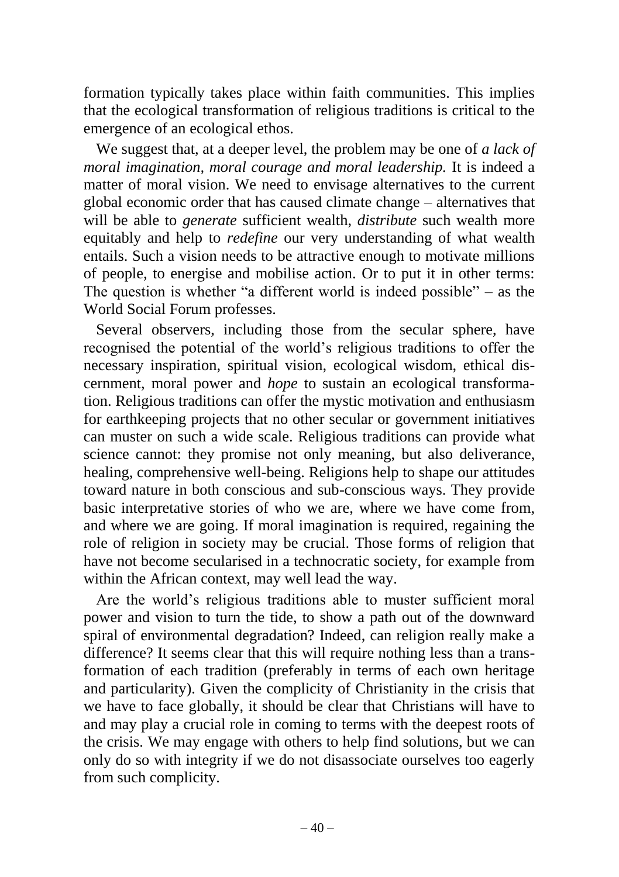formation typically takes place within faith communities. This implies that the ecological transformation of religious traditions is critical to the emergence of an ecological ethos.

We suggest that, at a deeper level, the problem may be one of *a lack of moral imagination, moral courage and moral leadership.* It is indeed a matter of moral vision. We need to envisage alternatives to the current global economic order that has caused climate change – alternatives that will be able to *generate* sufficient wealth, *distribute* such wealth more equitably and help to *redefine* our very understanding of what wealth entails. Such a vision needs to be attractive enough to motivate millions of people, to energise and mobilise action. Or to put it in other terms: The question is whether "a different world is indeed possible" – as the World Social Forum professes.

Several observers, including those from the secular sphere, have recognised the potential of the world's religious traditions to offer the necessary inspiration, spiritual vision, ecological wisdom, ethical discernment, moral power and *hope* to sustain an ecological transformation. Religious traditions can offer the mystic motivation and enthusiasm for earthkeeping projects that no other secular or government initiatives can muster on such a wide scale. Religious traditions can provide what science cannot: they promise not only meaning, but also deliverance, healing, comprehensive well-being. Religions help to shape our attitudes toward nature in both conscious and sub-conscious ways. They provide basic interpretative stories of who we are, where we have come from, and where we are going. If moral imagination is required, regaining the role of religion in society may be crucial. Those forms of religion that have not become secularised in a technocratic society, for example from within the African context, may well lead the way.

Are the world's religious traditions able to muster sufficient moral power and vision to turn the tide, to show a path out of the downward spiral of environmental degradation? Indeed, can religion really make a difference? It seems clear that this will require nothing less than a transformation of each tradition (preferably in terms of each own heritage and particularity). Given the complicity of Christianity in the crisis that we have to face globally, it should be clear that Christians will have to and may play a crucial role in coming to terms with the deepest roots of the crisis. We may engage with others to help find solutions, but we can only do so with integrity if we do not disassociate ourselves too eagerly from such complicity.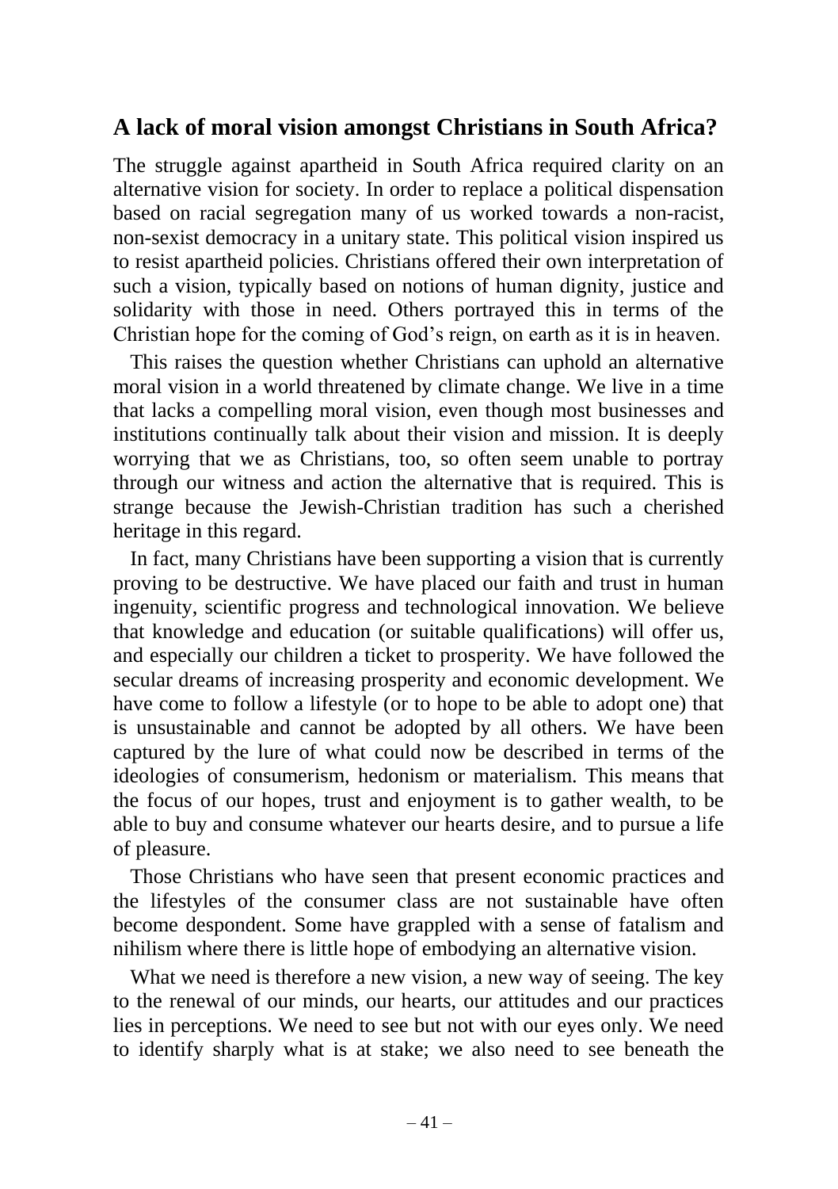## A lack of moral vision amongst Christians in South Africa?

The struggle against apartheid in South Africa required clarity on an alternative vision for society. In order to replace a political dispensation based on racial segregation many of us worked towards a non-racist, non-sexist democracy in a unitary state. This political vision inspired us to resist apartheid policies. Christians offered their own interpretation of such a vision, typically based on notions of human dignity, justice and solidarity with those in need. Others portrayed this in terms of the Christian hope for the coming of God's reign, on earth as it is in heaven.

This raises the question whether Christians can uphold an alternative moral vision in a world threatened by climate change. We live in a time that lacks a compelling moral vision, even though most businesses and institutions continually talk about their vision and mission. It is deeply worrying that we as Christians, too, so often seem unable to portray through our witness and action the alternative that is required. This is strange because the Jewish-Christian tradition has such a cherished heritage in this regard.

In fact, many Christians have been supporting a vision that is currently proving to be destructive. We have placed our faith and trust in human ingenuity, scientific progress and technological innovation. We believe that knowledge and education (or suitable qualifications) will offer us, and especially our children a ticket to prosperity. We have followed the secular dreams of increasing prosperity and economic development. We have come to follow a lifestyle (or to hope to be able to adopt one) that is unsustainable and cannot be adopted by all others. We have been captured by the lure of what could now be described in terms of the ideologies of consumerism, hedonism or materialism. This means that the focus of our hopes, trust and enjoyment is to gather wealth, to be able to buy and consume whatever our hearts desire, and to pursue a life of pleasure.

Those Christians who have seen that present economic practices and the lifestyles of the consumer class are not sustainable have often become despondent. Some have grappled with a sense of fatalism and nihilism where there is little hope of embodying an alternative vision.

What we need is therefore a new vision, a new way of seeing. The key to the renewal of our minds, our hearts, our attitudes and our practices lies in perceptions. We need to see but not with our eyes only. We need to identify sharply what is at stake; we also need to see beneath the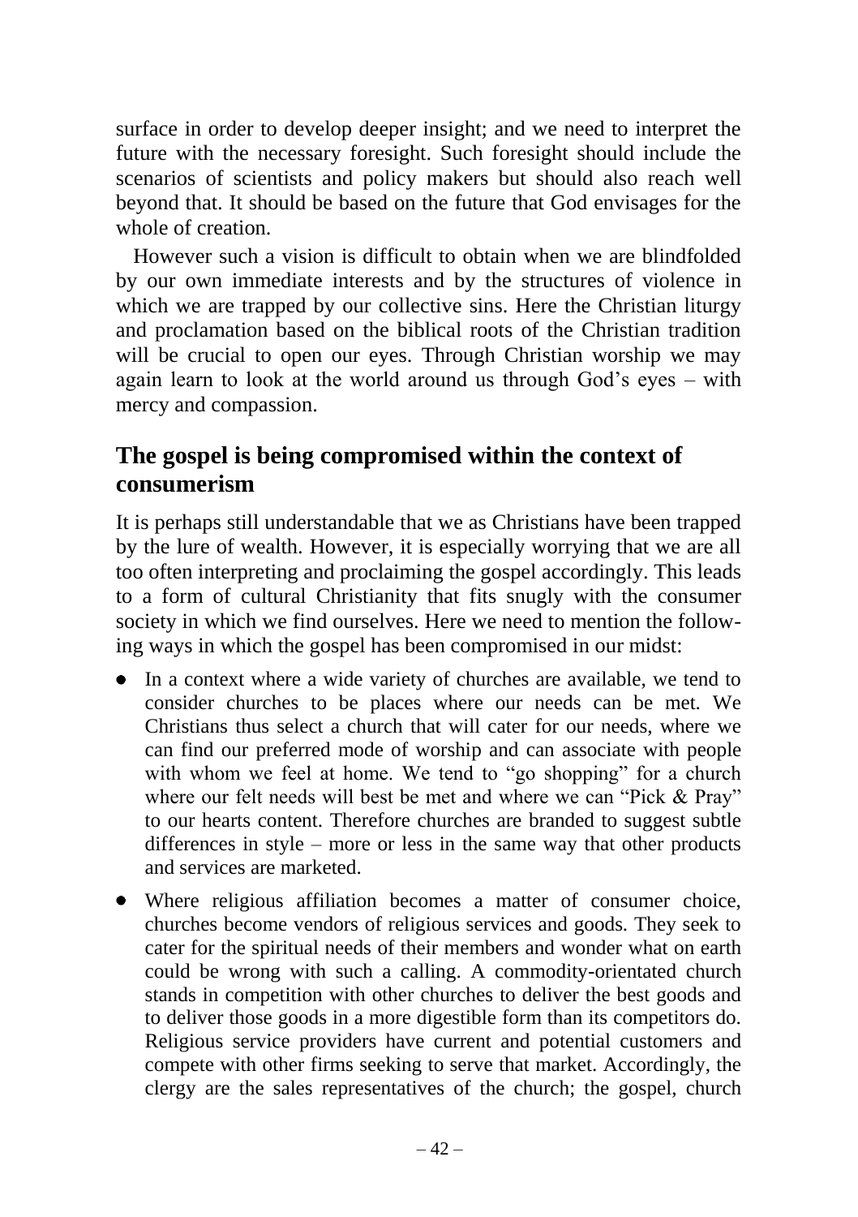surface in order to develop deeper insight; and we need to interpret the future with the necessary foresight. Such foresight should include the scenarios of scientists and policy makers but should also reach well beyond that. It should be based on the future that God envisages for the whole of creation.

However such a vision is difficult to obtain when we are blindfolded by our own immediate interests and by the structures of violence in which we are trapped by our collective sins. Here the Christian liturgy and proclamation based on the biblical roots of the Christian tradition will be crucial to open our eyes. Through Christian worship we may again learn to look at the world around us through God's eyes – with mercy and compassion.

## The gospel is being compromised within the context of consumerism

It is perhaps still understandable that we as Christians have been trapped by the lure of wealth. However, it is especially worrying that we are all too often interpreting and proclaiming the gospel accordingly. This leads to a form of cultural Christianity that fits snugly with the consumer society in which we find ourselves. Here we need to mention the following ways in which the gospel has been compromised in our midst:

- In a context where a wide variety of churches are available, we tend to consider churches to be places where our needs can be met. We Christians thus select a church that will cater for our needs, where we can find our preferred mode of worship and can associate with people with whom we feel at home. We tend to "go shopping" for a church where our felt needs will best be met and where we can "Pick & Pray" to our hearts content. Therefore churches are branded to suggest subtle differences in style – more or less in the same way that other products and services are marketed.
- Where religious affiliation becomes a matter of consumer choice, churches become vendors of religious services and goods. They seek to cater for the spiritual needs of their members and wonder what on earth could be wrong with such a calling. A commodity-orientated church stands in competition with other churches to deliver the best goods and to deliver those goods in a more digestible form than its competitors do. Religious service providers have current and potential customers and compete with other firms seeking to serve that market. Accordingly, the clergy are the sales representatives of the church; the gospel, church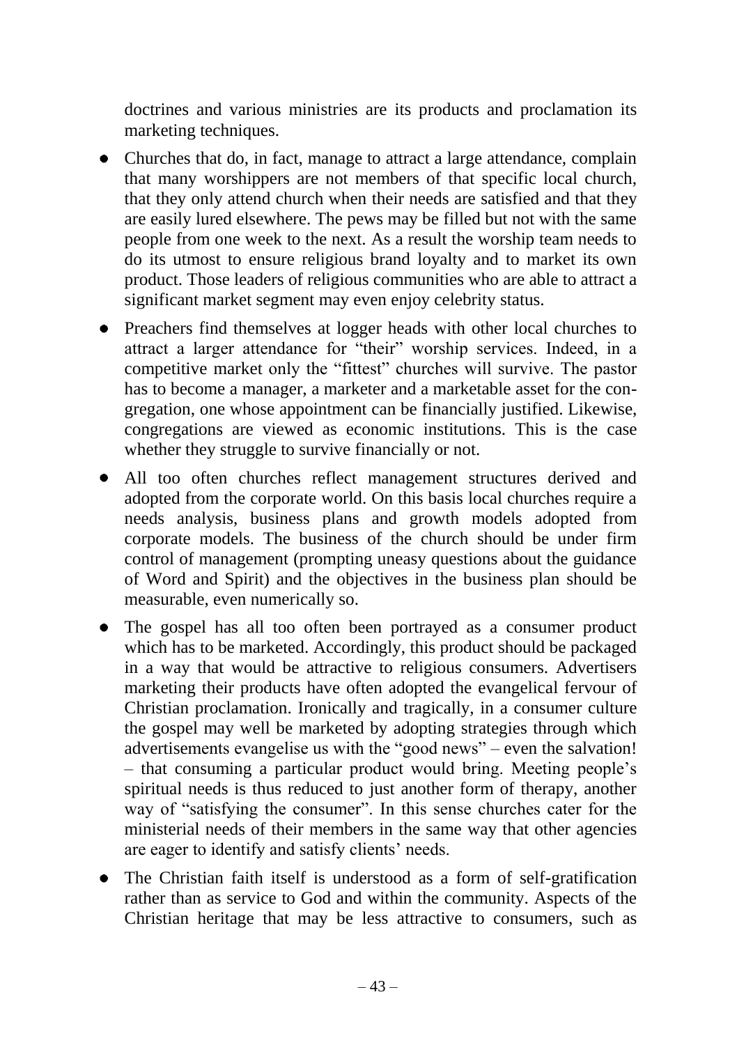doctrines and various ministries are its products and proclamation its marketing techniques.

- Churches that do, in fact, manage to attract a large attendance, complain that many worshippers are not members of that specific local church, that they only attend church when their needs are satisfied and that they are easily lured elsewhere. The pews may be filled but not with the same people from one week to the next. As a result the worship team needs to do its utmost to ensure religious brand loyalty and to market its own product. Those leaders of religious communities who are able to attract a significant market segment may even enjoy celebrity status.
- Preachers find themselves at logger heads with other local churches to attract a larger attendance for "their" worship services. Indeed, in a competitive market only the "fittest" churches will survive. The pastor has to become a manager, a marketer and a marketable asset for the congregation, one whose appointment can be financially justified. Likewise, congregations are viewed as economic institutions. This is the case whether they struggle to survive financially or not.
- All too often churches reflect management structures derived and adopted from the corporate world. On this basis local churches require a needs analysis, business plans and growth models adopted from corporate models. The business of the church should be under firm control of management (prompting uneasy questions about the guidance of Word and Spirit) and the objectives in the business plan should be measurable, even numerically so.
- The gospel has all too often been portrayed as a consumer product which has to be marketed. Accordingly, this product should be packaged in a way that would be attractive to religious consumers. Advertisers marketing their products have often adopted the evangelical fervour of Christian proclamation. Ironically and tragically, in a consumer culture the gospel may well be marketed by adopting strategies through which advertisements evangelise us with the "good news" – even the salvation! – that consuming a particular product would bring. Meeting people's spiritual needs is thus reduced to just another form of therapy, another way of "satisfying the consumer". In this sense churches cater for the ministerial needs of their members in the same way that other agencies are eager to identify and satisfy clients' needs.
- The Christian faith itself is understood as a form of self-gratification rather than as service to God and within the community. Aspects of the Christian heritage that may be less attractive to consumers, such as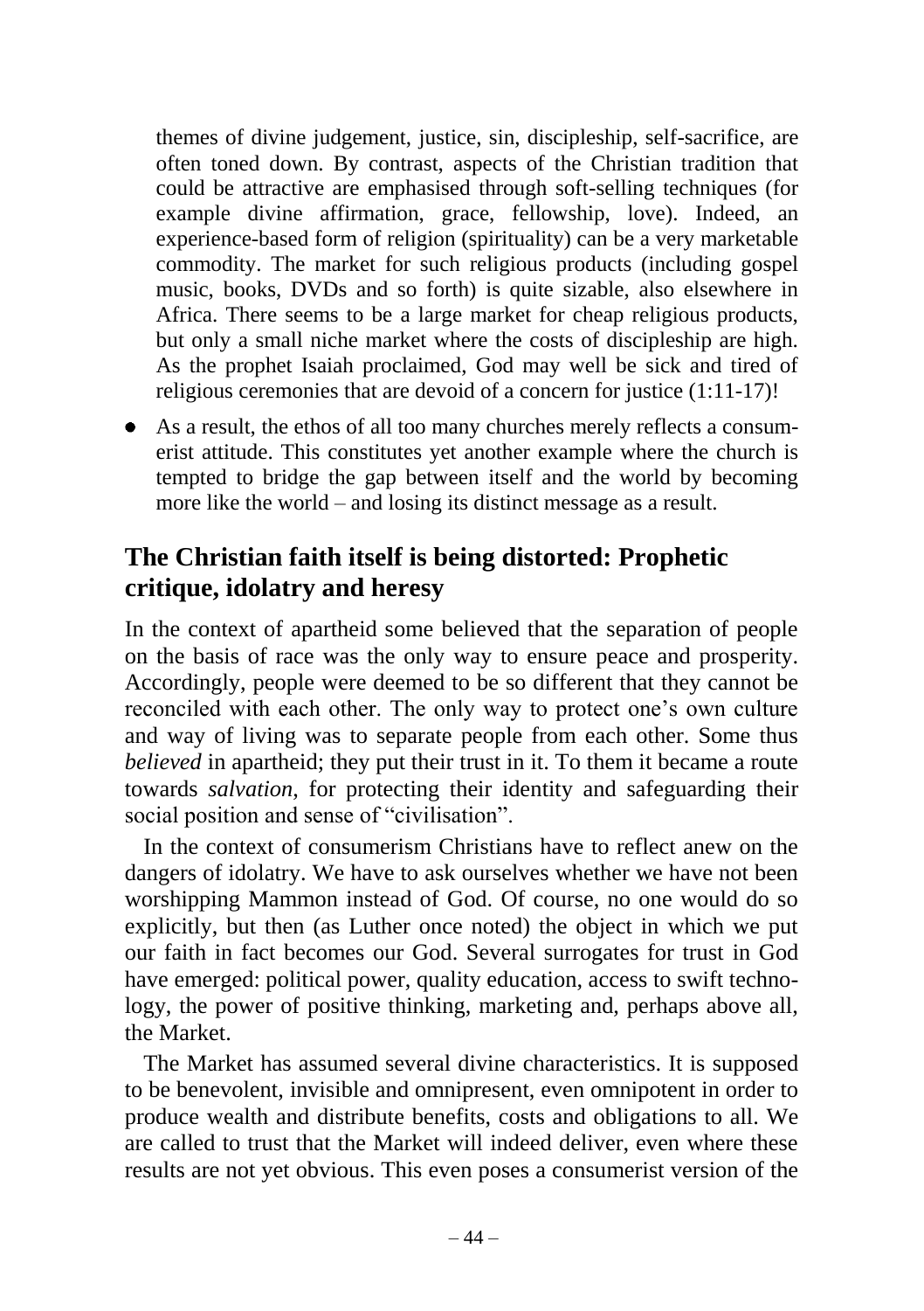themes of divine judgement, justice, sin, discipleship, self-sacrifice, are often toned down. By contrast, aspects of the Christian tradition that could be attractive are emphasised through soft-selling techniques (for example divine affirmation, grace, fellowship, love). Indeed, an experience-based form of religion (spirituality) can be a very marketable commodity. The market for such religious products (including gospel music, books, DVDs and so forth) is quite sizable, also elsewhere in Africa. There seems to be a large market for cheap religious products, but only a small niche market where the costs of discipleship are high. As the prophet Isaiah proclaimed, God may well be sick and tired of religious ceremonies that are devoid of a concern for justice (1:11-17)!

- As a result, the ethos of all too many churches merely reflects a consumerist attitude. This constitutes yet another example where the church is tempted to bridge the gap between itself and the world by becoming more like the world – and losing its distinct message as a result.

## The Christian faith itself is being distorted: Prophetic critique, idolatry and heresy

In the context of apartheid some believed that the separation of people on the basis of race was the only way to ensure peace and prosperity. Accordingly, people were deemed to be so different that they cannot be reconciled with each other. The only way to protect one's own culture and way of living was to separate people from each other. Some thus *believed* in apartheid; they put their trust in it. To them it became a route towards *salvation*, for protecting their identity and safeguarding their social position and sense of "civilisation".

In the context of consumerism Christians have to reflect anew on the dangers of idolatry. We have to ask ourselves whether we have not been worshipping Mammon instead of God. Of course, no one would do so explicitly, but then (as Luther once noted) the object in which we put our faith in fact becomes our God. Several surrogates for trust in God have emerged: political power, quality education, access to swift technology, the power of positive thinking, marketing and, perhaps above all, the Market.

The Market has assumed several divine characteristics. It is supposed to be benevolent, invisible and omnipresent, even omnipotent in order to produce wealth and distribute benefits, costs and obligations to all. We are called to trust that the Market will indeed deliver, even where these results are not yet obvious. This even poses a consumerist version of the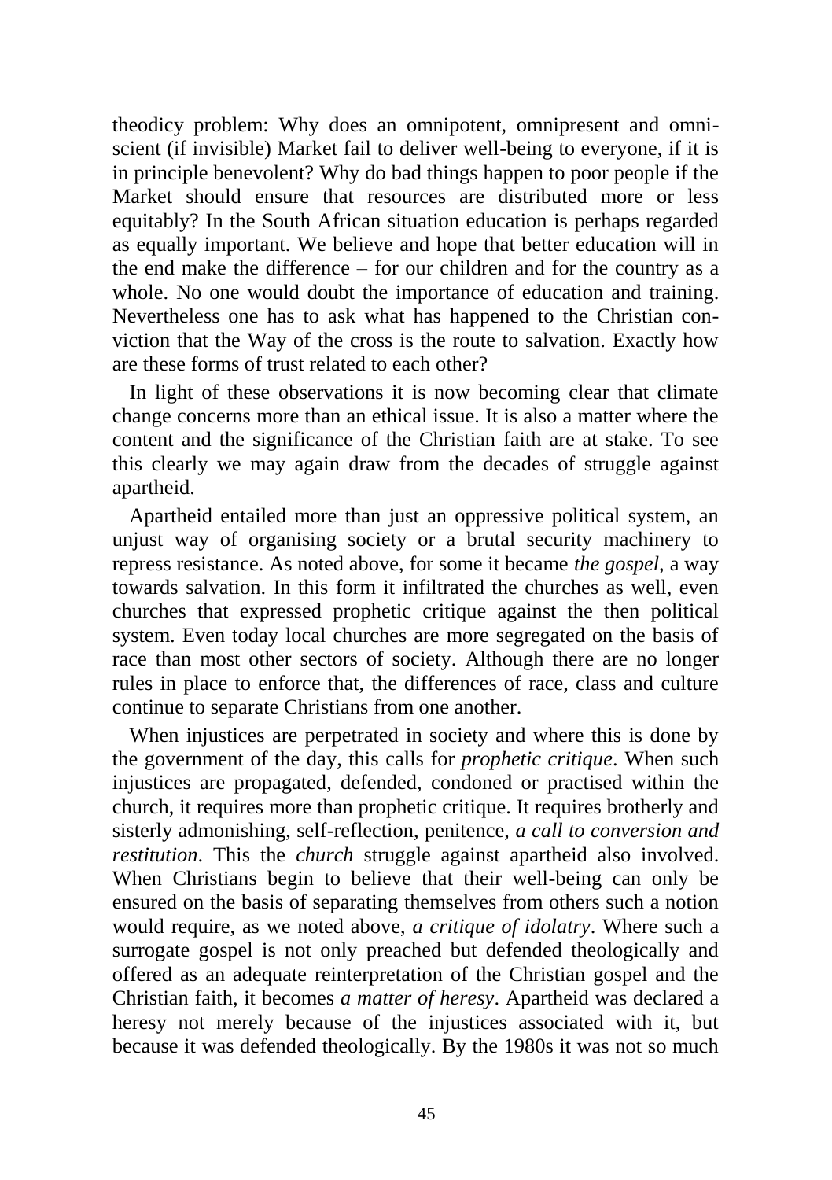theodicy problem: Why does an omnipotent, omnipresent and omniscient (if invisible) Market fail to deliver well-being to everyone, if it is in principle benevolent? Why do bad things happen to poor people if the Market should ensure that resources are distributed more or less equitably? In the South African situation education is perhaps regarded as equally important. We believe and hope that better education will in the end make the difference – for our children and for the country as a whole. No one would doubt the importance of education and training. Nevertheless one has to ask what has happened to the Christian conviction that the Way of the cross is the route to salvation. Exactly how are these forms of trust related to each other?

In light of these observations it is now becoming clear that climate change concerns more than an ethical issue. It is also a matter where the content and the significance of the Christian faith are at stake. To see this clearly we may again draw from the decades of struggle against apartheid.

Apartheid entailed more than just an oppressive political system, an unjust way of organising society or a brutal security machinery to repress resistance. As noted above, for some it became *the gospel*, a way towards salvation. In this form it infiltrated the churches as well, even churches that expressed prophetic critique against the then political system. Even today local churches are more segregated on the basis of race than most other sectors of society. Although there are no longer rules in place to enforce that, the differences of race, class and culture continue to separate Christians from one another.

When injustices are perpetrated in society and where this is done by the government of the day, this calls for *prophetic critique*. When such injustices are propagated, defended, condoned or practised within the church, it requires more than prophetic critique. It requires brotherly and sisterly admonishing, self-reflection, penitence, *a call to conversion and restitution*. This the *church* struggle against apartheid also involved. When Christians begin to believe that their well-being can only be ensured on the basis of separating themselves from others such a notion would require, as we noted above, *a critique of idolatry*. Where such a surrogate gospel is not only preached but defended theologically and offered as an adequate reinterpretation of the Christian gospel and the Christian faith, it becomes *a matter of heresy*. Apartheid was declared a heresy not merely because of the injustices associated with it, but because it was defended theologically. By the 1980s it was not so much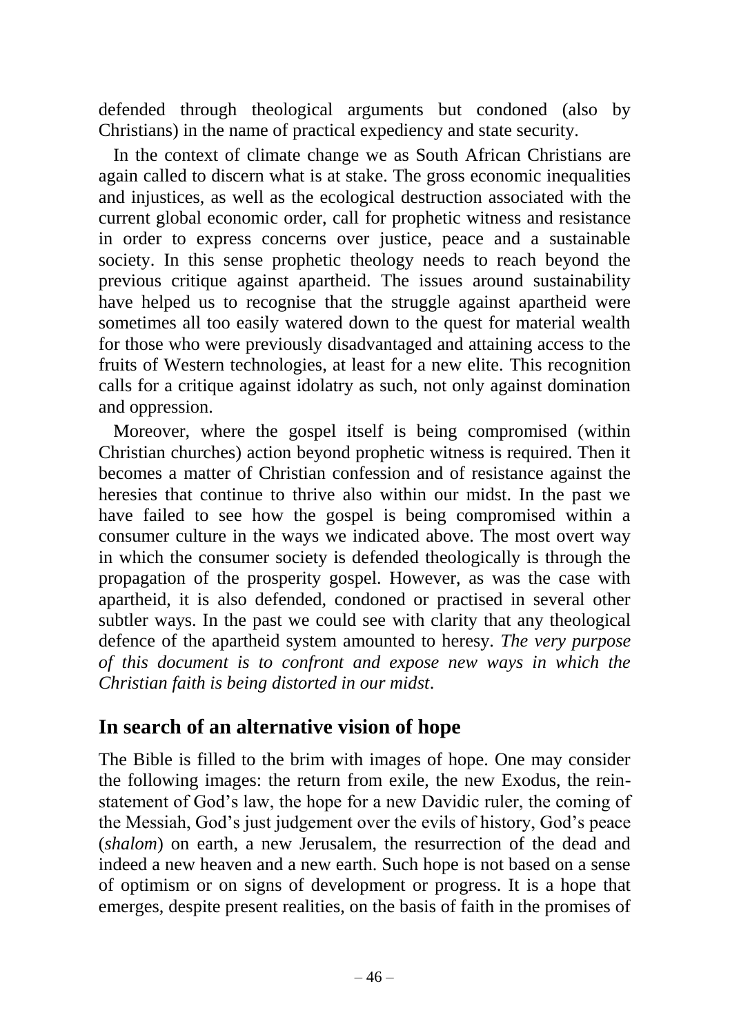defended through theological arguments but condoned (also by Christians) in the name of practical expediency and state security.

In the context of climate change we as South African Christians are again called to discern what is at stake. The gross economic inequalities and injustices, as well as the ecological destruction associated with the current global economic order, call for prophetic witness and resistance in order to express concerns over justice, peace and a sustainable society. In this sense prophetic theology needs to reach beyond the previous critique against apartheid. The issues around sustainability have helped us to recognise that the struggle against apartheid were sometimes all too easily watered down to the quest for material wealth for those who were previously disadvantaged and attaining access to the fruits of Western technologies, at least for a new elite. This recognition calls for a critique against idolatry as such, not only against domination and oppression.

Moreover, where the gospel itself is being compromised (within Christian churches) action beyond prophetic witness is required. Then it becomes a matter of Christian confession and of resistance against the heresies that continue to thrive also within our midst. In the past we have failed to see how the gospel is being compromised within a consumer culture in the ways we indicated above. The most overt way in which the consumer society is defended theologically is through the propagation of the prosperity gospel. However, as was the case with apartheid, it is also defended, condoned or practised in several other subtler ways. In the past we could see with clarity that any theological defence of the apartheid system amounted to heresy. *The very purpose of this document is to confront and expose new ways in which the Christian faith is being distorted in our midst*.

## In search of an alternative vision of hope

The Bible is filled to the brim with images of hope. One may consider the following images: the return from exile, the new Exodus, the reinstatement of God's law, the hope for a new Davidic ruler, the coming of the Messiah, God's just judgement over the evils of history, God's peace (*shalom*) on earth, a new Jerusalem, the resurrection of the dead and indeed a new heaven and a new earth. Such hope is not based on a sense of optimism or on signs of development or progress. It is a hope that emerges, despite present realities, on the basis of faith in the promises of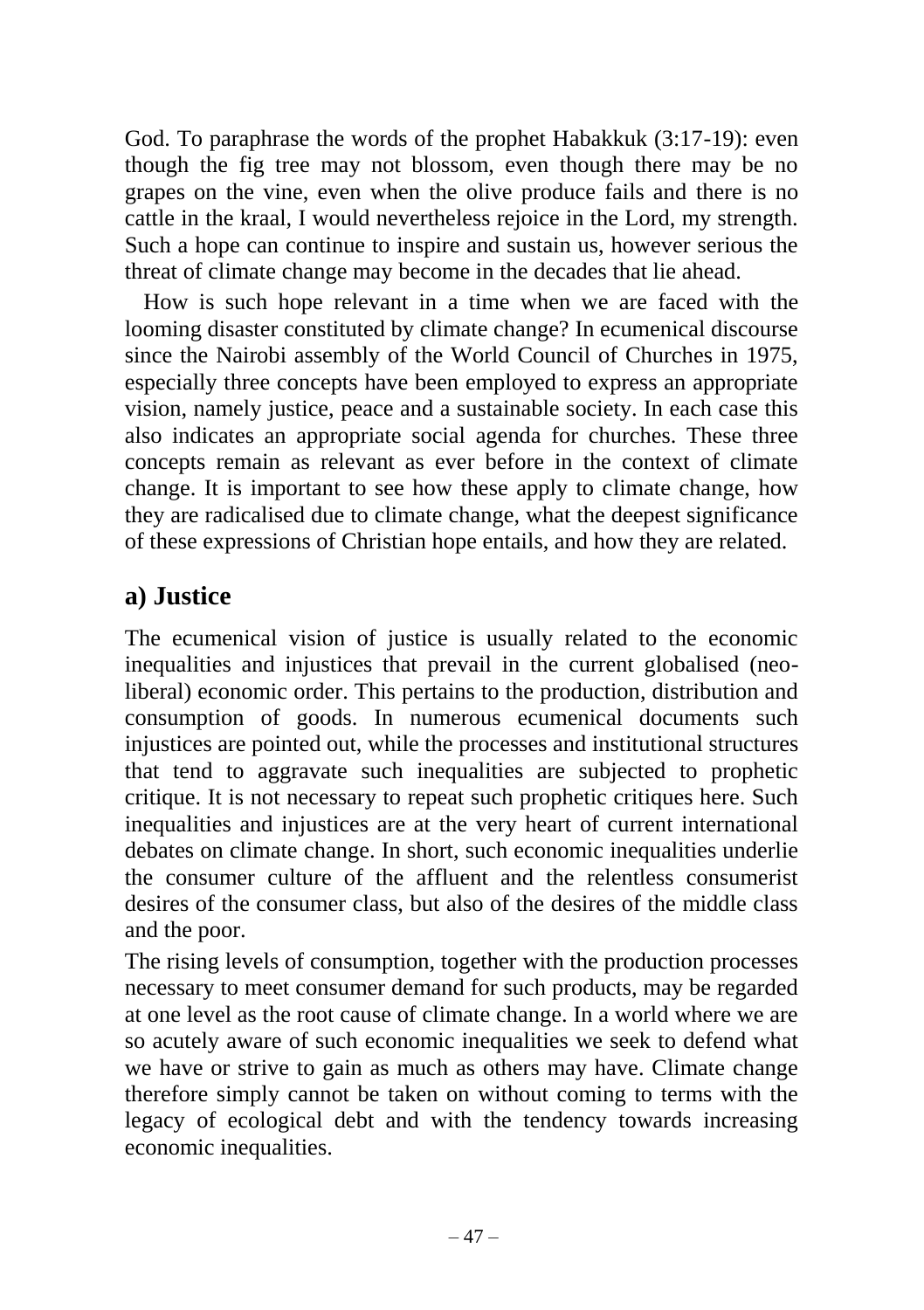God. To paraphrase the words of the prophet Habakkuk (3:17-19): even though the fig tree may not blossom, even though there may be no grapes on the vine, even when the olive produce fails and there is no cattle in the kraal, I would nevertheless rejoice in the Lord, my strength. Such a hope can continue to inspire and sustain us, however serious the threat of climate change may become in the decades that lie ahead.

How is such hope relevant in a time when we are faced with the looming disaster constituted by climate change? In ecumenical discourse since the Nairobi assembly of the World Council of Churches in 1975, especially three concepts have been employed to express an appropriate vision, namely justice, peace and a sustainable society. In each case this also indicates an appropriate social agenda for churches. These three concepts remain as relevant as ever before in the context of climate change. It is important to see how these apply to climate change, how they are radicalised due to climate change, what the deepest significance of these expressions of Christian hope entails, and how they are related.

## a) Justice

The ecumenical vision of justice is usually related to the economic inequalities and injustices that prevail in the current globalised (neo-liberal) economic order. This pertains to the production, distribution and consumption of goods. In numerous ecumenical documents such injustices are pointed out, while the processes and institutional structures that tend to aggravate such inequalities are subjected to prophetic critique. It is not necessary to repeat such prophetic critiques here. Such inequalities and injustices are at the very heart of current international debates on climate change. In short, such economic inequalities underlie the consumer culture of the affluent and the relentless consumerist desires of the consumer class, but also of the desires of the middle class and the poor.

The rising levels of consumption, together with the production processes necessary to meet consumer demand for such products, may be regarded at one level as the root cause of climate change. In a world where we are so acutely aware of such economic inequalities we seek to defend what we have or strive to gain as much as others may have. Climate change therefore simply cannot be taken on without coming to terms with the legacy of ecological debt and with the tendency towards increasing economic inequalities.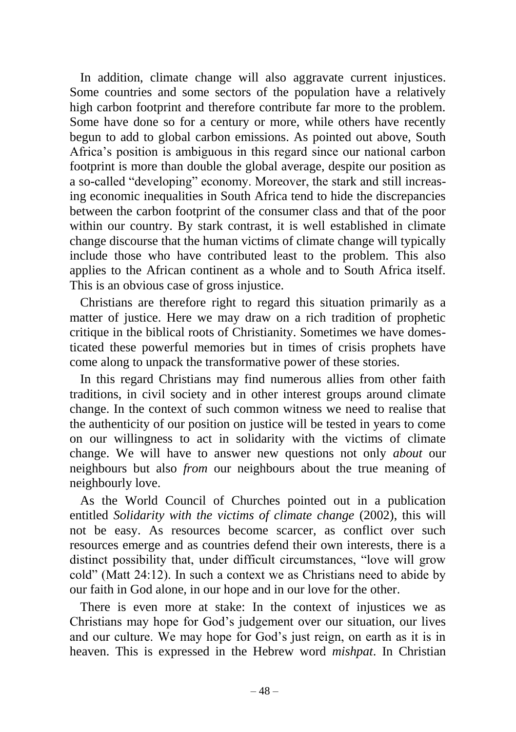In addition, climate change will also aggravate current injustices. Some countries and some sectors of the population have a relatively high carbon footprint and therefore contribute far more to the problem. Some have done so for a century or more, while others have recently begun to add to global carbon emissions. As pointed out above, South Africa's position is ambiguous in this regard since our national carbon footprint is more than double the global average, despite our position as a so-called "developing" economy. Moreover, the stark and still increasing economic inequalities in South Africa tend to hide the discrepancies between the carbon footprint of the consumer class and that of the poor within our country. By stark contrast, it is well established in climate change discourse that the human victims of climate change will typically include those who have contributed least to the problem. This also applies to the African continent as a whole and to South Africa itself. This is an obvious case of gross injustice.

Christians are therefore right to regard this situation primarily as a matter of justice. Here we may draw on a rich tradition of prophetic critique in the biblical roots of Christianity. Sometimes we have domesticated these powerful memories but in times of crisis prophets have come along to unpack the transformative power of these stories.

In this regard Christians may find numerous allies from other faith traditions, in civil society and in other interest groups around climate change. In the context of such common witness we need to realise that the authenticity of our position on justice will be tested in years to come on our willingness to act in solidarity with the victims of climate change. We will have to answer new questions not only *about* our neighbours but also *from* our neighbours about the true meaning of neighbourly love.

As the World Council of Churches pointed out in a publication entitled *Solidarity with the victims of climate change* (2002), this will not be easy. As resources become scarcer, as conflict over such resources emerge and as countries defend their own interests, there is a distinct possibility that, under difficult circumstances, "love will grow cold" (Matt 24:12). In such a context we as Christians need to abide by our faith in God alone, in our hope and in our love for the other.

There is even more at stake: In the context of injustices we as Christians may hope for God's judgement over our situation, our lives and our culture. We may hope for God's just reign, on earth as it is in heaven. This is expressed in the Hebrew word *mishpat*. In Christian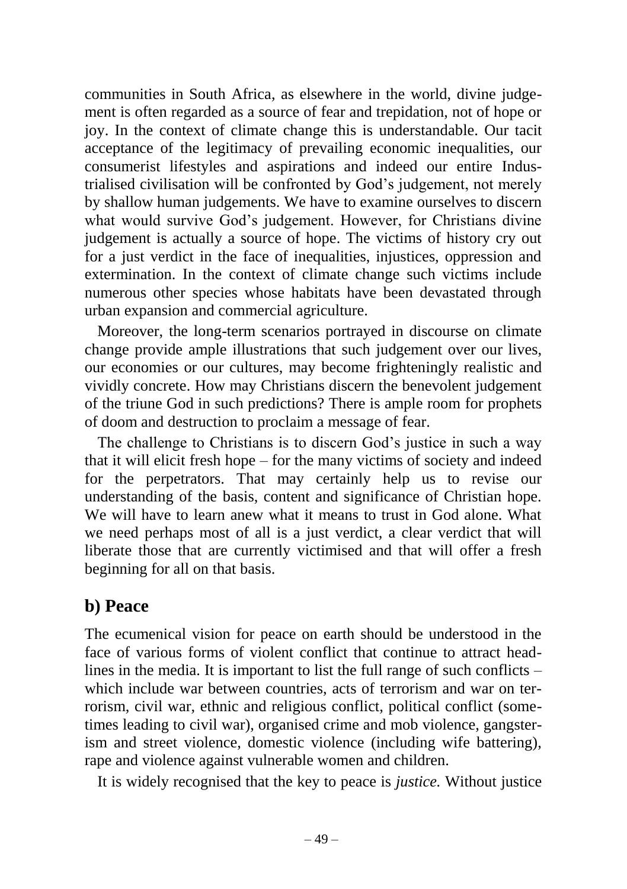communities in South Africa, as elsewhere in the world, divine judgement is often regarded as a source of fear and trepidation, not of hope or joy. In the context of climate change this is understandable. Our tacit acceptance of the legitimacy of prevailing economic inequalities, our consumerist lifestyles and aspirations and indeed our entire Industrialised civilisation will be confronted by God's judgement, not merely by shallow human judgements. We have to examine ourselves to discern what would survive God's judgement. However, for Christians divine judgement is actually a source of hope. The victims of history cry out for a just verdict in the face of inequalities, injustices, oppression and extermination. In the context of climate change such victims include numerous other species whose habitats have been devastated through urban expansion and commercial agriculture.

Moreover, the long-term scenarios portrayed in discourse on climate change provide ample illustrations that such judgement over our lives, our economies or our cultures, may become frighteningly realistic and vividly concrete. How may Christians discern the benevolent judgement of the triune God in such predictions? There is ample room for prophets of doom and destruction to proclaim a message of fear.

The challenge to Christians is to discern God's justice in such a way that it will elicit fresh hope – for the many victims of society and indeed for the perpetrators. That may certainly help us to revise our understanding of the basis, content and significance of Christian hope. We will have to learn anew what it means to trust in God alone. What we need perhaps most of all is a just verdict, a clear verdict that will liberate those that are currently victimised and that will offer a fresh beginning for all on that basis.

## b) Peace

The ecumenical vision for peace on earth should be understood in the face of various forms of violent conflict that continue to attract headlines in the media. It is important to list the full range of such conflicts – which include war between countries, acts of terrorism and war on terrorism, civil war, ethnic and religious conflict, political conflict (sometimes leading to civil war), organised crime and mob violence, gangsterism and street violence, domestic violence (including wife battering), rape and violence against vulnerable women and children.

It is widely recognised that the key to peace is *justice.* Without justice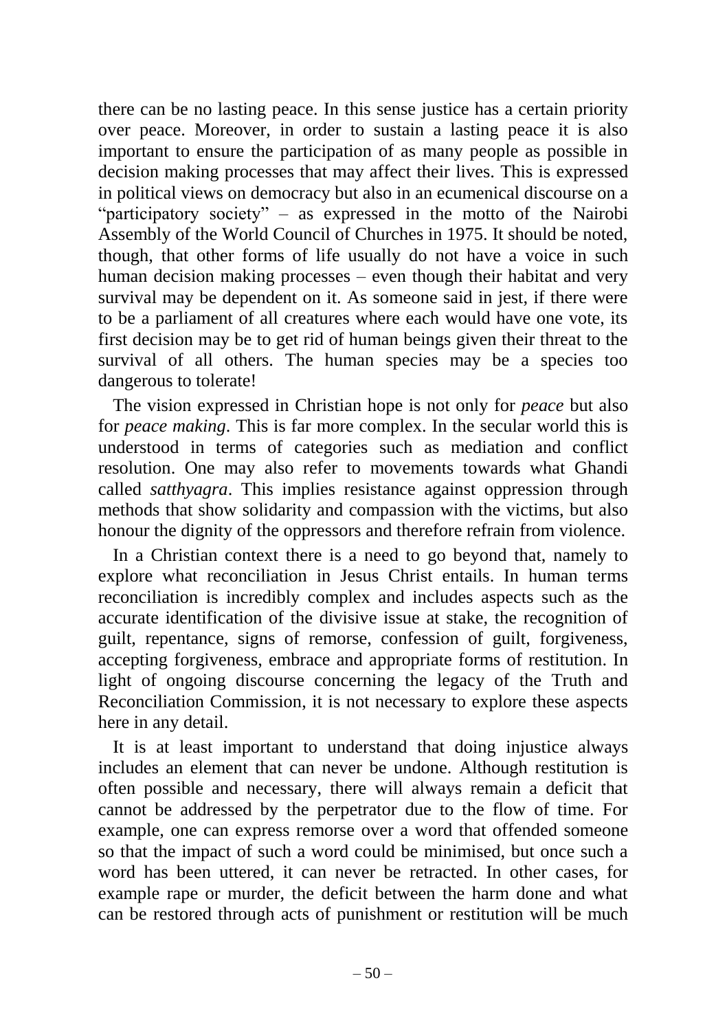there can be no lasting peace. In this sense justice has a certain priority over peace. Moreover, in order to sustain a lasting peace it is also important to ensure the participation of as many people as possible in decision making processes that may affect their lives. This is expressed in political views on democracy but also in an ecumenical discourse on a "participatory society" – as expressed in the motto of the Nairobi Assembly of the World Council of Churches in 1975. It should be noted, though, that other forms of life usually do not have a voice in such human decision making processes – even though their habitat and very survival may be dependent on it. As someone said in jest, if there were to be a parliament of all creatures where each would have one vote, its first decision may be to get rid of human beings given their threat to the survival of all others. The human species may be a species too dangerous to tolerate!

The vision expressed in Christian hope is not only for *peace* but also for *peace making*. This is far more complex. In the secular world this is understood in terms of categories such as mediation and conflict resolution. One may also refer to movements towards what Ghandi called *satthyagra*. This implies resistance against oppression through methods that show solidarity and compassion with the victims, but also honour the dignity of the oppressors and therefore refrain from violence.

In a Christian context there is a need to go beyond that, namely to explore what reconciliation in Jesus Christ entails. In human terms reconciliation is incredibly complex and includes aspects such as the accurate identification of the divisive issue at stake, the recognition of guilt, repentance, signs of remorse, confession of guilt, forgiveness, accepting forgiveness, embrace and appropriate forms of restitution. In light of ongoing discourse concerning the legacy of the Truth and Reconciliation Commission, it is not necessary to explore these aspects here in any detail.

It is at least important to understand that doing injustice always includes an element that can never be undone. Although restitution is often possible and necessary, there will always remain a deficit that cannot be addressed by the perpetrator due to the flow of time. For example, one can express remorse over a word that offended someone so that the impact of such a word could be minimised, but once such a word has been uttered, it can never be retracted. In other cases, for example rape or murder, the deficit between the harm done and what can be restored through acts of punishment or restitution will be much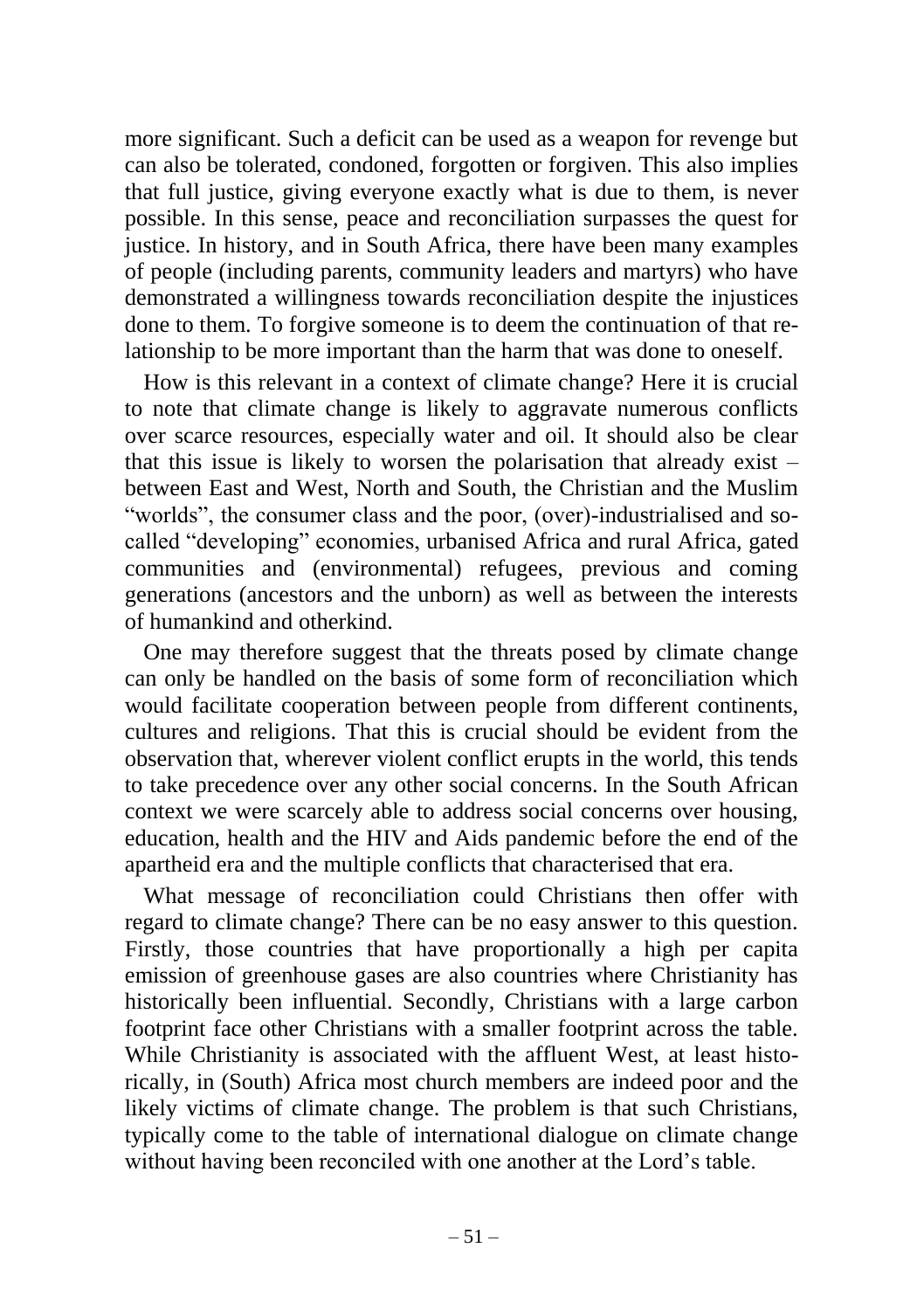more significant. Such a deficit can be used as a weapon for revenge but can also be tolerated, condoned, forgotten or forgiven. This also implies that full justice, giving everyone exactly what is due to them, is never possible. In this sense, peace and reconciliation surpasses the quest for justice. In history, and in South Africa, there have been many examples of people (including parents, community leaders and martyrs) who have demonstrated a willingness towards reconciliation despite the injustices done to them. To forgive someone is to deem the continuation of that relationship to be more important than the harm that was done to oneself.

How is this relevant in a context of climate change? Here it is crucial to note that climate change is likely to aggravate numerous conflicts over scarce resources, especially water and oil. It should also be clear that this issue is likely to worsen the polarisation that already exist – between East and West, North and South, the Christian and the Muslim "worlds", the consumer class and the poor, (over)-industrialised and so-called "developing" economies, urbanised Africa and rural Africa, gated communities and (environmental) refugees, previous and coming generations (ancestors and the unborn) as well as between the interests of humankind and otherkind.

One may therefore suggest that the threats posed by climate change can only be handled on the basis of some form of reconciliation which would facilitate cooperation between people from different continents, cultures and religions. That this is crucial should be evident from the observation that, wherever violent conflict erupts in the world, this tends to take precedence over any other social concerns. In the South African context we were scarcely able to address social concerns over housing, education, health and the HIV and Aids pandemic before the end of the apartheid era and the multiple conflicts that characterised that era.

What message of reconciliation could Christians then offer with regard to climate change? There can be no easy answer to this question. Firstly, those countries that have proportionally a high per capita emission of greenhouse gases are also countries where Christianity has historically been influential. Secondly, Christians with a large carbon footprint face other Christians with a smaller footprint across the table. While Christianity is associated with the affluent West, at least historically, in (South) Africa most church members are indeed poor and the likely victims of climate change. The problem is that such Christians, typically come to the table of international dialogue on climate change without having been reconciled with one another at the Lord's table.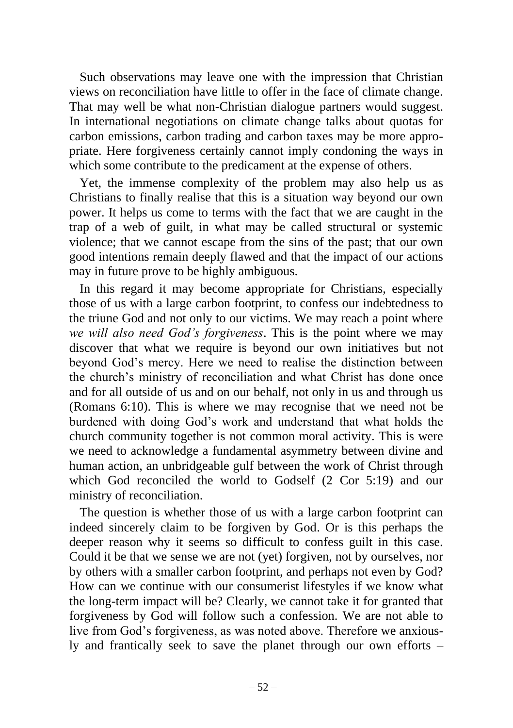Such observations may leave one with the impression that Christian views on reconciliation have little to offer in the face of climate change. That may well be what non-Christian dialogue partners would suggest. In international negotiations on climate change talks about quotas for carbon emissions, carbon trading and carbon taxes may be more appropriate. Here forgiveness certainly cannot imply condoning the ways in which some contribute to the predicament at the expense of others.

Yet, the immense complexity of the problem may also help us as Christians to finally realise that this is a situation way beyond our own power. It helps us come to terms with the fact that we are caught in the trap of a web of guilt, in what may be called structural or systemic violence; that we cannot escape from the sins of the past; that our own good intentions remain deeply flawed and that the impact of our actions may in future prove to be highly ambiguous.

In this regard it may become appropriate for Christians, especially those of us with a large carbon footprint, to confess our indebtedness to the triune God and not only to our victims. We may reach a point where *we will also need God's forgiveness*. This is the point where we may discover that what we require is beyond our own initiatives but not beyond God's mercy. Here we need to realise the distinction between the church's ministry of reconciliation and what Christ has done once and for all outside of us and on our behalf, not only in us and through us (Romans 6:10). This is where we may recognise that we need not be burdened with doing God's work and understand that what holds the church community together is not common moral activity. This is were we need to acknowledge a fundamental asymmetry between divine and human action, an unbridgeable gulf between the work of Christ through which God reconciled the world to Godself (2 Cor 5:19) and our ministry of reconciliation.

The question is whether those of us with a large carbon footprint can indeed sincerely claim to be forgiven by God. Or is this perhaps the deeper reason why it seems so difficult to confess guilt in this case. Could it be that we sense we are not (yet) forgiven, not by ourselves, nor by others with a smaller carbon footprint, and perhaps not even by God? How can we continue with our consumerist lifestyles if we know what the long-term impact will be? Clearly, we cannot take it for granted that forgiveness by God will follow such a confession. We are not able to live from God's forgiveness, as was noted above. Therefore we anxiously and frantically seek to save the planet through our own efforts –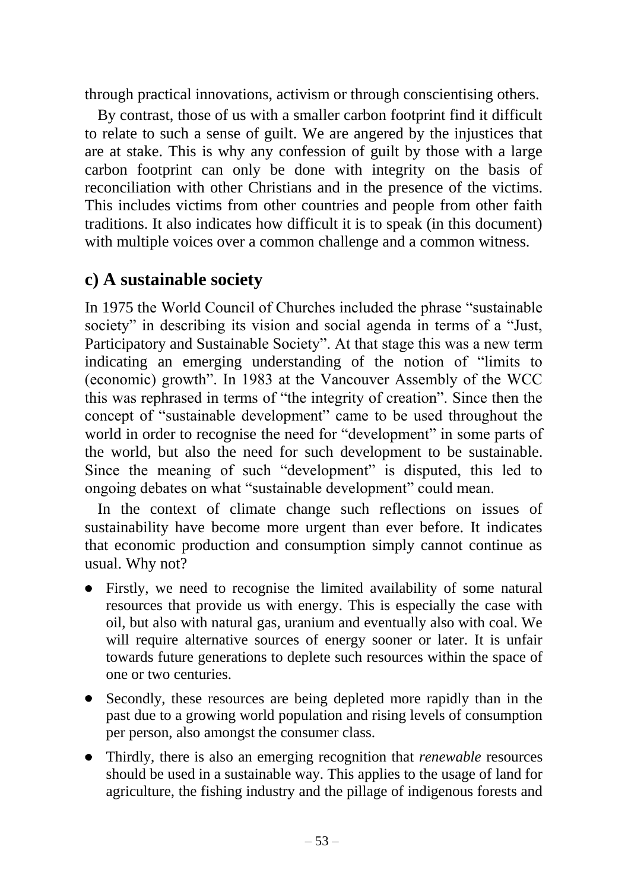through practical innovations, activism or through conscientising others.

By contrast, those of us with a smaller carbon footprint find it difficult to relate to such a sense of guilt. We are angered by the injustices that are at stake. This is why any confession of guilt by those with a large carbon footprint can only be done with integrity on the basis of reconciliation with other Christians and in the presence of the victims. This includes victims from other countries and people from other faith traditions. It also indicates how difficult it is to speak (in this document) with multiple voices over a common challenge and a common witness.

## c) A sustainable society

In 1975 the World Council of Churches included the phrase "sustainable society" in describing its vision and social agenda in terms of a "Just, Participatory and Sustainable Society". At that stage this was a new term indicating an emerging understanding of the notion of "limits to (economic) growth". In 1983 at the Vancouver Assembly of the WCC this was rephrased in terms of "the integrity of creation". Since then the concept of "sustainable development" came to be used throughout the world in order to recognise the need for "development" in some parts of the world, but also the need for such development to be sustainable. Since the meaning of such "development" is disputed, this led to ongoing debates on what "sustainable development" could mean.

In the context of climate change such reflections on issues of sustainability have become more urgent than ever before. It indicates that economic production and consumption simply cannot continue as usual. Why not?

- Firstly, we need to recognise the limited availability of some natural resources that provide us with energy. This is especially the case with oil, but also with natural gas, uranium and eventually also with coal. We will require alternative sources of energy sooner or later. It is unfair towards future generations to deplete such resources within the space of one or two centuries.
- Secondly, these resources are being depleted more rapidly than in the past due to a growing world population and rising levels of consumption per person, also amongst the consumer class.
- Thirdly, there is also an emerging recognition that *renewable* resources should be used in a sustainable way. This applies to the usage of land for agriculture, the fishing industry and the pillage of indigenous forests and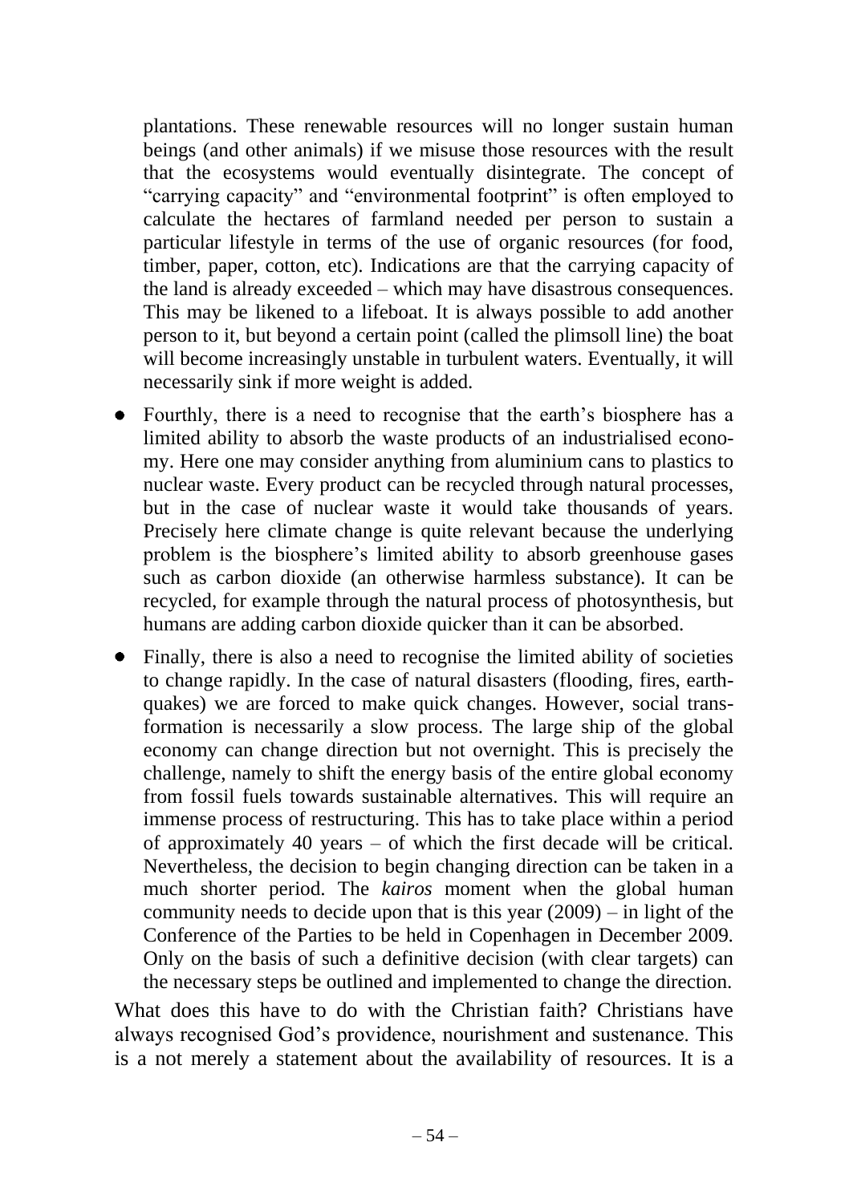plantations. These renewable resources will no longer sustain human beings (and other animals) if we misuse those resources with the result that the ecosystems would eventually disintegrate. The concept of "carrying capacity" and "environmental footprint" is often employed to calculate the hectares of farmland needed per person to sustain a particular lifestyle in terms of the use of organic resources (for food, timber, paper, cotton, etc). Indications are that the carrying capacity of the land is already exceeded – which may have disastrous consequences. This may be likened to a lifeboat. It is always possible to add another person to it, but beyond a certain point (called the plimsoll line) the boat will become increasingly unstable in turbulent waters. Eventually, it will necessarily sink if more weight is added.

- Fourthly, there is a need to recognise that the earth's biosphere has a limited ability to absorb the waste products of an industrialised economy. Here one may consider anything from aluminium cans to plastics to nuclear waste. Every product can be recycled through natural processes, but in the case of nuclear waste it would take thousands of years. Precisely here climate change is quite relevant because the underlying problem is the biosphere's limited ability to absorb greenhouse gases such as carbon dioxide (an otherwise harmless substance). It can be recycled, for example through the natural process of photosynthesis, but humans are adding carbon dioxide quicker than it can be absorbed.
- Finally, there is also a need to recognise the limited ability of societies to change rapidly. In the case of natural disasters (flooding, fires, earthquakes) we are forced to make quick changes. However, social transformation is necessarily a slow process. The large ship of the global economy can change direction but not overnight. This is precisely the challenge, namely to shift the energy basis of the entire global economy from fossil fuels towards sustainable alternatives. This will require an immense process of restructuring. This has to take place within a period of approximately 40 years – of which the first decade will be critical. Nevertheless, the decision to begin changing direction can be taken in a much shorter period. The *kairos* moment when the global human community needs to decide upon that is this year (2009) – in light of the Conference of the Parties to be held in Copenhagen in December 2009. Only on the basis of such a definitive decision (with clear targets) can the necessary steps be outlined and implemented to change the direction.

What does this have to do with the Christian faith? Christians have always recognised God's providence, nourishment and sustenance. This is a not merely a statement about the availability of resources. It is a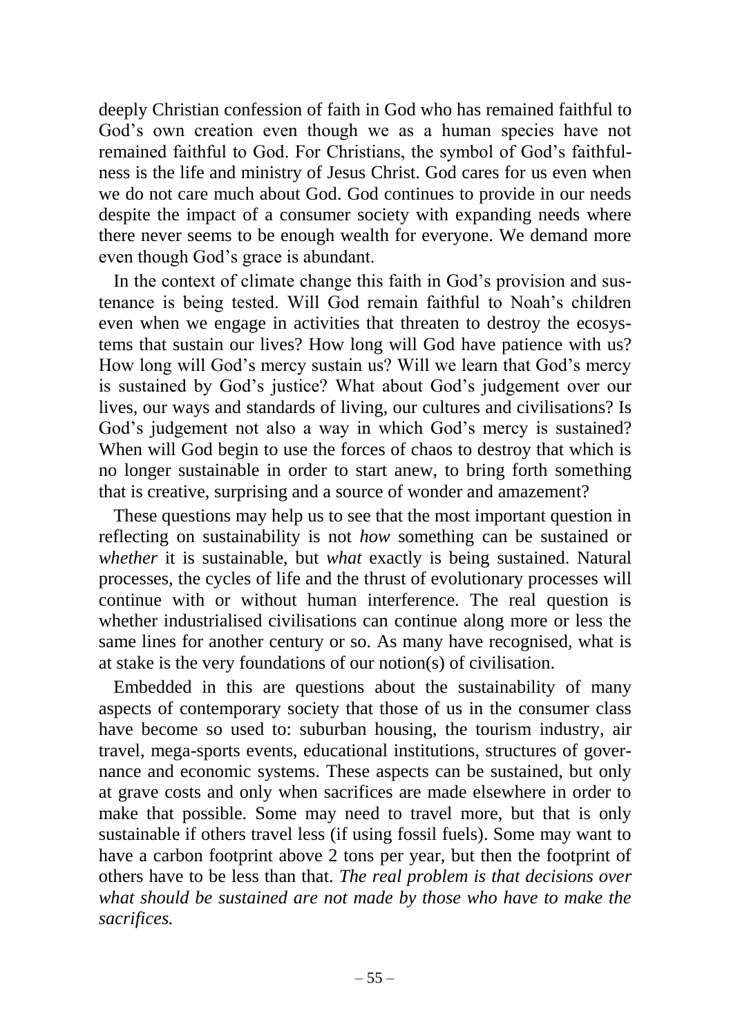deeply Christian confession of faith in God who has remained faithful to God's own creation even though we as a human species have not remained faithful to God. For Christians, the symbol of God's faithfulness is the life and ministry of Jesus Christ. God cares for us even when we do not care much about God. God continues to provide in our needs despite the impact of a consumer society with expanding needs where there never seems to be enough wealth for everyone. We demand more even though God's grace is abundant.

In the context of climate change this faith in God's provision and sustenance is being tested. Will God remain faithful to Noah's children even when we engage in activities that threaten to destroy the ecosystems that sustain our lives? How long will God have patience with us? How long will God's mercy sustain us? Will we learn that God's mercy is sustained by God's justice? What about God's judgement over our lives, our ways and standards of living, our cultures and civilisations? Is God's judgement not also a way in which God's mercy is sustained? When will God begin to use the forces of chaos to destroy that which is no longer sustainable in order to start anew, to bring forth something that is creative, surprising and a source of wonder and amazement?

These questions may help us to see that the most important question in reflecting on sustainability is not *how* something can be sustained or *whether* it is sustainable, but *what* exactly is being sustained. Natural processes, the cycles of life and the thrust of evolutionary processes will continue with or without human interference. The real question is whether industrialised civilisations can continue along more or less the same lines for another century or so. As many have recognised, what is at stake is the very foundations of our notion(s) of civilisation.

Embedded in this are questions about the sustainability of many aspects of contemporary society that those of us in the consumer class have become so used to: suburban housing, the tourism industry, air travel, mega-sports events, educational institutions, structures of governance and economic systems. These aspects can be sustained, but only at grave costs and only when sacrifices are made elsewhere in order to make that possible. Some may need to travel more, but that is only sustainable if others travel less (if using fossil fuels). Some may want to have a carbon footprint above 2 tons per year, but then the footprint of others have to be less than that. *The real problem is that decisions over what should be sustained are not made by those who have to make the sacrifices.*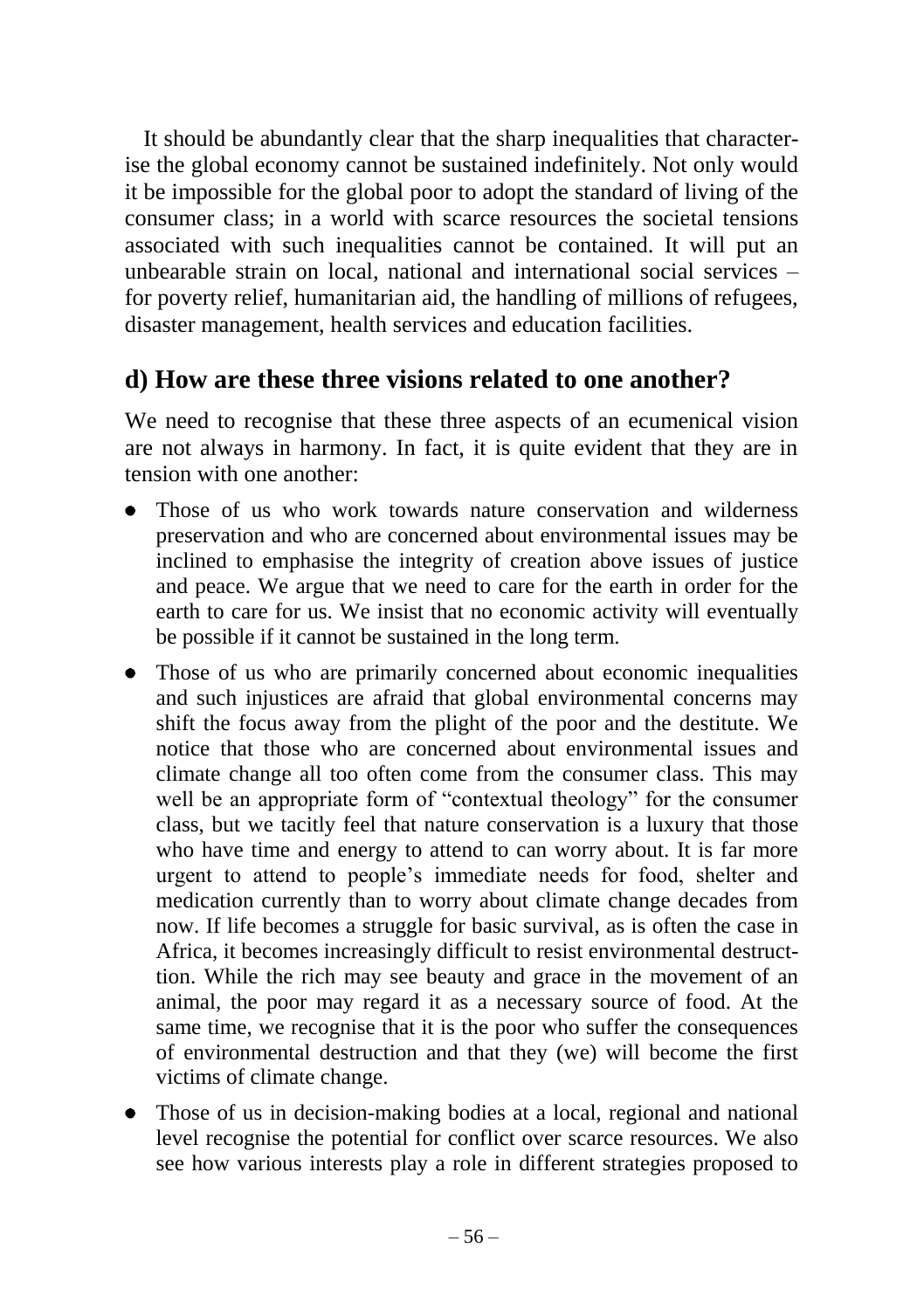It should be abundantly clear that the sharp inequalities that characterise the global economy cannot be sustained indefinitely. Not only would it be impossible for the global poor to adopt the standard of living of the consumer class; in a world with scarce resources the societal tensions associated with such inequalities cannot be contained. It will put an unbearable strain on local, national and international social services – for poverty relief, humanitarian aid, the handling of millions of refugees, disaster management, health services and education facilities.

## d) How are these three visions related to one another?

We need to recognise that these three aspects of an ecumenical vision are not always in harmony. In fact, it is quite evident that they are in tension with one another:

- Those of us who work towards nature conservation and wilderness preservation and who are concerned about environmental issues may be inclined to emphasise the integrity of creation above issues of justice and peace. We argue that we need to care for the earth in order for the earth to care for us. We insist that no economic activity will eventually be possible if it cannot be sustained in the long term.
- Those of us who are primarily concerned about economic inequalities and such injustices are afraid that global environmental concerns may shift the focus away from the plight of the poor and the destitute. We notice that those who are concerned about environmental issues and climate change all too often come from the consumer class. This may well be an appropriate form of "contextual theology" for the consumer class, but we tacitly feel that nature conservation is a luxury that those who have time and energy to attend to can worry about. It is far more urgent to attend to people's immediate needs for food, shelter and medication currently than to worry about climate change decades from now. If life becomes a struggle for basic survival, as is often the case in Africa, it becomes increasingly difficult to resist environmental destruction. While the rich may see beauty and grace in the movement of an animal, the poor may regard it as a necessary source of food. At the same time, we recognise that it is the poor who suffer the consequences of environmental destruction and that they (we) will become the first victims of climate change.
- Those of us in decision-making bodies at a local, regional and national level recognise the potential for conflict over scarce resources. We also see how various interests play a role in different strategies proposed to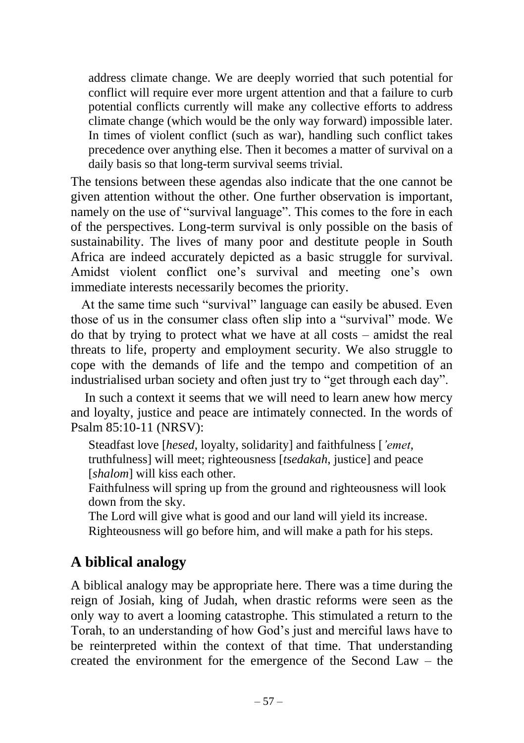> address climate change. We are deeply worried that such potential for conflict will require ever more urgent attention and that a failure to curb potential conflicts currently will make any collective efforts to address climate change (which would be the only way forward) impossible later. In times of violent conflict (such as war), handling such conflict takes precedence over anything else. Then it becomes a matter of survival on a daily basis so that long-term survival seems trivial.

The tensions between these agendas also indicate that the one cannot be given attention without the other. One further observation is important, namely on the use of "survival language". This comes to the fore in each of the perspectives. Long-term survival is only possible on the basis of sustainability. The lives of many poor and destitute people in South Africa are indeed accurately depicted as a basic struggle for survival. Amidst violent conflict one's survival and meeting one's own immediate interests necessarily becomes the priority.

At the same time such "survival" language can easily be abused. Even those of us in the consumer class often slip into a "survival" mode. We do that by trying to protect what we have at all costs – amidst the real threats to life, property and employment security. We also struggle to cope with the demands of life and the tempo and competition of an industrialised urban society and often just try to "get through each day".

In such a context it seems that we will need to learn anew how mercy and loyalty, justice and peace are intimately connected. In the words of Psalm 85:10-11 (NRSV):

> Steadfast love [*hesed*, loyalty, solidarity] and faithfulness [*'emet*, truthfulness] will meet; righteousness [*tsedakah*, justice] and peace [*shalom*] will kiss each other.
>
> Faithfulness will spring up from the ground and righteousness will look down from the sky.
>
> The Lord will give what is good and our land will yield its increase.
>
> Righteousness will go before him, and will make a path for his steps.

## A biblical analogy

A biblical analogy may be appropriate here. There was a time during the reign of Josiah, king of Judah, when drastic reforms were seen as the only way to avert a looming catastrophe. This stimulated a return to the Torah, to an understanding of how God's just and merciful laws have to be reinterpreted within the context of that time. That understanding created the environment for the emergence of the Second Law – the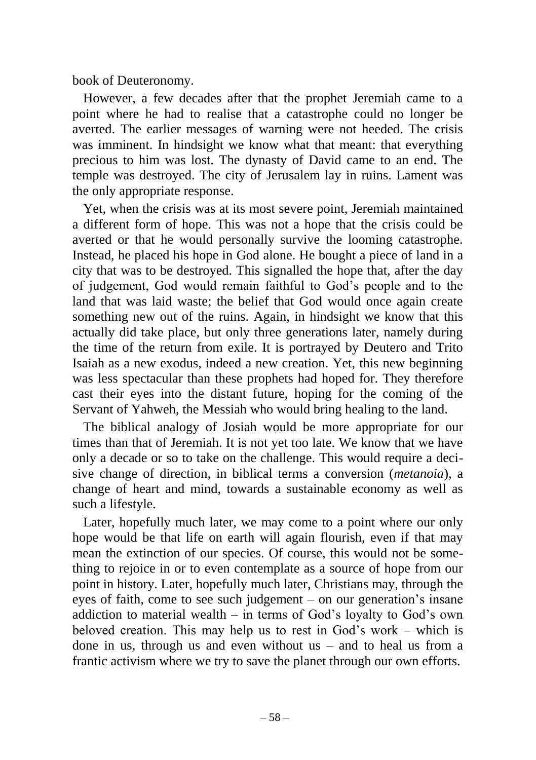book of Deuteronomy.

However, a few decades after that the prophet Jeremiah came to a point where he had to realise that a catastrophe could no longer be averted. The earlier messages of warning were not heeded. The crisis was imminent. In hindsight we know what that meant: that everything precious to him was lost. The dynasty of David came to an end. The temple was destroyed. The city of Jerusalem lay in ruins. Lament was the only appropriate response.

Yet, when the crisis was at its most severe point, Jeremiah maintained a different form of hope. This was not a hope that the crisis could be averted or that he would personally survive the looming catastrophe. Instead, he placed his hope in God alone. He bought a piece of land in a city that was to be destroyed. This signalled the hope that, after the day of judgement, God would remain faithful to God's people and to the land that was laid waste; the belief that God would once again create something new out of the ruins. Again, in hindsight we know that this actually did take place, but only three generations later, namely during the time of the return from exile. It is portrayed by Deutero and Trito Isaiah as a new exodus, indeed a new creation. Yet, this new beginning was less spectacular than these prophets had hoped for. They therefore cast their eyes into the distant future, hoping for the coming of the Servant of Yahweh, the Messiah who would bring healing to the land.

The biblical analogy of Josiah would be more appropriate for our times than that of Jeremiah. It is not yet too late. We know that we have only a decade or so to take on the challenge. This would require a decisive change of direction, in biblical terms a conversion (*metanoia*), a change of heart and mind, towards a sustainable economy as well as such a lifestyle.

Later, hopefully much later, we may come to a point where our only hope would be that life on earth will again flourish, even if that may mean the extinction of our species. Of course, this would not be something to rejoice in or to even contemplate as a source of hope from our point in history. Later, hopefully much later, Christians may, through the eyes of faith, come to see such judgement – on our generation's insane addiction to material wealth – in terms of God's loyalty to God's own beloved creation. This may help us to rest in God's work – which is done in us, through us and even without us – and to heal us from a frantic activism where we try to save the planet through our own efforts.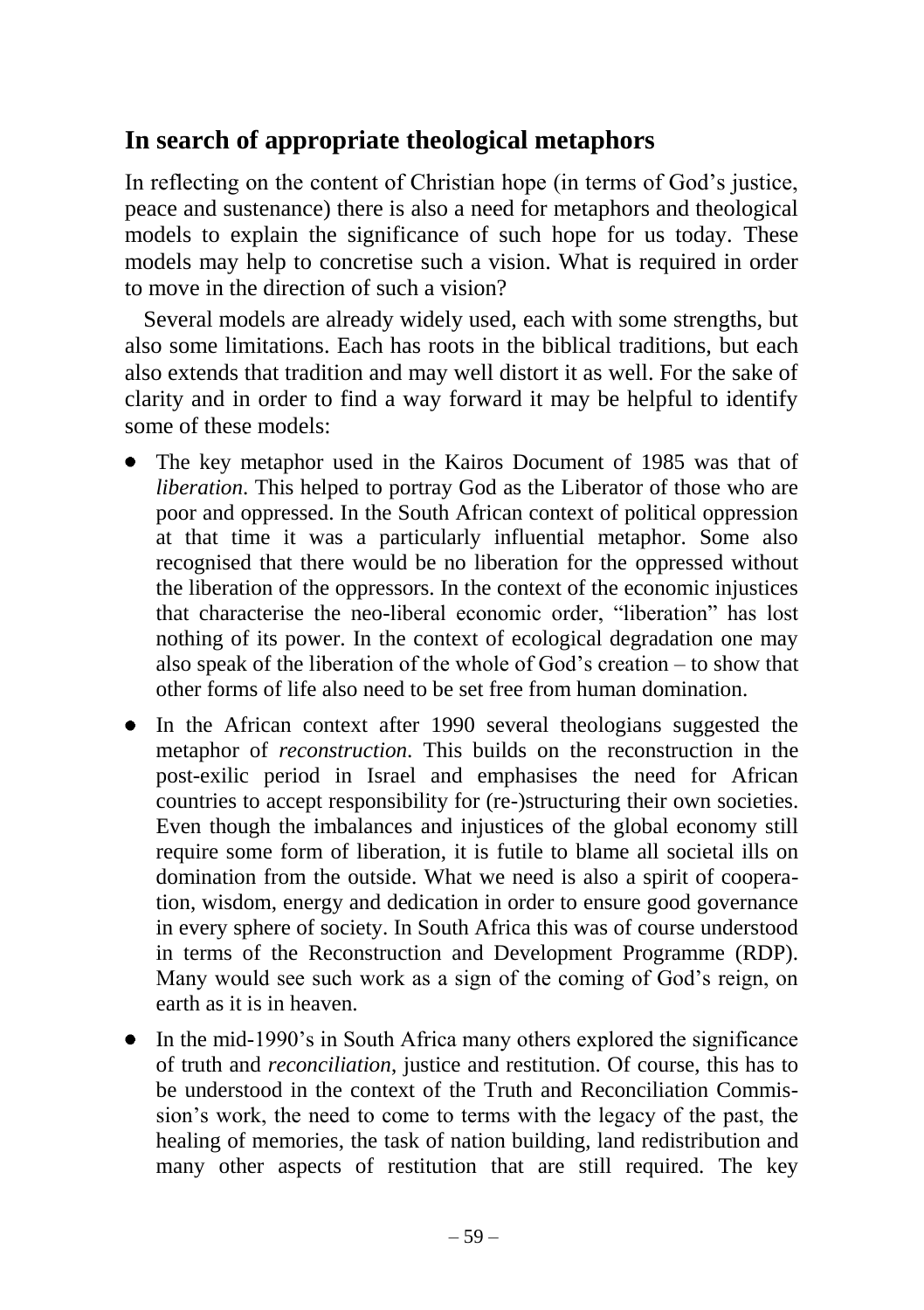## In search of appropriate theological metaphors

In reflecting on the content of Christian hope (in terms of God's justice, peace and sustenance) there is also a need for metaphors and theological models to explain the significance of such hope for us today. These models may help to concretise such a vision. What is required in order to move in the direction of such a vision?

Several models are already widely used, each with some strengths, but also some limitations. Each has roots in the biblical traditions, but each also extends that tradition and may well distort it as well. For the sake of clarity and in order to find a way forward it may be helpful to identify some of these models:

- The key metaphor used in the Kairos Document of 1985 was that of *liberation*. This helped to portray God as the Liberator of those who are poor and oppressed. In the South African context of political oppression at that time it was a particularly influential metaphor. Some also recognised that there would be no liberation for the oppressed without the liberation of the oppressors. In the context of the economic injustices that characterise the neo-liberal economic order, "liberation" has lost nothing of its power. In the context of ecological degradation one may also speak of the liberation of the whole of God's creation – to show that other forms of life also need to be set free from human domination.
- In the African context after 1990 several theologians suggested the metaphor of *reconstruction*. This builds on the reconstruction in the post-exilic period in Israel and emphasises the need for African countries to accept responsibility for (re-)structuring their own societies. Even though the imbalances and injustices of the global economy still require some form of liberation, it is futile to blame all societal ills on domination from the outside. What we need is also a spirit of cooperation, wisdom, energy and dedication in order to ensure good governance in every sphere of society. In South Africa this was of course understood in terms of the Reconstruction and Development Programme (RDP). Many would see such work as a sign of the coming of God's reign, on earth as it is in heaven.
- In the mid-1990's in South Africa many others explored the significance of truth and *reconciliation*, justice and restitution. Of course, this has to be understood in the context of the Truth and Reconciliation Commission's work, the need to come to terms with the legacy of the past, the healing of memories, the task of nation building, land redistribution and many other aspects of restitution that are still required. The key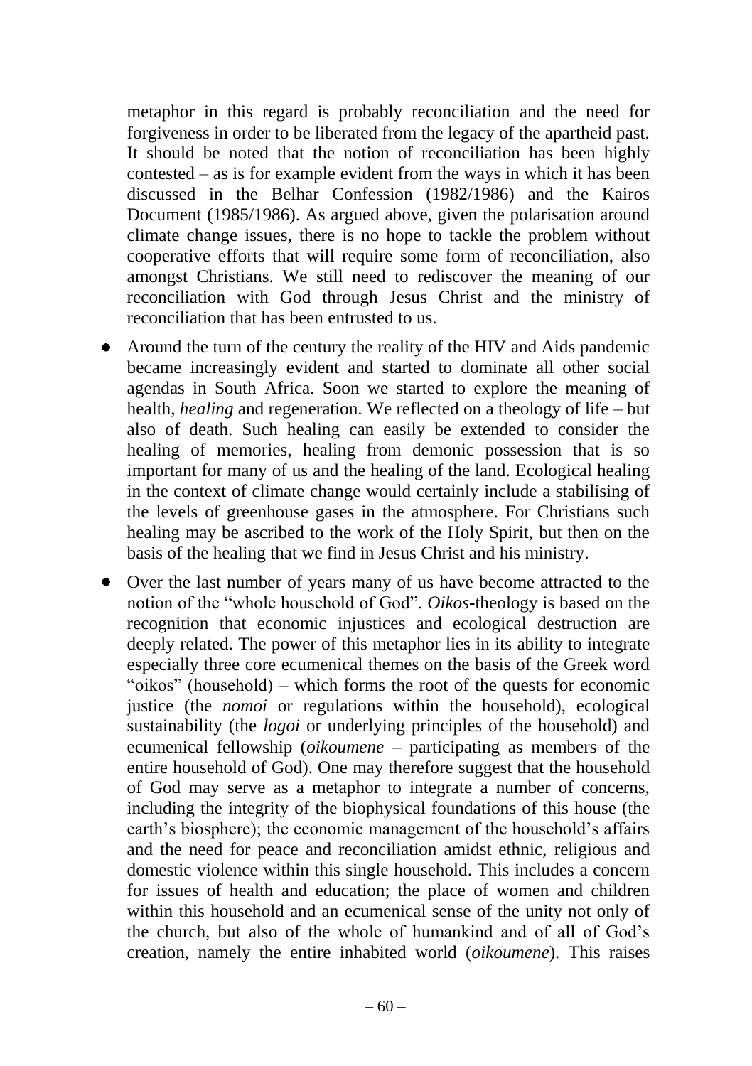metaphor in this regard is probably reconciliation and the need for forgiveness in order to be liberated from the legacy of the apartheid past. It should be noted that the notion of reconciliation has been highly contested – as is for example evident from the ways in which it has been discussed in the Belhar Confession (1982/1986) and the Kairos Document (1985/1986). As argued above, given the polarisation around climate change issues, there is no hope to tackle the problem without cooperative efforts that will require some form of reconciliation, also amongst Christians. We still need to rediscover the meaning of our reconciliation with God through Jesus Christ and the ministry of reconciliation that has been entrusted to us.

- Around the turn of the century the reality of the HIV and Aids pandemic became increasingly evident and started to dominate all other social agendas in South Africa. Soon we started to explore the meaning of health, *healing* and regeneration. We reflected on a theology of life – but also of death. Such healing can easily be extended to consider the healing of memories, healing from demonic possession that is so important for many of us and the healing of the land. Ecological healing in the context of climate change would certainly include a stabilising of the levels of greenhouse gases in the atmosphere. For Christians such healing may be ascribed to the work of the Holy Spirit, but then on the basis of the healing that we find in Jesus Christ and his ministry.
- Over the last number of years many of us have become attracted to the notion of the "whole household of God". *Oikos*-theology is based on the recognition that economic injustices and ecological destruction are deeply related. The power of this metaphor lies in its ability to integrate especially three core ecumenical themes on the basis of the Greek word "oikos" (household) – which forms the root of the quests for economic justice (the *nomoi* or regulations within the household), ecological sustainability (the *logoi* or underlying principles of the household) and ecumenical fellowship (*oikoumene* – participating as members of the entire household of God). One may therefore suggest that the household of God may serve as a metaphor to integrate a number of concerns, including the integrity of the biophysical foundations of this house (the earth's biosphere); the economic management of the household's affairs and the need for peace and reconciliation amidst ethnic, religious and domestic violence within this single household. This includes a concern for issues of health and education; the place of women and children within this household and an ecumenical sense of the unity not only of the church, but also of the whole of humankind and of all of God's creation, namely the entire inhabited world (*oikoumene*). This raises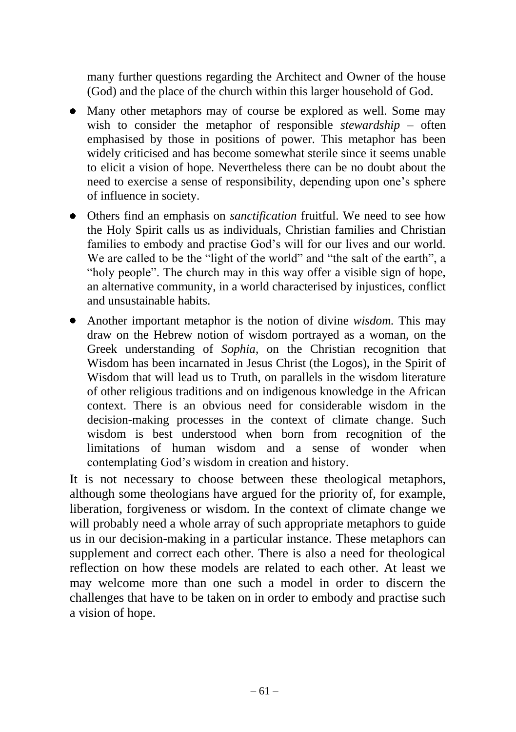many further questions regarding the Architect and Owner of the house (God) and the place of the church within this larger household of God.

- Many other metaphors may of course be explored as well. Some may wish to consider the metaphor of responsible *stewardship* – often emphasised by those in positions of power. This metaphor has been widely criticised and has become somewhat sterile since it seems unable to elicit a vision of hope. Nevertheless there can be no doubt about the need to exercise a sense of responsibility, depending upon one's sphere of influence in society.
- Others find an emphasis on *sanctification* fruitful. We need to see how the Holy Spirit calls us as individuals, Christian families and Christian families to embody and practise God's will for our lives and our world. We are called to be the "light of the world" and "the salt of the earth", a "holy people". The church may in this way offer a visible sign of hope, an alternative community, in a world characterised by injustices, conflict and unsustainable habits.
- Another important metaphor is the notion of divine *wisdom.* This may draw on the Hebrew notion of wisdom portrayed as a woman, on the Greek understanding of *Sophia*, on the Christian recognition that Wisdom has been incarnated in Jesus Christ (the Logos), in the Spirit of Wisdom that will lead us to Truth, on parallels in the wisdom literature of other religious traditions and on indigenous knowledge in the African context. There is an obvious need for considerable wisdom in the decision-making processes in the context of climate change. Such wisdom is best understood when born from recognition of the limitations of human wisdom and a sense of wonder when contemplating God's wisdom in creation and history.

It is not necessary to choose between these theological metaphors, although some theologians have argued for the priority of, for example, liberation, forgiveness or wisdom. In the context of climate change we will probably need a whole array of such appropriate metaphors to guide us in our decision-making in a particular instance. These metaphors can supplement and correct each other. There is also a need for theological reflection on how these models are related to each other. At least we may welcome more than one such a model in order to discern the challenges that have to be taken on in order to embody and practise such a vision of hope.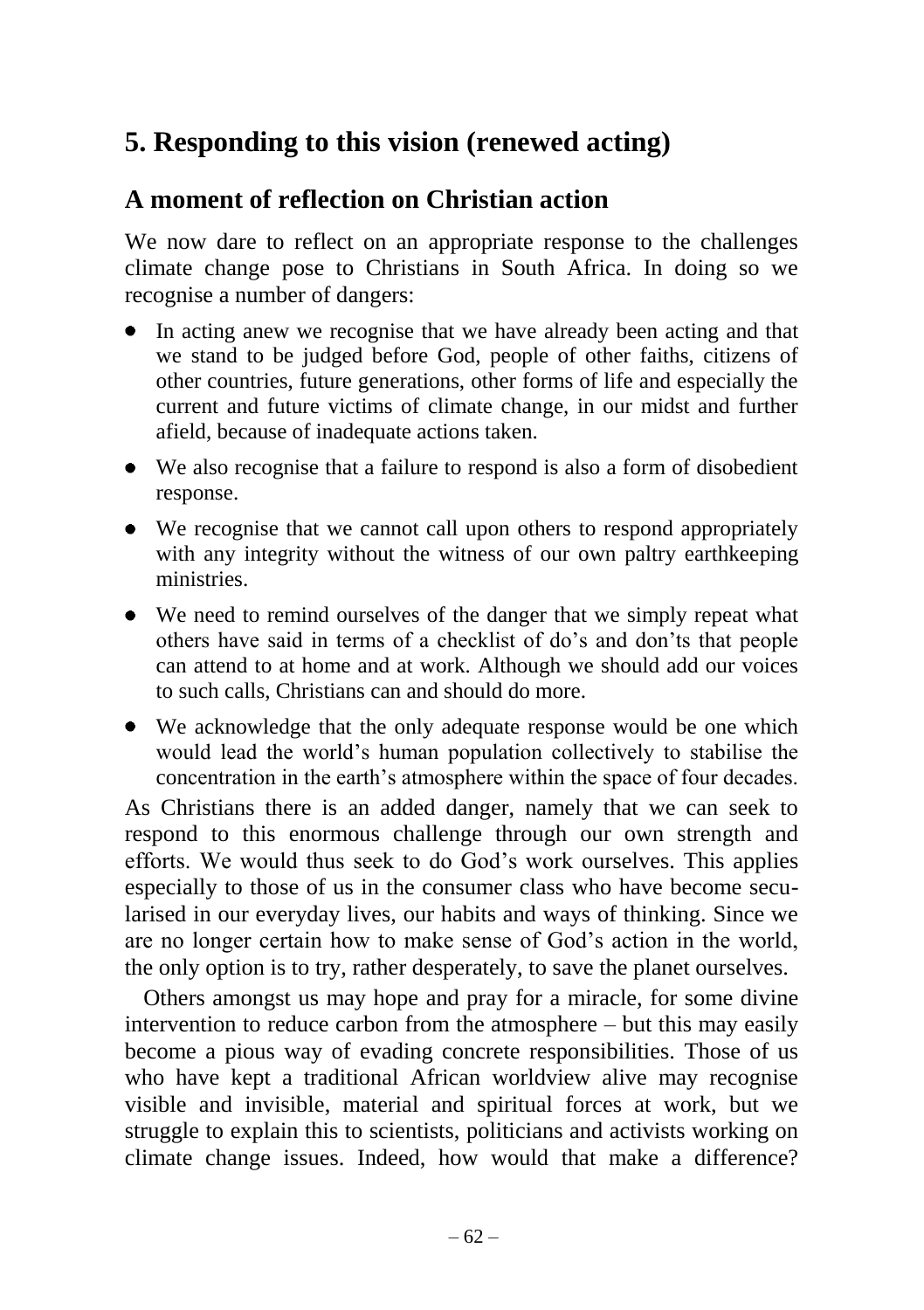## 5. Responding to this vision (renewed acting)

### A moment of reflection on Christian action

We now dare to reflect on an appropriate response to the challenges climate change pose to Christians in South Africa. In doing so we recognise a number of dangers:

- In acting anew we recognise that we have already been acting and that we stand to be judged before God, people of other faiths, citizens of other countries, future generations, other forms of life and especially the current and future victims of climate change, in our midst and further afield, because of inadequate actions taken.
- We also recognise that a failure to respond is also a form of disobedient response.
- We recognise that we cannot call upon others to respond appropriately with any integrity without the witness of our own paltry earthkeeping ministries.
- We need to remind ourselves of the danger that we simply repeat what others have said in terms of a checklist of do's and don'ts that people can attend to at home and at work. Although we should add our voices to such calls, Christians can and should do more.
- We acknowledge that the only adequate response would be one which would lead the world's human population collectively to stabilise the concentration in the earth's atmosphere within the space of four decades.

As Christians there is an added danger, namely that we can seek to respond to this enormous challenge through our own strength and efforts. We would thus seek to do God's work ourselves. This applies especially to those of us in the consumer class who have become secularised in our everyday lives, our habits and ways of thinking. Since we are no longer certain how to make sense of God's action in the world, the only option is to try, rather desperately, to save the planet ourselves.

Others amongst us may hope and pray for a miracle, for some divine intervention to reduce carbon from the atmosphere – but this may easily become a pious way of evading concrete responsibilities. Those of us who have kept a traditional African worldview alive may recognise visible and invisible, material and spiritual forces at work, but we struggle to explain this to scientists, politicians and activists working on climate change issues. Indeed, how would that make a difference?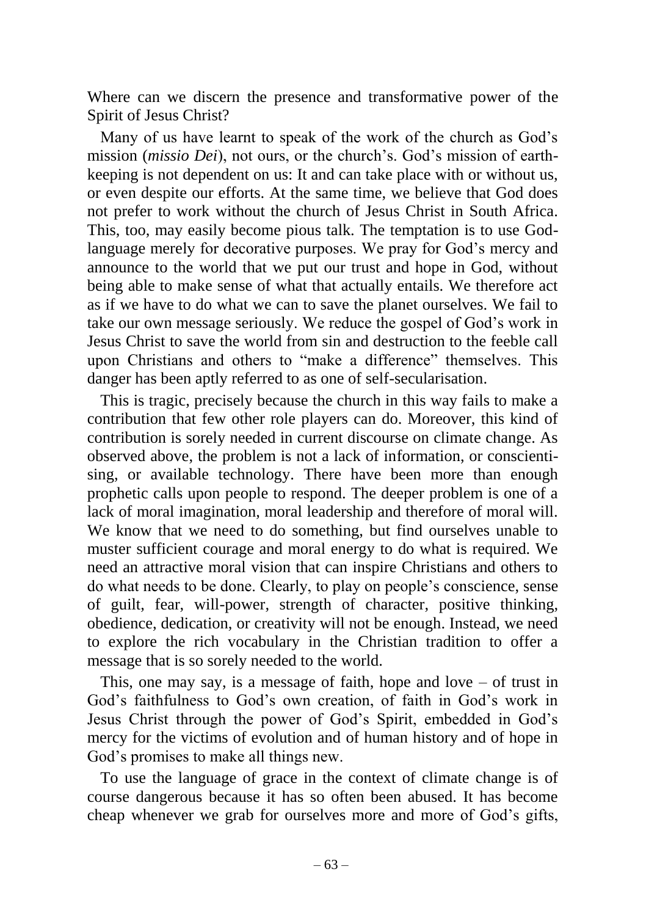Where can we discern the presence and transformative power of the Spirit of Jesus Christ?

Many of us have learnt to speak of the work of the church as God's mission (*missio Dei*), not ours, or the church's. God's mission of earth-keeping is not dependent on us: It and can take place with or without us, or even despite our efforts. At the same time, we believe that God does not prefer to work without the church of Jesus Christ in South Africa. This, too, may easily become pious talk. The temptation is to use God-language merely for decorative purposes. We pray for God's mercy and announce to the world that we put our trust and hope in God, without being able to make sense of what that actually entails. We therefore act as if we have to do what we can to save the planet ourselves. We fail to take our own message seriously. We reduce the gospel of God's work in Jesus Christ to save the world from sin and destruction to the feeble call upon Christians and others to "make a difference" themselves. This danger has been aptly referred to as one of self-secularisation.

This is tragic, precisely because the church in this way fails to make a contribution that few other role players can do. Moreover, this kind of contribution is sorely needed in current discourse on climate change. As observed above, the problem is not a lack of information, or conscientising, or available technology. There have been more than enough prophetic calls upon people to respond. The deeper problem is one of a lack of moral imagination, moral leadership and therefore of moral will. We know that we need to do something, but find ourselves unable to muster sufficient courage and moral energy to do what is required. We need an attractive moral vision that can inspire Christians and others to do what needs to be done. Clearly, to play on people's conscience, sense of guilt, fear, will-power, strength of character, positive thinking, obedience, dedication, or creativity will not be enough. Instead, we need to explore the rich vocabulary in the Christian tradition to offer a message that is so sorely needed to the world.

This, one may say, is a message of faith, hope and love – of trust in God's faithfulness to God's own creation, of faith in God's work in Jesus Christ through the power of God's Spirit, embedded in God's mercy for the victims of evolution and of human history and of hope in God's promises to make all things new.

To use the language of grace in the context of climate change is of course dangerous because it has so often been abused. It has become cheap whenever we grab for ourselves more and more of God's gifts,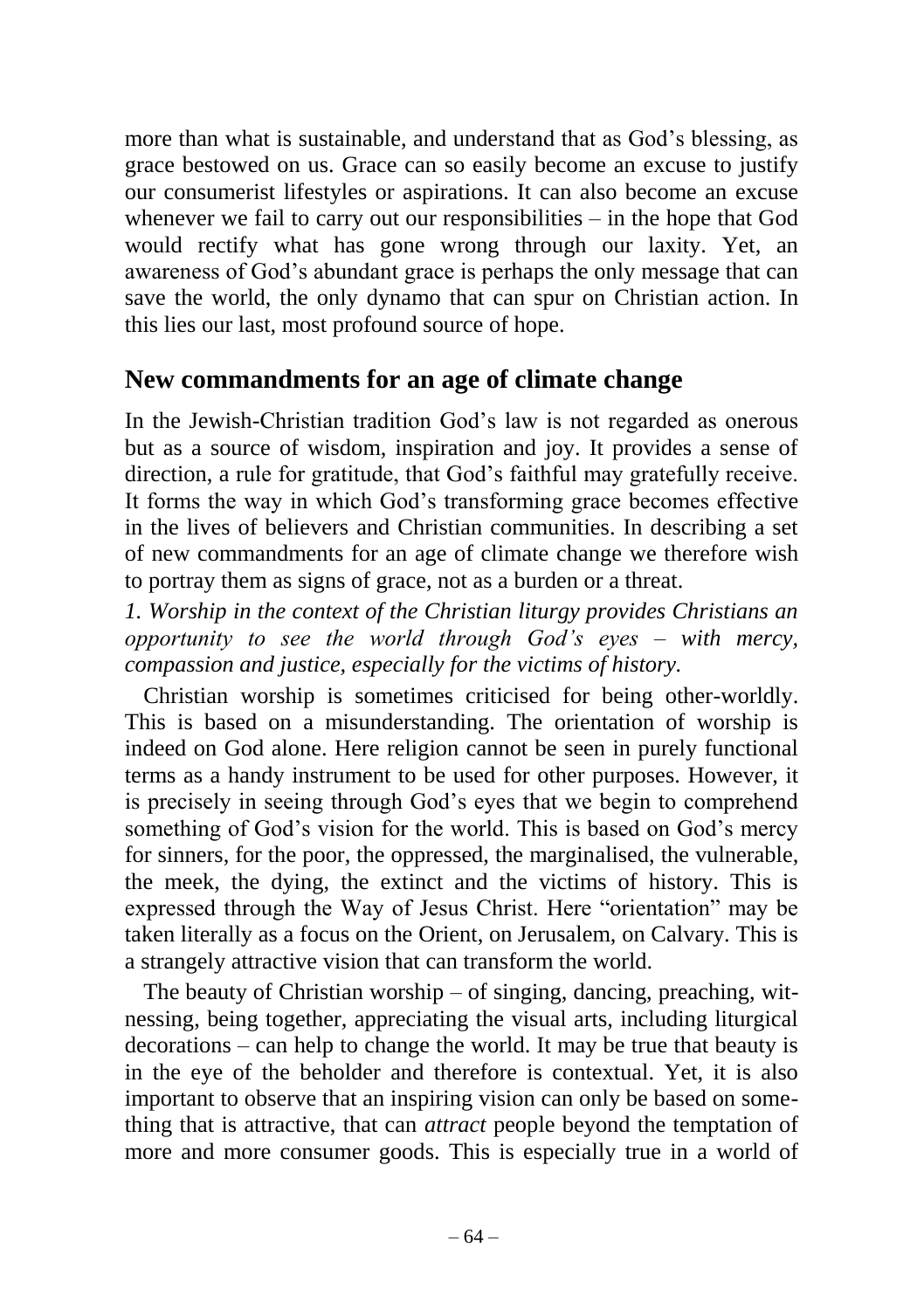more than what is sustainable, and understand that as God's blessing, as grace bestowed on us. Grace can so easily become an excuse to justify our consumerist lifestyles or aspirations. It can also become an excuse whenever we fail to carry out our responsibilities – in the hope that God would rectify what has gone wrong through our laxity. Yet, an awareness of God's abundant grace is perhaps the only message that can save the world, the only dynamo that can spur on Christian action. In this lies our last, most profound source of hope.

## New commandments for an age of climate change

In the Jewish-Christian tradition God's law is not regarded as onerous but as a source of wisdom, inspiration and joy. It provides a sense of direction, a rule for gratitude, that God's faithful may gratefully receive. It forms the way in which God's transforming grace becomes effective in the lives of believers and Christian communities. In describing a set of new commandments for an age of climate change we therefore wish to portray them as signs of grace, not as a burden or a threat.

*1. Worship in the context of the Christian liturgy provides Christians an opportunity to see the world through God's eyes – with mercy, compassion and justice, especially for the victims of history.*

Christian worship is sometimes criticised for being other-worldly. This is based on a misunderstanding. The orientation of worship is indeed on God alone. Here religion cannot be seen in purely functional terms as a handy instrument to be used for other purposes. However, it is precisely in seeing through God's eyes that we begin to comprehend something of God's vision for the world. This is based on God's mercy for sinners, for the poor, the oppressed, the marginalised, the vulnerable, the meek, the dying, the extinct and the victims of history. This is expressed through the Way of Jesus Christ. Here "orientation" may be taken literally as a focus on the Orient, on Jerusalem, on Calvary. This is a strangely attractive vision that can transform the world.

The beauty of Christian worship – of singing, dancing, preaching, witnessing, being together, appreciating the visual arts, including liturgical decorations – can help to change the world. It may be true that beauty is in the eye of the beholder and therefore is contextual. Yet, it is also important to observe that an inspiring vision can only be based on something that is attractive, that can *attract* people beyond the temptation of more and more consumer goods. This is especially true in a world of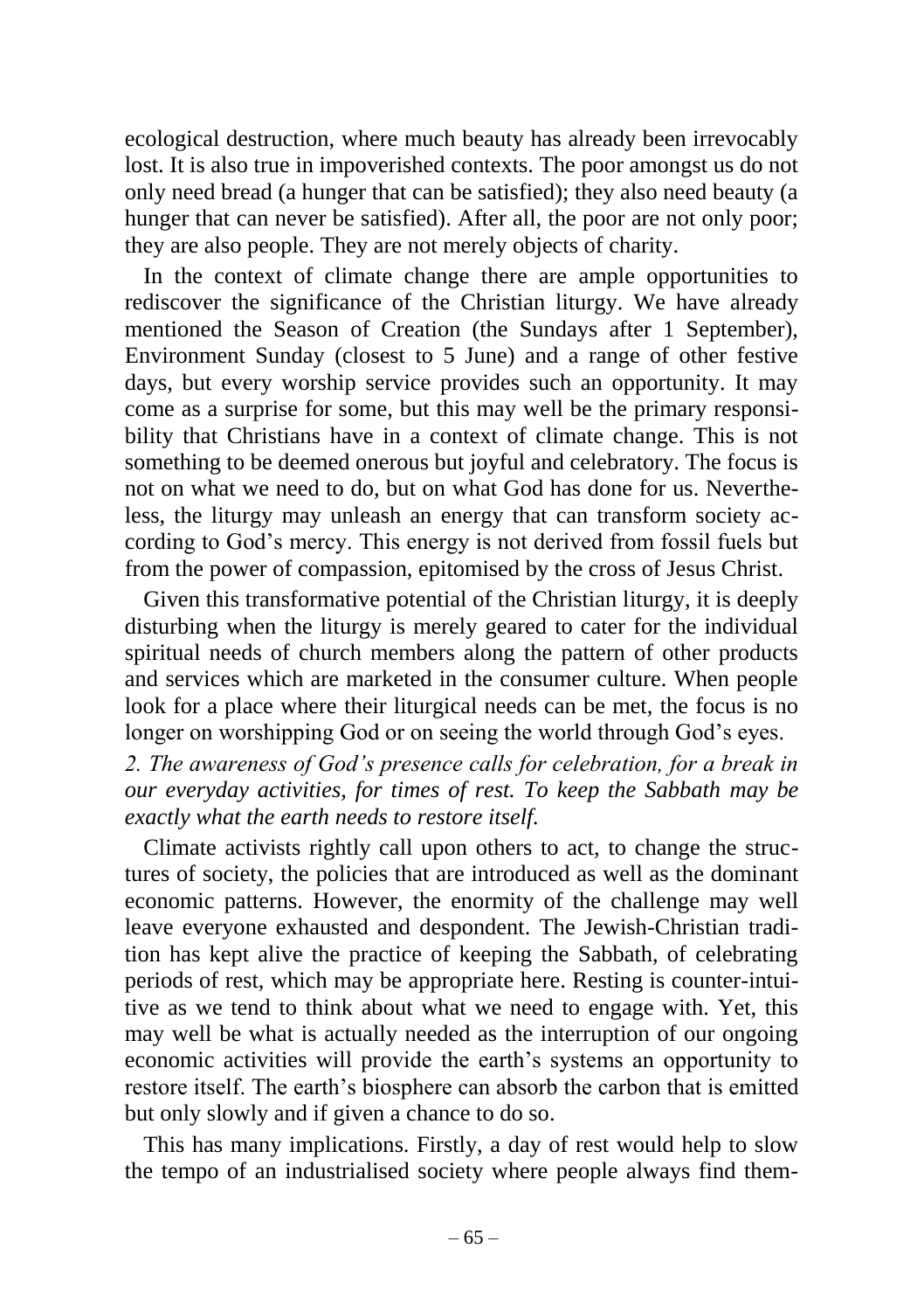ecological destruction, where much beauty has already been irrevocably lost. It is also true in impoverished contexts. The poor amongst us do not only need bread (a hunger that can be satisfied); they also need beauty (a hunger that can never be satisfied). After all, the poor are not only poor; they are also people. They are not merely objects of charity.

In the context of climate change there are ample opportunities to rediscover the significance of the Christian liturgy. We have already mentioned the Season of Creation (the Sundays after 1 September), Environment Sunday (closest to 5 June) and a range of other festive days, but every worship service provides such an opportunity. It may come as a surprise for some, but this may well be the primary responsibility that Christians have in a context of climate change. This is not something to be deemed onerous but joyful and celebratory. The focus is not on what we need to do, but on what God has done for us. Nevertheless, the liturgy may unleash an energy that can transform society according to God's mercy. This energy is not derived from fossil fuels but from the power of compassion, epitomised by the cross of Jesus Christ.

Given this transformative potential of the Christian liturgy, it is deeply disturbing when the liturgy is merely geared to cater for the individual spiritual needs of church members along the pattern of other products and services which are marketed in the consumer culture. When people look for a place where their liturgical needs can be met, the focus is no longer on worshipping God or on seeing the world through God's eyes.

*2. The awareness of God's presence calls for celebration, for a break in our everyday activities, for times of rest. To keep the Sabbath may be exactly what the earth needs to restore itself.*

Climate activists rightly call upon others to act, to change the structures of society, the policies that are introduced as well as the dominant economic patterns. However, the enormity of the challenge may well leave everyone exhausted and despondent. The Jewish-Christian tradition has kept alive the practice of keeping the Sabbath, of celebrating periods of rest, which may be appropriate here. Resting is counter-intuitive as we tend to think about what we need to engage with. Yet, this may well be what is actually needed as the interruption of our ongoing economic activities will provide the earth's systems an opportunity to restore itself. The earth's biosphere can absorb the carbon that is emitted but only slowly and if given a chance to do so.

This has many implications. Firstly, a day of rest would help to slow the tempo of an industrialised society where people always find them-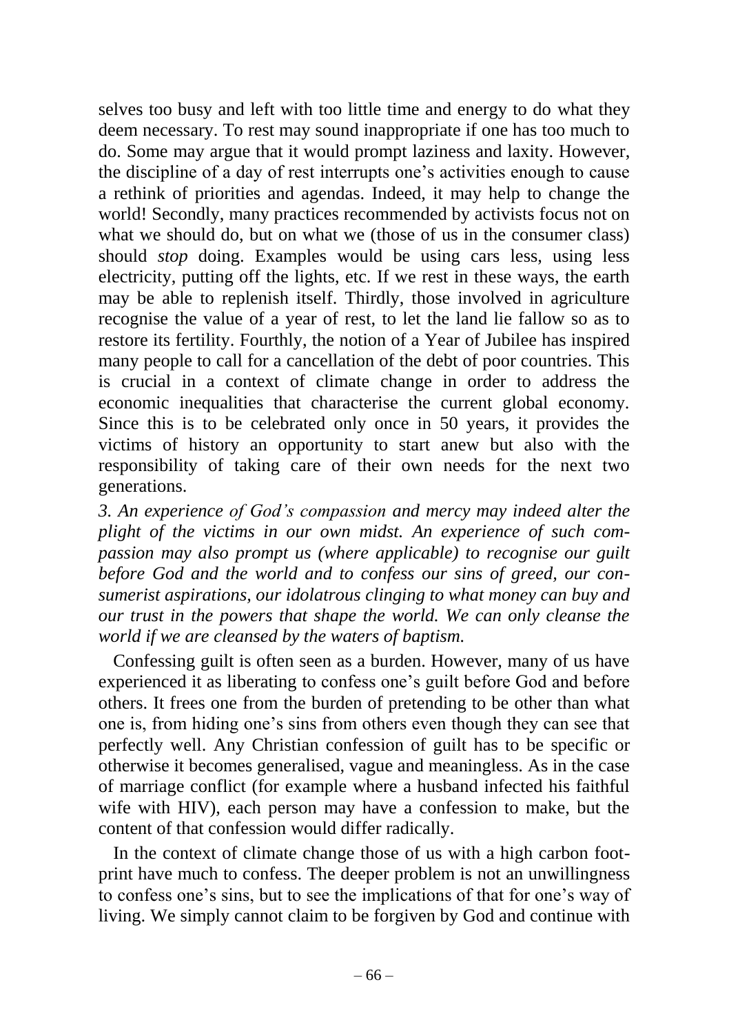selves too busy and left with too little time and energy to do what they deem necessary. To rest may sound inappropriate if one has too much to do. Some may argue that it would prompt laziness and laxity. However, the discipline of a day of rest interrupts one's activities enough to cause a rethink of priorities and agendas. Indeed, it may help to change the world! Secondly, many practices recommended by activists focus not on what we should do, but on what we (those of us in the consumer class) should *stop* doing. Examples would be using cars less, using less electricity, putting off the lights, etc. If we rest in these ways, the earth may be able to replenish itself. Thirdly, those involved in agriculture recognise the value of a year of rest, to let the land lie fallow so as to restore its fertility. Fourthly, the notion of a Year of Jubilee has inspired many people to call for a cancellation of the debt of poor countries. This is crucial in a context of climate change in order to address the economic inequalities that characterise the current global economy. Since this is to be celebrated only once in 50 years, it provides the victims of history an opportunity to start anew but also with the responsibility of taking care of their own needs for the next two generations.

*3. An experience of God's compassion and mercy may indeed alter the plight of the victims in our own midst. An experience of such compassion may also prompt us (where applicable) to recognise our guilt before God and the world and to confess our sins of greed, our consumerist aspirations, our idolatrous clinging to what money can buy and our trust in the powers that shape the world. We can only cleanse the world if we are cleansed by the waters of baptism.*

Confessing guilt is often seen as a burden. However, many of us have experienced it as liberating to confess one's guilt before God and before others. It frees one from the burden of pretending to be other than what one is, from hiding one's sins from others even though they can see that perfectly well. Any Christian confession of guilt has to be specific or otherwise it becomes generalised, vague and meaningless. As in the case of marriage conflict (for example where a husband infected his faithful wife with HIV), each person may have a confession to make, but the content of that confession would differ radically.

In the context of climate change those of us with a high carbon footprint have much to confess. The deeper problem is not an unwillingness to confess one's sins, but to see the implications of that for one's way of living. We simply cannot claim to be forgiven by God and continue with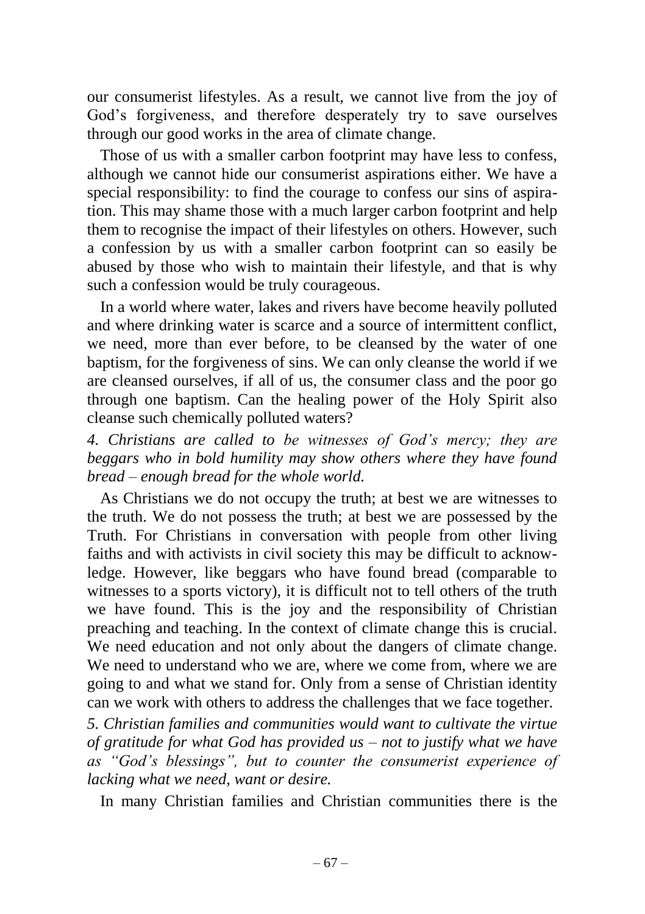our consumerist lifestyles. As a result, we cannot live from the joy of God's forgiveness, and therefore desperately try to save ourselves through our good works in the area of climate change.

Those of us with a smaller carbon footprint may have less to confess, although we cannot hide our consumerist aspirations either. We have a special responsibility: to find the courage to confess our sins of aspiration. This may shame those with a much larger carbon footprint and help them to recognise the impact of their lifestyles on others. However, such a confession by us with a smaller carbon footprint can so easily be abused by those who wish to maintain their lifestyle, and that is why such a confession would be truly courageous.

In a world where water, lakes and rivers have become heavily polluted and where drinking water is scarce and a source of intermittent conflict, we need, more than ever before, to be cleansed by the water of one baptism, for the forgiveness of sins. We can only cleanse the world if we are cleansed ourselves, if all of us, the consumer class and the poor go through one baptism. Can the healing power of the Holy Spirit also cleanse such chemically polluted waters?

*4. Christians are called to be witnesses of God's mercy; they are beggars who in bold humility may show others where they have found bread – enough bread for the whole world.*

As Christians we do not occupy the truth; at best we are witnesses to the truth. We do not possess the truth; at best we are possessed by the Truth. For Christians in conversation with people from other living faiths and with activists in civil society this may be difficult to acknowledge. However, like beggars who have found bread (comparable to witnesses to a sports victory), it is difficult not to tell others of the truth we have found. This is the joy and the responsibility of Christian preaching and teaching. In the context of climate change this is crucial. We need education and not only about the dangers of climate change. We need to understand who we are, where we come from, where we are going to and what we stand for. Only from a sense of Christian identity can we work with others to address the challenges that we face together.

*5. Christian families and communities would want to cultivate the virtue of gratitude for what God has provided us – not to justify what we have as "God's blessings", but to counter the consumerist experience of lacking what we need, want or desire.*

In many Christian families and Christian communities there is the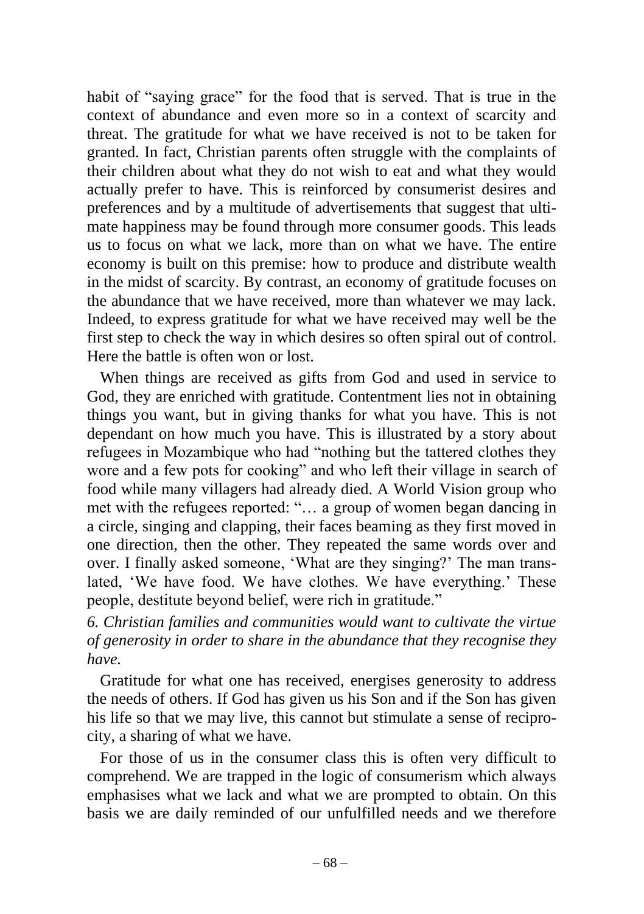habit of "saying grace" for the food that is served. That is true in the context of abundance and even more so in a context of scarcity and threat. The gratitude for what we have received is not to be taken for granted. In fact, Christian parents often struggle with the complaints of their children about what they do not wish to eat and what they would actually prefer to have. This is reinforced by consumerist desires and preferences and by a multitude of advertisements that suggest that ultimate happiness may be found through more consumer goods. This leads us to focus on what we lack, more than on what we have. The entire economy is built on this premise: how to produce and distribute wealth in the midst of scarcity. By contrast, an economy of gratitude focuses on the abundance that we have received, more than whatever we may lack. Indeed, to express gratitude for what we have received may well be the first step to check the way in which desires so often spiral out of control. Here the battle is often won or lost.

When things are received as gifts from God and used in service to God, they are enriched with gratitude. Contentment lies not in obtaining things you want, but in giving thanks for what you have. This is not dependant on how much you have. This is illustrated by a story about refugees in Mozambique who had "nothing but the tattered clothes they wore and a few pots for cooking" and who left their village in search of food while many villagers had already died. A World Vision group who met with the refugees reported: "… a group of women began dancing in a circle, singing and clapping, their faces beaming as they first moved in one direction, then the other. They repeated the same words over and over. I finally asked someone, 'What are they singing?' The man translated, 'We have food. We have clothes. We have everything.' These people, destitute beyond belief, were rich in gratitude."

*6. Christian families and communities would want to cultivate the virtue of generosity in order to share in the abundance that they recognise they have.*

Gratitude for what one has received, energises generosity to address the needs of others. If God has given us his Son and if the Son has given his life so that we may live, this cannot but stimulate a sense of reciprocity, a sharing of what we have.

For those of us in the consumer class this is often very difficult to comprehend. We are trapped in the logic of consumerism which always emphasises what we lack and what we are prompted to obtain. On this basis we are daily reminded of our unfulfilled needs and we therefore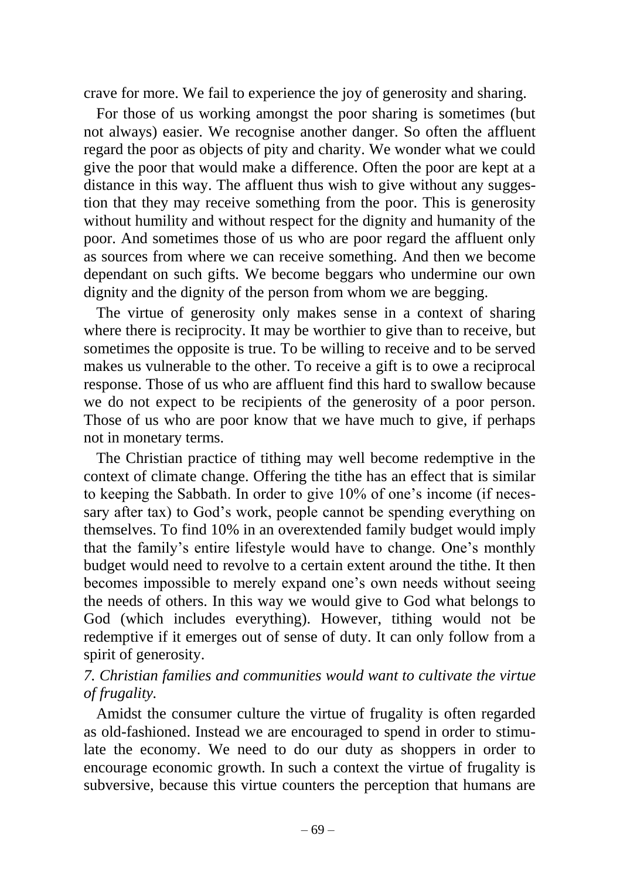crave for more. We fail to experience the joy of generosity and sharing.

For those of us working amongst the poor sharing is sometimes (but not always) easier. We recognise another danger. So often the affluent regard the poor as objects of pity and charity. We wonder what we could give the poor that would make a difference. Often the poor are kept at a distance in this way. The affluent thus wish to give without any suggestion that they may receive something from the poor. This is generosity without humility and without respect for the dignity and humanity of the poor. And sometimes those of us who are poor regard the affluent only as sources from where we can receive something. And then we become dependant on such gifts. We become beggars who undermine our own dignity and the dignity of the person from whom we are begging.

The virtue of generosity only makes sense in a context of sharing where there is reciprocity. It may be worthier to give than to receive, but sometimes the opposite is true. To be willing to receive and to be served makes us vulnerable to the other. To receive a gift is to owe a reciprocal response. Those of us who are affluent find this hard to swallow because we do not expect to be recipients of the generosity of a poor person. Those of us who are poor know that we have much to give, if perhaps not in monetary terms.

The Christian practice of tithing may well become redemptive in the context of climate change. Offering the tithe has an effect that is similar to keeping the Sabbath. In order to give 10% of one's income (if necessary after tax) to God's work, people cannot be spending everything on themselves. To find 10% in an overextended family budget would imply that the family's entire lifestyle would have to change. One's monthly budget would need to revolve to a certain extent around the tithe. It then becomes impossible to merely expand one's own needs without seeing the needs of others. In this way we would give to God what belongs to God (which includes everything). However, tithing would not be redemptive if it emerges out of sense of duty. It can only follow from a spirit of generosity.

*7. Christian families and communities would want to cultivate the virtue of frugality.*

Amidst the consumer culture the virtue of frugality is often regarded as old-fashioned. Instead we are encouraged to spend in order to stimulate the economy. We need to do our duty as shoppers in order to encourage economic growth. In such a context the virtue of frugality is subversive, because this virtue counters the perception that humans are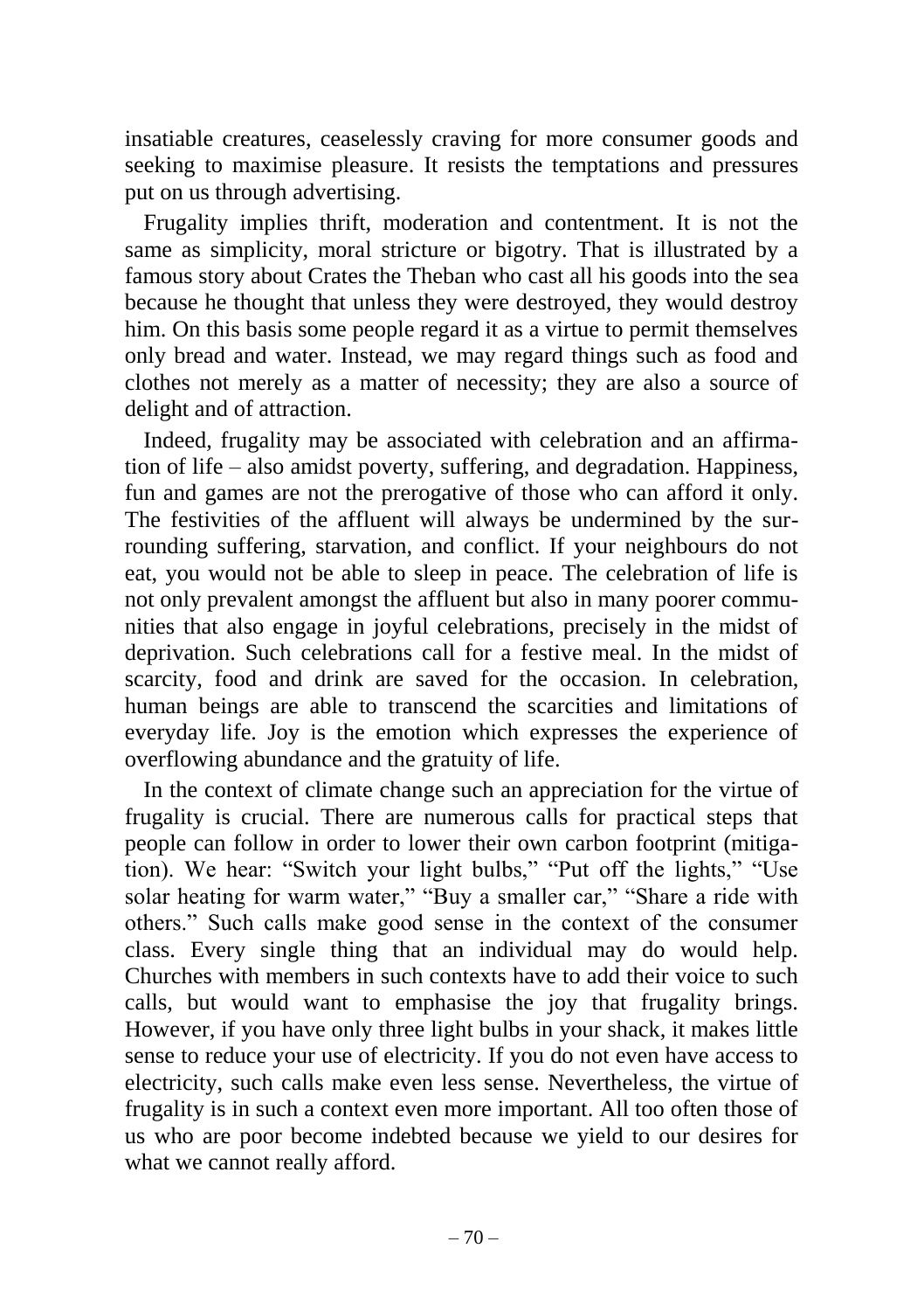insatiable creatures, ceaselessly craving for more consumer goods and seeking to maximise pleasure. It resists the temptations and pressures put on us through advertising.

Frugality implies thrift, moderation and contentment. It is not the same as simplicity, moral stricture or bigotry. That is illustrated by a famous story about Crates the Theban who cast all his goods into the sea because he thought that unless they were destroyed, they would destroy him. On this basis some people regard it as a virtue to permit themselves only bread and water. Instead, we may regard things such as food and clothes not merely as a matter of necessity; they are also a source of delight and of attraction.

Indeed, frugality may be associated with celebration and an affirmation of life – also amidst poverty, suffering, and degradation. Happiness, fun and games are not the prerogative of those who can afford it only. The festivities of the affluent will always be undermined by the surrounding suffering, starvation, and conflict. If your neighbours do not eat, you would not be able to sleep in peace. The celebration of life is not only prevalent amongst the affluent but also in many poorer communities that also engage in joyful celebrations, precisely in the midst of deprivation. Such celebrations call for a festive meal. In the midst of scarcity, food and drink are saved for the occasion. In celebration, human beings are able to transcend the scarcities and limitations of everyday life. Joy is the emotion which expresses the experience of overflowing abundance and the gratuity of life.

In the context of climate change such an appreciation for the virtue of frugality is crucial. There are numerous calls for practical steps that people can follow in order to lower their own carbon footprint (mitigation). We hear: "Switch your light bulbs," "Put off the lights," "Use solar heating for warm water," "Buy a smaller car," "Share a ride with others." Such calls make good sense in the context of the consumer class. Every single thing that an individual may do would help. Churches with members in such contexts have to add their voice to such calls, but would want to emphasise the joy that frugality brings. However, if you have only three light bulbs in your shack, it makes little sense to reduce your use of electricity. If you do not even have access to electricity, such calls make even less sense. Nevertheless, the virtue of frugality is in such a context even more important. All too often those of us who are poor become indebted because we yield to our desires for what we cannot really afford.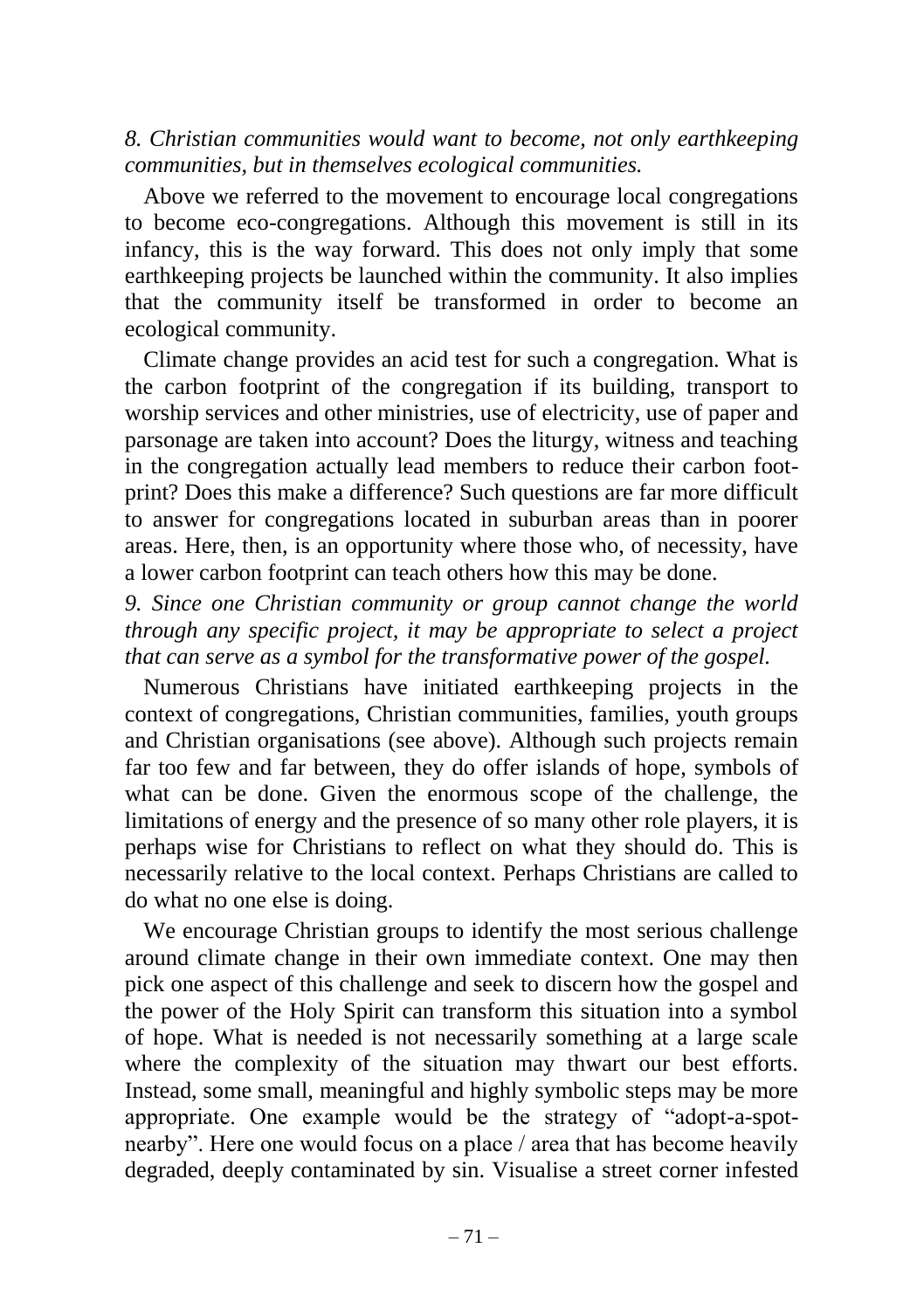*8. Christian communities would want to become, not only earthkeeping communities, but in themselves ecological communities.*

Above we referred to the movement to encourage local congregations to become eco-congregations. Although this movement is still in its infancy, this is the way forward. This does not only imply that some earthkeeping projects be launched within the community. It also implies that the community itself be transformed in order to become an ecological community.

Climate change provides an acid test for such a congregation. What is the carbon footprint of the congregation if its building, transport to worship services and other ministries, use of electricity, use of paper and parsonage are taken into account? Does the liturgy, witness and teaching in the congregation actually lead members to reduce their carbon footprint? Does this make a difference? Such questions are far more difficult to answer for congregations located in suburban areas than in poorer areas. Here, then, is an opportunity where those who, of necessity, have a lower carbon footprint can teach others how this may be done.

*9. Since one Christian community or group cannot change the world through any specific project, it may be appropriate to select a project that can serve as a symbol for the transformative power of the gospel.*

Numerous Christians have initiated earthkeeping projects in the context of congregations, Christian communities, families, youth groups and Christian organisations (see above). Although such projects remain far too few and far between, they do offer islands of hope, symbols of what can be done. Given the enormous scope of the challenge, the limitations of energy and the presence of so many other role players, it is perhaps wise for Christians to reflect on what they should do. This is necessarily relative to the local context. Perhaps Christians are called to do what no one else is doing.

We encourage Christian groups to identify the most serious challenge around climate change in their own immediate context. One may then pick one aspect of this challenge and seek to discern how the gospel and the power of the Holy Spirit can transform this situation into a symbol of hope. What is needed is not necessarily something at a large scale where the complexity of the situation may thwart our best efforts. Instead, some small, meaningful and highly symbolic steps may be more appropriate. One example would be the strategy of "adopt-a-spot-nearby". Here one would focus on a place / area that has become heavily degraded, deeply contaminated by sin. Visualise a street corner infested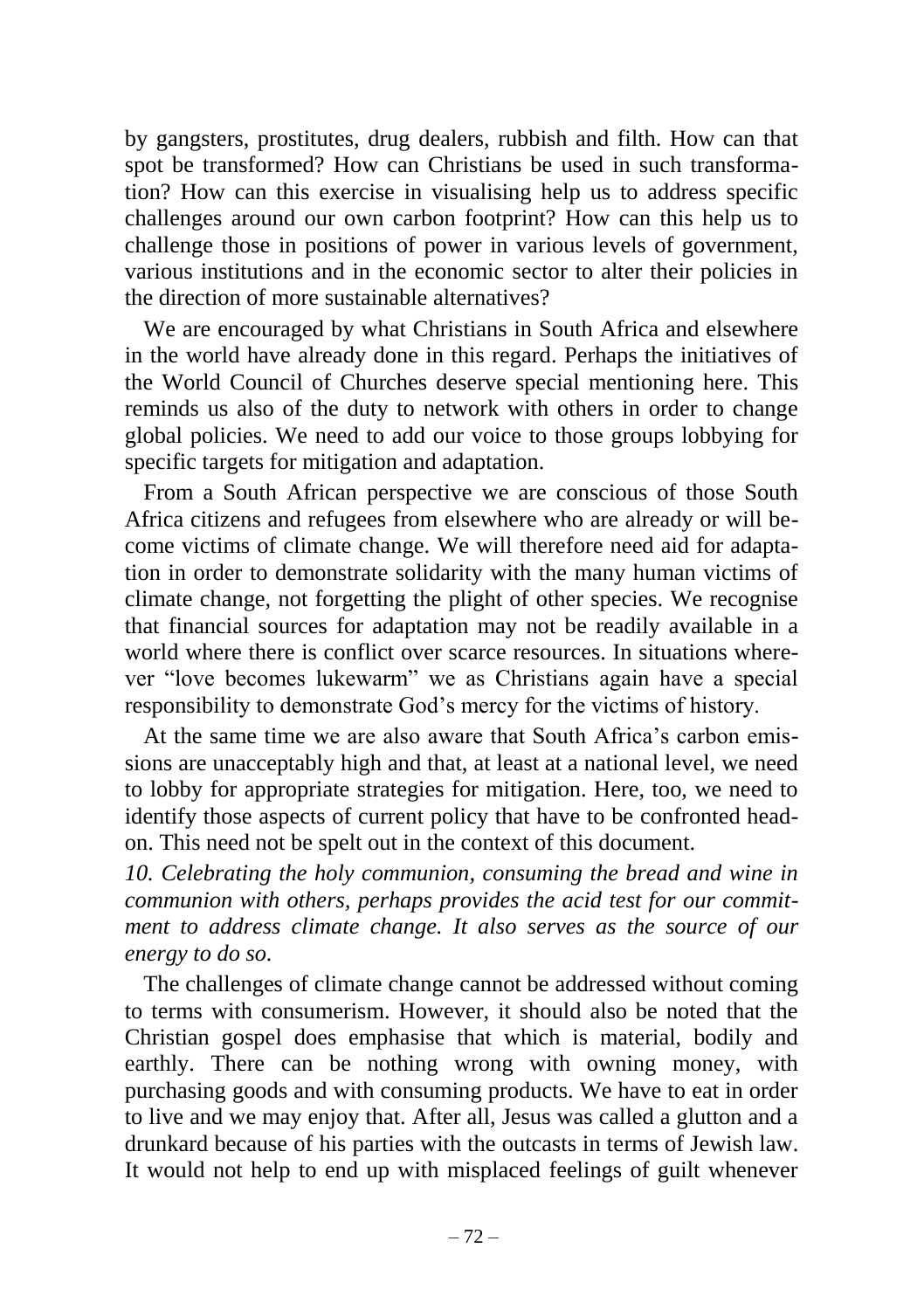by gangsters, prostitutes, drug dealers, rubbish and filth. How can that spot be transformed? How can Christians be used in such transformation? How can this exercise in visualising help us to address specific challenges around our own carbon footprint? How can this help us to challenge those in positions of power in various levels of government, various institutions and in the economic sector to alter their policies in the direction of more sustainable alternatives?

We are encouraged by what Christians in South Africa and elsewhere in the world have already done in this regard. Perhaps the initiatives of the World Council of Churches deserve special mentioning here. This reminds us also of the duty to network with others in order to change global policies. We need to add our voice to those groups lobbying for specific targets for mitigation and adaptation.

From a South African perspective we are conscious of those South Africa citizens and refugees from elsewhere who are already or will become victims of climate change. We will therefore need aid for adaptation in order to demonstrate solidarity with the many human victims of climate change, not forgetting the plight of other species. We recognise that financial sources for adaptation may not be readily available in a world where there is conflict over scarce resources. In situations wherever "love becomes lukewarm" we as Christians again have a special responsibility to demonstrate God's mercy for the victims of history.

At the same time we are also aware that South Africa's carbon emissions are unacceptably high and that, at least at a national level, we need to lobby for appropriate strategies for mitigation. Here, too, we need to identify those aspects of current policy that have to be confronted head-on. This need not be spelt out in the context of this document.

*10. Celebrating the holy communion, consuming the bread and wine in communion with others, perhaps provides the acid test for our commitment to address climate change. It also serves as the source of our energy to do so.*

The challenges of climate change cannot be addressed without coming to terms with consumerism. However, it should also be noted that the Christian gospel does emphasise that which is material, bodily and earthly. There can be nothing wrong with owning money, with purchasing goods and with consuming products. We have to eat in order to live and we may enjoy that. After all, Jesus was called a glutton and a drunkard because of his parties with the outcasts in terms of Jewish law. It would not help to end up with misplaced feelings of guilt whenever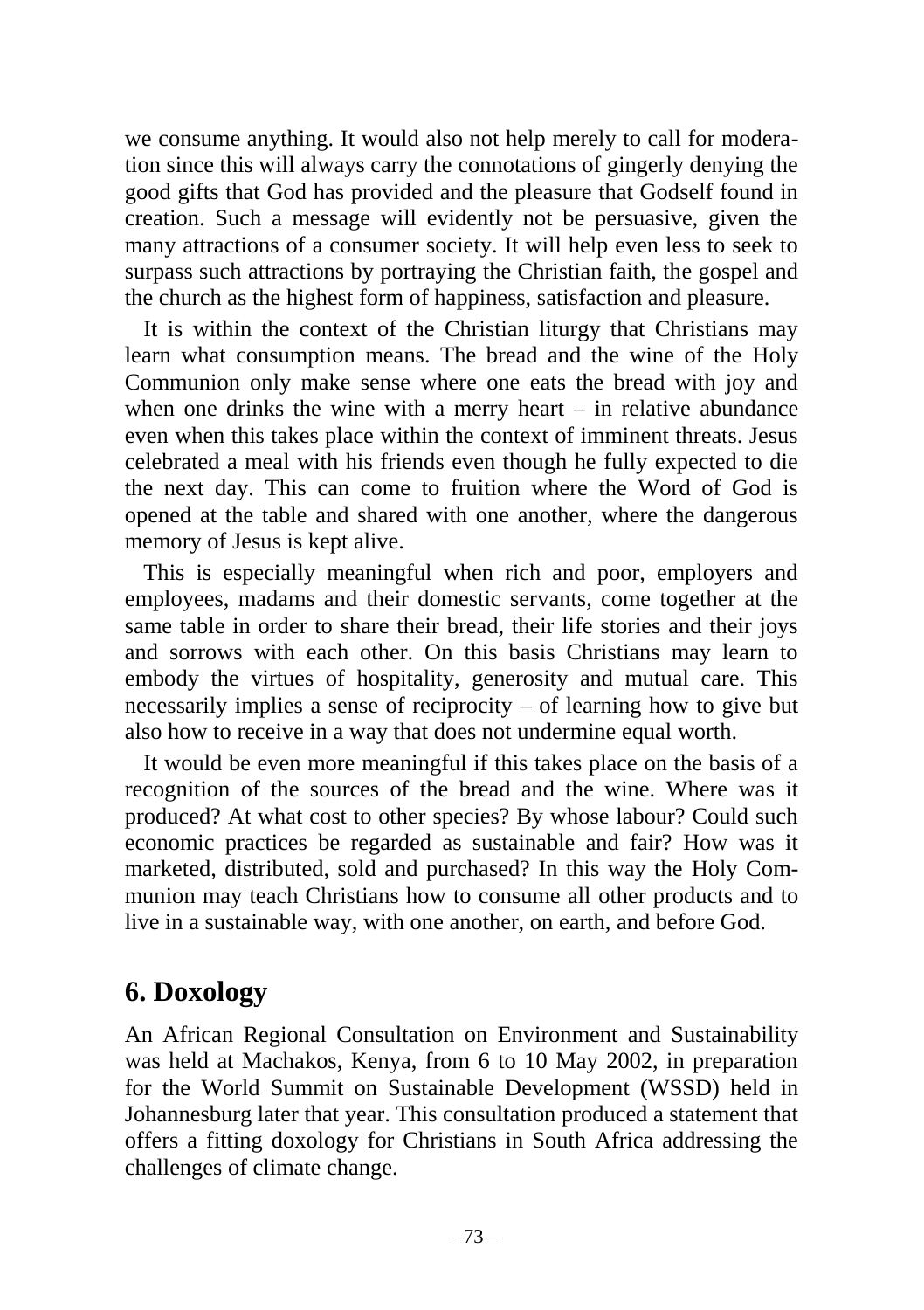we consume anything. It would also not help merely to call for moderation since this will always carry the connotations of gingerly denying the good gifts that God has provided and the pleasure that Godself found in creation. Such a message will evidently not be persuasive, given the many attractions of a consumer society. It will help even less to seek to surpass such attractions by portraying the Christian faith, the gospel and the church as the highest form of happiness, satisfaction and pleasure.

It is within the context of the Christian liturgy that Christians may learn what consumption means. The bread and the wine of the Holy Communion only make sense where one eats the bread with joy and when one drinks the wine with a merry heart – in relative abundance even when this takes place within the context of imminent threats. Jesus celebrated a meal with his friends even though he fully expected to die the next day. This can come to fruition where the Word of God is opened at the table and shared with one another, where the dangerous memory of Jesus is kept alive.

This is especially meaningful when rich and poor, employers and employees, madams and their domestic servants, come together at the same table in order to share their bread, their life stories and their joys and sorrows with each other. On this basis Christians may learn to embody the virtues of hospitality, generosity and mutual care. This necessarily implies a sense of reciprocity – of learning how to give but also how to receive in a way that does not undermine equal worth.

It would be even more meaningful if this takes place on the basis of a recognition of the sources of the bread and the wine. Where was it produced? At what cost to other species? By whose labour? Could such economic practices be regarded as sustainable and fair? How was it marketed, distributed, sold and purchased? In this way the Holy Communion may teach Christians how to consume all other products and to live in a sustainable way, with one another, on earth, and before God.

## 6. Doxology

An African Regional Consultation on Environment and Sustainability was held at Machakos, Kenya, from 6 to 10 May 2002, in preparation for the World Summit on Sustainable Development (WSSD) held in Johannesburg later that year. This consultation produced a statement that offers a fitting doxology for Christians in South Africa addressing the challenges of climate change.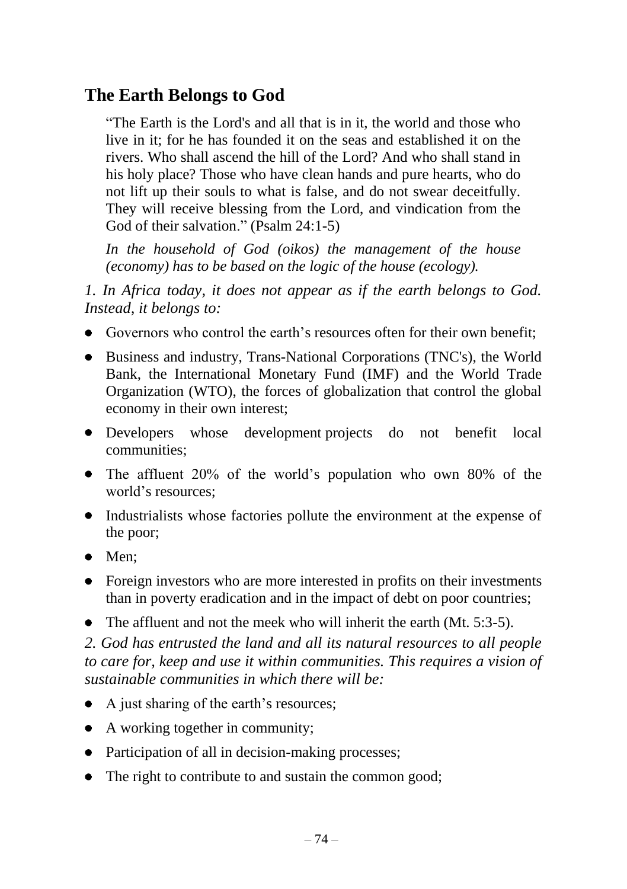## The Earth Belongs to God

"The Earth is the Lord's and all that is in it, the world and those who live in it; for he has founded it on the seas and established it on the rivers. Who shall ascend the hill of the Lord? And who shall stand in his holy place? Those who have clean hands and pure hearts, who do not lift up their souls to what is false, and do not swear deceitfully. They will receive blessing from the Lord, and vindication from the God of their salvation." (Psalm 24:1-5)

*In the household of God (oikos) the management of the house (economy) has to be based on the logic of the house (ecology).*

*1. In Africa today, it does not appear as if the earth belongs to God. Instead, it belongs to:*

- Governors who control the earth's resources often for their own benefit;
- Business and industry, Trans-National Corporations (TNC's), the World Bank, the International Monetary Fund (IMF) and the World Trade Organization (WTO), the forces of globalization that control the global economy in their own interest;
- Developers whose development projects do not benefit local communities;
- The affluent 20% of the world's population who own 80% of the world's resources;
- Industrialists whose factories pollute the environment at the expense of the poor;
- Men;
- Foreign investors who are more interested in profits on their investments than in poverty eradication and in the impact of debt on poor countries;
- The affluent and not the meek who will inherit the earth (Mt. 5:3-5).

*2. God has entrusted the land and all its natural resources to all people to care for, keep and use it within communities. This requires a vision of sustainable communities in which there will be:*

- A just sharing of the earth's resources;
- A working together in community;
- Participation of all in decision-making processes;
- The right to contribute to and sustain the common good;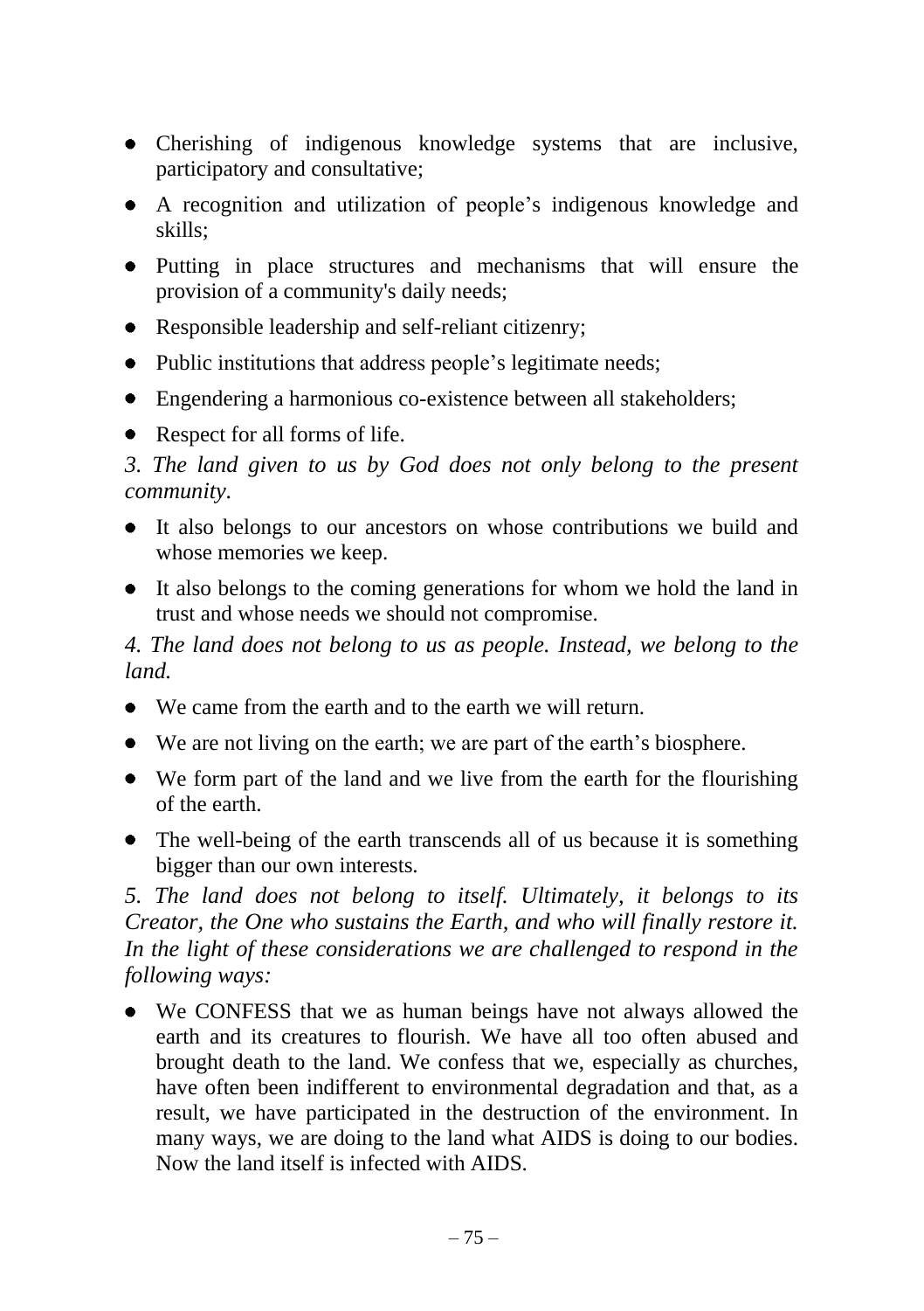- Cherishing of indigenous knowledge systems that are inclusive, participatory and consultative;
- A recognition and utilization of people's indigenous knowledge and skills;
- Putting in place structures and mechanisms that will ensure the provision of a community's daily needs;
- Responsible leadership and self-reliant citizenry;
- Public institutions that address people's legitimate needs;
- Engendering a harmonious co-existence between all stakeholders;
- Respect for all forms of life.

*3. The land given to us by God does not only belong to the present community.*

- It also belongs to our ancestors on whose contributions we build and whose memories we keep.
- It also belongs to the coming generations for whom we hold the land in trust and whose needs we should not compromise.

*4. The land does not belong to us as people. Instead, we belong to the land.*

- We came from the earth and to the earth we will return.
- We are not living on the earth; we are part of the earth's biosphere.
- We form part of the land and we live from the earth for the flourishing of the earth.
- The well-being of the earth transcends all of us because it is something bigger than our own interests.

*5. The land does not belong to itself. Ultimately, it belongs to its Creator, the One who sustains the Earth, and who will finally restore it. In the light of these considerations we are challenged to respond in the following ways:*

- We CONFESS that we as human beings have not always allowed the earth and its creatures to flourish. We have all too often abused and brought death to the land. We confess that we, especially as churches, have often been indifferent to environmental degradation and that, as a result, we have participated in the destruction of the environment. In many ways, we are doing to the land what AIDS is doing to our bodies. Now the land itself is infected with AIDS.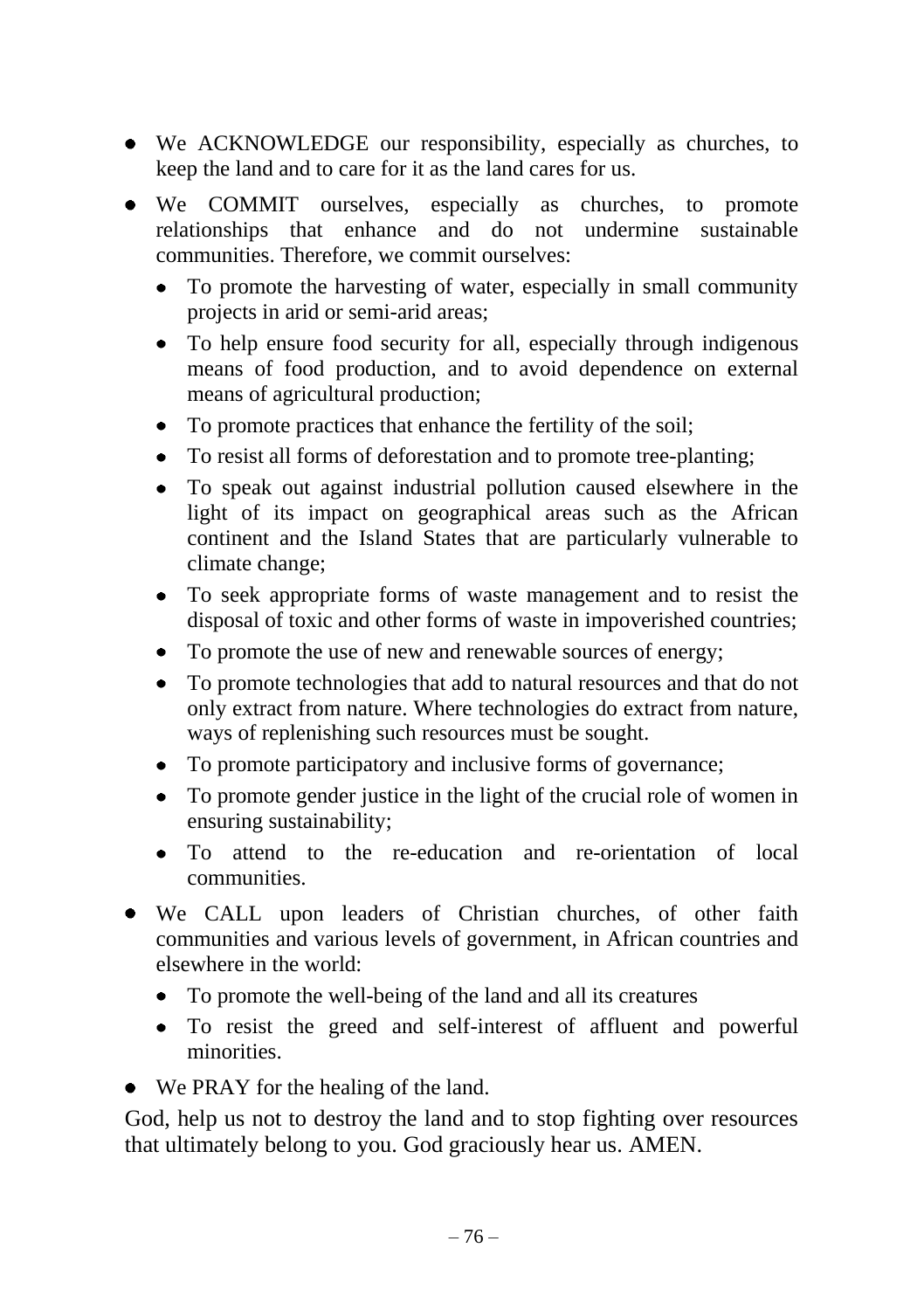- We ACKNOWLEDGE our responsibility, especially as churches, to keep the land and to care for it as the land cares for us.
- We COMMIT ourselves, especially as churches, to promote relationships that enhance and do not undermine sustainable communities. Therefore, we commit ourselves:
  - To promote the harvesting of water, especially in small community projects in arid or semi-arid areas;
  - To help ensure food security for all, especially through indigenous means of food production, and to avoid dependence on external means of agricultural production;
  - To promote practices that enhance the fertility of the soil;
  - To resist all forms of deforestation and to promote tree-planting;
  - To speak out against industrial pollution caused elsewhere in the light of its impact on geographical areas such as the African continent and the Island States that are particularly vulnerable to climate change;
  - To seek appropriate forms of waste management and to resist the disposal of toxic and other forms of waste in impoverished countries;
  - To promote the use of new and renewable sources of energy;
  - To promote technologies that add to natural resources and that do not only extract from nature. Where technologies do extract from nature, ways of replenishing such resources must be sought.
  - To promote participatory and inclusive forms of governance;
  - To promote gender justice in the light of the crucial role of women in ensuring sustainability;
  - To attend to the re-education and re-orientation of local communities.
- We CALL upon leaders of Christian churches, of other faith communities and various levels of government, in African countries and elsewhere in the world:
  - To promote the well-being of the land and all its creatures
  - To resist the greed and self-interest of affluent and powerful minorities.
- We PRAY for the healing of the land.

God, help us not to destroy the land and to stop fighting over resources that ultimately belong to you. God graciously hear us. AMEN.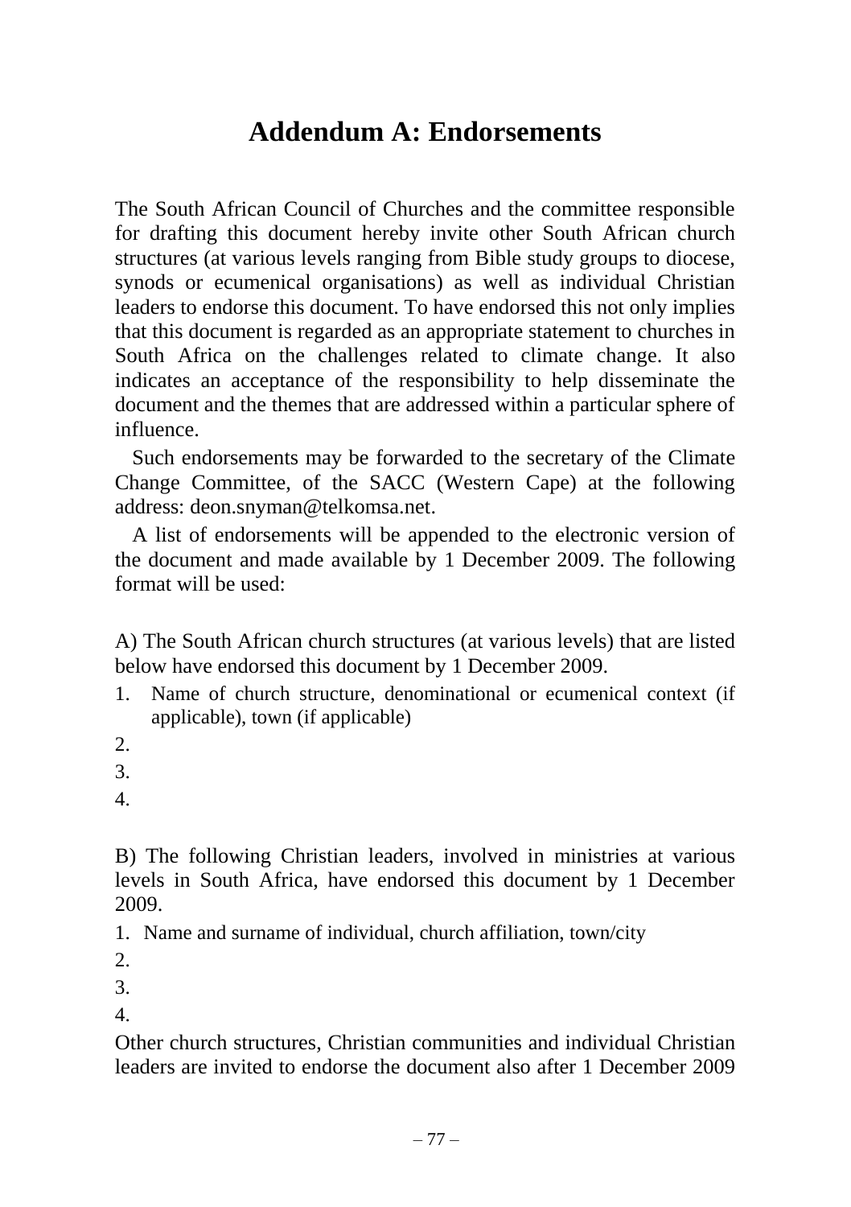# Addendum A: Endorsements

The South African Council of Churches and the committee responsible for drafting this document hereby invite other South African church structures (at various levels ranging from Bible study groups to diocese, synods or ecumenical organisations) as well as individual Christian leaders to endorse this document. To have endorsed this not only implies that this document is regarded as an appropriate statement to churches in South Africa on the challenges related to climate change. It also indicates an acceptance of the responsibility to help disseminate the document and the themes that are addressed within a particular sphere of influence.

Such endorsements may be forwarded to the secretary of the Climate Change Committee, of the SACC (Western Cape) at the following address: deon.snyman@telkomsa.net.

A list of endorsements will be appended to the electronic version of the document and made available by 1 December 2009. The following format will be used:

A) The South African church structures (at various levels) that are listed below have endorsed this document by 1 December 2009.

1. Name of church structure, denominational or ecumenical context (if applicable), town (if applicable)
2. 
3. 
4. 

B) The following Christian leaders, involved in ministries at various levels in South Africa, have endorsed this document by 1 December 2009.

1. Name and surname of individual, church affiliation, town/city
2. 
3. 
4. 

Other church structures, Christian communities and individual Christian leaders are invited to endorse the document also after 1 December 2009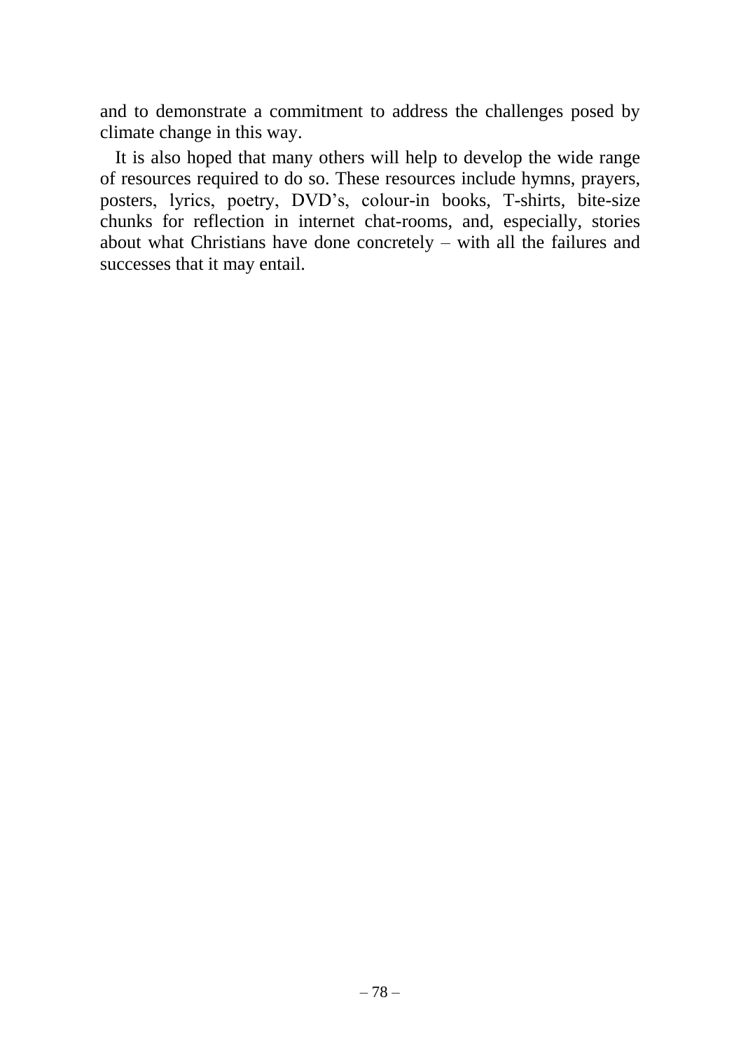and to demonstrate a commitment to address the challenges posed by climate change in this way.

It is also hoped that many others will help to develop the wide range of resources required to do so. These resources include hymns, prayers, posters, lyrics, poetry, DVD's, colour-in books, T-shirts, bite-size chunks for reflection in internet chat-rooms, and, especially, stories about what Christians have done concretely – with all the failures and successes that it may entail.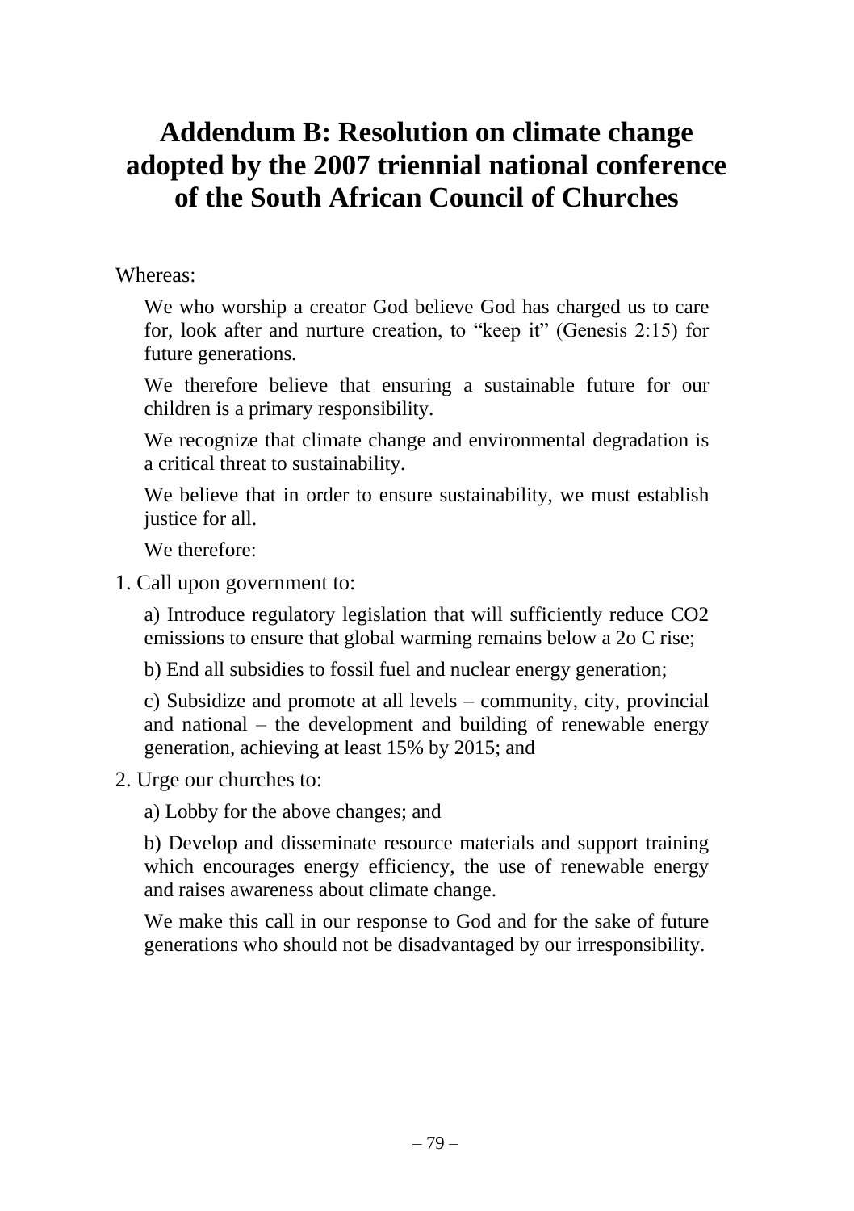# Addendum B: Resolution on climate change adopted by the 2007 triennial national conference of the South African Council of Churches

Whereas:

We who worship a creator God believe God has charged us to care for, look after and nurture creation, to "keep it" (Genesis 2:15) for future generations.

We therefore believe that ensuring a sustainable future for our children is a primary responsibility.

We recognize that climate change and environmental degradation is a critical threat to sustainability.

We believe that in order to ensure sustainability, we must establish justice for all.

We therefore:

1. Call upon government to:

   a) Introduce regulatory legislation that will sufficiently reduce $CO_2$ emissions to ensure that global warming remains below a 2o C rise;

   b) End all subsidies to fossil fuel and nuclear energy generation;

   c) Subsidize and promote at all levels – community, city, provincial and national – the development and building of renewable energy generation, achieving at least 15% by 2015; and

2. Urge our churches to:

   a) Lobby for the above changes; and

   b) Develop and disseminate resource materials and support training which encourages energy efficiency, the use of renewable energy and raises awareness about climate change.

We make this call in our response to God and for the sake of future generations who should not be disadvantaged by our irresponsibility.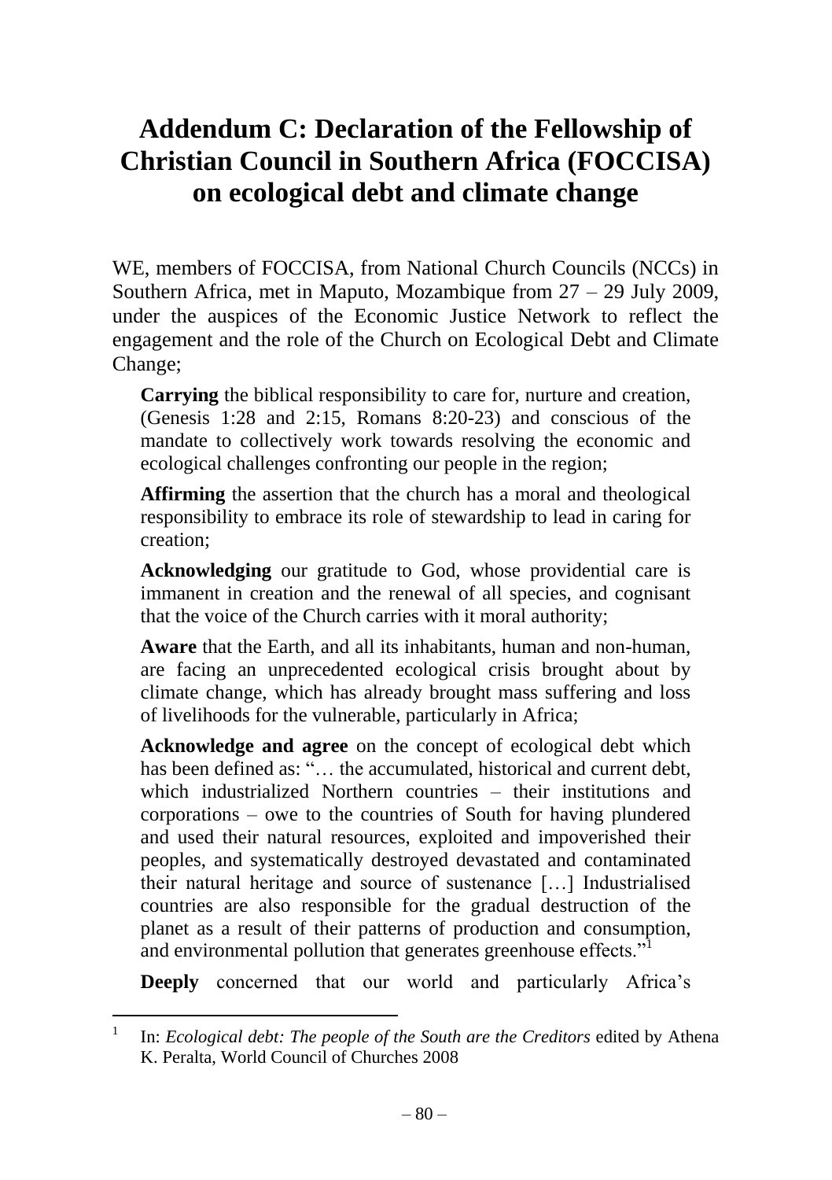# Addendum C: Declaration of the Fellowship of Christian Council in Southern Africa (FOCCISA) on ecological debt and climate change

WE, members of FOCCISA, from National Church Councils (NCCs) in Southern Africa, met in Maputo, Mozambique from 27 – 29 July 2009, under the auspices of the Economic Justice Network to reflect the engagement and the role of the Church on Ecological Debt and Climate Change;

**Carrying** the biblical responsibility to care for, nurture and creation, (Genesis 1:28 and 2:15, Romans 8:20-23) and conscious of the mandate to collectively work towards resolving the economic and ecological challenges confronting our people in the region;

**Affirming** the assertion that the church has a moral and theological responsibility to embrace its role of stewardship to lead in caring for creation;

**Acknowledging** our gratitude to God, whose providential care is immanent in creation and the renewal of all species, and cognisant that the voice of the Church carries with it moral authority;

**Aware** that the Earth, and all its inhabitants, human and non-human, are facing an unprecedented ecological crisis brought about by climate change, which has already brought mass suffering and loss of livelihoods for the vulnerable, particularly in Africa;

**Acknowledge and agree** on the concept of ecological debt which has been defined as: "… the accumulated, historical and current debt, which industrialized Northern countries – their institutions and corporations – owe to the countries of South for having plundered and used their natural resources, exploited and impoverished their peoples, and systematically destroyed devastated and contaminated their natural heritage and source of sustenance […] Industrialised countries are also responsible for the gradual destruction of the planet as a result of their patterns of production and consumption, and environmental pollution that generates greenhouse effects."[1]

**Deeply** concerned that our world and particularly Africa's

---

[1] In: *Ecological debt: The people of the South are the Creditors* edited by Athena K. Peralta, World Council of Churches 2008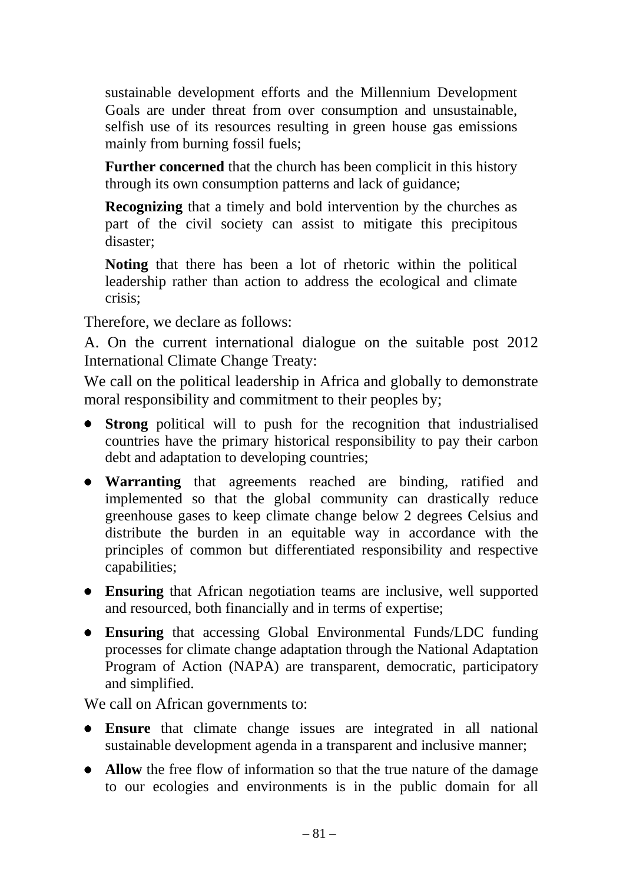sustainable development efforts and the Millennium Development Goals are under threat from over consumption and unsustainable, selfish use of its resources resulting in green house gas emissions mainly from burning fossil fuels;

**Further concerned** that the church has been complicit in this history through its own consumption patterns and lack of guidance;

**Recognizing** that a timely and bold intervention by the churches as part of the civil society can assist to mitigate this precipitous disaster;

**Noting** that there has been a lot of rhetoric within the political leadership rather than action to address the ecological and climate crisis;

Therefore, we declare as follows:

A. On the current international dialogue on the suitable post 2012 International Climate Change Treaty:

We call on the political leadership in Africa and globally to demonstrate moral responsibility and commitment to their peoples by;

- **Strong** political will to push for the recognition that industrialised countries have the primary historical responsibility to pay their carbon debt and adaptation to developing countries;
- **Warranting** that agreements reached are binding, ratified and implemented so that the global community can drastically reduce greenhouse gases to keep climate change below 2 degrees Celsius and distribute the burden in an equitable way in accordance with the principles of common but differentiated responsibility and respective capabilities;
- **Ensuring** that African negotiation teams are inclusive, well supported and resourced, both financially and in terms of expertise;
- **Ensuring** that accessing Global Environmental Funds/LDC funding processes for climate change adaptation through the National Adaptation Program of Action (NAPA) are transparent, democratic, participatory and simplified.

We call on African governments to:

- **Ensure** that climate change issues are integrated in all national sustainable development agenda in a transparent and inclusive manner;
- **Allow** the free flow of information so that the true nature of the damage to our ecologies and environments is in the public domain for all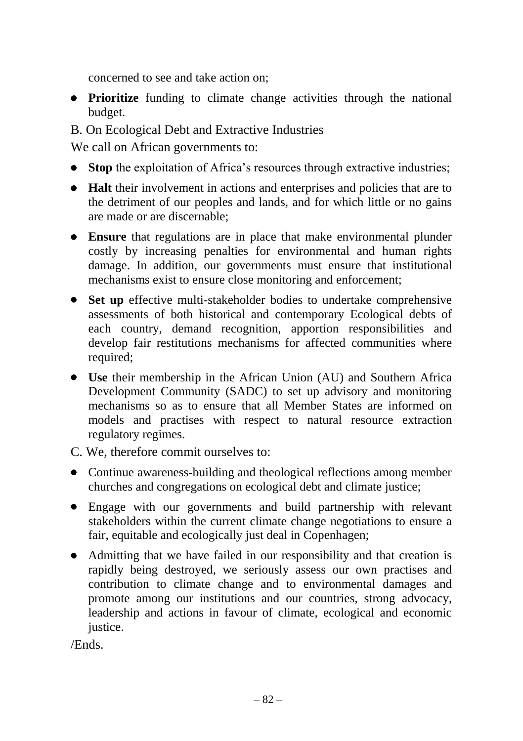concerned to see and take action on;

- **Prioritize** funding to climate change activities through the national budget.

B. On Ecological Debt and Extractive Industries

We call on African governments to:

- **Stop** the exploitation of Africa's resources through extractive industries;
- **Halt** their involvement in actions and enterprises and policies that are to the detriment of our peoples and lands, and for which little or no gains are made or are discernable;
- **Ensure** that regulations are in place that make environmental plunder costly by increasing penalties for environmental and human rights damage. In addition, our governments must ensure that institutional mechanisms exist to ensure close monitoring and enforcement;
- **Set up** effective multi-stakeholder bodies to undertake comprehensive assessments of both historical and contemporary Ecological debts of each country, demand recognition, apportion responsibilities and develop fair restitutions mechanisms for affected communities where required;
- **Use** their membership in the African Union (AU) and Southern Africa Development Community (SADC) to set up advisory and monitoring mechanisms so as to ensure that all Member States are informed on models and practises with respect to natural resource extraction regulatory regimes.

C. We, therefore commit ourselves to:

- Continue awareness-building and theological reflections among member churches and congregations on ecological debt and climate justice;
- Engage with our governments and build partnership with relevant stakeholders within the current climate change negotiations to ensure a fair, equitable and ecologically just deal in Copenhagen;
- Admitting that we have failed in our responsibility and that creation is rapidly being destroyed, we seriously assess our own practises and contribution to climate change and to environmental damages and promote among our institutions and our countries, strong advocacy, leadership and actions in favour of climate, ecological and economic justice.

/Ends.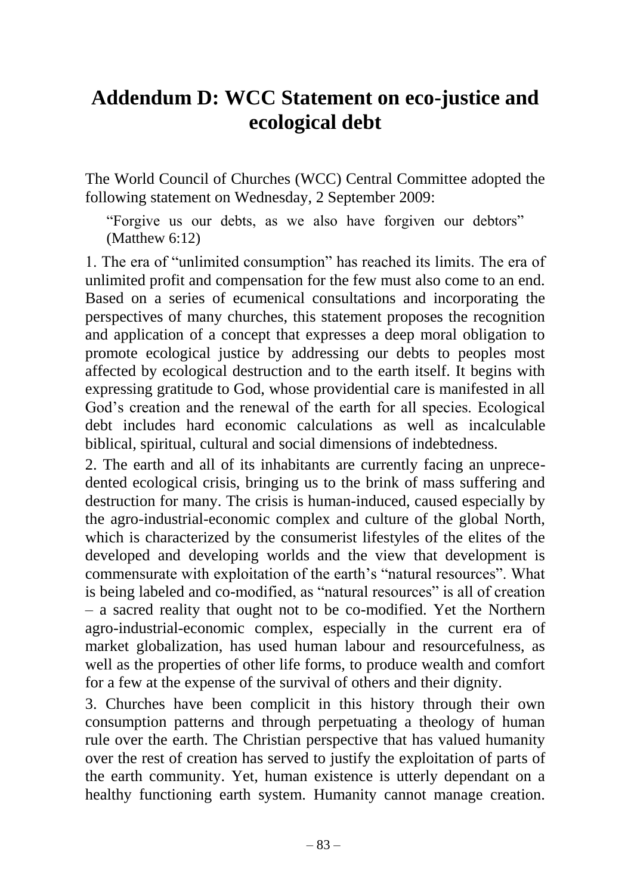# Addendum D: WCC Statement on eco-justice and ecological debt

The World Council of Churches (WCC) Central Committee adopted the following statement on Wednesday, 2 September 2009:

> "Forgive us our debts, as we also have forgiven our debtors" (Matthew 6:12)

1. The era of "unlimited consumption" has reached its limits. The era of unlimited profit and compensation for the few must also come to an end. Based on a series of ecumenical consultations and incorporating the perspectives of many churches, this statement proposes the recognition and application of a concept that expresses a deep moral obligation to promote ecological justice by addressing our debts to peoples most affected by ecological destruction and to the earth itself. It begins with expressing gratitude to God, whose providential care is manifested in all God's creation and the renewal of the earth for all species. Ecological debt includes hard economic calculations as well as incalculable biblical, spiritual, cultural and social dimensions of indebtedness.

2. The earth and all of its inhabitants are currently facing an unprecedented ecological crisis, bringing us to the brink of mass suffering and destruction for many. The crisis is human-induced, caused especially by the agro-industrial-economic complex and culture of the global North, which is characterized by the consumerist lifestyles of the elites of the developed and developing worlds and the view that development is commensurate with exploitation of the earth's "natural resources". What is being labeled and co-modified, as "natural resources" is all of creation – a sacred reality that ought not to be co-modified. Yet the Northern agro-industrial-economic complex, especially in the current era of market globalization, has used human labour and resourcefulness, as well as the properties of other life forms, to produce wealth and comfort for a few at the expense of the survival of others and their dignity.

3. Churches have been complicit in this history through their own consumption patterns and through perpetuating a theology of human rule over the earth. The Christian perspective that has valued humanity over the rest of creation has served to justify the exploitation of parts of the earth community. Yet, human existence is utterly dependant on a healthy functioning earth system. Humanity cannot manage creation.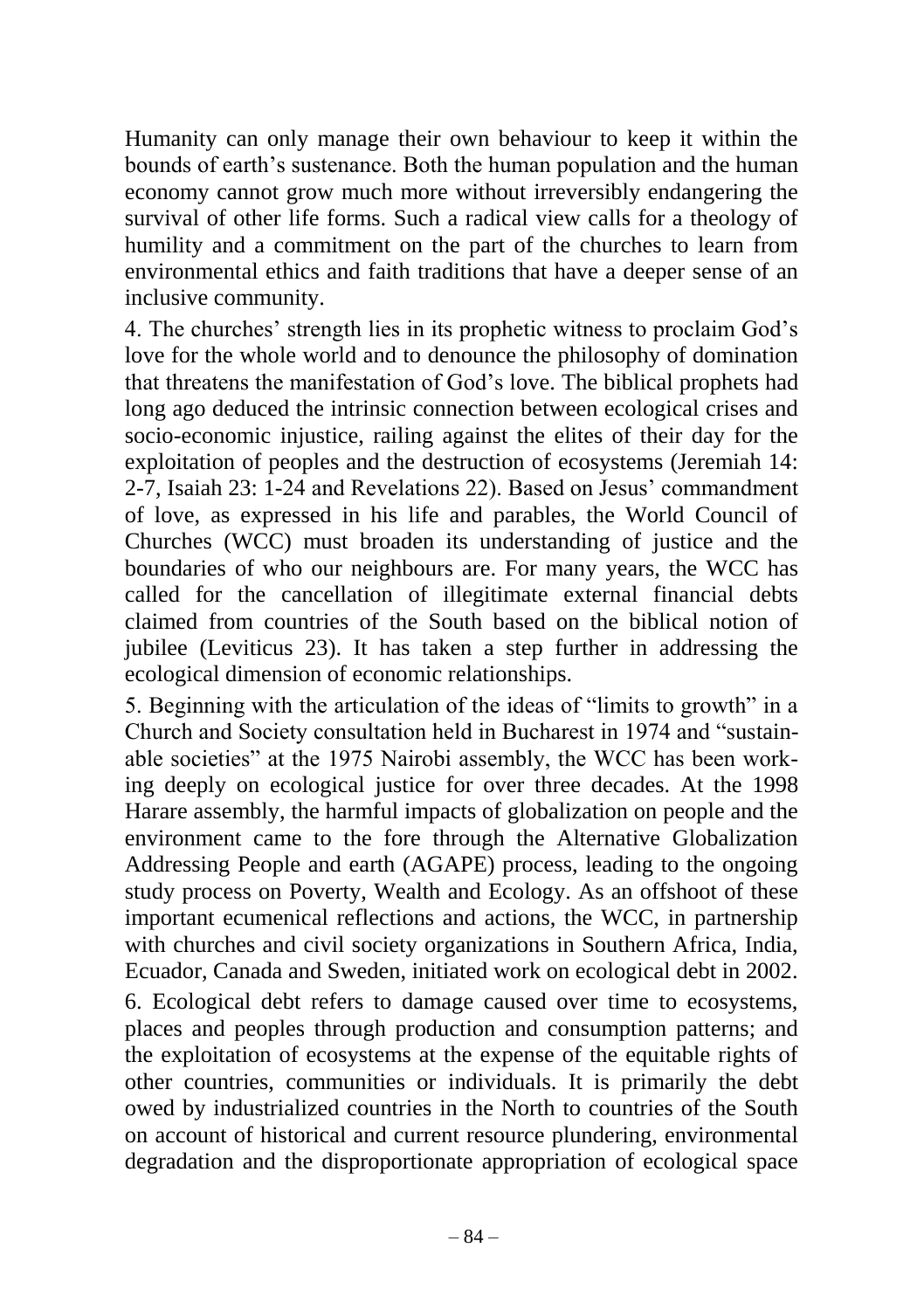Humanity can only manage their own behaviour to keep it within the bounds of earth's sustenance. Both the human population and the human economy cannot grow much more without irreversibly endangering the survival of other life forms. Such a radical view calls for a theology of humility and a commitment on the part of the churches to learn from environmental ethics and faith traditions that have a deeper sense of an inclusive community.

4. The churches' strength lies in its prophetic witness to proclaim God's love for the whole world and to denounce the philosophy of domination that threatens the manifestation of God's love. The biblical prophets had long ago deduced the intrinsic connection between ecological crises and socio-economic injustice, railing against the elites of their day for the exploitation of peoples and the destruction of ecosystems (Jeremiah 14: 2-7, Isaiah 23: 1-24 and Revelations 22). Based on Jesus' commandment of love, as expressed in his life and parables, the World Council of Churches (WCC) must broaden its understanding of justice and the boundaries of who our neighbours are. For many years, the WCC has called for the cancellation of illegitimate external financial debts claimed from countries of the South based on the biblical notion of jubilee (Leviticus 23). It has taken a step further in addressing the ecological dimension of economic relationships.

5. Beginning with the articulation of the ideas of "limits to growth" in a Church and Society consultation held in Bucharest in 1974 and "sustainable societies" at the 1975 Nairobi assembly, the WCC has been working deeply on ecological justice for over three decades. At the 1998 Harare assembly, the harmful impacts of globalization on people and the environment came to the fore through the Alternative Globalization Addressing People and earth (AGAPE) process, leading to the ongoing study process on Poverty, Wealth and Ecology. As an offshoot of these important ecumenical reflections and actions, the WCC, in partnership with churches and civil society organizations in Southern Africa, India, Ecuador, Canada and Sweden, initiated work on ecological debt in 2002.

6. Ecological debt refers to damage caused over time to ecosystems, places and peoples through production and consumption patterns; and the exploitation of ecosystems at the expense of the equitable rights of other countries, communities or individuals. It is primarily the debt owed by industrialized countries in the North to countries of the South on account of historical and current resource plundering, environmental degradation and the disproportionate appropriation of ecological space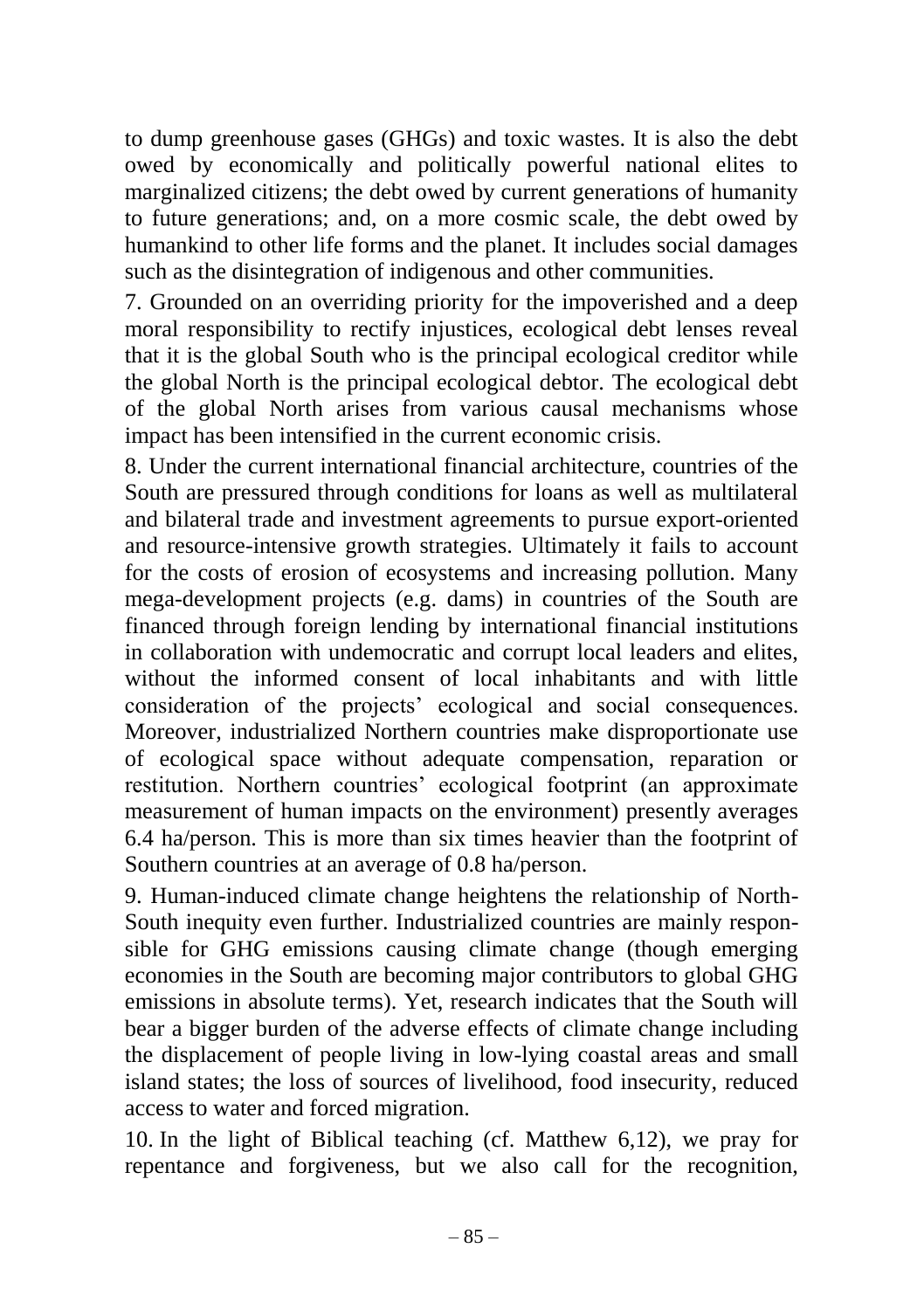to dump greenhouse gases (GHGs) and toxic wastes. It is also the debt owed by economically and politically powerful national elites to marginalized citizens; the debt owed by current generations of humanity to future generations; and, on a more cosmic scale, the debt owed by humankind to other life forms and the planet. It includes social damages such as the disintegration of indigenous and other communities.

7. Grounded on an overriding priority for the impoverished and a deep moral responsibility to rectify injustices, ecological debt lenses reveal that it is the global South who is the principal ecological creditor while the global North is the principal ecological debtor. The ecological debt of the global North arises from various causal mechanisms whose impact has been intensified in the current economic crisis.

8. Under the current international financial architecture, countries of the South are pressured through conditions for loans as well as multilateral and bilateral trade and investment agreements to pursue export-oriented and resource-intensive growth strategies. Ultimately it fails to account for the costs of erosion of ecosystems and increasing pollution. Many mega-development projects (e.g. dams) in countries of the South are financed through foreign lending by international financial institutions in collaboration with undemocratic and corrupt local leaders and elites, without the informed consent of local inhabitants and with little consideration of the projects' ecological and social consequences. Moreover, industrialized Northern countries make disproportionate use of ecological space without adequate compensation, reparation or restitution. Northern countries' ecological footprint (an approximate measurement of human impacts on the environment) presently averages 6.4 ha/person. This is more than six times heavier than the footprint of Southern countries at an average of 0.8 ha/person.

9. Human-induced climate change heightens the relationship of North-South inequity even further. Industrialized countries are mainly responsible for GHG emissions causing climate change (though emerging economies in the South are becoming major contributors to global GHG emissions in absolute terms). Yet, research indicates that the South will bear a bigger burden of the adverse effects of climate change including the displacement of people living in low-lying coastal areas and small island states; the loss of sources of livelihood, food insecurity, reduced access to water and forced migration.

10. In the light of Biblical teaching (cf. Matthew 6,12), we pray for repentance and forgiveness, but we also call for the recognition,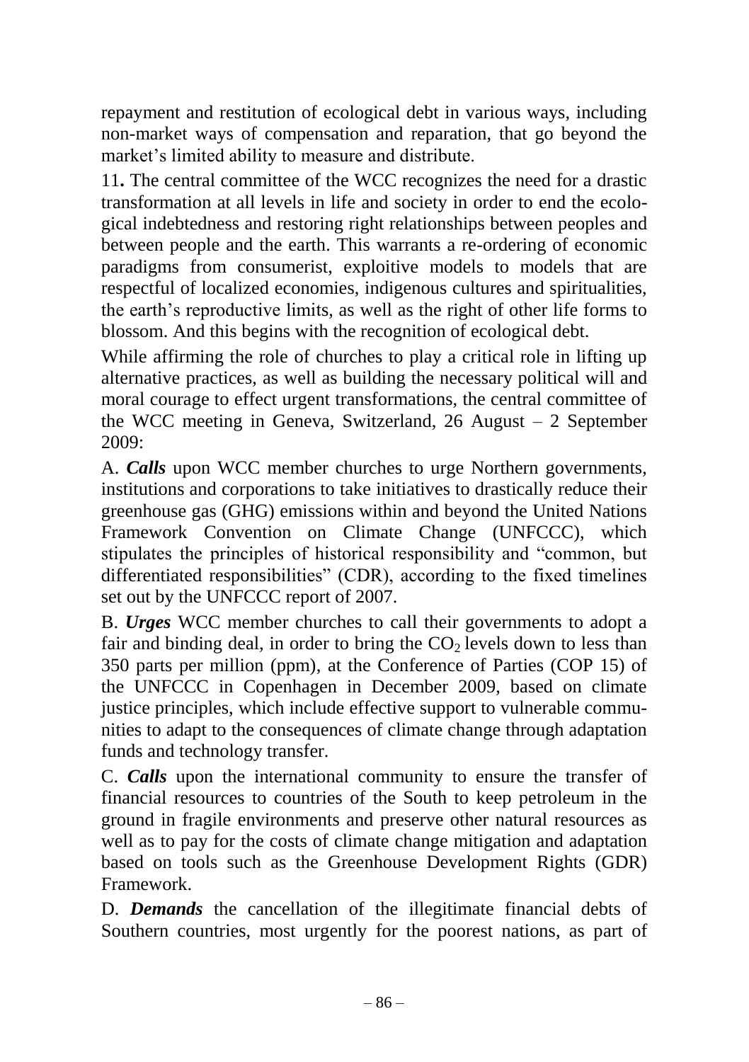repayment and restitution of ecological debt in various ways, including non-market ways of compensation and reparation, that go beyond the market's limited ability to measure and distribute.

11**.** The central committee of the WCC recognizes the need for a drastic transformation at all levels in life and society in order to end the ecological indebtedness and restoring right relationships between peoples and between people and the earth. This warrants a re-ordering of economic paradigms from consumerist, exploitive models to models that are respectful of localized economies, indigenous cultures and spiritualities, the earth's reproductive limits, as well as the right of other life forms to blossom. And this begins with the recognition of ecological debt.

While affirming the role of churches to play a critical role in lifting up alternative practices, as well as building the necessary political will and moral courage to effect urgent transformations, the central committee of the WCC meeting in Geneva, Switzerland, 26 August – 2 September 2009:

A. ***Calls*** upon WCC member churches to urge Northern governments, institutions and corporations to take initiatives to drastically reduce their greenhouse gas (GHG) emissions within and beyond the United Nations Framework Convention on Climate Change (UNFCCC), which stipulates the principles of historical responsibility and "common, but differentiated responsibilities" (CDR), according to the fixed timelines set out by the UNFCCC report of 2007.

B. ***Urges*** WCC member churches to call their governments to adopt a fair and binding deal, in order to bring the $CO_2$ levels down to less than 350 parts per million (ppm), at the Conference of Parties (COP 15) of the UNFCCC in Copenhagen in December 2009, based on climate justice principles, which include effective support to vulnerable communities to adapt to the consequences of climate change through adaptation funds and technology transfer.

C. ***Calls*** upon the international community to ensure the transfer of financial resources to countries of the South to keep petroleum in the ground in fragile environments and preserve other natural resources as well as to pay for the costs of climate change mitigation and adaptation based on tools such as the Greenhouse Development Rights (GDR) Framework.

D. ***Demands*** the cancellation of the illegitimate financial debts of Southern countries, most urgently for the poorest nations, as part of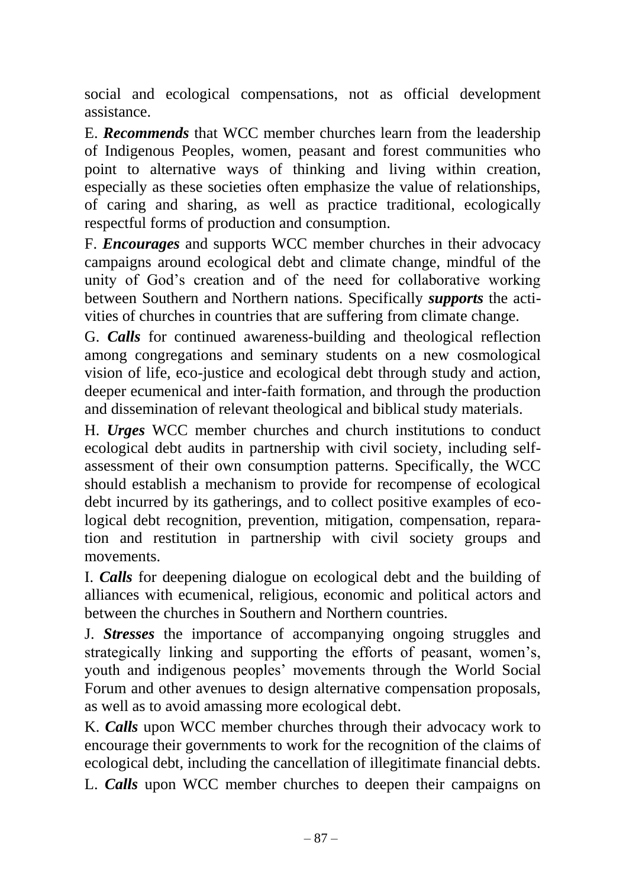social and ecological compensations, not as official development assistance.

E. ***Recommends*** that WCC member churches learn from the leadership of Indigenous Peoples, women, peasant and forest communities who point to alternative ways of thinking and living within creation, especially as these societies often emphasize the value of relationships, of caring and sharing, as well as practice traditional, ecologically respectful forms of production and consumption.

F. ***Encourages*** and supports WCC member churches in their advocacy campaigns around ecological debt and climate change, mindful of the unity of God's creation and of the need for collaborative working between Southern and Northern nations. Specifically ***supports*** the activities of churches in countries that are suffering from climate change.

G. ***Calls*** for continued awareness-building and theological reflection among congregations and seminary students on a new cosmological vision of life, eco-justice and ecological debt through study and action, deeper ecumenical and inter-faith formation, and through the production and dissemination of relevant theological and biblical study materials.

H. ***Urges*** WCC member churches and church institutions to conduct ecological debt audits in partnership with civil society, including self-assessment of their own consumption patterns. Specifically, the WCC should establish a mechanism to provide for recompense of ecological debt incurred by its gatherings, and to collect positive examples of ecological debt recognition, prevention, mitigation, compensation, reparation and restitution in partnership with civil society groups and movements.

I. ***Calls*** for deepening dialogue on ecological debt and the building of alliances with ecumenical, religious, economic and political actors and between the churches in Southern and Northern countries.

J. ***Stresses*** the importance of accompanying ongoing struggles and strategically linking and supporting the efforts of peasant, women's, youth and indigenous peoples' movements through the World Social Forum and other avenues to design alternative compensation proposals, as well as to avoid amassing more ecological debt.

K. ***Calls*** upon WCC member churches through their advocacy work to encourage their governments to work for the recognition of the claims of ecological debt, including the cancellation of illegitimate financial debts.

L. ***Calls*** upon WCC member churches to deepen their campaigns on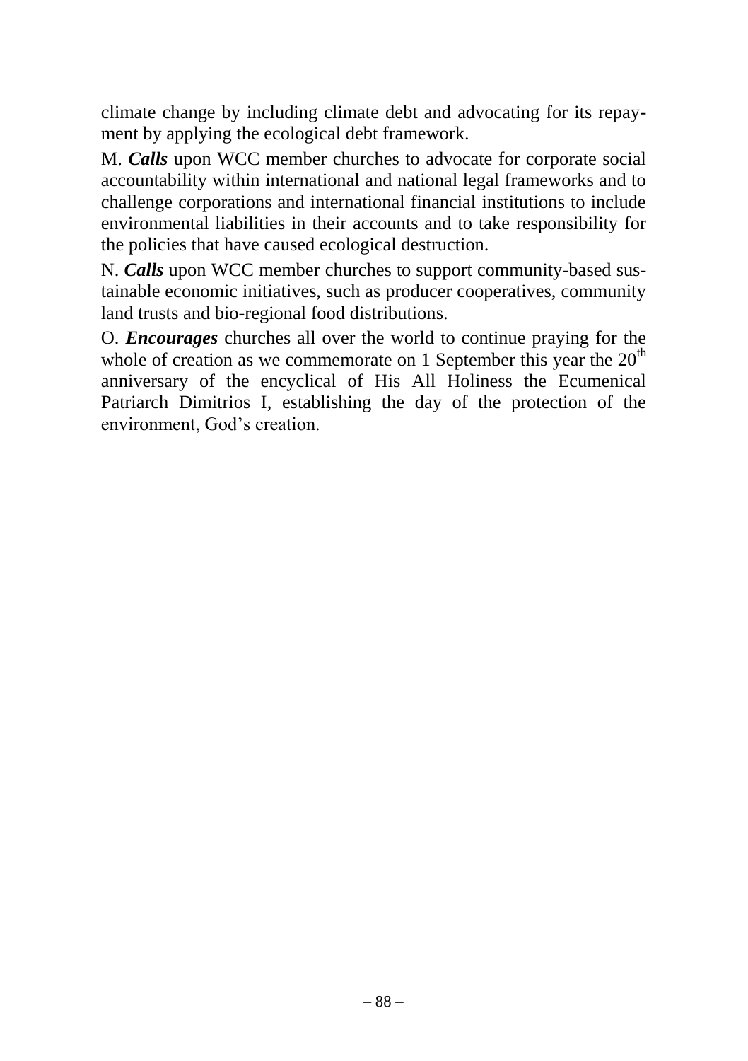climate change by including climate debt and advocating for its repayment by applying the ecological debt framework.

M. ***Calls*** upon WCC member churches to advocate for corporate social accountability within international and national legal frameworks and to challenge corporations and international financial institutions to include environmental liabilities in their accounts and to take responsibility for the policies that have caused ecological destruction.

N. ***Calls*** upon WCC member churches to support community-based sustainable economic initiatives, such as producer cooperatives, community land trusts and bio-regional food distributions.

O. ***Encourages*** churches all over the world to continue praying for the whole of creation as we commemorate on 1 September this year the 20th anniversary of the encyclical of His All Holiness the Ecumenical Patriarch Dimitrios I, establishing the day of the protection of the environment, God's creation.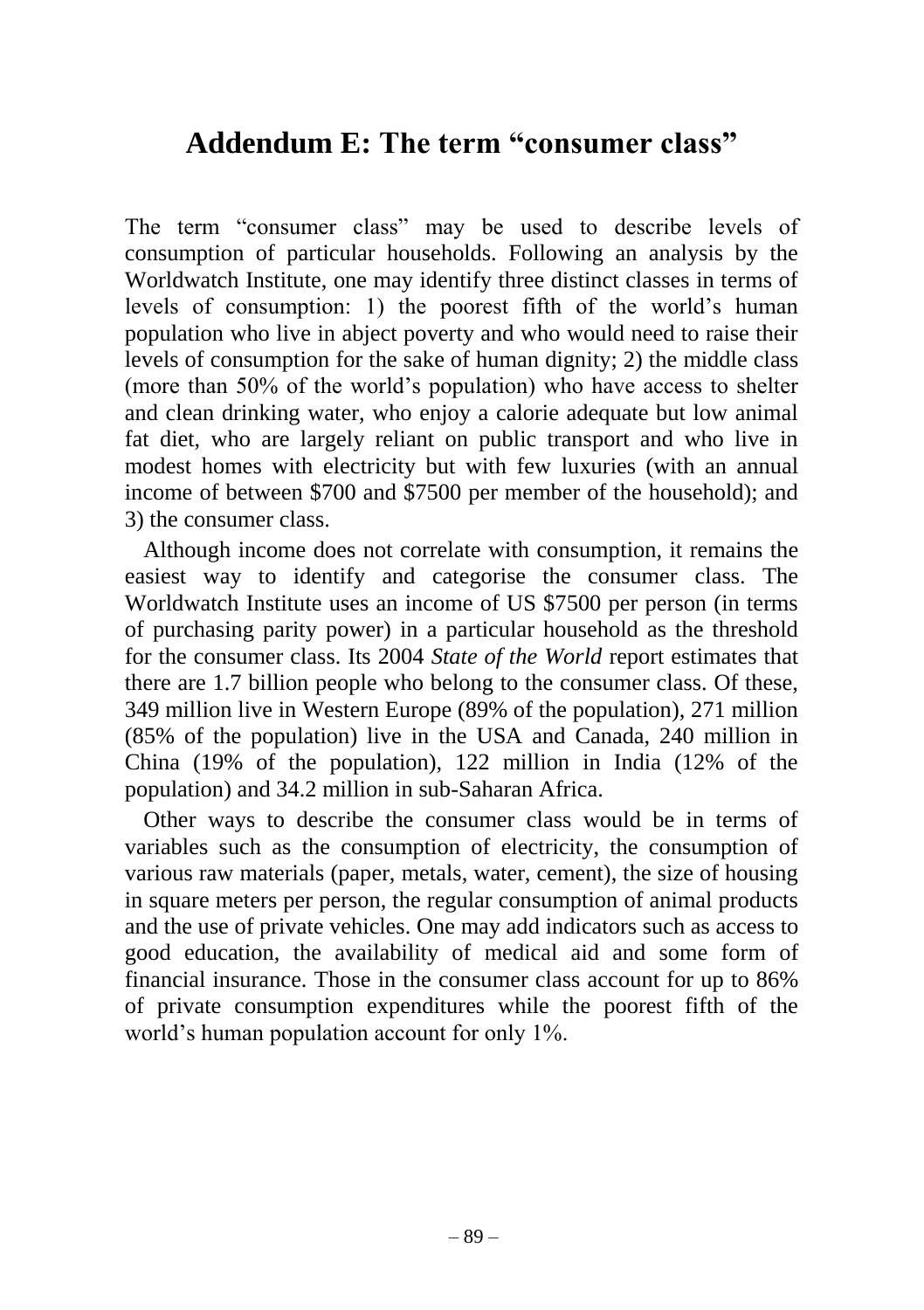# Addendum E: The term "consumer class"

The term "consumer class" may be used to describe levels of consumption of particular households. Following an analysis by the Worldwatch Institute, one may identify three distinct classes in terms of levels of consumption: 1) the poorest fifth of the world's human population who live in abject poverty and who would need to raise their levels of consumption for the sake of human dignity; 2) the middle class (more than 50% of the world's population) who have access to shelter and clean drinking water, who enjoy a calorie adequate but low animal fat diet, who are largely reliant on public transport and who live in modest homes with electricity but with few luxuries (with an annual income of between $700 and $7500 per member of the household); and 3) the consumer class.

Although income does not correlate with consumption, it remains the easiest way to identify and categorise the consumer class. The Worldwatch Institute uses an income of US $7500 per person (in terms of purchasing parity power) in a particular household as the threshold for the consumer class. Its 2004 *State of the World* report estimates that there are 1.7 billion people who belong to the consumer class. Of these, 349 million live in Western Europe (89% of the population), 271 million (85% of the population) live in the USA and Canada, 240 million in China (19% of the population), 122 million in India (12% of the population) and 34.2 million in sub-Saharan Africa.

Other ways to describe the consumer class would be in terms of variables such as the consumption of electricity, the consumption of various raw materials (paper, metals, water, cement), the size of housing in square meters per person, the regular consumption of animal products and the use of private vehicles. One may add indicators such as access to good education, the availability of medical aid and some form of financial insurance. Those in the consumer class account for up to 86% of private consumption expenditures while the poorest fifth of the world's human population account for only 1%.